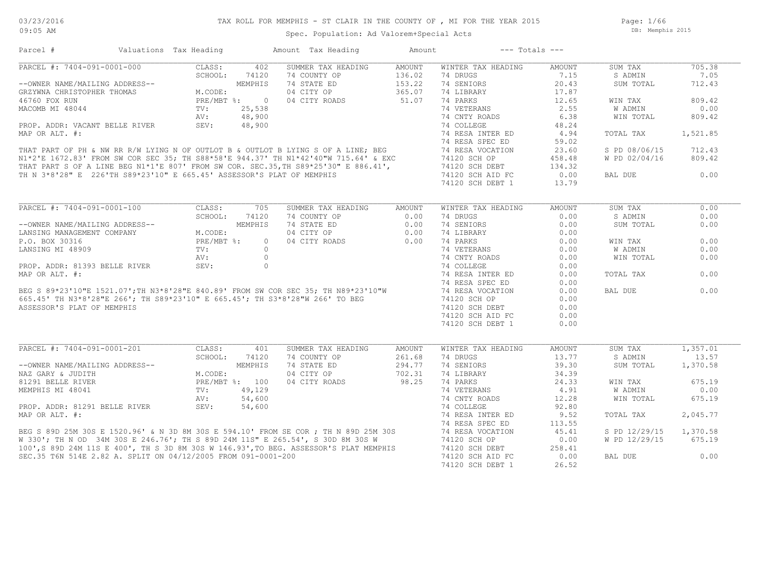# TAX ROLL FOR MEMPHIS - ST CLAIR IN THE COUNTY OF , MI FOR THE YEAR 2015

Spec. Population: Ad Valorem+Special Acts

03/23/2016 09:05 AM — DB: Memphis 2015

| Parcel # | Valuations | Tax Heading | Amount | Tax Heading | Amount | --- Totals --- | |
|---|---|---|---|---|---|---|---|

## PARCEL #: 7404-091-0001-000

| | | SUMMER TAX HEADING | AMOUNT | WINTER TAX HEADING | AMOUNT | | |
|---|---|---|---|---|---|---|---|
| CLASS: | 402 | 74 COUNTY OP | 136.02 | 74 DRUGS | 7.15 | SUM TAX | 705.38 |
| SCHOOL: | 74120 | 74 STATE ED | 153.22 | 74 SENIORS | 20.43 | S ADMIN | 7.05 |
| | MEMPHIS | 04 CITY OP | 365.07 | 74 LIBRARY | 17.87 | SUM TOTAL | 712.43 |
| M.CODE: | | 04 CITY ROADS | 51.07 | 74 PARKS | 12.65 | | |
| PRE/MBT %: | 0 | | | 74 VETERANS | 2.55 | WIN TAX | 809.42 |
| TV: | 25,538 | | | 74 CNTY ROADS | 6.38 | W ADMIN | 0.00 |
| AV: | 48,900 | | | 74 COLLEGE | 48.24 | WIN TOTAL | 809.42 |
| SEV: | 48,900 | | | 74 RESA INTER ED | 4.94 | | |
| | | | | 74 RESA SPEC ED | 59.02 | TOTAL TAX | 1,521.85 |
| | | | | 74 RESA VOCATION | 23.60 | | |
| | | | | 74120 SCH OP | 458.48 | S PD 08/06/15 | 712.43 |
| | | | | 74120 SCH DEBT | 134.32 | W PD 02/04/16 | 809.42 |
| | | | | 74120 SCH AID FC | 0.00 | | |
| | | | | 74120 SCH DEBT 1 | 13.79 | BAL DUE | 0.00 |

--OWNER NAME/MAILING ADDRESS--
GRZYWNA CHRISTOPHER THOMAS
46760 FOX RUN
MACOMB MI 48044

PROP. ADDR: VACANT BELLE RIVER
MAP OR ALT. #:

THAT PART OF PH & NW RR R/W LYING N OF OUTLOT B & OUTLOT B LYING S OF A LINE; BEG N1*2'E 1672.83' FROM SW COR SEC 35; TH S88*58'E 944.37' TH N1*42'40"W 715.64' & EXC THAT PART S OF A LINE BEG N1*1'E 807' FROM SW COR. SEC.35,TH S89*25'30" E 886.41', TH N 3*8'28" E 226'TH S89*23'10" E 665.45' ASSESSOR'S PLAT OF MEMPHIS

## PARCEL #: 7404-091-0001-100

| | | SUMMER TAX HEADING | AMOUNT | WINTER TAX HEADING | AMOUNT | | |
|---|---|---|---|---|---|---|---|
| CLASS: | 705 | 74 COUNTY OP | 0.00 | 74 DRUGS | 0.00 | SUM TAX | 0.00 |
| SCHOOL: | 74120 | 74 STATE ED | 0.00 | 74 SENIORS | 0.00 | S ADMIN | 0.00 |
| | MEMPHIS | 04 CITY OP | 0.00 | 74 LIBRARY | 0.00 | SUM TOTAL | 0.00 |
| M.CODE: | | 04 CITY ROADS | 0.00 | 74 PARKS | 0.00 | | |
| PRE/MBT %: | 0 | | | 74 VETERANS | 0.00 | WIN TAX | 0.00 |
| TV: | 0 | | | 74 CNTY ROADS | 0.00 | W ADMIN | 0.00 |
| AV: | 0 | | | 74 COLLEGE | 0.00 | WIN TOTAL | 0.00 |
| SEV: | 0 | | | 74 RESA INTER ED | 0.00 | | |
| | | | | 74 RESA SPEC ED | 0.00 | TOTAL TAX | 0.00 |
| | | | | 74 RESA VOCATION | 0.00 | | |
| | | | | 74120 SCH OP | 0.00 | BAL DUE | 0.00 |
| | | | | 74120 SCH DEBT | 0.00 | | |
| | | | | 74120 SCH AID FC | 0.00 | | |
| | | | | 74120 SCH DEBT 1 | 0.00 | | |

--OWNER NAME/MAILING ADDRESS--
LANSING MANAGEMENT COMPANY
P.O. BOX 30316
LANSING MI 48909

PROP. ADDR: 81393 BELLE RIVER
MAP OR ALT. #:

BEG S 89*23'10"E 1521.07';TH N3*8'28"E 840.89' FROM SW COR SEC 35; TH N89*23'10"W 665.45' TH N3*8'28"E 266'; TH S89*23'10" E 665.45'; TH S3*8'28"W 266' TO BEG ASSESSOR'S PLAT OF MEMPHIS

## PARCEL #: 7404-091-0001-201

| | | SUMMER TAX HEADING | AMOUNT | WINTER TAX HEADING | AMOUNT | | |
|---|---|---|---|---|---|---|---|
| CLASS: | 401 | 74 COUNTY OP | 261.68 | 74 DRUGS | 13.77 | SUM TAX | 1,357.01 |
| SCHOOL: | 74120 | 74 STATE ED | 294.77 | 74 SENIORS | 39.30 | S ADMIN | 13.57 |
| | MEMPHIS | 04 CITY OP | 702.31 | 74 LIBRARY | 34.39 | SUM TOTAL | 1,370.58 |
| M.CODE: | | 04 CITY ROADS | 98.25 | 74 PARKS | 24.33 | | |
| PRE/MBT %: | 100 | | | 74 VETERANS | 4.91 | WIN TAX | 675.19 |
| TV: | 49,129 | | | 74 CNTY ROADS | 12.28 | W ADMIN | 0.00 |
| AV: | 54,600 | | | 74 COLLEGE | 92.80 | WIN TOTAL | 675.19 |
| SEV: | 54,600 | | | 74 RESA INTER ED | 9.52 | | |
| | | | | 74 RESA SPEC ED | 113.55 | TOTAL TAX | 2,045.77 |
| | | | | 74 RESA VOCATION | 45.41 | | |
| | | | | 74120 SCH OP | 0.00 | S PD 12/29/15 | 1,370.58 |
| | | | | 74120 SCH DEBT | 258.41 | W PD 12/29/15 | 675.19 |
| | | | | 74120 SCH AID FC | 0.00 | | |
| | | | | 74120 SCH DEBT 1 | 26.52 | BAL DUE | 0.00 |

--OWNER NAME/MAILING ADDRESS--
NAZ GARY & JUDITH
81291 BELLE RIVER
MEMPHIS MI 48041

PROP. ADDR: 81291 BELLE RIVER
MAP OR ALT. #:

BEG S 89D 25M 30S E 1520.96' & N 3D 8M 30S E 594.10' FROM SE COR ; TH N 89D 25M 30S W 330'; TH N OD 34M 30S E 246.76'; TH S 89D 24M 11S" E 265.54', S 30D 8M 30S W 100',S 89D 24M 11S E 400', TH S 3D 8M 30S W 146.93',TO BEG. ASSESSOR'S PLAT MEMPHIS SEC.35 T6N 514E 2.82 A. SPLIT ON 04/12/2005 FROM 091-0001-200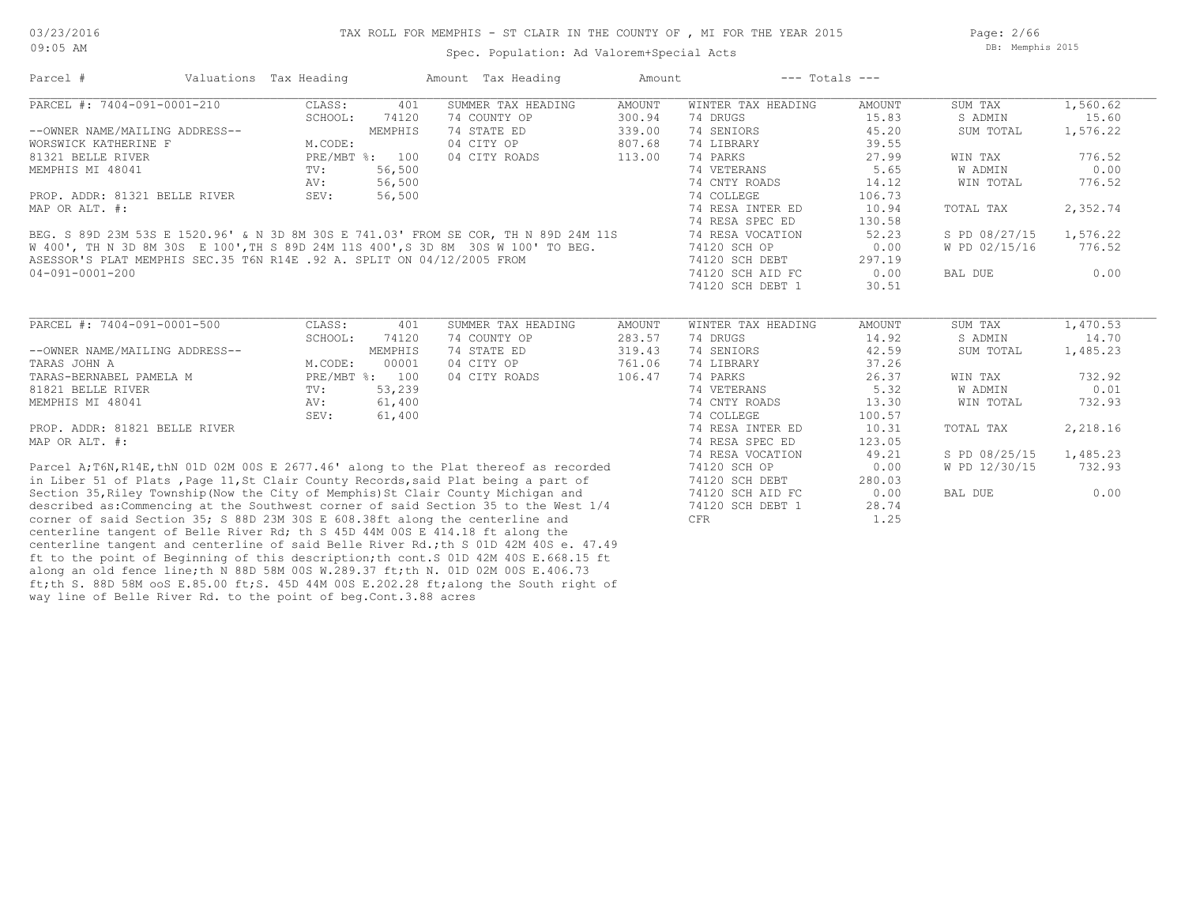TAX ROLL FOR MEMPHIS - ST CLAIR IN THE COUNTY OF , MI FOR THE YEAR 2015

Spec. Population: Ad Valorem+Special Acts

| Parcel # | Valuations | Tax Heading | Amount | Tax Heading | Amount | --- Totals --- | |
|---|---|---|---|---|---|---|---|
| PARCEL #: 7404-091-0001-210 | CLASS: 401 | SUMMER TAX HEADING | AMOUNT | WINTER TAX HEADING | AMOUNT | SUM TAX | 1,560.62 |
| | SCHOOL: 74120 | 74 COUNTY OP | 300.94 | 74 DRUGS | 15.83 | S ADMIN | 15.60 |
| --OWNER NAME/MAILING ADDRESS-- | MEMPHIS | 74 STATE ED | 339.00 | 74 SENIORS | 45.20 | SUM TOTAL | 1,576.22 |
| WORSWICK KATHERINE F | M.CODE: | 04 CITY OP | 807.68 | 74 LIBRARY | 39.55 | | |
| 81321 BELLE RIVER | PRE/MBT %: 100 | 04 CITY ROADS | 113.00 | 74 PARKS | 27.99 | WIN TAX | 776.52 |
| MEMPHIS MI 48041 | TV: 56,500 | | | 74 VETERANS | 5.65 | W ADMIN | 0.00 |
| | AV: 56,500 | | | 74 CNTY ROADS | 14.12 | WIN TOTAL | 776.52 |
| PROP. ADDR: 81321 BELLE RIVER | SEV: 56,500 | | | 74 COLLEGE | 106.73 | | |
| MAP OR ALT. #: | | | | 74 RESA INTER ED | 10.94 | TOTAL TAX | 2,352.74 |
| | | | | 74 RESA SPEC ED | 130.58 | | |
| | | | | 74 RESA VOCATION | 52.23 | S PD 08/27/15 | 1,576.22 |
| | | | | 74120 SCH OP | 0.00 | W PD 02/15/16 | 776.52 |
| | | | | 74120 SCH DEBT | 297.19 | | |
| | | | | 74120 SCH AID FC | 0.00 | BAL DUE | 0.00 |
| | | | | 74120 SCH DEBT 1 | 30.51 | | |

BEG. S 89D 23M 53S E 1520.96' & N 3D 8M 30S E 741.03' FROM SE COR, TH N 89D 24M 11S W 400', TH N 3D 8M 30S E 100',TH S 89D 24M 11S 400',S 3D 8M 30S W 100' TO BEG. ASESSOR'S PLAT MEMPHIS SEC.35 T6N R14E .92 A. SPLIT ON 04/12/2005 FROM 04-091-0001-200

| Parcel # | Valuations | Tax Heading | Amount | Tax Heading | Amount | --- Totals --- | |
|---|---|---|---|---|---|---|---|
| PARCEL #: 7404-091-0001-500 | CLASS: 401 | SUMMER TAX HEADING | AMOUNT | WINTER TAX HEADING | AMOUNT | SUM TAX | 1,470.53 |
| | SCHOOL: 74120 | 74 COUNTY OP | 283.57 | 74 DRUGS | 14.92 | S ADMIN | 14.70 |
| --OWNER NAME/MAILING ADDRESS-- | MEMPHIS | 74 STATE ED | 319.43 | 74 SENIORS | 42.59 | SUM TOTAL | 1,485.23 |
| TARAS JOHN A | M.CODE: 00001 | 04 CITY OP | 761.06 | 74 LIBRARY | 37.26 | | |
| TARAS-BERNABEL PAMELA M | PRE/MBT %: 100 | 04 CITY ROADS | 106.47 | 74 PARKS | 26.37 | WIN TAX | 732.92 |
| 81821 BELLE RIVER | TV: 53,239 | | | 74 VETERANS | 5.32 | W ADMIN | 0.01 |
| MEMPHIS MI 48041 | AV: 61,400 | | | 74 CNTY ROADS | 13.30 | WIN TOTAL | 732.93 |
| | SEV: 61,400 | | | 74 COLLEGE | 100.57 | | |
| PROP. ADDR: 81821 BELLE RIVER | | | | 74 RESA INTER ED | 10.31 | TOTAL TAX | 2,218.16 |
| MAP OR ALT. #: | | | | 74 RESA SPEC ED | 123.05 | | |
| | | | | 74 RESA VOCATION | 49.21 | S PD 08/25/15 | 1,485.23 |
| | | | | 74120 SCH OP | 0.00 | W PD 12/30/15 | 732.93 |
| | | | | 74120 SCH DEBT | 280.03 | | |
| | | | | 74120 SCH AID FC | 0.00 | BAL DUE | 0.00 |
| | | | | 74120 SCH DEBT 1 | 28.74 | | |
| | | | | CFR | 1.25 | | |

Parcel A;T6N,R14E,thN 01D 02M 00S E 2677.46' along to the Plat thereof as recorded in Liber 51 of Plats ,Page 11,St Clair County Records,said Plat being a part of Section 35,Riley Township(Now the City of Memphis)St Clair County Michigan and described as:Commencing at the Southwest corner of said Section 35 to the West 1/4 corner of said Section 35; S 88D 23M 30S E 608.38ft along the centerline and centerline tangent of Belle River Rd; th S 45D 44M 00S E 414.18 ft along the centerline tangent and centerline of said Belle River Rd.;th S 01D 42M 40S e. 47.49 ft to the point of Beginning of this description;th cont.S 01D 42M 40S E.668.15 ft along an old fence line;th N 88D 58M 00S W.289.37 ft;th N. 01D 02M 00S E.406.73 ft;th S. 88D 58M ooS E.85.00 ft;S. 45D 44M 00S E.202.28 ft;along the South right of way line of Belle River Rd. to the point of beg.Cont.3.88 acres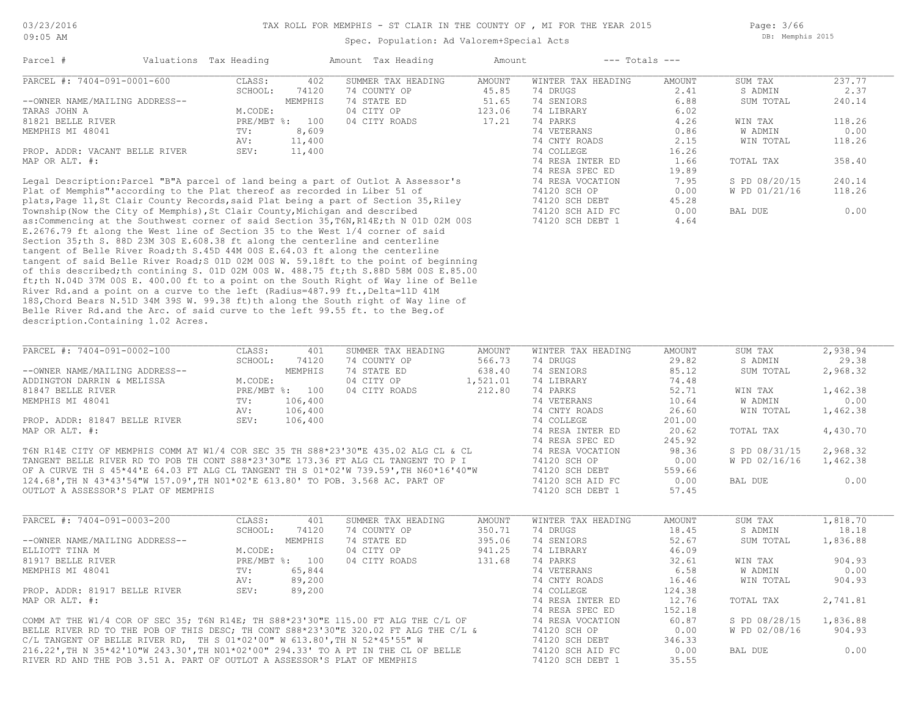TAX ROLL FOR MEMPHIS - ST CLAIR IN THE COUNTY OF , MI FOR THE YEAR 2015

Spec. Population: Ad Valorem+Special Acts

| Parcel # | Valuations | Tax Heading | Amount | Tax Heading | Amount | --- Totals --- | |
|---|---|---|---|---|---|---|---|

## PARCEL #: 7404-091-0001-600

| | | | | | | | |
|---|---|---|---|---|---|---|---|
| CLASS: | 402 | SUMMER TAX HEADING | AMOUNT | WINTER TAX HEADING | AMOUNT | SUM TAX | 237.77 |
| SCHOOL: | 74120 | 74 COUNTY OP | 45.85 | 74 DRUGS | 2.41 | S ADMIN | 2.37 |
| | MEMPHIS | 74 STATE ED | 51.65 | 74 SENIORS | 6.88 | SUM TOTAL | 240.14 |
| M.CODE: | | 04 CITY OP | 123.06 | 74 LIBRARY | 6.02 | | |
| PRE/MBT %: | 100 | 04 CITY ROADS | 17.21 | 74 PARKS | 4.26 | WIN TAX | 118.26 |
| TV: | 8,609 | | | 74 VETERANS | 0.86 | W ADMIN | 0.00 |
| AV: | 11,400 | | | 74 CNTY ROADS | 2.15 | WIN TOTAL | 118.26 |
| SEV: | 11,400 | | | 74 COLLEGE | 16.26 | | |
| | | | | 74 RESA INTER ED | 1.66 | TOTAL TAX | 358.40 |
| | | | | 74 RESA SPEC ED | 19.89 | | |
| | | | | 74 RESA VOCATION | 7.95 | S PD 08/20/15 | 240.14 |
| | | | | 74120 SCH OP | 0.00 | W PD 01/21/16 | 118.26 |
| | | | | 74120 SCH DEBT | 45.28 | | |
| | | | | 74120 SCH AID FC | 0.00 | BAL DUE | 0.00 |
| | | | | 74120 SCH DEBT 1 | 4.64 | | |

--OWNER NAME/MAILING ADDRESS--
TARAS JOHN A
81821 BELLE RIVER
MEMPHIS MI 48041

PROP. ADDR: VACANT BELLE RIVER
MAP OR ALT. #:

Legal Description:Parcel "B"A parcel of land being a part of Outlot A Assessor's Plat of Memphis"'according to the Plat thereof as recorded in Liber 51 of plats,Page 11,St Clair County Records,said Plat being a part of Section 35,Riley Township(Now the City of Memphis),St Clair County,Michigan and described as:Commencing at the Southwest corner of said Section 35,T6N,R14E;th N 01D 02M 00S E.2676.79 ft along the West line of Section 35 to the West 1/4 corner of said Section 35;th S. 88D 23M 30S E.608.38 ft along the centerline and centerline tangent of Belle River Road;th S.45D 44M 00S E.64.03 ft along the centerline tangent of said Belle River Road;S 01D 02M 00S W. 59.18ft to the point of beginning of this described;th contining S. 01D 02M 00S W. 488.75 ft;th S.88D 58M 00S E.85.00 ft;th N.04D 37M 00S E. 400.00 ft to a point on the South Right of Way line of Belle River Rd.and a point on a curve to the left (Radius=487.99 ft.,Delta=11D 41M 18S,Chord Bears N.51D 34M 39S W. 99.38 ft)th along the South right of Way line of Belle River Rd.and the Arc. of said curve to the left 99.55 ft. to the Beg.of description.Containing 1.02 Acres.

## PARCEL #: 7404-091-0002-100

| | | | | | | | |
|---|---|---|---|---|---|---|---|
| CLASS: | 401 | SUMMER TAX HEADING | AMOUNT | WINTER TAX HEADING | AMOUNT | SUM TAX | 2,938.94 |
| SCHOOL: | 74120 | 74 COUNTY OP | 566.73 | 74 DRUGS | 29.82 | S ADMIN | 29.38 |
| | MEMPHIS | 74 STATE ED | 638.40 | 74 SENIORS | 85.12 | SUM TOTAL | 2,968.32 |
| M.CODE: | | 04 CITY OP | 1,521.01 | 74 LIBRARY | 74.48 | | |
| PRE/MBT %: | 100 | 04 CITY ROADS | 212.80 | 74 PARKS | 52.71 | WIN TAX | 1,462.38 |
| TV: | 106,400 | | | 74 VETERANS | 10.64 | W ADMIN | 0.00 |
| AV: | 106,400 | | | 74 CNTY ROADS | 26.60 | WIN TOTAL | 1,462.38 |
| SEV: | 106,400 | | | 74 COLLEGE | 201.00 | | |
| | | | | 74 RESA INTER ED | 20.62 | TOTAL TAX | 4,430.70 |
| | | | | 74 RESA SPEC ED | 245.92 | | |
| | | | | 74 RESA VOCATION | 98.36 | S PD 08/31/15 | 2,968.32 |
| | | | | 74120 SCH OP | 0.00 | W PD 02/16/16 | 1,462.38 |
| | | | | 74120 SCH DEBT | 559.66 | | |
| | | | | 74120 SCH AID FC | 0.00 | BAL DUE | 0.00 |
| | | | | 74120 SCH DEBT 1 | 57.45 | | |

--OWNER NAME/MAILING ADDRESS--
ADDINGTON DARRIN & MELISSA
81847 BELLE RIVER
MEMPHIS MI 48041

PROP. ADDR: 81847 BELLE RIVER
MAP OR ALT. #:

T6N R14E CITY OF MEMPHIS COMM AT W1/4 COR SEC 35 TH S88*23'30"E 435.02 ALG CL & CL TANGENT BELLE RIVER RD TO POB TH CONT S88*23'30"E 173.36 FT ALG CL TANGENT TO P I OF A CURVE TH S 45*44'E 64.03 FT ALG CL TANGENT TH S 01*02'W 739.59',TH N60*16'40"W 124.68',TH N 43*43'54"W 157.09',TH N01*02'E 613.80' TO POB. 3.568 AC. PART OF OUTLOT A ASSESSOR'S PLAT OF MEMPHIS

## PARCEL #: 7404-091-0003-200

| | | | | | | | |
|---|---|---|---|---|---|---|---|
| CLASS: | 401 | SUMMER TAX HEADING | AMOUNT | WINTER TAX HEADING | AMOUNT | SUM TAX | 1,818.70 |
| SCHOOL: | 74120 | 74 COUNTY OP | 350.71 | 74 DRUGS | 18.45 | S ADMIN | 18.18 |
| | MEMPHIS | 74 STATE ED | 395.06 | 74 SENIORS | 52.67 | SUM TOTAL | 1,836.88 |
| M.CODE: | | 04 CITY OP | 941.25 | 74 LIBRARY | 46.09 | | |
| PRE/MBT %: | 100 | 04 CITY ROADS | 131.68 | 74 PARKS | 32.61 | WIN TAX | 904.93 |
| TV: | 65,844 | | | 74 VETERANS | 6.58 | W ADMIN | 0.00 |
| AV: | 89,200 | | | 74 CNTY ROADS | 16.46 | WIN TOTAL | 904.93 |
| SEV: | 89,200 | | | 74 COLLEGE | 124.38 | | |
| | | | | 74 RESA INTER ED | 12.76 | TOTAL TAX | 2,741.81 |
| | | | | 74 RESA SPEC ED | 152.18 | | |
| | | | | 74 RESA VOCATION | 60.87 | S PD 08/28/15 | 1,836.88 |
| | | | | 74120 SCH OP | 0.00 | W PD 02/08/16 | 904.93 |
| | | | | 74120 SCH DEBT | 346.33 | | |
| | | | | 74120 SCH AID FC | 0.00 | BAL DUE | 0.00 |
| | | | | 74120 SCH DEBT 1 | 35.55 | | |

--OWNER NAME/MAILING ADDRESS--
ELLIOTT TINA M
81917 BELLE RIVER
MEMPHIS MI 48041

PROP. ADDR: 81917 BELLE RIVER
MAP OR ALT. #:

COMM AT THE W1/4 COR OF SEC 35; T6N R14E; TH S88*23'30"E 115.00 FT ALG THE C/L OF BELLE RIVER RD TO THE POB OF THIS DESC; TH CONT S88*23'30"E 320.02 FT ALG THE C/L & C/L TANGENT OF BELLE RIVER RD, TH S 01*02'00" W 613.80',TH N 52*45'55" W 216.22',TH N 35*42'10"W 243.30',TH N01*02'00" 294.33' TO A PT IN THE CL OF BELLE RIVER RD AND THE POB 3.51 A. PART OF OUTLOT A ASSESSOR'S PLAT OF MEMPHIS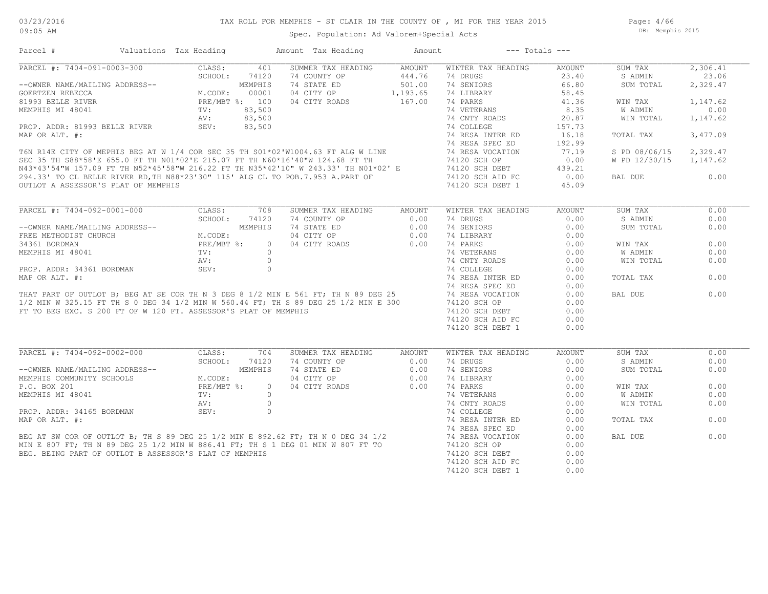# TAX ROLL FOR MEMPHIS - ST CLAIR IN THE COUNTY OF , MI FOR THE YEAR 2015

Spec. Population: Ad Valorem+Special Acts

03/23/2016 09:05 AM

DB: Memphis 2015

| Parcel # | Valuations | Tax Heading | Amount | Tax Heading | Amount | --- Totals --- | |
|---|---|---|---|---|---|---|---|

## PARCEL #: 7404-091-0003-300

| | | | | | | | |
|---|---|---|---|---|---|---|---|
| CLASS: | 401 | SUMMER TAX HEADING | AMOUNT | WINTER TAX HEADING | AMOUNT | SUM TAX | 2,306.41 |
| SCHOOL: | 74120 | 74 COUNTY OP | 444.76 | 74 DRUGS | 23.40 | S ADMIN | 23.06 |
| | MEMPHIS | 74 STATE ED | 501.00 | 74 SENIORS | 66.80 | SUM TOTAL | 2,329.47 |
| M.CODE: | 00001 | 04 CITY OP | 1,193.65 | 74 LIBRARY | 58.45 | | |
| PRE/MBT %: | 100 | 04 CITY ROADS | 167.00 | 74 PARKS | 41.36 | WIN TAX | 1,147.62 |
| TV: | 83,500 | | | 74 VETERANS | 8.35 | W ADMIN | 0.00 |
| AV: | 83,500 | | | 74 CNTY ROADS | 20.87 | WIN TOTAL | 1,147.62 |
| SEV: | 83,500 | | | 74 COLLEGE | 157.73 | | |
| | | | | 74 RESA INTER ED | 16.18 | TOTAL TAX | 3,477.09 |
| | | | | 74 RESA SPEC ED | 192.99 | | |
| | | | | 74 RESA VOCATION | 77.19 | S PD 08/06/15 | 2,329.47 |
| | | | | 74120 SCH OP | 0.00 | W PD 12/30/15 | 1,147.62 |
| | | | | 74120 SCH DEBT | 439.21 | | |
| | | | | 74120 SCH AID FC | 0.00 | BAL DUE | 0.00 |
| | | | | 74120 SCH DEBT 1 | 45.09 | | |

--OWNER NAME/MAILING ADDRESS--
GOERTZEN REBECCA
81993 BELLE RIVER
MEMPHIS MI 48041

PROP. ADDR: 81993 BELLE RIVER
MAP OR ALT. #:

T6N R14E CITY OF MEPHIS BEG AT W 1/4 COR SEC 35 TH S01*02'W1004.63 FT ALG W LINE SEC 35 TH S88*58'E 655.0 FT TH N01*02'E 215.07 FT TH N60*16'40"W 124.68 FT TH N43*43'54"W 157.09 FT TH N52*45'58"W 216.22 FT TH N35*42'10" W 243.33' TH N01*02' E 294.33' TO CL BELLE RIVER RD,TH N88*23'30" 115' ALG CL TO POB.7.953 A.PART OF OUTLOT A ASSESSOR'S PLAT OF MEMPHIS

## PARCEL #: 7404-092-0001-000

| | | | | | | | |
|---|---|---|---|---|---|---|---|
| CLASS: | 708 | SUMMER TAX HEADING | AMOUNT | WINTER TAX HEADING | AMOUNT | SUM TAX | 0.00 |
| SCHOOL: | 74120 | 74 COUNTY OP | 0.00 | 74 DRUGS | 0.00 | S ADMIN | 0.00 |
| | MEMPHIS | 74 STATE ED | 0.00 | 74 SENIORS | 0.00 | SUM TOTAL | 0.00 |
| M.CODE: | | 04 CITY OP | 0.00 | 74 LIBRARY | 0.00 | | |
| PRE/MBT %: | 0 | 04 CITY ROADS | 0.00 | 74 PARKS | 0.00 | WIN TAX | 0.00 |
| TV: | 0 | | | 74 VETERANS | 0.00 | W ADMIN | 0.00 |
| AV: | 0 | | | 74 CNTY ROADS | 0.00 | WIN TOTAL | 0.00 |
| SEV: | 0 | | | 74 COLLEGE | 0.00 | | |
| | | | | 74 RESA INTER ED | 0.00 | TOTAL TAX | 0.00 |
| | | | | 74 RESA SPEC ED | 0.00 | | |
| | | | | 74 RESA VOCATION | 0.00 | BAL DUE | 0.00 |
| | | | | 74120 SCH OP | 0.00 | | |
| | | | | 74120 SCH DEBT | 0.00 | | |
| | | | | 74120 SCH AID FC | 0.00 | | |
| | | | | 74120 SCH DEBT 1 | 0.00 | | |

--OWNER NAME/MAILING ADDRESS--
FREE METHODIST CHURCH
34361 BORDMAN
MEMPHIS MI 48041

PROP. ADDR: 34361 BORDMAN
MAP OR ALT. #:

THAT PART OF OUTLOT B; BEG AT SE COR TH N 3 DEG 8 1/2 MIN E 561 FT; TH N 89 DEG 25 1/2 MIN W 325.15 FT TH S 0 DEG 34 1/2 MIN W 560.44 FT; TH S 89 DEG 25 1/2 MIN E 300 FT TO BEG EXC. S 200 FT OF W 120 FT. ASSESSOR'S PLAT OF MEMPHIS

## PARCEL #: 7404-092-0002-000

| | | | | | | | |
|---|---|---|---|---|---|---|---|
| CLASS: | 704 | SUMMER TAX HEADING | AMOUNT | WINTER TAX HEADING | AMOUNT | SUM TAX | 0.00 |
| SCHOOL: | 74120 | 74 COUNTY OP | 0.00 | 74 DRUGS | 0.00 | S ADMIN | 0.00 |
| | MEMPHIS | 74 STATE ED | 0.00 | 74 SENIORS | 0.00 | SUM TOTAL | 0.00 |
| M.CODE: | | 04 CITY OP | 0.00 | 74 LIBRARY | 0.00 | | |
| PRE/MBT %: | 0 | 04 CITY ROADS | 0.00 | 74 PARKS | 0.00 | WIN TAX | 0.00 |
| TV: | 0 | | | 74 VETERANS | 0.00 | W ADMIN | 0.00 |
| AV: | 0 | | | 74 CNTY ROADS | 0.00 | WIN TOTAL | 0.00 |
| SEV: | 0 | | | 74 COLLEGE | 0.00 | | |
| | | | | 74 RESA INTER ED | 0.00 | TOTAL TAX | 0.00 |
| | | | | 74 RESA SPEC ED | 0.00 | | |
| | | | | 74 RESA VOCATION | 0.00 | BAL DUE | 0.00 |
| | | | | 74120 SCH OP | 0.00 | | |
| | | | | 74120 SCH DEBT | 0.00 | | |
| | | | | 74120 SCH AID FC | 0.00 | | |
| | | | | 74120 SCH DEBT 1 | 0.00 | | |

--OWNER NAME/MAILING ADDRESS--
MEMPHIS COMMUNITY SCHOOLS
P.O. BOX 201
MEMPHIS MI 48041

PROP. ADDR: 34165 BORDMAN
MAP OR ALT. #:

BEG AT SW COR OF OUTLOT B; TH S 89 DEG 25 1/2 MIN E 892.62 FT; TH N 0 DEG 34 1/2 MIN E 807 FT; TH N 89 DEG 25 1/2 MIN W 886.41 FT; TH S 1 DEG 01 MIN W 807 FT TO BEG. BEING PART OF OUTLOT B ASSESSOR'S PLAT OF MEMPHIS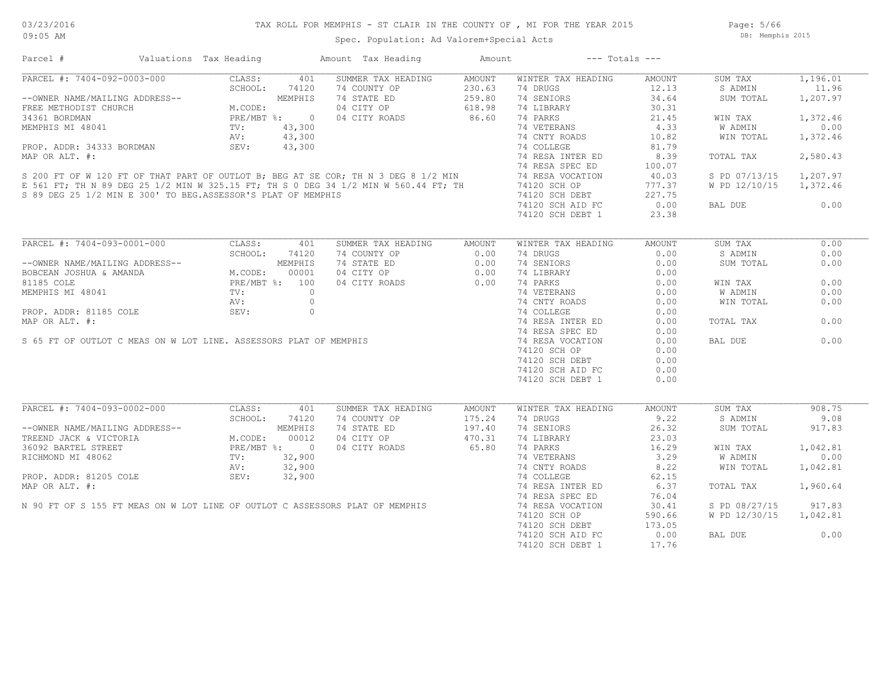# TAX ROLL FOR MEMPHIS - ST CLAIR IN THE COUNTY OF , MI FOR THE YEAR 2015

03/23/2016
09:05 AM

Spec. Population: Ad Valorem+Special Acts

DB: Memphis 2015

| Parcel # | Valuations | Tax Heading | Amount | Tax Heading | Amount | --- Totals --- | |
|---|---|---|---|---|---|---|---|

## PARCEL #: 7404-092-0003-000

| | | | | | | | |
|---|---|---|---|---|---|---|---|
| | CLASS: 401 | SUMMER TAX HEADING | AMOUNT | WINTER TAX HEADING | AMOUNT | SUM TAX | 1,196.01 |
| | SCHOOL: 74120 | 74 COUNTY OP | 230.63 | 74 DRUGS | 12.13 | S ADMIN | 11.96 |
| --OWNER NAME/MAILING ADDRESS-- | MEMPHIS | 74 STATE ED | 259.80 | 74 SENIORS | 34.64 | SUM TOTAL | 1,207.97 |
| FREE METHODIST CHURCH | M.CODE: | 04 CITY OP | 618.98 | 74 LIBRARY | 30.31 | | |
| 34361 BORDMAN | PRE/MBT %: 0 | 04 CITY ROADS | 86.60 | 74 PARKS | 21.45 | WIN TAX | 1,372.46 |
| MEMPHIS MI 48041 | TV: 43,300 | | | 74 VETERANS | 4.33 | W ADMIN | 0.00 |
| | AV: 43,300 | | | 74 CNTY ROADS | 10.82 | WIN TOTAL | 1,372.46 |
| PROP. ADDR: 34333 BORDMAN | SEV: 43,300 | | | 74 COLLEGE | 81.79 | | |
| MAP OR ALT. #: | | | | 74 RESA INTER ED | 8.39 | TOTAL TAX | 2,580.43 |
| | | | | 74 RESA SPEC ED | 100.07 | | |
| | | | | 74 RESA VOCATION | 40.03 | S PD 07/13/15 | 1,207.97 |
| | | | | 74120 SCH OP | 777.37 | W PD 12/10/15 | 1,372.46 |
| | | | | 74120 SCH DEBT | 227.75 | | |
| | | | | 74120 SCH AID FC | 0.00 | BAL DUE | 0.00 |
| | | | | 74120 SCH DEBT 1 | 23.38 | | |

S 200 FT OF W 120 FT OF THAT PART OF OUTLOT B; BEG AT SE COR; TH N 3 DEG 8 1/2 MIN E 561 FT; TH N 89 DEG 25 1/2 MIN W 325.15 FT; TH S 0 DEG 34 1/2 MIN W 560.44 FT; TH S 89 DEG 25 1/2 MIN E 300' TO BEG.ASSESSOR'S PLAT OF MEMPHIS

## PARCEL #: 7404-093-0001-000

| | | | | | | | |
|---|---|---|---|---|---|---|---|
| | CLASS: 401 | SUMMER TAX HEADING | AMOUNT | WINTER TAX HEADING | AMOUNT | SUM TAX | 0.00 |
| | SCHOOL: 74120 | 74 COUNTY OP | 0.00 | 74 DRUGS | 0.00 | S ADMIN | 0.00 |
| --OWNER NAME/MAILING ADDRESS-- | MEMPHIS | 74 STATE ED | 0.00 | 74 SENIORS | 0.00 | SUM TOTAL | 0.00 |
| BOBCEAN JOSHUA & AMANDA | M.CODE: 00001 | 04 CITY OP | 0.00 | 74 LIBRARY | 0.00 | | |
| 81185 COLE | PRE/MBT %: 100 | 04 CITY ROADS | 0.00 | 74 PARKS | 0.00 | WIN TAX | 0.00 |
| MEMPHIS MI 48041 | TV: 0 | | | 74 VETERANS | 0.00 | W ADMIN | 0.00 |
| | AV: 0 | | | 74 CNTY ROADS | 0.00 | WIN TOTAL | 0.00 |
| PROP. ADDR: 81185 COLE | SEV: 0 | | | 74 COLLEGE | 0.00 | | |
| MAP OR ALT. #: | | | | 74 RESA INTER ED | 0.00 | TOTAL TAX | 0.00 |
| | | | | 74 RESA SPEC ED | 0.00 | | |
| | | | | 74 RESA VOCATION | 0.00 | BAL DUE | 0.00 |
| | | | | 74120 SCH OP | 0.00 | | |
| | | | | 74120 SCH DEBT | 0.00 | | |
| | | | | 74120 SCH AID FC | 0.00 | | |
| | | | | 74120 SCH DEBT 1 | 0.00 | | |

S 65 FT OF OUTLOT C MEAS ON W LOT LINE. ASSESSORS PLAT OF MEMPHIS

## PARCEL #: 7404-093-0002-000

| | | | | | | | |
|---|---|---|---|---|---|---|---|
| | CLASS: 401 | SUMMER TAX HEADING | AMOUNT | WINTER TAX HEADING | AMOUNT | SUM TAX | 908.75 |
| | SCHOOL: 74120 | 74 COUNTY OP | 175.24 | 74 DRUGS | 9.22 | S ADMIN | 9.08 |
| --OWNER NAME/MAILING ADDRESS-- | MEMPHIS | 74 STATE ED | 197.40 | 74 SENIORS | 26.32 | SUM TOTAL | 917.83 |
| TREEND JACK & VICTORIA | M.CODE: 00012 | 04 CITY OP | 470.31 | 74 LIBRARY | 23.03 | | |
| 36092 BARTEL STREET | PRE/MBT %: 0 | 04 CITY ROADS | 65.80 | 74 PARKS | 16.29 | WIN TAX | 1,042.81 |
| RICHMOND MI 48062 | TV: 32,900 | | | 74 VETERANS | 3.29 | W ADMIN | 0.00 |
| | AV: 32,900 | | | 74 CNTY ROADS | 8.22 | WIN TOTAL | 1,042.81 |
| PROP. ADDR: 81205 COLE | SEV: 32,900 | | | 74 COLLEGE | 62.15 | | |
| MAP OR ALT. #: | | | | 74 RESA INTER ED | 6.37 | TOTAL TAX | 1,960.64 |
| | | | | 74 RESA SPEC ED | 76.04 | | |
| | | | | 74 RESA VOCATION | 30.41 | S PD 08/27/15 | 917.83 |
| | | | | 74120 SCH OP | 590.66 | W PD 12/30/15 | 1,042.81 |
| | | | | 74120 SCH DEBT | 173.05 | | |
| | | | | 74120 SCH AID FC | 0.00 | BAL DUE | 0.00 |
| | | | | 74120 SCH DEBT 1 | 17.76 | | |

N 90 FT OF S 155 FT MEAS ON W LOT LINE OF OUTLOT C ASSESSORS PLAT OF MEMPHIS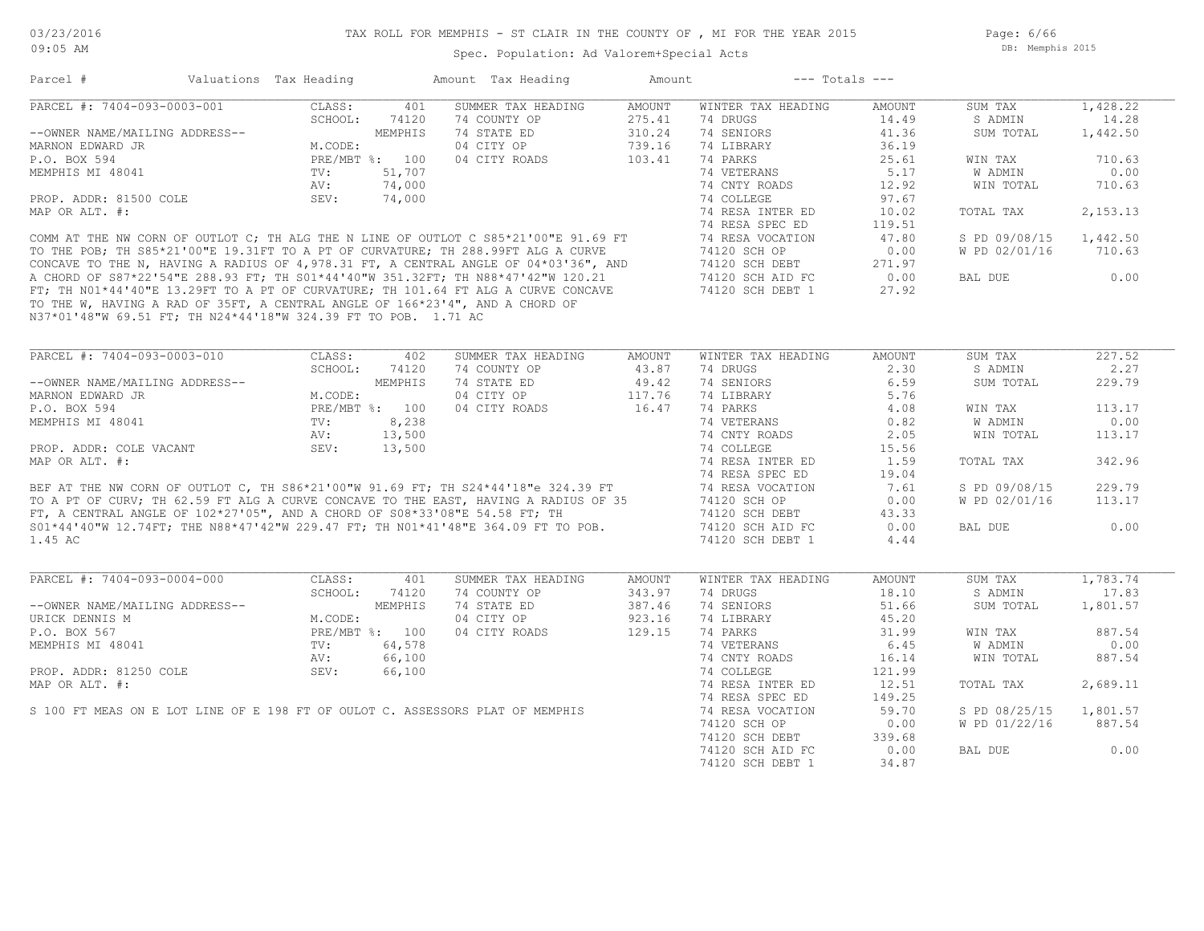TAX ROLL FOR MEMPHIS - ST CLAIR IN THE COUNTY OF , MI FOR THE YEAR 2015

Spec. Population: Ad Valorem+Special Acts

| Parcel # | Valuations | Tax Heading | Amount | Tax Heading | Amount | --- Totals --- | |
|---|---|---|---|---|---|---|---|
| PARCEL #: 7404-093-0003-001 | CLASS: 401 | SUMMER TAX HEADING | AMOUNT | WINTER TAX HEADING | AMOUNT | SUM TAX | 1,428.22 |
| | SCHOOL: 74120 | 74 COUNTY OP | 275.41 | 74 DRUGS | 14.49 | S ADMIN | 14.28 |
| --OWNER NAME/MAILING ADDRESS-- | MEMPHIS | 74 STATE ED | 310.24 | 74 SENIORS | 41.36 | SUM TOTAL | 1,442.50 |
| MARNON EDWARD JR | M.CODE: | 04 CITY OP | 739.16 | 74 LIBRARY | 36.19 | | |
| P.O. BOX 594 | PRE/MBT %: 100 | 04 CITY ROADS | 103.41 | 74 PARKS | 25.61 | WIN TAX | 710.63 |
| MEMPHIS MI 48041 | TV: 51,707 | | | 74 VETERANS | 5.17 | W ADMIN | 0.00 |
| | AV: 74,000 | | | 74 CNTY ROADS | 12.92 | WIN TOTAL | 710.63 |
| PROP. ADDR: 81500 COLE | SEV: 74,000 | | | 74 COLLEGE | 97.67 | | |
| MAP OR ALT. #: | | | | 74 RESA INTER ED | 10.02 | TOTAL TAX | 2,153.13 |
| | | | | 74 RESA SPEC ED | 119.51 | | |
| | | | | 74 RESA VOCATION | 47.80 | S PD 09/08/15 | 1,442.50 |
| | | | | 74120 SCH OP | 0.00 | W PD 02/01/16 | 710.63 |
| | | | | 74120 SCH DEBT | 271.97 | | |
| | | | | 74120 SCH AID FC | 0.00 | BAL DUE | 0.00 |
| | | | | 74120 SCH DEBT 1 | 27.92 | | |

COMM AT THE NW CORN OF OUTLOT C; TH ALG THE N LINE OF OUTLOT C S85*21'00"E 91.69 FT TO THE POB; TH S85*21'00"E 19.31FT TO A PT OF CURVATURE; TH 288.99FT ALG A CURVE CONCAVE TO THE N, HAVING A RADIUS OF 4,978.31 FT, A CENTRAL ANGLE OF 04*03'36", AND A CHORD OF S87*22'54"E 288.93 FT; TH S01*44'40"W 351.32FT; TH N88*47'42"W 120.21 FT; TH N01*44'40"E 13.29FT TO A PT OF CURVATURE; TH 101.64 FT ALG A CURVE CONCAVE TO THE W, HAVING A RAD OF 35FT, A CENTRAL ANGLE OF 166*23'4", AND A CHORD OF N37*01'48"W 69.51 FT; TH N24*44'18"W 324.39 FT TO POB. 1.71 AC

| Parcel # | Valuations | Tax Heading | Amount | Tax Heading | Amount | --- Totals --- | |
|---|---|---|---|---|---|---|---|
| PARCEL #: 7404-093-0003-010 | CLASS: 402 | SUMMER TAX HEADING | AMOUNT | WINTER TAX HEADING | AMOUNT | SUM TAX | 227.52 |
| | SCHOOL: 74120 | 74 COUNTY OP | 43.87 | 74 DRUGS | 2.30 | S ADMIN | 2.27 |
| --OWNER NAME/MAILING ADDRESS-- | MEMPHIS | 74 STATE ED | 49.42 | 74 SENIORS | 6.59 | SUM TOTAL | 229.79 |
| MARNON EDWARD JR | M.CODE: | 04 CITY OP | 117.76 | 74 LIBRARY | 5.76 | | |
| P.O. BOX 594 | PRE/MBT %: 100 | 04 CITY ROADS | 16.47 | 74 PARKS | 4.08 | WIN TAX | 113.17 |
| MEMPHIS MI 48041 | TV: 8,238 | | | 74 VETERANS | 0.82 | W ADMIN | 0.00 |
| | AV: 13,500 | | | 74 CNTY ROADS | 2.05 | WIN TOTAL | 113.17 |
| PROP. ADDR: COLE VACANT | SEV: 13,500 | | | 74 COLLEGE | 15.56 | | |
| MAP OR ALT. #: | | | | 74 RESA INTER ED | 1.59 | TOTAL TAX | 342.96 |
| | | | | 74 RESA SPEC ED | 19.04 | | |
| | | | | 74 RESA VOCATION | 7.61 | S PD 09/08/15 | 229.79 |
| | | | | 74120 SCH OP | 0.00 | W PD 02/01/16 | 113.17 |
| | | | | 74120 SCH DEBT | 43.33 | | |
| | | | | 74120 SCH AID FC | 0.00 | BAL DUE | 0.00 |
| | | | | 74120 SCH DEBT 1 | 4.44 | | |

BEF AT THE NW CORN OF OUTLOT C, TH S86*21'00"W 91.69 FT; TH S24*44'18"e 324.39 FT TO A PT OF CURV; TH 62.59 FT ALG A CURVE CONCAVE TO THE EAST, HAVING A RADIUS OF 35 FT, A CENTRAL ANGLE OF 102*27'05", AND A CHORD OF S08*33'08"E 54.58 FT; TH S01*44'40"W 12.74FT; THE N88*47'42"W 229.47 FT; TH N01*41'48"E 364.09 FT TO POB. 1.45 AC

| Parcel # | Valuations | Tax Heading | Amount | Tax Heading | Amount | --- Totals --- | |
|---|---|---|---|---|---|---|---|
| PARCEL #: 7404-093-0004-000 | CLASS: 401 | SUMMER TAX HEADING | AMOUNT | WINTER TAX HEADING | AMOUNT | SUM TAX | 1,783.74 |
| | SCHOOL: 74120 | 74 COUNTY OP | 343.97 | 74 DRUGS | 18.10 | S ADMIN | 17.83 |
| --OWNER NAME/MAILING ADDRESS-- | MEMPHIS | 74 STATE ED | 387.46 | 74 SENIORS | 51.66 | SUM TOTAL | 1,801.57 |
| URICK DENNIS M | M.CODE: | 04 CITY OP | 923.16 | 74 LIBRARY | 45.20 | | |
| P.O. BOX 567 | PRE/MBT %: 100 | 04 CITY ROADS | 129.15 | 74 PARKS | 31.99 | WIN TAX | 887.54 |
| MEMPHIS MI 48041 | TV: 64,578 | | | 74 VETERANS | 6.45 | W ADMIN | 0.00 |
| | AV: 66,100 | | | 74 CNTY ROADS | 16.14 | WIN TOTAL | 887.54 |
| PROP. ADDR: 81250 COLE | SEV: 66,100 | | | 74 COLLEGE | 121.99 | | |
| MAP OR ALT. #: | | | | 74 RESA INTER ED | 12.51 | TOTAL TAX | 2,689.11 |
| | | | | 74 RESA SPEC ED | 149.25 | | |
| | | | | 74 RESA VOCATION | 59.70 | S PD 08/25/15 | 1,801.57 |
| | | | | 74120 SCH OP | 0.00 | W PD 01/22/16 | 887.54 |
| | | | | 74120 SCH DEBT | 339.68 | | |
| | | | | 74120 SCH AID FC | 0.00 | BAL DUE | 0.00 |
| | | | | 74120 SCH DEBT 1 | 34.87 | | |

S 100 FT MEAS ON E LOT LINE OF E 198 FT OF OULOT C. ASSESSORS PLAT OF MEMPHIS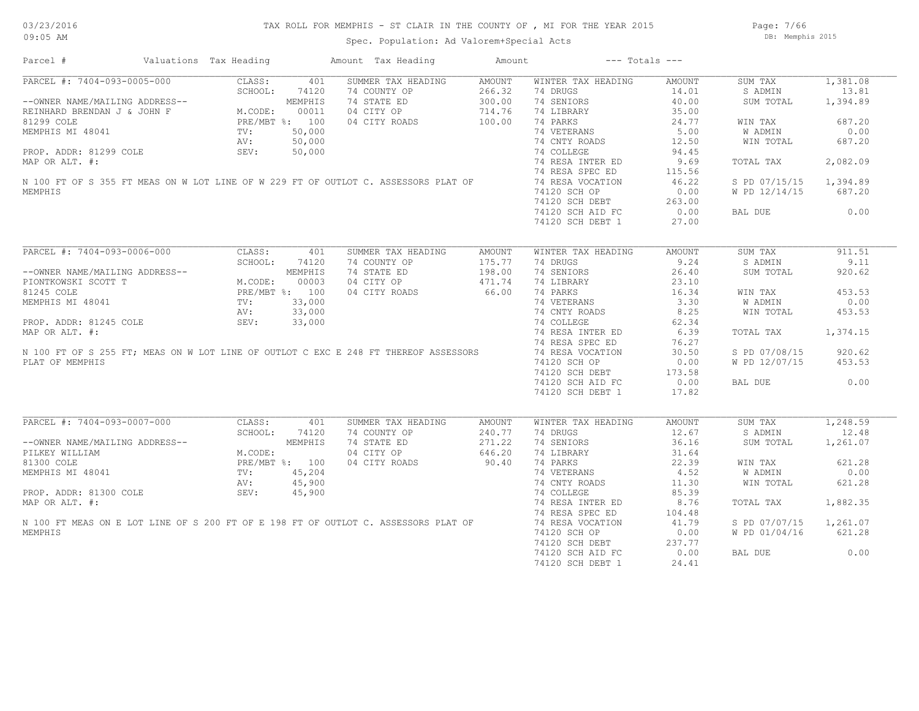# TAX ROLL FOR MEMPHIS - ST CLAIR IN THE COUNTY OF , MI FOR THE YEAR 2015

03/23/2016
09:05 AM

Spec. Population: Ad Valorem+Special Acts

DB: Memphis 2015

| Parcel # | Valuations | Tax Heading | Amount | Tax Heading | Amount | --- Totals --- | | | |
|---|---|---|---|---|---|---|---|---|---|
| PARCEL #: 7404-093-0005-000 | CLASS: | 401 | SUMMER TAX HEADING | AMOUNT | WINTER TAX HEADING | AMOUNT | SUM TAX | 1,381.08 |
| | SCHOOL: | 74120 | 74 COUNTY OP | 266.32 | 74 DRUGS | 14.01 | S ADMIN | 13.81 |
| --OWNER NAME/MAILING ADDRESS-- | | MEMPHIS | 74 STATE ED | 300.00 | 74 SENIORS | 40.00 | SUM TOTAL | 1,394.89 |
| REINHARD BRENDAN J & JOHN F | M.CODE: | 00011 | 04 CITY OP | 714.76 | 74 LIBRARY | 35.00 | | |
| 81299 COLE | PRE/MBT %: | 100 | 04 CITY ROADS | 100.00 | 74 PARKS | 24.77 | WIN TAX | 687.20 |
| MEMPHIS MI 48041 | TV: | 50,000 | | | 74 VETERANS | 5.00 | W ADMIN | 0.00 |
| | AV: | 50,000 | | | 74 CNTY ROADS | 12.50 | WIN TOTAL | 687.20 |
| PROP. ADDR: 81299 COLE | SEV: | 50,000 | | | 74 COLLEGE | 94.45 | | |
| MAP OR ALT. #: | | | | | 74 RESA INTER ED | 9.69 | TOTAL TAX | 2,082.09 |
| | | | | | 74 RESA SPEC ED | 115.56 | | |
| N 100 FT OF S 355 FT MEAS ON W LOT LINE OF W 229 FT OF OUTLOT C. ASSESSORS PLAT OF MEMPHIS | | | | | 74 RESA VOCATION | 46.22 | S PD 07/15/15 | 1,394.89 |
| | | | | | 74120 SCH OP | 0.00 | W PD 12/14/15 | 687.20 |
| | | | | | 74120 SCH DEBT | 263.00 | | |
| | | | | | 74120 SCH AID FC | 0.00 | BAL DUE | 0.00 |
| | | | | | 74120 SCH DEBT 1 | 27.00 | | |

| Parcel # | Valuations | Tax Heading | Amount | Tax Heading | Amount | --- Totals --- | | | |
|---|---|---|---|---|---|---|---|---|---|
| PARCEL #: 7404-093-0006-000 | CLASS: | 401 | SUMMER TAX HEADING | AMOUNT | WINTER TAX HEADING | AMOUNT | SUM TAX | 911.51 |
| | SCHOOL: | 74120 | 74 COUNTY OP | 175.77 | 74 DRUGS | 9.24 | S ADMIN | 9.11 |
| --OWNER NAME/MAILING ADDRESS-- | | MEMPHIS | 74 STATE ED | 198.00 | 74 SENIORS | 26.40 | SUM TOTAL | 920.62 |
| PIONTKOWSKI SCOTT T | M.CODE: | 00003 | 04 CITY OP | 471.74 | 74 LIBRARY | 23.10 | | |
| 81245 COLE | PRE/MBT %: | 100 | 04 CITY ROADS | 66.00 | 74 PARKS | 16.34 | WIN TAX | 453.53 |
| MEMPHIS MI 48041 | TV: | 33,000 | | | 74 VETERANS | 3.30 | W ADMIN | 0.00 |
| | AV: | 33,000 | | | 74 CNTY ROADS | 8.25 | WIN TOTAL | 453.53 |
| PROP. ADDR: 81245 COLE | SEV: | 33,000 | | | 74 COLLEGE | 62.34 | | |
| MAP OR ALT. #: | | | | | 74 RESA INTER ED | 6.39 | TOTAL TAX | 1,374.15 |
| | | | | | 74 RESA SPEC ED | 76.27 | | |
| N 100 FT OF S 255 FT; MEAS ON W LOT LINE OF OUTLOT C EXC E 248 FT THEREOF ASSESSORS PLAT OF MEMPHIS | | | | | 74 RESA VOCATION | 30.50 | S PD 07/08/15 | 920.62 |
| | | | | | 74120 SCH OP | 0.00 | W PD 12/07/15 | 453.53 |
| | | | | | 74120 SCH DEBT | 173.58 | | |
| | | | | | 74120 SCH AID FC | 0.00 | BAL DUE | 0.00 |
| | | | | | 74120 SCH DEBT 1 | 17.82 | | |

| Parcel # | Valuations | Tax Heading | Amount | Tax Heading | Amount | --- Totals --- | | | |
|---|---|---|---|---|---|---|---|---|---|
| PARCEL #: 7404-093-0007-000 | CLASS: | 401 | SUMMER TAX HEADING | AMOUNT | WINTER TAX HEADING | AMOUNT | SUM TAX | 1,248.59 |
| | SCHOOL: | 74120 | 74 COUNTY OP | 240.77 | 74 DRUGS | 12.67 | S ADMIN | 12.48 |
| --OWNER NAME/MAILING ADDRESS-- | | MEMPHIS | 74 STATE ED | 271.22 | 74 SENIORS | 36.16 | SUM TOTAL | 1,261.07 |
| PILKEY WILLIAM | M.CODE: | | 04 CITY OP | 646.20 | 74 LIBRARY | 31.64 | | |
| 81300 COLE | PRE/MBT %: | 100 | 04 CITY ROADS | 90.40 | 74 PARKS | 22.39 | WIN TAX | 621.28 |
| MEMPHIS MI 48041 | TV: | 45,204 | | | 74 VETERANS | 4.52 | W ADMIN | 0.00 |
| | AV: | 45,900 | | | 74 CNTY ROADS | 11.30 | WIN TOTAL | 621.28 |
| PROP. ADDR: 81300 COLE | SEV: | 45,900 | | | 74 COLLEGE | 85.39 | | |
| MAP OR ALT. #: | | | | | 74 RESA INTER ED | 8.76 | TOTAL TAX | 1,882.35 |
| | | | | | 74 RESA SPEC ED | 104.48 | | |
| N 100 FT MEAS ON E LOT LINE OF S 200 FT OF E 198 FT OF OUTLOT C. ASSESSORS PLAT OF MEMPHIS | | | | | 74 RESA VOCATION | 41.79 | S PD 07/07/15 | 1,261.07 |
| | | | | | 74120 SCH OP | 0.00 | W PD 01/04/16 | 621.28 |
| | | | | | 74120 SCH DEBT | 237.77 | | |
| | | | | | 74120 SCH AID FC | 0.00 | BAL DUE | 0.00 |
| | | | | | 74120 SCH DEBT 1 | 24.41 | | |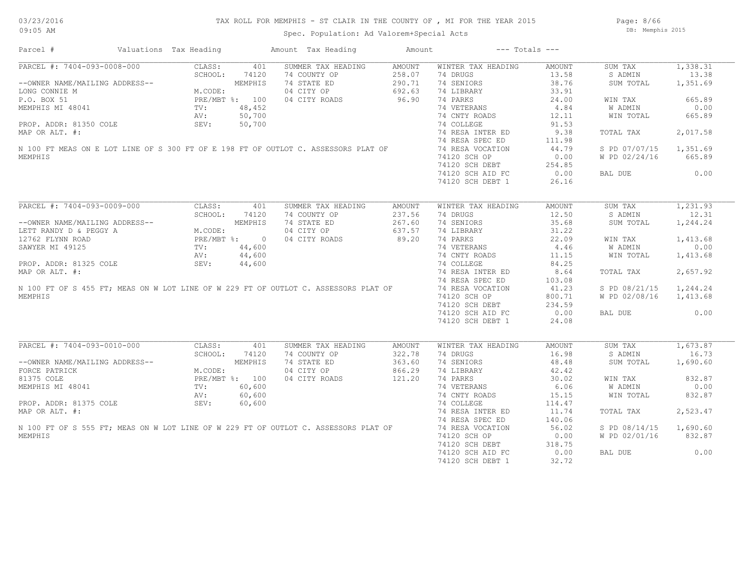TAX ROLL FOR MEMPHIS - ST CLAIR IN THE COUNTY OF , MI FOR THE YEAR 2015

Spec. Population: Ad Valorem+Special Acts

03/23/2016 09:05 AM — DB: Memphis 2015

| Parcel # | Valuations | Tax Heading | Amount | Tax Heading | Amount | --- Totals --- | |
|---|---|---|---|---|---|---|---|

## PARCEL #: 7404-093-0008-000

| | | | | | | | |
|---|---|---|---|---|---|---|---|
| PARCEL #: 7404-093-0008-000 | CLASS: 401 | SUMMER TAX HEADING | AMOUNT | WINTER TAX HEADING | AMOUNT | SUM TAX | 1,338.31 |
| | SCHOOL: 74120 | 74 COUNTY OP | 258.07 | 74 DRUGS | 13.58 | S ADMIN | 13.38 |
| --OWNER NAME/MAILING ADDRESS-- | MEMPHIS | 74 STATE ED | 290.71 | 74 SENIORS | 38.76 | SUM TOTAL | 1,351.69 |
| LONG CONNIE M | M.CODE: | 04 CITY OP | 692.63 | 74 LIBRARY | 33.91 | | |
| P.O. BOX 51 | PRE/MBT %: 100 | 04 CITY ROADS | 96.90 | 74 PARKS | 24.00 | WIN TAX | 665.89 |
| MEMPHIS MI 48041 | TV: 48,452 | | | 74 VETERANS | 4.84 | W ADMIN | 0.00 |
| | AV: 50,700 | | | 74 CNTY ROADS | 12.11 | WIN TOTAL | 665.89 |
| PROP. ADDR: 81350 COLE | SEV: 50,700 | | | 74 COLLEGE | 91.53 | | |
| MAP OR ALT. #: | | | | 74 RESA INTER ED | 9.38 | TOTAL TAX | 2,017.58 |
| | | | | 74 RESA SPEC ED | 111.98 | | |
| | | | | 74 RESA VOCATION | 44.79 | S PD 07/07/15 | 1,351.69 |
| | | | | 74120 SCH OP | 0.00 | W PD 02/24/16 | 665.89 |
| | | | | 74120 SCH DEBT | 254.85 | | |
| | | | | 74120 SCH AID FC | 0.00 | BAL DUE | 0.00 |
| | | | | 74120 SCH DEBT 1 | 26.16 | | |

N 100 FT MEAS ON E LOT LINE OF S 300 FT OF E 198 FT OF OUTLOT C. ASSESSORS PLAT OF MEMPHIS

## PARCEL #: 7404-093-0009-000

| | | | | | | | |
|---|---|---|---|---|---|---|---|
| PARCEL #: 7404-093-0009-000 | CLASS: 401 | SUMMER TAX HEADING | AMOUNT | WINTER TAX HEADING | AMOUNT | SUM TAX | 1,231.93 |
| | SCHOOL: 74120 | 74 COUNTY OP | 237.56 | 74 DRUGS | 12.50 | S ADMIN | 12.31 |
| --OWNER NAME/MAILING ADDRESS-- | MEMPHIS | 74 STATE ED | 267.60 | 74 SENIORS | 35.68 | SUM TOTAL | 1,244.24 |
| LETT RANDY D & PEGGY A | M.CODE: | 04 CITY OP | 637.57 | 74 LIBRARY | 31.22 | | |
| 12762 FLYNN ROAD | PRE/MBT %: 0 | 04 CITY ROADS | 89.20 | 74 PARKS | 22.09 | WIN TAX | 1,413.68 |
| SAWYER MI 49125 | TV: 44,600 | | | 74 VETERANS | 4.46 | W ADMIN | 0.00 |
| | AV: 44,600 | | | 74 CNTY ROADS | 11.15 | WIN TOTAL | 1,413.68 |
| PROP. ADDR: 81325 COLE | SEV: 44,600 | | | 74 COLLEGE | 84.25 | | |
| MAP OR ALT. #: | | | | 74 RESA INTER ED | 8.64 | TOTAL TAX | 2,657.92 |
| | | | | 74 RESA SPEC ED | 103.08 | | |
| | | | | 74 RESA VOCATION | 41.23 | S PD 08/21/15 | 1,244.24 |
| | | | | 74120 SCH OP | 800.71 | W PD 02/08/16 | 1,413.68 |
| | | | | 74120 SCH DEBT | 234.59 | | |
| | | | | 74120 SCH AID FC | 0.00 | BAL DUE | 0.00 |
| | | | | 74120 SCH DEBT 1 | 24.08 | | |

N 100 FT OF S 455 FT; MEAS ON W LOT LINE OF W 229 FT OF OUTLOT C. ASSESSORS PLAT OF MEMPHIS

## PARCEL #: 7404-093-0010-000

| | | | | | | | |
|---|---|---|---|---|---|---|---|
| PARCEL #: 7404-093-0010-000 | CLASS: 401 | SUMMER TAX HEADING | AMOUNT | WINTER TAX HEADING | AMOUNT | SUM TAX | 1,673.87 |
| | SCHOOL: 74120 | 74 COUNTY OP | 322.78 | 74 DRUGS | 16.98 | S ADMIN | 16.73 |
| --OWNER NAME/MAILING ADDRESS-- | MEMPHIS | 74 STATE ED | 363.60 | 74 SENIORS | 48.48 | SUM TOTAL | 1,690.60 |
| FORCE PATRICK | M.CODE: | 04 CITY OP | 866.29 | 74 LIBRARY | 42.42 | | |
| 81375 COLE | PRE/MBT %: 100 | 04 CITY ROADS | 121.20 | 74 PARKS | 30.02 | WIN TAX | 832.87 |
| MEMPHIS MI 48041 | TV: 60,600 | | | 74 VETERANS | 6.06 | W ADMIN | 0.00 |
| | AV: 60,600 | | | 74 CNTY ROADS | 15.15 | WIN TOTAL | 832.87 |
| PROP. ADDR: 81375 COLE | SEV: 60,600 | | | 74 COLLEGE | 114.47 | | |
| MAP OR ALT. #: | | | | 74 RESA INTER ED | 11.74 | TOTAL TAX | 2,523.47 |
| | | | | 74 RESA SPEC ED | 140.06 | | |
| | | | | 74 RESA VOCATION | 56.02 | S PD 08/14/15 | 1,690.60 |
| | | | | 74120 SCH OP | 0.00 | W PD 02/01/16 | 832.87 |
| | | | | 74120 SCH DEBT | 318.75 | | |
| | | | | 74120 SCH AID FC | 0.00 | BAL DUE | 0.00 |
| | | | | 74120 SCH DEBT 1 | 32.72 | | |

N 100 FT OF S 555 FT; MEAS ON W LOT LINE OF W 229 FT OF OUTLOT C. ASSESSORS PLAT OF MEMPHIS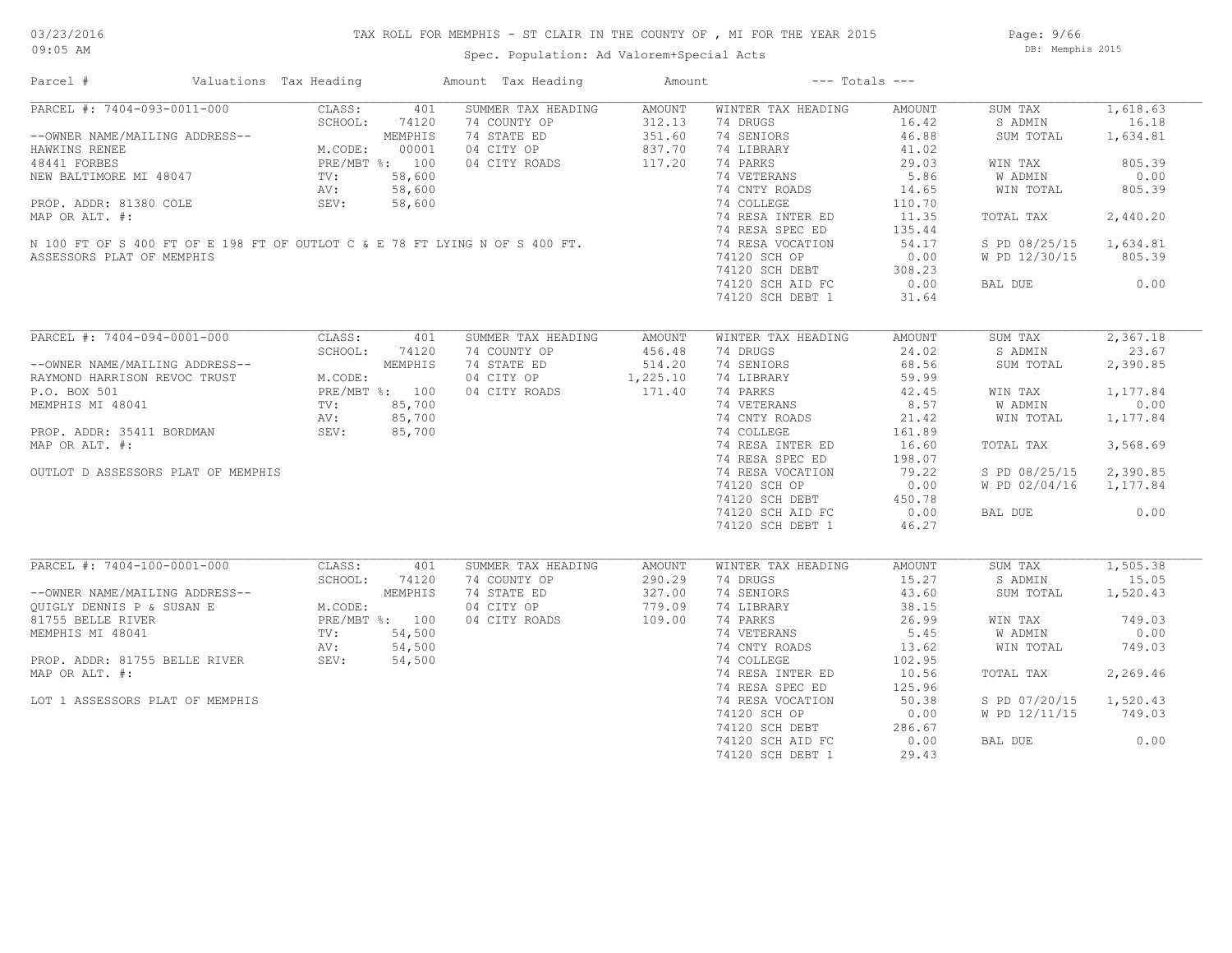# TAX ROLL FOR MEMPHIS - ST CLAIR IN THE COUNTY OF , MI FOR THE YEAR 2015

Spec. Population: Ad Valorem+Special Acts

03/23/2016 09:05 AM — DB: Memphis 2015

| Parcel # | Valuations | Tax Heading | Amount | Tax Heading | Amount | --- Totals --- | |
|---|---|---|---|---|---|---|---|
| PARCEL #: 7404-093-0011-000 | CLASS: 401 | SUMMER TAX HEADING | AMOUNT | WINTER TAX HEADING | AMOUNT | SUM TAX | 1,618.63 |
| | SCHOOL: 74120 | 74 COUNTY OP | 312.13 | 74 DRUGS | 16.42 | S ADMIN | 16.18 |
| --OWNER NAME/MAILING ADDRESS-- | MEMPHIS | 74 STATE ED | 351.60 | 74 SENIORS | 46.88 | SUM TOTAL | 1,634.81 |
| HAWKINS RENEE | M.CODE: 00001 | 04 CITY OP | 837.70 | 74 LIBRARY | 41.02 | | |
| 48441 FORBES | PRE/MBT %: 100 | 04 CITY ROADS | 117.20 | 74 PARKS | 29.03 | WIN TAX | 805.39 |
| NEW BALTIMORE MI 48047 | TV: 58,600 | | | 74 VETERANS | 5.86 | W ADMIN | 0.00 |
| | AV: 58,600 | | | 74 CNTY ROADS | 14.65 | WIN TOTAL | 805.39 |
| PROP. ADDR: 81380 COLE | SEV: 58,600 | | | 74 COLLEGE | 110.70 | | |
| MAP OR ALT. #: | | | | 74 RESA INTER ED | 11.35 | TOTAL TAX | 2,440.20 |
| | | | | 74 RESA SPEC ED | 135.44 | | |
| N 100 FT OF S 400 FT OF E 198 FT OF OUTLOT C & E 78 FT LYING N OF S 400 FT. | | | | 74 RESA VOCATION | 54.17 | S PD 08/25/15 | 1,634.81 |
| ASSESSORS PLAT OF MEMPHIS | | | | 74120 SCH OP | 0.00 | W PD 12/30/15 | 805.39 |
| | | | | 74120 SCH DEBT | 308.23 | | |
| | | | | 74120 SCH AID FC | 0.00 | BAL DUE | 0.00 |
| | | | | 74120 SCH DEBT 1 | 31.64 | | |
| PARCEL #: 7404-094-0001-000 | CLASS: 401 | SUMMER TAX HEADING | AMOUNT | WINTER TAX HEADING | AMOUNT | SUM TAX | 2,367.18 |
| | SCHOOL: 74120 | 74 COUNTY OP | 456.48 | 74 DRUGS | 24.02 | S ADMIN | 23.67 |
| --OWNER NAME/MAILING ADDRESS-- | MEMPHIS | 74 STATE ED | 514.20 | 74 SENIORS | 68.56 | SUM TOTAL | 2,390.85 |
| RAYMOND HARRISON REVOC TRUST | M.CODE: | 04 CITY OP | 1,225.10 | 74 LIBRARY | 59.99 | | |
| P.O. BOX 501 | PRE/MBT %: 100 | 04 CITY ROADS | 171.40 | 74 PARKS | 42.45 | WIN TAX | 1,177.84 |
| MEMPHIS MI 48041 | TV: 85,700 | | | 74 VETERANS | 8.57 | W ADMIN | 0.00 |
| | AV: 85,700 | | | 74 CNTY ROADS | 21.42 | WIN TOTAL | 1,177.84 |
| PROP. ADDR: 35411 BORDMAN | SEV: 85,700 | | | 74 COLLEGE | 161.89 | | |
| MAP OR ALT. #: | | | | 74 RESA INTER ED | 16.60 | TOTAL TAX | 3,568.69 |
| | | | | 74 RESA SPEC ED | 198.07 | | |
| OUTLOT D ASSESSORS PLAT OF MEMPHIS | | | | 74 RESA VOCATION | 79.22 | S PD 08/25/15 | 2,390.85 |
| | | | | 74120 SCH OP | 0.00 | W PD 02/04/16 | 1,177.84 |
| | | | | 74120 SCH DEBT | 450.78 | | |
| | | | | 74120 SCH AID FC | 0.00 | BAL DUE | 0.00 |
| | | | | 74120 SCH DEBT 1 | 46.27 | | |
| PARCEL #: 7404-100-0001-000 | CLASS: 401 | SUMMER TAX HEADING | AMOUNT | WINTER TAX HEADING | AMOUNT | SUM TAX | 1,505.38 |
| | SCHOOL: 74120 | 74 COUNTY OP | 290.29 | 74 DRUGS | 15.27 | S ADMIN | 15.05 |
| --OWNER NAME/MAILING ADDRESS-- | MEMPHIS | 74 STATE ED | 327.00 | 74 SENIORS | 43.60 | SUM TOTAL | 1,520.43 |
| QUIGLY DENNIS P & SUSAN E | M.CODE: | 04 CITY OP | 779.09 | 74 LIBRARY | 38.15 | | |
| 81755 BELLE RIVER | PRE/MBT %: 100 | 04 CITY ROADS | 109.00 | 74 PARKS | 26.99 | WIN TAX | 749.03 |
| MEMPHIS MI 48041 | TV: 54,500 | | | 74 VETERANS | 5.45 | W ADMIN | 0.00 |
| | AV: 54,500 | | | 74 CNTY ROADS | 13.62 | WIN TOTAL | 749.03 |
| PROP. ADDR: 81755 BELLE RIVER | SEV: 54,500 | | | 74 COLLEGE | 102.95 | | |
| MAP OR ALT. #: | | | | 74 RESA INTER ED | 10.56 | TOTAL TAX | 2,269.46 |
| | | | | 74 RESA SPEC ED | 125.96 | | |
| LOT 1 ASSESSORS PLAT OF MEMPHIS | | | | 74 RESA VOCATION | 50.38 | S PD 07/20/15 | 1,520.43 |
| | | | | 74120 SCH OP | 0.00 | W PD 12/11/15 | 749.03 |
| | | | | 74120 SCH DEBT | 286.67 | | |
| | | | | 74120 SCH AID FC | 0.00 | BAL DUE | 0.00 |
| | | | | 74120 SCH DEBT 1 | 29.43 | | |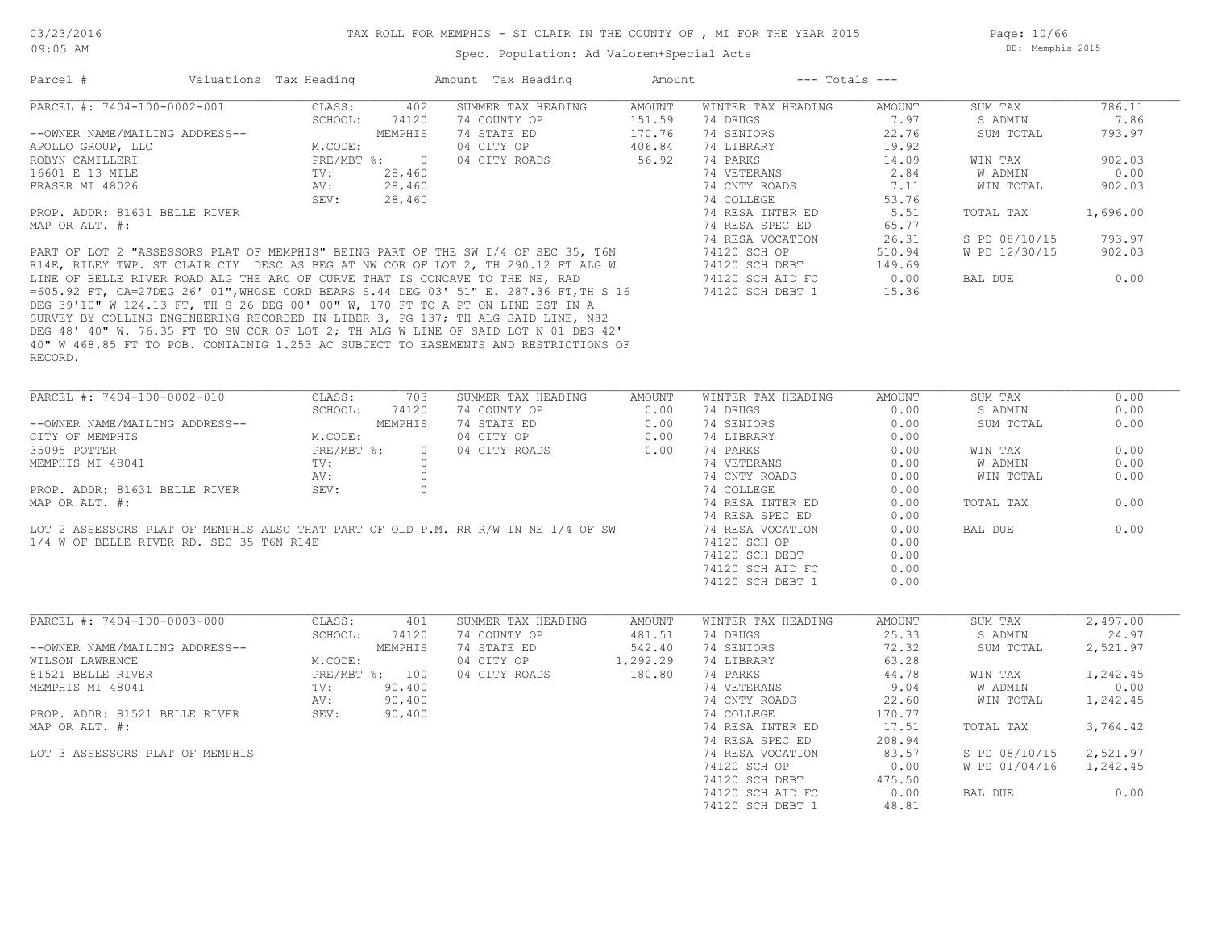# TAX ROLL FOR MEMPHIS - ST CLAIR IN THE COUNTY OF , MI FOR THE YEAR 2015

Spec. Population: Ad Valorem+Special Acts

DB: Memphis 2015

03/23/2016 09:05 AM

| Parcel # | Valuations | Tax Heading | Amount | Tax Heading | Amount | --- Totals --- | |
|---|---|---|---|---|---|---|---|

---

**PARCEL #: 7404-100-0002-001**

| | | SUMMER TAX HEADING | AMOUNT | WINTER TAX HEADING | AMOUNT | | |
|---|---|---|---|---|---|---|---|
| CLASS: | 402 | 74 COUNTY OP | 151.59 | 74 DRUGS | 7.97 | SUM TAX | 786.11 |
| SCHOOL: | 74120 | 74 STATE ED | 170.76 | 74 SENIORS | 22.76 | S ADMIN | 7.86 |
| | MEMPHIS | 04 CITY OP | 406.84 | 74 LIBRARY | 19.92 | SUM TOTAL | 793.97 |
| M.CODE: | | 04 CITY ROADS | 56.92 | 74 PARKS | 14.09 | | |
| PRE/MBT %: | 0 | | | 74 VETERANS | 2.84 | WIN TAX | 902.03 |
| TV: | 28,460 | | | 74 CNTY ROADS | 7.11 | W ADMIN | 0.00 |
| AV: | 28,460 | | | 74 COLLEGE | 53.76 | WIN TOTAL | 902.03 |
| SEV: | 28,460 | | | 74 RESA INTER ED | 5.51 | | |
| | | | | 74 RESA SPEC ED | 65.77 | TOTAL TAX | 1,696.00 |
| | | | | 74 RESA VOCATION | 26.31 | | |
| | | | | 74120 SCH OP | 510.94 | S PD 08/10/15 | 793.97 |
| | | | | 74120 SCH DEBT | 149.69 | W PD 12/30/15 | 902.03 |
| | | | | 74120 SCH AID FC | 0.00 | | |
| | | | | 74120 SCH DEBT 1 | 15.36 | BAL DUE | 0.00 |

--OWNER NAME/MAILING ADDRESS--
APOLLO GROUP, LLC
ROBYN CAMILLERI
16601 E 13 MILE
FRASER MI 48026

PROP. ADDR: 81631 BELLE RIVER
MAP OR ALT. #:

PART OF LOT 2 "ASSESSORS PLAT OF MEMPHIS" BEING PART OF THE SW I/4 OF SEC 35, T6N R14E, RILEY TWP. ST CLAIR CTY DESC AS BEG AT NW COR OF LOT 2, TH 290.12 FT ALG W LINE OF BELLE RIVER ROAD ALG THE ARC OF CURVE THAT IS CONCAVE TO THE NE, RAD =605.92 FT, CA=27DEG 26' 01",WHOSE CORD BEARS S.44 DEG 03' 51" E. 287.36 FT,TH S 16 DEG 39'10" W 124.13 FT, TH S 26 DEG 00' 00" W, 170 FT TO A PT ON LINE EST IN A SURVEY BY COLLINS ENGINEERING RECORDED IN LIBER 3, PG 137; TH ALG SAID LINE, N82 DEG 48' 40" W. 76.35 FT TO SW COR OF LOT 2; TH ALG W LINE OF SAID LOT N 01 DEG 42' 40" W 468.85 FT TO POB. CONTAINIG 1.253 AC SUBJECT TO EASEMENTS AND RESTRICTIONS OF RECORD.

---

**PARCEL #: 7404-100-0002-010**

| | | SUMMER TAX HEADING | AMOUNT | WINTER TAX HEADING | AMOUNT | | |
|---|---|---|---|---|---|---|---|
| CLASS: | 703 | 74 COUNTY OP | 0.00 | 74 DRUGS | 0.00 | SUM TAX | 0.00 |
| SCHOOL: | 74120 | 74 STATE ED | 0.00 | 74 SENIORS | 0.00 | S ADMIN | 0.00 |
| | MEMPHIS | 04 CITY OP | 0.00 | 74 LIBRARY | 0.00 | SUM TOTAL | 0.00 |
| M.CODE: | | 04 CITY ROADS | 0.00 | 74 PARKS | 0.00 | | |
| PRE/MBT %: | 0 | | | 74 VETERANS | 0.00 | WIN TAX | 0.00 |
| TV: | 0 | | | 74 CNTY ROADS | 0.00 | W ADMIN | 0.00 |
| AV: | 0 | | | 74 COLLEGE | 0.00 | WIN TOTAL | 0.00 |
| SEV: | 0 | | | 74 RESA INTER ED | 0.00 | | |
| | | | | 74 RESA SPEC ED | 0.00 | TOTAL TAX | 0.00 |
| | | | | 74 RESA VOCATION | 0.00 | | |
| | | | | 74120 SCH OP | 0.00 | BAL DUE | 0.00 |
| | | | | 74120 SCH DEBT | 0.00 | | |
| | | | | 74120 SCH AID FC | 0.00 | | |
| | | | | 74120 SCH DEBT 1 | 0.00 | | |

--OWNER NAME/MAILING ADDRESS--
CITY OF MEMPHIS
35095 POTTER
MEMPHIS MI 48041

PROP. ADDR: 81631 BELLE RIVER
MAP OR ALT. #:

LOT 2 ASSESSORS PLAT OF MEMPHIS ALSO THAT PART OF OLD P.M. RR R/W IN NE 1/4 OF SW 1/4 W OF BELLE RIVER RD. SEC 35 T6N R14E

---

**PARCEL #: 7404-100-0003-000**

| | | SUMMER TAX HEADING | AMOUNT | WINTER TAX HEADING | AMOUNT | | |
|---|---|---|---|---|---|---|---|
| CLASS: | 401 | 74 COUNTY OP | 481.51 | 74 DRUGS | 25.33 | SUM TAX | 2,497.00 |
| SCHOOL: | 74120 | 74 STATE ED | 542.40 | 74 SENIORS | 72.32 | S ADMIN | 24.97 |
| | MEMPHIS | 04 CITY OP | 1,292.29 | 74 LIBRARY | 63.28 | SUM TOTAL | 2,521.97 |
| M.CODE: | | 04 CITY ROADS | 180.80 | 74 PARKS | 44.78 | | |
| PRE/MBT %: | 100 | | | 74 VETERANS | 9.04 | WIN TAX | 1,242.45 |
| TV: | 90,400 | | | 74 CNTY ROADS | 22.60 | W ADMIN | 0.00 |
| AV: | 90,400 | | | 74 COLLEGE | 170.77 | WIN TOTAL | 1,242.45 |
| SEV: | 90,400 | | | 74 RESA INTER ED | 17.51 | | |
| | | | | 74 RESA SPEC ED | 208.94 | TOTAL TAX | 3,764.42 |
| | | | | 74 RESA VOCATION | 83.57 | | |
| | | | | 74120 SCH OP | 0.00 | S PD 08/10/15 | 2,521.97 |
| | | | | 74120 SCH DEBT | 475.50 | W PD 01/04/16 | 1,242.45 |
| | | | | 74120 SCH AID FC | 0.00 | | |
| | | | | 74120 SCH DEBT 1 | 48.81 | BAL DUE | 0.00 |

--OWNER NAME/MAILING ADDRESS--
WILSON LAWRENCE
81521 BELLE RIVER
MEMPHIS MI 48041

PROP. ADDR: 81521 BELLE RIVER
MAP OR ALT. #:

LOT 3 ASSESSORS PLAT OF MEMPHIS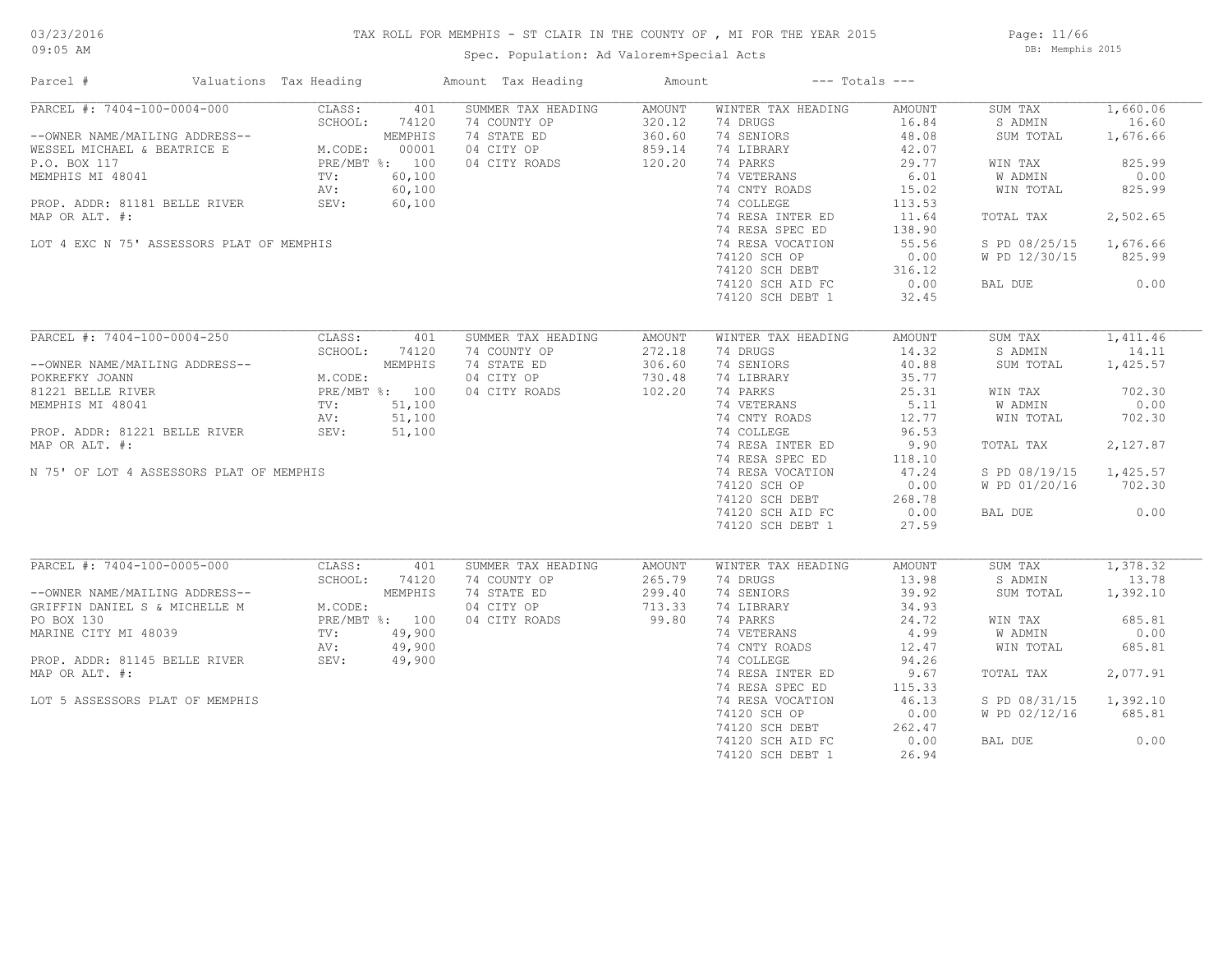TAX ROLL FOR MEMPHIS - ST CLAIR IN THE COUNTY OF , MI FOR THE YEAR 2015

Spec. Population: Ad Valorem+Special Acts

03/23/2016 09:05 AM — DB: Memphis 2015

| Parcel # | Valuations | Tax Heading | Amount | Tax Heading | Amount | --- Totals --- | |
|---|---|---|---|---|---|---|---|
| PARCEL #: 7404-100-0004-000 | CLASS: 401 | SUMMER TAX HEADING | AMOUNT | WINTER TAX HEADING | AMOUNT | SUM TAX | 1,660.06 |
| | SCHOOL: 74120 | 74 COUNTY OP | 320.12 | 74 DRUGS | 16.84 | S ADMIN | 16.60 |
| --OWNER NAME/MAILING ADDRESS-- | MEMPHIS | 74 STATE ED | 360.60 | 74 SENIORS | 48.08 | SUM TOTAL | 1,676.66 |
| WESSEL MICHAEL & BEATRICE E | M.CODE: 00001 | 04 CITY OP | 859.14 | 74 LIBRARY | 42.07 | | |
| P.O. BOX 117 | PRE/MBT %: 100 | 04 CITY ROADS | 120.20 | 74 PARKS | 29.77 | WIN TAX | 825.99 |
| MEMPHIS MI 48041 | TV: 60,100 | | | 74 VETERANS | 6.01 | W ADMIN | 0.00 |
| | AV: 60,100 | | | 74 CNTY ROADS | 15.02 | WIN TOTAL | 825.99 |
| PROP. ADDR: 81181 BELLE RIVER | SEV: 60,100 | | | 74 COLLEGE | 113.53 | | |
| MAP OR ALT. #: | | | | 74 RESA INTER ED | 11.64 | TOTAL TAX | 2,502.65 |
| | | | | 74 RESA SPEC ED | 138.90 | | |
| LOT 4 EXC N 75' ASSESSORS PLAT OF MEMPHIS | | | | 74 RESA VOCATION | 55.56 | S PD 08/25/15 | 1,676.66 |
| | | | | 74120 SCH OP | 0.00 | W PD 12/30/15 | 825.99 |
| | | | | 74120 SCH DEBT | 316.12 | | |
| | | | | 74120 SCH AID FC | 0.00 | BAL DUE | 0.00 |
| | | | | 74120 SCH DEBT 1 | 32.45 | | |
| PARCEL #: 7404-100-0004-250 | CLASS: 401 | SUMMER TAX HEADING | AMOUNT | WINTER TAX HEADING | AMOUNT | SUM TAX | 1,411.46 |
| | SCHOOL: 74120 | 74 COUNTY OP | 272.18 | 74 DRUGS | 14.32 | S ADMIN | 14.11 |
| --OWNER NAME/MAILING ADDRESS-- | MEMPHIS | 74 STATE ED | 306.60 | 74 SENIORS | 40.88 | SUM TOTAL | 1,425.57 |
| POKREFKY JOANN | M.CODE: | 04 CITY OP | 730.48 | 74 LIBRARY | 35.77 | | |
| 81221 BELLE RIVER | PRE/MBT %: 100 | 04 CITY ROADS | 102.20 | 74 PARKS | 25.31 | WIN TAX | 702.30 |
| MEMPHIS MI 48041 | TV: 51,100 | | | 74 VETERANS | 5.11 | W ADMIN | 0.00 |
| | AV: 51,100 | | | 74 CNTY ROADS | 12.77 | WIN TOTAL | 702.30 |
| PROP. ADDR: 81221 BELLE RIVER | SEV: 51,100 | | | 74 COLLEGE | 96.53 | | |
| MAP OR ALT. #: | | | | 74 RESA INTER ED | 9.90 | TOTAL TAX | 2,127.87 |
| | | | | 74 RESA SPEC ED | 118.10 | | |
| N 75' OF LOT 4 ASSESSORS PLAT OF MEMPHIS | | | | 74 RESA VOCATION | 47.24 | S PD 08/19/15 | 1,425.57 |
| | | | | 74120 SCH OP | 0.00 | W PD 01/20/16 | 702.30 |
| | | | | 74120 SCH DEBT | 268.78 | | |
| | | | | 74120 SCH AID FC | 0.00 | BAL DUE | 0.00 |
| | | | | 74120 SCH DEBT 1 | 27.59 | | |
| PARCEL #: 7404-100-0005-000 | CLASS: 401 | SUMMER TAX HEADING | AMOUNT | WINTER TAX HEADING | AMOUNT | SUM TAX | 1,378.32 |
| | SCHOOL: 74120 | 74 COUNTY OP | 265.79 | 74 DRUGS | 13.98 | S ADMIN | 13.78 |
| --OWNER NAME/MAILING ADDRESS-- | MEMPHIS | 74 STATE ED | 299.40 | 74 SENIORS | 39.92 | SUM TOTAL | 1,392.10 |
| GRIFFIN DANIEL S & MICHELLE M | M.CODE: | 04 CITY OP | 713.33 | 74 LIBRARY | 34.93 | | |
| PO BOX 130 | PRE/MBT %: 100 | 04 CITY ROADS | 99.80 | 74 PARKS | 24.72 | WIN TAX | 685.81 |
| MARINE CITY MI 48039 | TV: 49,900 | | | 74 VETERANS | 4.99 | W ADMIN | 0.00 |
| | AV: 49,900 | | | 74 CNTY ROADS | 12.47 | WIN TOTAL | 685.81 |
| PROP. ADDR: 81145 BELLE RIVER | SEV: 49,900 | | | 74 COLLEGE | 94.26 | | |
| MAP OR ALT. #: | | | | 74 RESA INTER ED | 9.67 | TOTAL TAX | 2,077.91 |
| | | | | 74 RESA SPEC ED | 115.33 | | |
| LOT 5 ASSESSORS PLAT OF MEMPHIS | | | | 74 RESA VOCATION | 46.13 | S PD 08/31/15 | 1,392.10 |
| | | | | 74120 SCH OP | 0.00 | W PD 02/12/16 | 685.81 |
| | | | | 74120 SCH DEBT | 262.47 | | |
| | | | | 74120 SCH AID FC | 0.00 | BAL DUE | 0.00 |
| | | | | 74120 SCH DEBT 1 | 26.94 | | |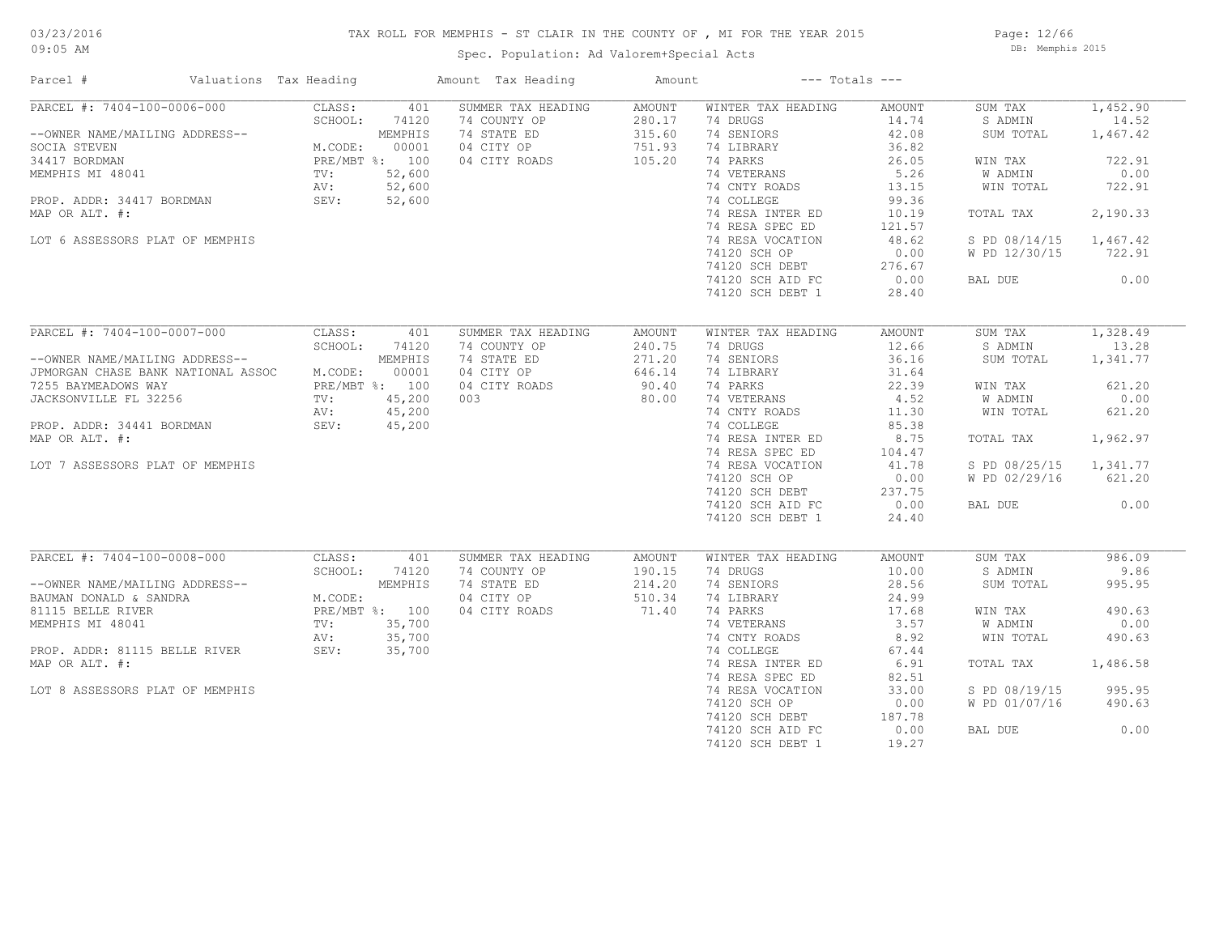TAX ROLL FOR MEMPHIS - ST CLAIR IN THE COUNTY OF , MI FOR THE YEAR 2015

Spec. Population: Ad Valorem+Special Acts

03/23/2016
09:05 AM

DB: Memphis 2015

| Parcel # | Valuations | Tax Heading | Amount | Tax Heading | Amount | --- Totals --- | |
|---|---|---|---|---|---|---|---|
| PARCEL #: 7404-100-0006-000 | CLASS: 401 | SUMMER TAX HEADING | AMOUNT | WINTER TAX HEADING | AMOUNT | SUM TAX | 1,452.90 |
| | SCHOOL: 74120 | 74 COUNTY OP | 280.17 | 74 DRUGS | 14.74 | S ADMIN | 14.52 |
| --OWNER NAME/MAILING ADDRESS-- | MEMPHIS | 74 STATE ED | 315.60 | 74 SENIORS | 42.08 | SUM TOTAL | 1,467.42 |
| SOCIA STEVEN | M.CODE: 00001 | 04 CITY OP | 751.93 | 74 LIBRARY | 36.82 | | |
| 34417 BORDMAN | PRE/MBT %: 100 | 04 CITY ROADS | 105.20 | 74 PARKS | 26.05 | WIN TAX | 722.91 |
| MEMPHIS MI 48041 | TV: 52,600 | | | 74 VETERANS | 5.26 | W ADMIN | 0.00 |
| | AV: 52,600 | | | 74 CNTY ROADS | 13.15 | WIN TOTAL | 722.91 |
| PROP. ADDR: 34417 BORDMAN | SEV: 52,600 | | | 74 COLLEGE | 99.36 | | |
| MAP OR ALT. #: | | | | 74 RESA INTER ED | 10.19 | TOTAL TAX | 2,190.33 |
| | | | | 74 RESA SPEC ED | 121.57 | | |
| LOT 6 ASSESSORS PLAT OF MEMPHIS | | | | 74 RESA VOCATION | 48.62 | S PD 08/14/15 | 1,467.42 |
| | | | | 74120 SCH OP | 0.00 | W PD 12/30/15 | 722.91 |
| | | | | 74120 SCH DEBT | 276.67 | | |
| | | | | 74120 SCH AID FC | 0.00 | BAL DUE | 0.00 |
| | | | | 74120 SCH DEBT 1 | 28.40 | | |
| PARCEL #: 7404-100-0007-000 | CLASS: 401 | SUMMER TAX HEADING | AMOUNT | WINTER TAX HEADING | AMOUNT | SUM TAX | 1,328.49 |
| | SCHOOL: 74120 | 74 COUNTY OP | 240.75 | 74 DRUGS | 12.66 | S ADMIN | 13.28 |
| --OWNER NAME/MAILING ADDRESS-- | MEMPHIS | 74 STATE ED | 271.20 | 74 SENIORS | 36.16 | SUM TOTAL | 1,341.77 |
| JPMORGAN CHASE BANK NATIONAL ASSOC | M.CODE: 00001 | 04 CITY OP | 646.14 | 74 LIBRARY | 31.64 | | |
| 7255 BAYMEADOWS WAY | PRE/MBT %: 100 | 04 CITY ROADS | 90.40 | 74 PARKS | 22.39 | WIN TAX | 621.20 |
| JACKSONVILLE FL 32256 | TV: 45,200 | 003 | 80.00 | 74 VETERANS | 4.52 | W ADMIN | 0.00 |
| | AV: 45,200 | | | 74 CNTY ROADS | 11.30 | WIN TOTAL | 621.20 |
| PROP. ADDR: 34441 BORDMAN | SEV: 45,200 | | | 74 COLLEGE | 85.38 | | |
| MAP OR ALT. #: | | | | 74 RESA INTER ED | 8.75 | TOTAL TAX | 1,962.97 |
| | | | | 74 RESA SPEC ED | 104.47 | | |
| LOT 7 ASSESSORS PLAT OF MEMPHIS | | | | 74 RESA VOCATION | 41.78 | S PD 08/25/15 | 1,341.77 |
| | | | | 74120 SCH OP | 0.00 | W PD 02/29/16 | 621.20 |
| | | | | 74120 SCH DEBT | 237.75 | | |
| | | | | 74120 SCH AID FC | 0.00 | BAL DUE | 0.00 |
| | | | | 74120 SCH DEBT 1 | 24.40 | | |
| PARCEL #: 7404-100-0008-000 | CLASS: 401 | SUMMER TAX HEADING | AMOUNT | WINTER TAX HEADING | AMOUNT | SUM TAX | 986.09 |
| | SCHOOL: 74120 | 74 COUNTY OP | 190.15 | 74 DRUGS | 10.00 | S ADMIN | 9.86 |
| --OWNER NAME/MAILING ADDRESS-- | MEMPHIS | 74 STATE ED | 214.20 | 74 SENIORS | 28.56 | SUM TOTAL | 995.95 |
| BAUMAN DONALD & SANDRA | M.CODE: | 04 CITY OP | 510.34 | 74 LIBRARY | 24.99 | | |
| 81115 BELLE RIVER | PRE/MBT %: 100 | 04 CITY ROADS | 71.40 | 74 PARKS | 17.68 | WIN TAX | 490.63 |
| MEMPHIS MI 48041 | TV: 35,700 | | | 74 VETERANS | 3.57 | W ADMIN | 0.00 |
| | AV: 35,700 | | | 74 CNTY ROADS | 8.92 | WIN TOTAL | 490.63 |
| PROP. ADDR: 81115 BELLE RIVER | SEV: 35,700 | | | 74 COLLEGE | 67.44 | | |
| MAP OR ALT. #: | | | | 74 RESA INTER ED | 6.91 | TOTAL TAX | 1,486.58 |
| | | | | 74 RESA SPEC ED | 82.51 | | |
| LOT 8 ASSESSORS PLAT OF MEMPHIS | | | | 74 RESA VOCATION | 33.00 | S PD 08/19/15 | 995.95 |
| | | | | 74120 SCH OP | 0.00 | W PD 01/07/16 | 490.63 |
| | | | | 74120 SCH DEBT | 187.78 | | |
| | | | | 74120 SCH AID FC | 0.00 | BAL DUE | 0.00 |
| | | | | 74120 SCH DEBT 1 | 19.27 | | |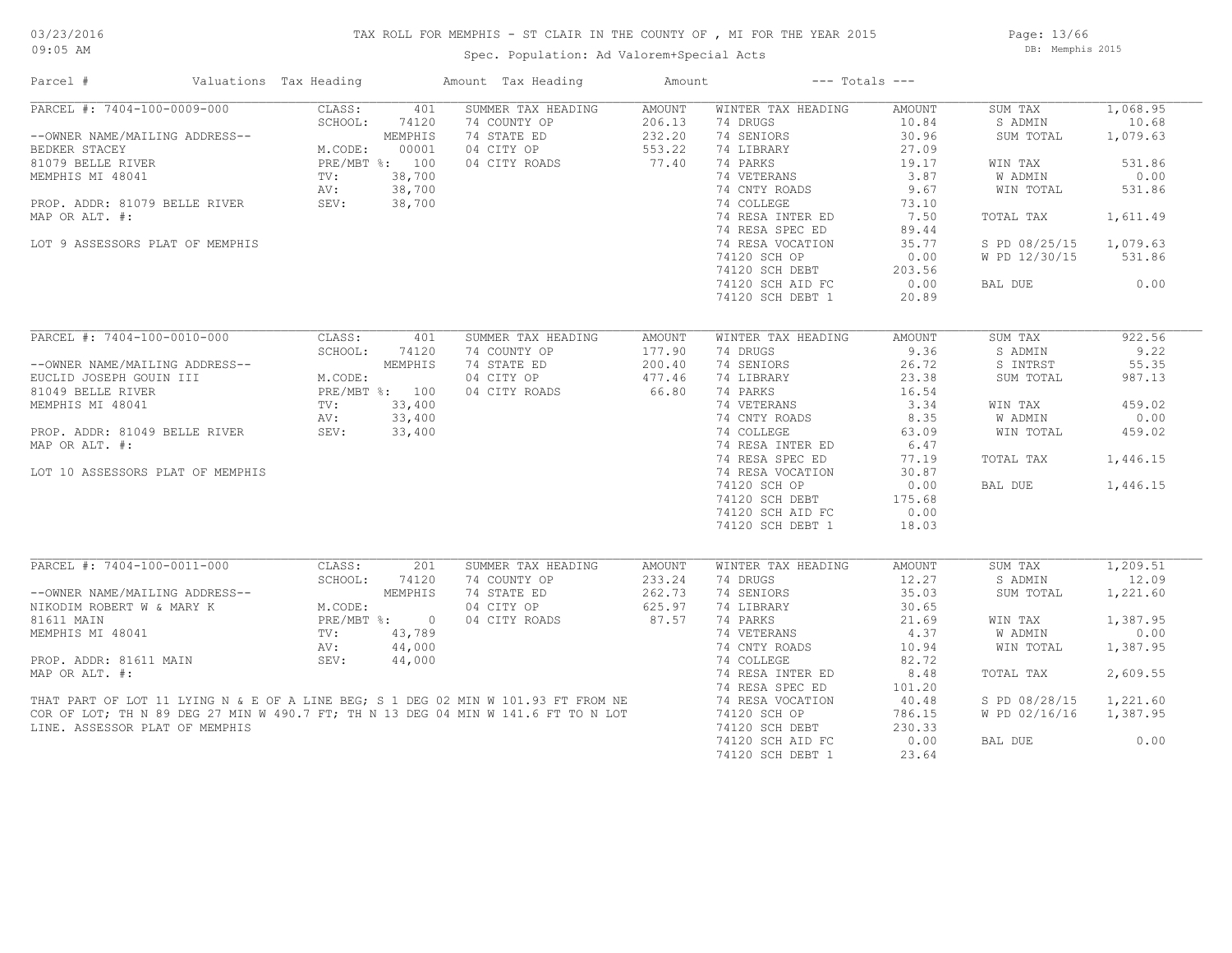TAX ROLL FOR MEMPHIS - ST CLAIR IN THE COUNTY OF , MI FOR THE YEAR 2015

Spec. Population: Ad Valorem+Special Acts

DB: Memphis 2015

| Parcel # | Valuations | Tax Heading | Amount | Tax Heading | Amount | --- Totals --- | | | |
|---|---|---|---|---|---|---|---|---|---|
| PARCEL #: 7404-100-0009-000 | CLASS: | 401 | SUMMER TAX HEADING | AMOUNT | WINTER TAX HEADING | AMOUNT | SUM TAX | 1,068.95 |
| | SCHOOL: | 74120 | 74 COUNTY OP | 206.13 | 74 DRUGS | 10.84 | S ADMIN | 10.68 |
| --OWNER NAME/MAILING ADDRESS-- | | MEMPHIS | 74 STATE ED | 232.20 | 74 SENIORS | 30.96 | SUM TOTAL | 1,079.63 |
| BEDKER STACEY | M.CODE: | 00001 | 04 CITY OP | 553.22 | 74 LIBRARY | 27.09 | | |
| 81079 BELLE RIVER | PRE/MBT %: | 100 | 04 CITY ROADS | 77.40 | 74 PARKS | 19.17 | WIN TAX | 531.86 |
| MEMPHIS MI 48041 | TV: | 38,700 | | | 74 VETERANS | 3.87 | W ADMIN | 0.00 |
| | AV: | 38,700 | | | 74 CNTY ROADS | 9.67 | WIN TOTAL | 531.86 |
| PROP. ADDR: 81079 BELLE RIVER | SEV: | 38,700 | | | 74 COLLEGE | 73.10 | | |
| MAP OR ALT. #: | | | | | 74 RESA INTER ED | 7.50 | TOTAL TAX | 1,611.49 |
| | | | | | 74 RESA SPEC ED | 89.44 | | |
| LOT 9 ASSESSORS PLAT OF MEMPHIS | | | | | 74 RESA VOCATION | 35.77 | S PD 08/25/15 | 1,079.63 |
| | | | | | 74120 SCH OP | 0.00 | W PD 12/30/15 | 531.86 |
| | | | | | 74120 SCH DEBT | 203.56 | | |
| | | | | | 74120 SCH AID FC | 0.00 | BAL DUE | 0.00 |
| | | | | | 74120 SCH DEBT 1 | 20.89 | | |
| PARCEL #: 7404-100-0010-000 | CLASS: | 401 | SUMMER TAX HEADING | AMOUNT | WINTER TAX HEADING | AMOUNT | SUM TAX | 922.56 |
| | SCHOOL: | 74120 | 74 COUNTY OP | 177.90 | 74 DRUGS | 9.36 | S ADMIN | 9.22 |
| --OWNER NAME/MAILING ADDRESS-- | | MEMPHIS | 74 STATE ED | 200.40 | 74 SENIORS | 26.72 | S INTRST | 55.35 |
| EUCLID JOSEPH GOUIN III | M.CODE: | | 04 CITY OP | 477.46 | 74 LIBRARY | 23.38 | SUM TOTAL | 987.13 |
| 81049 BELLE RIVER | PRE/MBT %: | 100 | 04 CITY ROADS | 66.80 | 74 PARKS | 16.54 | | |
| MEMPHIS MI 48041 | TV: | 33,400 | | | 74 VETERANS | 3.34 | WIN TAX | 459.02 |
| | AV: | 33,400 | | | 74 CNTY ROADS | 8.35 | W ADMIN | 0.00 |
| PROP. ADDR: 81049 BELLE RIVER | SEV: | 33,400 | | | 74 COLLEGE | 63.09 | WIN TOTAL | 459.02 |
| MAP OR ALT. #: | | | | | 74 RESA INTER ED | 6.47 | | |
| | | | | | 74 RESA SPEC ED | 77.19 | TOTAL TAX | 1,446.15 |
| LOT 10 ASSESSORS PLAT OF MEMPHIS | | | | | 74 RESA VOCATION | 30.87 | | |
| | | | | | 74120 SCH OP | 0.00 | BAL DUE | 1,446.15 |
| | | | | | 74120 SCH DEBT | 175.68 | | |
| | | | | | 74120 SCH AID FC | 0.00 | | |
| | | | | | 74120 SCH DEBT 1 | 18.03 | | |
| PARCEL #: 7404-100-0011-000 | CLASS: | 201 | SUMMER TAX HEADING | AMOUNT | WINTER TAX HEADING | AMOUNT | SUM TAX | 1,209.51 |
| | SCHOOL: | 74120 | 74 COUNTY OP | 233.24 | 74 DRUGS | 12.27 | S ADMIN | 12.09 |
| --OWNER NAME/MAILING ADDRESS-- | | MEMPHIS | 74 STATE ED | 262.73 | 74 SENIORS | 35.03 | SUM TOTAL | 1,221.60 |
| NIKODIM ROBERT W & MARY K | M.CODE: | | 04 CITY OP | 625.97 | 74 LIBRARY | 30.65 | | |
| 81611 MAIN | PRE/MBT %: | 0 | 04 CITY ROADS | 87.57 | 74 PARKS | 21.69 | WIN TAX | 1,387.95 |
| MEMPHIS MI 48041 | TV: | 43,789 | | | 74 VETERANS | 4.37 | W ADMIN | 0.00 |
| | AV: | 44,000 | | | 74 CNTY ROADS | 10.94 | WIN TOTAL | 1,387.95 |
| PROP. ADDR: 81611 MAIN | SEV: | 44,000 | | | 74 COLLEGE | 82.72 | | |
| MAP OR ALT. #: | | | | | 74 RESA INTER ED | 8.48 | TOTAL TAX | 2,609.55 |
| | | | | | 74 RESA SPEC ED | 101.20 | | |
| THAT PART OF LOT 11 LYING N & E OF A LINE BEG; S 1 DEG 02 MIN W 101.93 FT FROM NE | | | | | 74 RESA VOCATION | 40.48 | S PD 08/28/15 | 1,221.60 |
| COR OF LOT; TH N 89 DEG 27 MIN W 490.7 FT; TH N 13 DEG 04 MIN W 141.6 FT TO N LOT | | | | | 74120 SCH OP | 786.15 | W PD 02/16/16 | 1,387.95 |
| LINE. ASSESSOR PLAT OF MEMPHIS | | | | | 74120 SCH DEBT | 230.33 | | |
| | | | | | 74120 SCH AID FC | 0.00 | BAL DUE | 0.00 |
| | | | | | 74120 SCH DEBT 1 | 23.64 | | |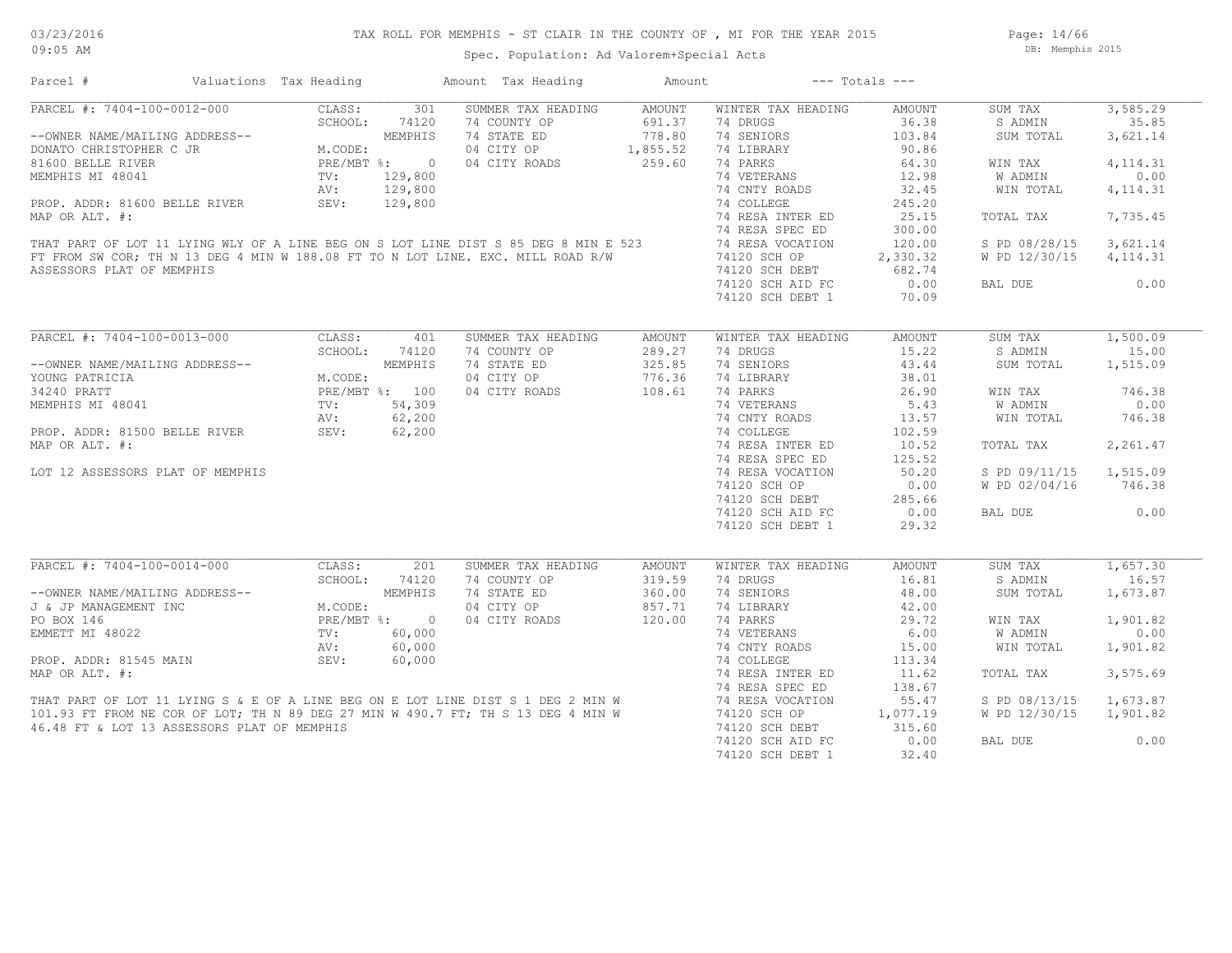TAX ROLL FOR MEMPHIS - ST CLAIR IN THE COUNTY OF , MI FOR THE YEAR 2015

Spec. Population: Ad Valorem+Special Acts

03/23/2016 09:05 AM — DB: Memphis 2015

| Parcel # | Valuations | Tax Heading | Amount | Tax Heading | Amount | --- Totals --- | |
|---|---|---|---|---|---|---|---|

## PARCEL #: 7404-100-0012-000

| Parcel Info | Valuations | Summer Tax Heading | Amount | Winter Tax Heading | Amount | Totals | |
|---|---|---|---|---|---|---|---|
| --OWNER NAME/MAILING ADDRESS-- | CLASS: 301 | 74 COUNTY OP | 691.37 | 74 DRUGS | 36.38 | SUM TAX | 3,585.29 |
| DONATO CHRISTOPHER C JR | SCHOOL: 74120 MEMPHIS | 74 STATE ED | 778.80 | 74 SENIORS | 103.84 | S ADMIN | 35.85 |
| 81600 BELLE RIVER | M.CODE: | 04 CITY OP | 1,855.52 | 74 LIBRARY | 90.86 | SUM TOTAL | 3,621.14 |
| MEMPHIS MI 48041 | PRE/MBT %: 0 | 04 CITY ROADS | 259.60 | 74 PARKS | 64.30 | WIN TAX | 4,114.31 |
| PROP. ADDR: 81600 BELLE RIVER | TV: 129,800 | | | 74 VETERANS | 12.98 | W ADMIN | 0.00 |
| MAP OR ALT. #: | AV: 129,800 | | | 74 CNTY ROADS | 32.45 | WIN TOTAL | 4,114.31 |
| | SEV: 129,800 | | | 74 COLLEGE | 245.20 | TOTAL TAX | 7,735.45 |
| | | | | 74 RESA INTER ED | 25.15 | S PD 08/28/15 | 3,621.14 |
| | | | | 74 RESA SPEC ED | 300.00 | W PD 12/30/15 | 4,114.31 |
| | | | | 74 RESA VOCATION | 120.00 | BAL DUE | 0.00 |
| | | | | 74120 SCH OP | 2,330.32 | | |
| | | | | 74120 SCH DEBT | 682.74 | | |
| | | | | 74120 SCH AID FC | 0.00 | | |
| | | | | 74120 SCH DEBT 1 | 70.09 | | |

THAT PART OF LOT 11 LYING WLY OF A LINE BEG ON S LOT LINE DIST S 85 DEG 8 MIN E 523 FT FROM SW COR; TH N 13 DEG 4 MIN W 188.08 FT TO N LOT LINE. EXC. MILL ROAD R/W ASSESSORS PLAT OF MEMPHIS

## PARCEL #: 7404-100-0013-000

| Parcel Info | Valuations | Summer Tax Heading | Amount | Winter Tax Heading | Amount | Totals | |
|---|---|---|---|---|---|---|---|
| --OWNER NAME/MAILING ADDRESS-- | CLASS: 401 | 74 COUNTY OP | 289.27 | 74 DRUGS | 15.22 | SUM TAX | 1,500.09 |
| YOUNG PATRICIA | SCHOOL: 74120 MEMPHIS | 74 STATE ED | 325.85 | 74 SENIORS | 43.44 | S ADMIN | 15.00 |
| 34240 PRATT | M.CODE: | 04 CITY OP | 776.36 | 74 LIBRARY | 38.01 | SUM TOTAL | 1,515.09 |
| MEMPHIS MI 48041 | PRE/MBT %: 100 | 04 CITY ROADS | 108.61 | 74 PARKS | 26.90 | WIN TAX | 746.38 |
| PROP. ADDR: 81500 BELLE RIVER | TV: 54,309 | | | 74 VETERANS | 5.43 | W ADMIN | 0.00 |
| MAP OR ALT. #: | AV: 62,200 | | | 74 CNTY ROADS | 13.57 | WIN TOTAL | 746.38 |
| | SEV: 62,200 | | | 74 COLLEGE | 102.59 | TOTAL TAX | 2,261.47 |
| | | | | 74 RESA INTER ED | 10.52 | S PD 09/11/15 | 1,515.09 |
| | | | | 74 RESA SPEC ED | 125.52 | W PD 02/04/16 | 746.38 |
| | | | | 74 RESA VOCATION | 50.20 | BAL DUE | 0.00 |
| | | | | 74120 SCH OP | 0.00 | | |
| | | | | 74120 SCH DEBT | 285.66 | | |
| | | | | 74120 SCH AID FC | 0.00 | | |
| | | | | 74120 SCH DEBT 1 | 29.32 | | |

LOT 12 ASSESSORS PLAT OF MEMPHIS

## PARCEL #: 7404-100-0014-000

| Parcel Info | Valuations | Summer Tax Heading | Amount | Winter Tax Heading | Amount | Totals | |
|---|---|---|---|---|---|---|---|
| --OWNER NAME/MAILING ADDRESS-- | CLASS: 201 | 74 COUNTY OP | 319.59 | 74 DRUGS | 16.81 | SUM TAX | 1,657.30 |
| J & JP MANAGEMENT INC | SCHOOL: 74120 MEMPHIS | 74 STATE ED | 360.00 | 74 SENIORS | 48.00 | S ADMIN | 16.57 |
| PO BOX 146 | M.CODE: | 04 CITY OP | 857.71 | 74 LIBRARY | 42.00 | SUM TOTAL | 1,673.87 |
| EMMETT MI 48022 | PRE/MBT %: 0 | 04 CITY ROADS | 120.00 | 74 PARKS | 29.72 | WIN TAX | 1,901.82 |
| PROP. ADDR: 81545 MAIN | TV: 60,000 | | | 74 VETERANS | 6.00 | W ADMIN | 0.00 |
| MAP OR ALT. #: | AV: 60,000 | | | 74 CNTY ROADS | 15.00 | WIN TOTAL | 1,901.82 |
| | SEV: 60,000 | | | 74 COLLEGE | 113.34 | TOTAL TAX | 3,575.69 |
| | | | | 74 RESA INTER ED | 11.62 | S PD 08/13/15 | 1,673.87 |
| | | | | 74 RESA SPEC ED | 138.67 | W PD 12/30/15 | 1,901.82 |
| | | | | 74 RESA VOCATION | 55.47 | BAL DUE | 0.00 |
| | | | | 74120 SCH OP | 1,077.19 | | |
| | | | | 74120 SCH DEBT | 315.60 | | |
| | | | | 74120 SCH AID FC | 0.00 | | |
| | | | | 74120 SCH DEBT 1 | 32.40 | | |

THAT PART OF LOT 11 LYING S & E OF A LINE BEG ON E LOT LINE DIST S 1 DEG 2 MIN W 101.93 FT FROM NE COR OF LOT; TH N 89 DEG 27 MIN W 490.7 FT; TH S 13 DEG 4 MIN W 46.48 FT & LOT 13 ASSESSORS PLAT OF MEMPHIS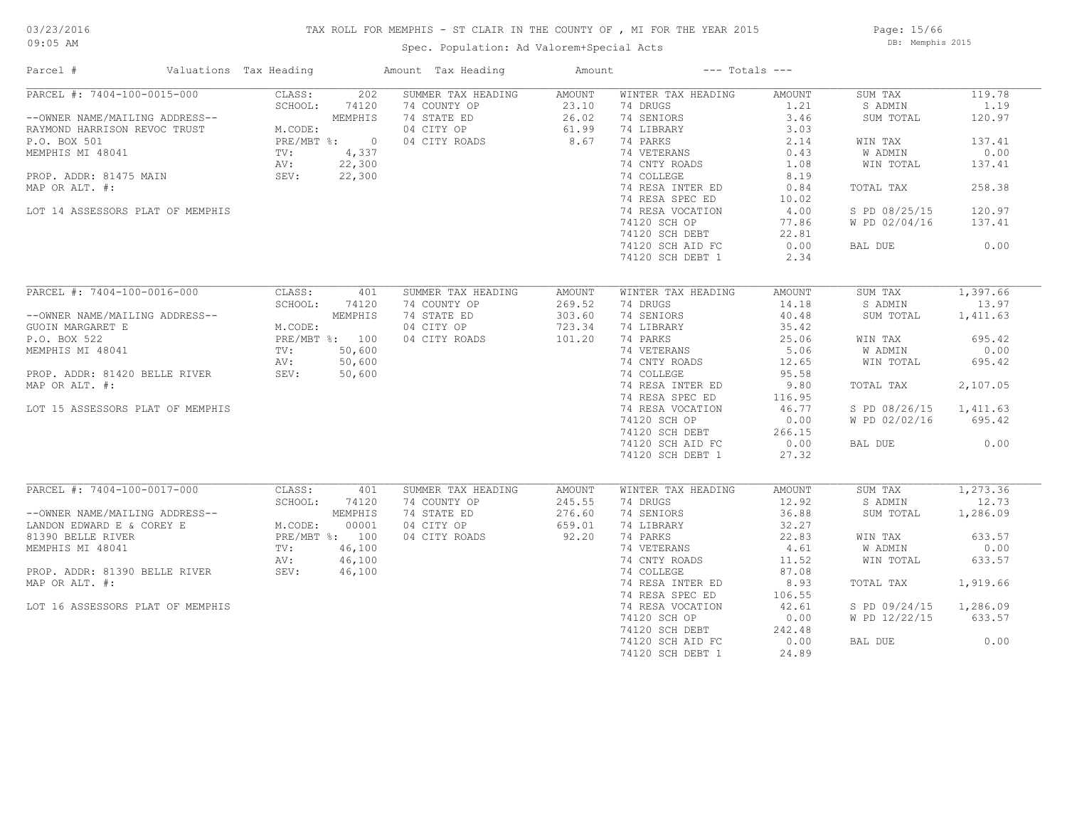# TAX ROLL FOR MEMPHIS - ST CLAIR IN THE COUNTY OF , MI FOR THE YEAR 2015

Spec. Population: Ad Valorem+Special Acts

03/23/2016
09:05 AM

DB: Memphis 2015

| Parcel # | Valuations | Tax Heading | Amount | Tax Heading | Amount | --- Totals --- | |
|---|---|---|---|---|---|---|---|
| PARCEL #: 7404-100-0015-000 | CLASS: 202 | SUMMER TAX HEADING | AMOUNT | WINTER TAX HEADING | AMOUNT | SUM TAX | 119.78 |
| | SCHOOL: 74120 | 74 COUNTY OP | 23.10 | 74 DRUGS | 1.21 | S ADMIN | 1.19 |
| --OWNER NAME/MAILING ADDRESS-- | MEMPHIS | 74 STATE ED | 26.02 | 74 SENIORS | 3.46 | SUM TOTAL | 120.97 |
| RAYMOND HARRISON REVOC TRUST | M.CODE: | 04 CITY OP | 61.99 | 74 LIBRARY | 3.03 | | |
| P.O. BOX 501 | PRE/MBT %: 0 | 04 CITY ROADS | 8.67 | 74 PARKS | 2.14 | WIN TAX | 137.41 |
| MEMPHIS MI 48041 | TV: 4,337 | | | 74 VETERANS | 0.43 | W ADMIN | 0.00 |
| | AV: 22,300 | | | 74 CNTY ROADS | 1.08 | WIN TOTAL | 137.41 |
| PROP. ADDR: 81475 MAIN | SEV: 22,300 | | | 74 COLLEGE | 8.19 | | |
| MAP OR ALT. #: | | | | 74 RESA INTER ED | 0.84 | TOTAL TAX | 258.38 |
| | | | | 74 RESA SPEC ED | 10.02 | | |
| LOT 14 ASSESSORS PLAT OF MEMPHIS | | | | 74 RESA VOCATION | 4.00 | S PD 08/25/15 | 120.97 |
| | | | | 74120 SCH OP | 77.86 | W PD 02/04/16 | 137.41 |
| | | | | 74120 SCH DEBT | 22.81 | | |
| | | | | 74120 SCH AID FC | 0.00 | BAL DUE | 0.00 |
| | | | | 74120 SCH DEBT 1 | 2.34 | | |
| PARCEL #: 7404-100-0016-000 | CLASS: 401 | SUMMER TAX HEADING | AMOUNT | WINTER TAX HEADING | AMOUNT | SUM TAX | 1,397.66 |
| | SCHOOL: 74120 | 74 COUNTY OP | 269.52 | 74 DRUGS | 14.18 | S ADMIN | 13.97 |
| --OWNER NAME/MAILING ADDRESS-- | MEMPHIS | 74 STATE ED | 303.60 | 74 SENIORS | 40.48 | SUM TOTAL | 1,411.63 |
| GUOIN MARGARET E | M.CODE: | 04 CITY OP | 723.34 | 74 LIBRARY | 35.42 | | |
| P.O. BOX 522 | PRE/MBT %: 100 | 04 CITY ROADS | 101.20 | 74 PARKS | 25.06 | WIN TAX | 695.42 |
| MEMPHIS MI 48041 | TV: 50,600 | | | 74 VETERANS | 5.06 | W ADMIN | 0.00 |
| | AV: 50,600 | | | 74 CNTY ROADS | 12.65 | WIN TOTAL | 695.42 |
| PROP. ADDR: 81420 BELLE RIVER | SEV: 50,600 | | | 74 COLLEGE | 95.58 | | |
| MAP OR ALT. #: | | | | 74 RESA INTER ED | 9.80 | TOTAL TAX | 2,107.05 |
| | | | | 74 RESA SPEC ED | 116.95 | | |
| LOT 15 ASSESSORS PLAT OF MEMPHIS | | | | 74 RESA VOCATION | 46.77 | S PD 08/26/15 | 1,411.63 |
| | | | | 74120 SCH OP | 0.00 | W PD 02/02/16 | 695.42 |
| | | | | 74120 SCH DEBT | 266.15 | | |
| | | | | 74120 SCH AID FC | 0.00 | BAL DUE | 0.00 |
| | | | | 74120 SCH DEBT 1 | 27.32 | | |
| PARCEL #: 7404-100-0017-000 | CLASS: 401 | SUMMER TAX HEADING | AMOUNT | WINTER TAX HEADING | AMOUNT | SUM TAX | 1,273.36 |
| | SCHOOL: 74120 | 74 COUNTY OP | 245.55 | 74 DRUGS | 12.92 | S ADMIN | 12.73 |
| --OWNER NAME/MAILING ADDRESS-- | MEMPHIS | 74 STATE ED | 276.60 | 74 SENIORS | 36.88 | SUM TOTAL | 1,286.09 |
| LANDON EDWARD E & COREY E | M.CODE: 00001 | 04 CITY OP | 659.01 | 74 LIBRARY | 32.27 | | |
| 81390 BELLE RIVER | PRE/MBT %: 100 | 04 CITY ROADS | 92.20 | 74 PARKS | 22.83 | WIN TAX | 633.57 |
| MEMPHIS MI 48041 | TV: 46,100 | | | 74 VETERANS | 4.61 | W ADMIN | 0.00 |
| | AV: 46,100 | | | 74 CNTY ROADS | 11.52 | WIN TOTAL | 633.57 |
| PROP. ADDR: 81390 BELLE RIVER | SEV: 46,100 | | | 74 COLLEGE | 87.08 | | |
| MAP OR ALT. #: | | | | 74 RESA INTER ED | 8.93 | TOTAL TAX | 1,919.66 |
| | | | | 74 RESA SPEC ED | 106.55 | | |
| LOT 16 ASSESSORS PLAT OF MEMPHIS | | | | 74 RESA VOCATION | 42.61 | S PD 09/24/15 | 1,286.09 |
| | | | | 74120 SCH OP | 0.00 | W PD 12/22/15 | 633.57 |
| | | | | 74120 SCH DEBT | 242.48 | | |
| | | | | 74120 SCH AID FC | 0.00 | BAL DUE | 0.00 |
| | | | | 74120 SCH DEBT 1 | 24.89 | | |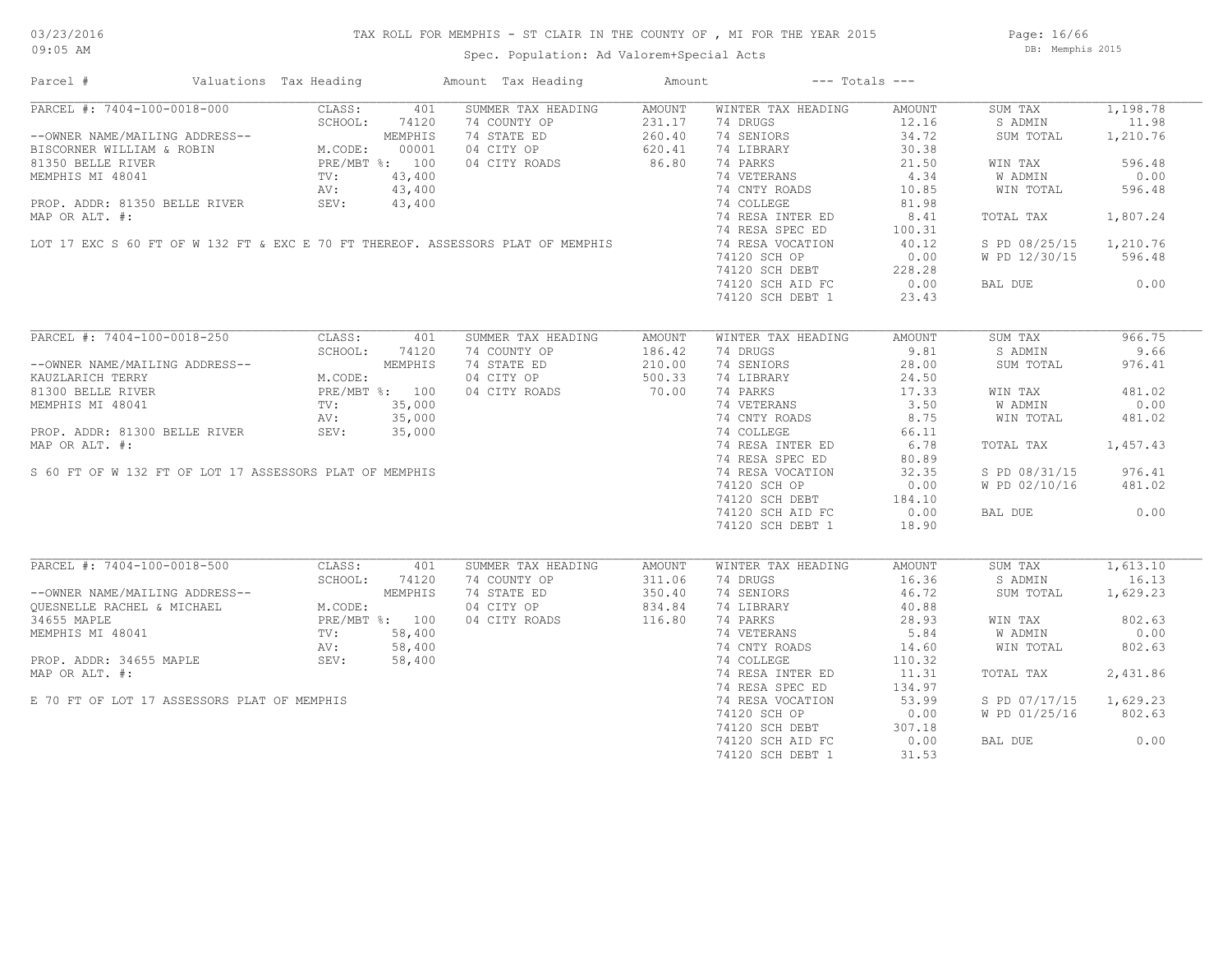# TAX ROLL FOR MEMPHIS - ST CLAIR IN THE COUNTY OF , MI FOR THE YEAR 2015

Spec. Population: Ad Valorem+Special Acts

DB: Memphis 2015

03/23/2016
09:05 AM

| Parcel # | Valuations | Tax Heading | Amount | Tax Heading | Amount | --- Totals --- | |
|---|---|---|---|---|---|---|---|
| PARCEL #: 7404-100-0018-000 | CLASS: 401 | SUMMER TAX HEADING | AMOUNT | WINTER TAX HEADING | AMOUNT | SUM TAX | 1,198.78 |
| | SCHOOL: 74120 | 74 COUNTY OP | 231.17 | 74 DRUGS | 12.16 | S ADMIN | 11.98 |
| --OWNER NAME/MAILING ADDRESS-- | MEMPHIS | 74 STATE ED | 260.40 | 74 SENIORS | 34.72 | SUM TOTAL | 1,210.76 |
| BISCORNER WILLIAM & ROBIN | M.CODE: 00001 | 04 CITY OP | 620.41 | 74 LIBRARY | 30.38 | | |
| 81350 BELLE RIVER | PRE/MBT %: 100 | 04 CITY ROADS | 86.80 | 74 PARKS | 21.50 | WIN TAX | 596.48 |
| MEMPHIS MI 48041 | TV: 43,400 | | | 74 VETERANS | 4.34 | W ADMIN | 0.00 |
| | AV: 43,400 | | | 74 CNTY ROADS | 10.85 | WIN TOTAL | 596.48 |
| PROP. ADDR: 81350 BELLE RIVER | SEV: 43,400 | | | 74 COLLEGE | 81.98 | | |
| MAP OR ALT. #: | | | | 74 RESA INTER ED | 8.41 | TOTAL TAX | 1,807.24 |
| | | | | 74 RESA SPEC ED | 100.31 | | |
| LOT 17 EXC S 60 FT OF W 132 FT & EXC E 70 FT THEREOF. ASSESSORS PLAT OF MEMPHIS | | | | 74 RESA VOCATION | 40.12 | S PD 08/25/15 | 1,210.76 |
| | | | | 74120 SCH OP | 0.00 | W PD 12/30/15 | 596.48 |
| | | | | 74120 SCH DEBT | 228.28 | | |
| | | | | 74120 SCH AID FC | 0.00 | BAL DUE | 0.00 |
| | | | | 74120 SCH DEBT 1 | 23.43 | | |

| Parcel # | Valuations | Tax Heading | Amount | Tax Heading | Amount | --- Totals --- | |
|---|---|---|---|---|---|---|---|
| PARCEL #: 7404-100-0018-250 | CLASS: 401 | SUMMER TAX HEADING | AMOUNT | WINTER TAX HEADING | AMOUNT | SUM TAX | 966.75 |
| | SCHOOL: 74120 | 74 COUNTY OP | 186.42 | 74 DRUGS | 9.81 | S ADMIN | 9.66 |
| --OWNER NAME/MAILING ADDRESS-- | MEMPHIS | 74 STATE ED | 210.00 | 74 SENIORS | 28.00 | SUM TOTAL | 976.41 |
| KAUZLARICH TERRY | M.CODE: | 04 CITY OP | 500.33 | 74 LIBRARY | 24.50 | | |
| 81300 BELLE RIVER | PRE/MBT %: 100 | 04 CITY ROADS | 70.00 | 74 PARKS | 17.33 | WIN TAX | 481.02 |
| MEMPHIS MI 48041 | TV: 35,000 | | | 74 VETERANS | 3.50 | W ADMIN | 0.00 |
| | AV: 35,000 | | | 74 CNTY ROADS | 8.75 | WIN TOTAL | 481.02 |
| PROP. ADDR: 81300 BELLE RIVER | SEV: 35,000 | | | 74 COLLEGE | 66.11 | | |
| MAP OR ALT. #: | | | | 74 RESA INTER ED | 6.78 | TOTAL TAX | 1,457.43 |
| | | | | 74 RESA SPEC ED | 80.89 | | |
| S 60 FT OF W 132 FT OF LOT 17 ASSESSORS PLAT OF MEMPHIS | | | | 74 RESA VOCATION | 32.35 | S PD 08/31/15 | 976.41 |
| | | | | 74120 SCH OP | 0.00 | W PD 02/10/16 | 481.02 |
| | | | | 74120 SCH DEBT | 184.10 | | |
| | | | | 74120 SCH AID FC | 0.00 | BAL DUE | 0.00 |
| | | | | 74120 SCH DEBT 1 | 18.90 | | |

| Parcel # | Valuations | Tax Heading | Amount | Tax Heading | Amount | --- Totals --- | |
|---|---|---|---|---|---|---|---|
| PARCEL #: 7404-100-0018-500 | CLASS: 401 | SUMMER TAX HEADING | AMOUNT | WINTER TAX HEADING | AMOUNT | SUM TAX | 1,613.10 |
| | SCHOOL: 74120 | 74 COUNTY OP | 311.06 | 74 DRUGS | 16.36 | S ADMIN | 16.13 |
| --OWNER NAME/MAILING ADDRESS-- | MEMPHIS | 74 STATE ED | 350.40 | 74 SENIORS | 46.72 | SUM TOTAL | 1,629.23 |
| QUESNELLE RACHEL & MICHAEL | M.CODE: | 04 CITY OP | 834.84 | 74 LIBRARY | 40.88 | | |
| 34655 MAPLE | PRE/MBT %: 100 | 04 CITY ROADS | 116.80 | 74 PARKS | 28.93 | WIN TAX | 802.63 |
| MEMPHIS MI 48041 | TV: 58,400 | | | 74 VETERANS | 5.84 | W ADMIN | 0.00 |
| | AV: 58,400 | | | 74 CNTY ROADS | 14.60 | WIN TOTAL | 802.63 |
| PROP. ADDR: 34655 MAPLE | SEV: 58,400 | | | 74 COLLEGE | 110.32 | | |
| MAP OR ALT. #: | | | | 74 RESA INTER ED | 11.31 | TOTAL TAX | 2,431.86 |
| | | | | 74 RESA SPEC ED | 134.97 | | |
| E 70 FT OF LOT 17 ASSESSORS PLAT OF MEMPHIS | | | | 74 RESA VOCATION | 53.99 | S PD 07/17/15 | 1,629.23 |
| | | | | 74120 SCH OP | 0.00 | W PD 01/25/16 | 802.63 |
| | | | | 74120 SCH DEBT | 307.18 | | |
| | | | | 74120 SCH AID FC | 0.00 | BAL DUE | 0.00 |
| | | | | 74120 SCH DEBT 1 | 31.53 | | |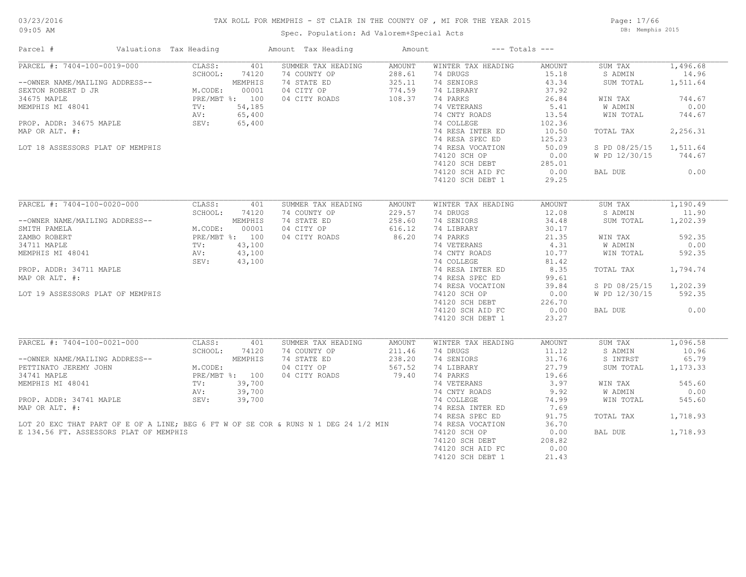# TAX ROLL FOR MEMPHIS - ST CLAIR IN THE COUNTY OF , MI FOR THE YEAR 2015

Spec. Population: Ad Valorem+Special Acts

DB: Memphis 2015

03/23/2016
09:05 AM

| Parcel # | Valuations | Tax Heading | Amount | Tax Heading | Amount | --- Totals --- | |
|---|---|---|---|---|---|---|---|

## PARCEL #: 7404-100-0019-000

| Owner / Property | Valuations | | Summer Tax Heading | Amount | Winter Tax Heading | Amount | Totals | |
|---|---|---|---|---|---|---|---|---|
| --OWNER NAME/MAILING ADDRESS-- | CLASS: | 401 | 74 COUNTY OP | 288.61 | 74 DRUGS | 15.18 | SUM TAX | 1,496.68 |
| SEXTON ROBERT D JR | SCHOOL: | 74120 | 74 STATE ED | 325.11 | 74 SENIORS | 43.34 | S ADMIN | 14.96 |
| 34675 MAPLE | | MEMPHIS | 04 CITY OP | 774.59 | 74 LIBRARY | 37.92 | SUM TOTAL | 1,511.64 |
| MEMPHIS MI 48041 | M.CODE: | 00001 | 04 CITY ROADS | 108.37 | 74 PARKS | 26.84 | WIN TAX | 744.67 |
| PROP. ADDR: 34675 MAPLE | PRE/MBT %: | 100 | | | 74 VETERANS | 5.41 | W ADMIN | 0.00 |
| MAP OR ALT. #: | TV: | 54,185 | | | 74 CNTY ROADS | 13.54 | WIN TOTAL | 744.67 |
| LOT 18 ASSESSORS PLAT OF MEMPHIS | AV: | 65,400 | | | 74 COLLEGE | 102.36 | TOTAL TAX | 2,256.31 |
| | SEV: | 65,400 | | | 74 RESA INTER ED | 10.50 | S PD 08/25/15 | 1,511.64 |
| | | | | | 74 RESA SPEC ED | 125.23 | W PD 12/30/15 | 744.67 |
| | | | | | 74 RESA VOCATION | 50.09 | BAL DUE | 0.00 |
| | | | | | 74120 SCH OP | 0.00 | | |
| | | | | | 74120 SCH DEBT | 285.01 | | |
| | | | | | 74120 SCH AID FC | 0.00 | | |
| | | | | | 74120 SCH DEBT 1 | 29.25 | | |

## PARCEL #: 7404-100-0020-000

| Owner / Property | Valuations | | Summer Tax Heading | Amount | Winter Tax Heading | Amount | Totals | |
|---|---|---|---|---|---|---|---|---|
| --OWNER NAME/MAILING ADDRESS-- | CLASS: | 401 | 74 COUNTY OP | 229.57 | 74 DRUGS | 12.08 | SUM TAX | 1,190.49 |
| SMITH PAMELA | SCHOOL: | 74120 | 74 STATE ED | 258.60 | 74 SENIORS | 34.48 | S ADMIN | 11.90 |
| ZAMBO ROBERT | | MEMPHIS | 04 CITY OP | 616.12 | 74 LIBRARY | 30.17 | SUM TOTAL | 1,202.39 |
| 34711 MAPLE | M.CODE: | 00001 | 04 CITY ROADS | 86.20 | 74 PARKS | 21.35 | WIN TAX | 592.35 |
| MEMPHIS MI 48041 | PRE/MBT %: | 100 | | | 74 VETERANS | 4.31 | W ADMIN | 0.00 |
| PROP. ADDR: 34711 MAPLE | TV: | 43,100 | | | 74 CNTY ROADS | 10.77 | WIN TOTAL | 592.35 |
| MAP OR ALT. #: | AV: | 43,100 | | | 74 COLLEGE | 81.42 | TOTAL TAX | 1,794.74 |
| LOT 19 ASSESSORS PLAT OF MEMPHIS | SEV: | 43,100 | | | 74 RESA INTER ED | 8.35 | S PD 08/25/15 | 1,202.39 |
| | | | | | 74 RESA SPEC ED | 99.61 | W PD 12/30/15 | 592.35 |
| | | | | | 74 RESA VOCATION | 39.84 | BAL DUE | 0.00 |
| | | | | | 74120 SCH OP | 0.00 | | |
| | | | | | 74120 SCH DEBT | 226.70 | | |
| | | | | | 74120 SCH AID FC | 0.00 | | |
| | | | | | 74120 SCH DEBT 1 | 23.27 | | |

## PARCEL #: 7404-100-0021-000

| Owner / Property | Valuations | | Summer Tax Heading | Amount | Winter Tax Heading | Amount | Totals | |
|---|---|---|---|---|---|---|---|---|
| --OWNER NAME/MAILING ADDRESS-- | CLASS: | 401 | 74 COUNTY OP | 211.46 | 74 DRUGS | 11.12 | SUM TAX | 1,096.58 |
| PETTINATO JEREMY JOHN | SCHOOL: | 74120 | 74 STATE ED | 238.20 | 74 SENIORS | 31.76 | S ADMIN | 10.96 |
| 34741 MAPLE | | MEMPHIS | 04 CITY OP | 567.52 | 74 LIBRARY | 27.79 | S INTRST | 65.79 |
| MEMPHIS MI 48041 | M.CODE: | | 04 CITY ROADS | 79.40 | 74 PARKS | 19.66 | SUM TOTAL | 1,173.33 |
| PROP. ADDR: 34741 MAPLE | PRE/MBT %: | 100 | | | 74 VETERANS | 3.97 | WIN TAX | 545.60 |
| MAP OR ALT. #: | TV: | 39,700 | | | 74 CNTY ROADS | 9.92 | W ADMIN | 0.00 |
| | AV: | 39,700 | | | 74 COLLEGE | 74.99 | WIN TOTAL | 545.60 |
| | SEV: | 39,700 | | | 74 RESA INTER ED | 7.69 | TOTAL TAX | 1,718.93 |
| | | | | | 74 RESA SPEC ED | 91.75 | BAL DUE | 1,718.93 |
| | | | | | 74 RESA VOCATION | 36.70 | | |
| | | | | | 74120 SCH OP | 0.00 | | |
| | | | | | 74120 SCH DEBT | 208.82 | | |
| | | | | | 74120 SCH AID FC | 0.00 | | |
| | | | | | 74120 SCH DEBT 1 | 21.43 | | |

LOT 20 EXC THAT PART OF E OF A LINE; BEG 6 FT W OF SE COR & RUNS N 1 DEG 24 1/2 MIN E 134.56 FT. ASSESSORS PLAT OF MEMPHIS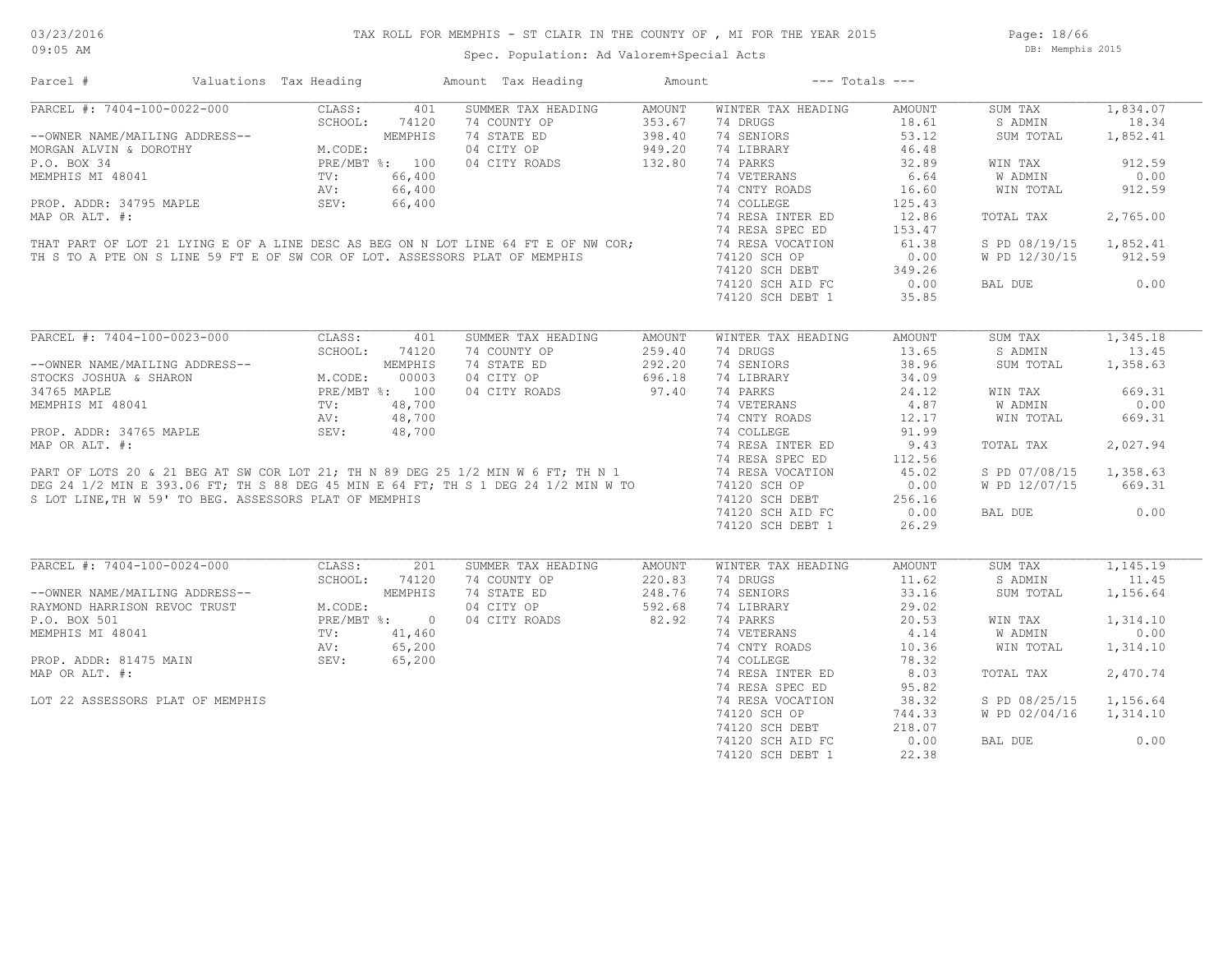# TAX ROLL FOR MEMPHIS - ST CLAIR IN THE COUNTY OF , MI FOR THE YEAR 2015

03/23/2016
09:05 AM

Spec. Population: Ad Valorem+Special Acts

DB: Memphis 2015

| Parcel # | Valuations | Tax Heading | Amount | Tax Heading | Amount | --- Totals --- | |
|---|---|---|---|---|---|---|---|

## PARCEL #: 7404-100-0022-000

| Parcel Info | Valuations | Summer Tax Heading | Amount | Winter Tax Heading | Amount | Totals | |
|---|---|---|---|---|---|---|---|
| PARCEL #: 7404-100-0022-000 | CLASS: 401 | SUMMER TAX HEADING | AMOUNT | WINTER TAX HEADING | AMOUNT | SUM TAX | 1,834.07 |
| | SCHOOL: 74120 | 74 COUNTY OP | 353.67 | 74 DRUGS | 18.61 | S ADMIN | 18.34 |
| --OWNER NAME/MAILING ADDRESS-- | MEMPHIS | 74 STATE ED | 398.40 | 74 SENIORS | 53.12 | SUM TOTAL | 1,852.41 |
| MORGAN ALVIN & DOROTHY | M.CODE: | 04 CITY OP | 949.20 | 74 LIBRARY | 46.48 | | |
| P.O. BOX 34 | PRE/MBT %: 100 | 04 CITY ROADS | 132.80 | 74 PARKS | 32.89 | WIN TAX | 912.59 |
| MEMPHIS MI 48041 | TV: 66,400 | | | 74 VETERANS | 6.64 | W ADMIN | 0.00 |
| | AV: 66,400 | | | 74 CNTY ROADS | 16.60 | WIN TOTAL | 912.59 |
| PROP. ADDR: 34795 MAPLE | SEV: 66,400 | | | 74 COLLEGE | 125.43 | | |
| MAP OR ALT. #: | | | | 74 RESA INTER ED | 12.86 | TOTAL TAX | 2,765.00 |
| | | | | 74 RESA SPEC ED | 153.47 | | |
| | | | | 74 RESA VOCATION | 61.38 | S PD 08/19/15 | 1,852.41 |
| | | | | 74120 SCH OP | 0.00 | W PD 12/30/15 | 912.59 |
| | | | | 74120 SCH DEBT | 349.26 | | |
| | | | | 74120 SCH AID FC | 0.00 | BAL DUE | 0.00 |
| | | | | 74120 SCH DEBT 1 | 35.85 | | |

THAT PART OF LOT 21 LYING E OF A LINE DESC AS BEG ON N LOT LINE 64 FT E OF NW COR; TH S TO A PTE ON S LINE 59 FT E OF SW COR OF LOT. ASSESSORS PLAT OF MEMPHIS

## PARCEL #: 7404-100-0023-000

| Parcel Info | Valuations | Summer Tax Heading | Amount | Winter Tax Heading | Amount | Totals | |
|---|---|---|---|---|---|---|---|
| PARCEL #: 7404-100-0023-000 | CLASS: 401 | SUMMER TAX HEADING | AMOUNT | WINTER TAX HEADING | AMOUNT | SUM TAX | 1,345.18 |
| | SCHOOL: 74120 | 74 COUNTY OP | 259.40 | 74 DRUGS | 13.65 | S ADMIN | 13.45 |
| --OWNER NAME/MAILING ADDRESS-- | MEMPHIS | 74 STATE ED | 292.20 | 74 SENIORS | 38.96 | SUM TOTAL | 1,358.63 |
| STOCKS JOSHUA & SHARON | M.CODE: 00003 | 04 CITY OP | 696.18 | 74 LIBRARY | 34.09 | | |
| 34765 MAPLE | PRE/MBT %: 100 | 04 CITY ROADS | 97.40 | 74 PARKS | 24.12 | WIN TAX | 669.31 |
| MEMPHIS MI 48041 | TV: 48,700 | | | 74 VETERANS | 4.87 | W ADMIN | 0.00 |
| | AV: 48,700 | | | 74 CNTY ROADS | 12.17 | WIN TOTAL | 669.31 |
| PROP. ADDR: 34765 MAPLE | SEV: 48,700 | | | 74 COLLEGE | 91.99 | | |
| MAP OR ALT. #: | | | | 74 RESA INTER ED | 9.43 | TOTAL TAX | 2,027.94 |
| | | | | 74 RESA SPEC ED | 112.56 | | |
| | | | | 74 RESA VOCATION | 45.02 | S PD 07/08/15 | 1,358.63 |
| | | | | 74120 SCH OP | 0.00 | W PD 12/07/15 | 669.31 |
| | | | | 74120 SCH DEBT | 256.16 | | |
| | | | | 74120 SCH AID FC | 0.00 | BAL DUE | 0.00 |
| | | | | 74120 SCH DEBT 1 | 26.29 | | |

PART OF LOTS 20 & 21 BEG AT SW COR LOT 21; TH N 89 DEG 25 1/2 MIN W 6 FT; TH N 1 DEG 24 1/2 MIN E 393.06 FT; TH S 88 DEG 45 MIN E 64 FT; TH S 1 DEG 24 1/2 MIN W TO S LOT LINE,TH W 59' TO BEG. ASSESSORS PLAT OF MEMPHIS

## PARCEL #: 7404-100-0024-000

| Parcel Info | Valuations | Summer Tax Heading | Amount | Winter Tax Heading | Amount | Totals | |
|---|---|---|---|---|---|---|---|
| PARCEL #: 7404-100-0024-000 | CLASS: 201 | SUMMER TAX HEADING | AMOUNT | WINTER TAX HEADING | AMOUNT | SUM TAX | 1,145.19 |
| | SCHOOL: 74120 | 74 COUNTY OP | 220.83 | 74 DRUGS | 11.62 | S ADMIN | 11.45 |
| --OWNER NAME/MAILING ADDRESS-- | MEMPHIS | 74 STATE ED | 248.76 | 74 SENIORS | 33.16 | SUM TOTAL | 1,156.64 |
| RAYMOND HARRISON REVOC TRUST | M.CODE: | 04 CITY OP | 592.68 | 74 LIBRARY | 29.02 | | |
| P.O. BOX 501 | PRE/MBT %: 0 | 04 CITY ROADS | 82.92 | 74 PARKS | 20.53 | WIN TAX | 1,314.10 |
| MEMPHIS MI 48041 | TV: 41,460 | | | 74 VETERANS | 4.14 | W ADMIN | 0.00 |
| | AV: 65,200 | | | 74 CNTY ROADS | 10.36 | WIN TOTAL | 1,314.10 |
| PROP. ADDR: 81475 MAIN | SEV: 65,200 | | | 74 COLLEGE | 78.32 | | |
| MAP OR ALT. #: | | | | 74 RESA INTER ED | 8.03 | TOTAL TAX | 2,470.74 |
| | | | | 74 RESA SPEC ED | 95.82 | | |
| | | | | 74 RESA VOCATION | 38.32 | S PD 08/25/15 | 1,156.64 |
| | | | | 74120 SCH OP | 744.33 | W PD 02/04/16 | 1,314.10 |
| | | | | 74120 SCH DEBT | 218.07 | | |
| | | | | 74120 SCH AID FC | 0.00 | BAL DUE | 0.00 |
| | | | | 74120 SCH DEBT 1 | 22.38 | | |

LOT 22 ASSESSORS PLAT OF MEMPHIS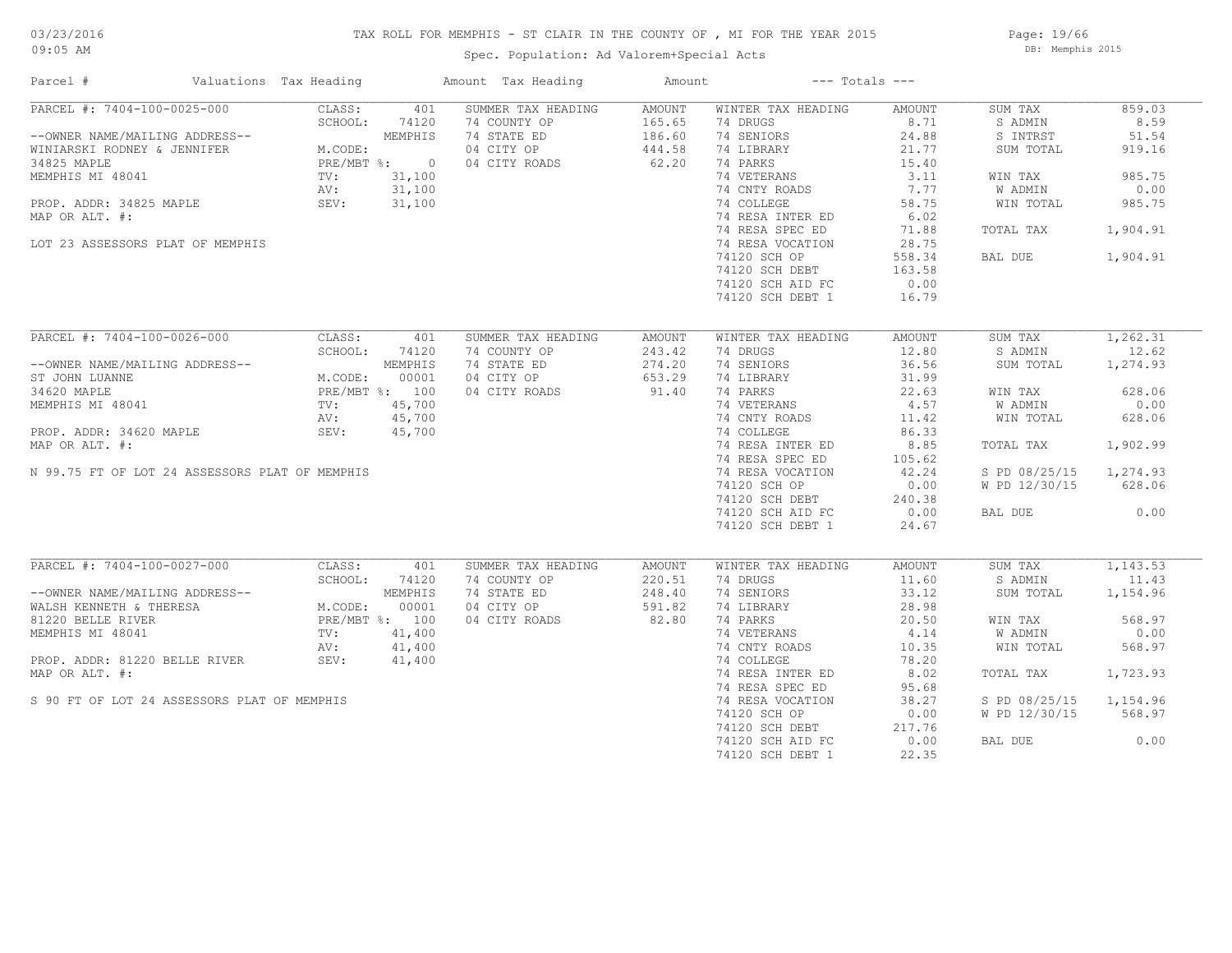# TAX ROLL FOR MEMPHIS - ST CLAIR IN THE COUNTY OF , MI FOR THE YEAR 2015

03/23/2016 09:05 AM

Spec. Population: Ad Valorem+Special Acts

DB: Memphis 2015

| Parcel # | Valuations | Tax Heading | Amount | Tax Heading | Amount | --- Totals --- | |
|---|---|---|---|---|---|---|---|

## PARCEL #: 7404-100-0025-000

| | | | | | | | |
|---|---|---|---|---|---|---|---|
| PARCEL #: 7404-100-0025-000 | CLASS: 401 | SUMMER TAX HEADING | AMOUNT | WINTER TAX HEADING | AMOUNT | SUM TAX | 859.03 |
| | SCHOOL: 74120 | 74 COUNTY OP | 165.65 | 74 DRUGS | 8.71 | S ADMIN | 8.59 |
| --OWNER NAME/MAILING ADDRESS-- | MEMPHIS | 74 STATE ED | 186.60 | 74 SENIORS | 24.88 | S INTRST | 51.54 |
| WINIARSKI RODNEY & JENNIFER | M.CODE: | 04 CITY OP | 444.58 | 74 LIBRARY | 21.77 | SUM TOTAL | 919.16 |
| 34825 MAPLE | PRE/MBT %: 0 | 04 CITY ROADS | 62.20 | 74 PARKS | 15.40 | | |
| MEMPHIS MI 48041 | TV: 31,100 | | | 74 VETERANS | 3.11 | WIN TAX | 985.75 |
| | AV: 31,100 | | | 74 CNTY ROADS | 7.77 | W ADMIN | 0.00 |
| PROP. ADDR: 34825 MAPLE | SEV: 31,100 | | | 74 COLLEGE | 58.75 | WIN TOTAL | 985.75 |
| MAP OR ALT. #: | | | | 74 RESA INTER ED | 6.02 | | |
| | | | | 74 RESA SPEC ED | 71.88 | TOTAL TAX | 1,904.91 |
| LOT 23 ASSESSORS PLAT OF MEMPHIS | | | | 74 RESA VOCATION | 28.75 | | |
| | | | | 74120 SCH OP | 558.34 | BAL DUE | 1,904.91 |
| | | | | 74120 SCH DEBT | 163.58 | | |
| | | | | 74120 SCH AID FC | 0.00 | | |
| | | | | 74120 SCH DEBT 1 | 16.79 | | |

## PARCEL #: 7404-100-0026-000

| | | | | | | | |
|---|---|---|---|---|---|---|---|
| PARCEL #: 7404-100-0026-000 | CLASS: 401 | SUMMER TAX HEADING | AMOUNT | WINTER TAX HEADING | AMOUNT | SUM TAX | 1,262.31 |
| | SCHOOL: 74120 | 74 COUNTY OP | 243.42 | 74 DRUGS | 12.80 | S ADMIN | 12.62 |
| --OWNER NAME/MAILING ADDRESS-- | MEMPHIS | 74 STATE ED | 274.20 | 74 SENIORS | 36.56 | SUM TOTAL | 1,274.93 |
| ST JOHN LUANNE | M.CODE: 00001 | 04 CITY OP | 653.29 | 74 LIBRARY | 31.99 | | |
| 34620 MAPLE | PRE/MBT %: 100 | 04 CITY ROADS | 91.40 | 74 PARKS | 22.63 | WIN TAX | 628.06 |
| MEMPHIS MI 48041 | TV: 45,700 | | | 74 VETERANS | 4.57 | W ADMIN | 0.00 |
| | AV: 45,700 | | | 74 CNTY ROADS | 11.42 | WIN TOTAL | 628.06 |
| PROP. ADDR: 34620 MAPLE | SEV: 45,700 | | | 74 COLLEGE | 86.33 | | |
| MAP OR ALT. #: | | | | 74 RESA INTER ED | 8.85 | TOTAL TAX | 1,902.99 |
| | | | | 74 RESA SPEC ED | 105.62 | | |
| N 99.75 FT OF LOT 24 ASSESSORS PLAT OF MEMPHIS | | | | 74 RESA VOCATION | 42.24 | S PD 08/25/15 | 1,274.93 |
| | | | | 74120 SCH OP | 0.00 | W PD 12/30/15 | 628.06 |
| | | | | 74120 SCH DEBT | 240.38 | | |
| | | | | 74120 SCH AID FC | 0.00 | BAL DUE | 0.00 |
| | | | | 74120 SCH DEBT 1 | 24.67 | | |

## PARCEL #: 7404-100-0027-000

| | | | | | | | |
|---|---|---|---|---|---|---|---|
| PARCEL #: 7404-100-0027-000 | CLASS: 401 | SUMMER TAX HEADING | AMOUNT | WINTER TAX HEADING | AMOUNT | SUM TAX | 1,143.53 |
| | SCHOOL: 74120 | 74 COUNTY OP | 220.51 | 74 DRUGS | 11.60 | S ADMIN | 11.43 |
| --OWNER NAME/MAILING ADDRESS-- | MEMPHIS | 74 STATE ED | 248.40 | 74 SENIORS | 33.12 | SUM TOTAL | 1,154.96 |
| WALSH KENNETH & THERESA | M.CODE: 00001 | 04 CITY OP | 591.82 | 74 LIBRARY | 28.98 | | |
| 81220 BELLE RIVER | PRE/MBT %: 100 | 04 CITY ROADS | 82.80 | 74 PARKS | 20.50 | WIN TAX | 568.97 |
| MEMPHIS MI 48041 | TV: 41,400 | | | 74 VETERANS | 4.14 | W ADMIN | 0.00 |
| | AV: 41,400 | | | 74 CNTY ROADS | 10.35 | WIN TOTAL | 568.97 |
| PROP. ADDR: 81220 BELLE RIVER | SEV: 41,400 | | | 74 COLLEGE | 78.20 | | |
| MAP OR ALT. #: | | | | 74 RESA INTER ED | 8.02 | TOTAL TAX | 1,723.93 |
| | | | | 74 RESA SPEC ED | 95.68 | | |
| S 90 FT OF LOT 24 ASSESSORS PLAT OF MEMPHIS | | | | 74 RESA VOCATION | 38.27 | S PD 08/25/15 | 1,154.96 |
| | | | | 74120 SCH OP | 0.00 | W PD 12/30/15 | 568.97 |
| | | | | 74120 SCH DEBT | 217.76 | | |
| | | | | 74120 SCH AID FC | 0.00 | BAL DUE | 0.00 |
| | | | | 74120 SCH DEBT 1 | 22.35 | | |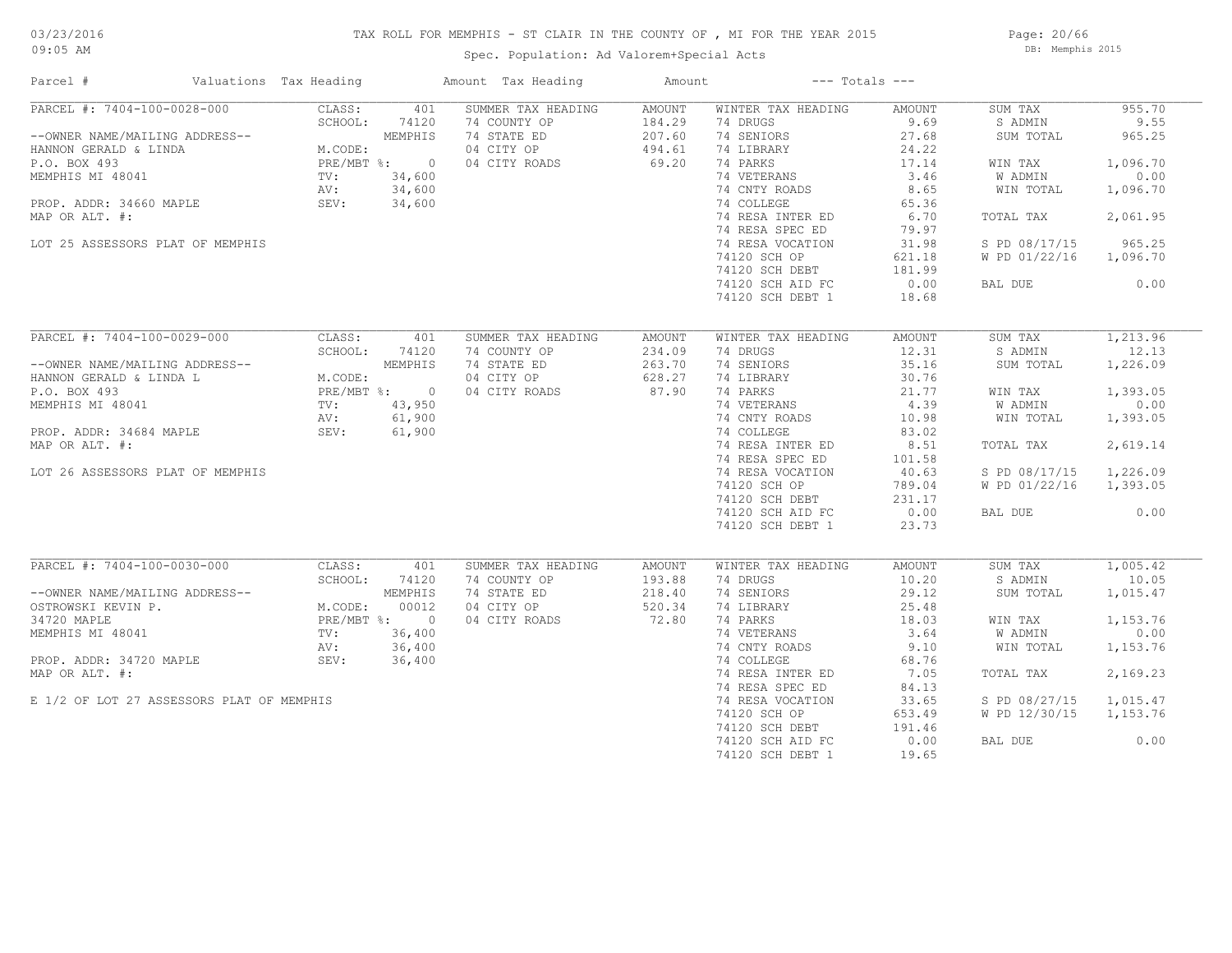# TAX ROLL FOR MEMPHIS - ST CLAIR IN THE COUNTY OF , MI FOR THE YEAR 2015

Spec. Population: Ad Valorem+Special Acts

DB: Memphis 2015

| Parcel # | Valuations | Tax Heading | Amount | Tax Heading | Amount | --- Totals --- | |
|---|---|---|---|---|---|---|---|

## PARCEL #: 7404-100-0028-000

| | | | | | | | |
|---|---|---|---|---|---|---|---|
| PARCEL #: 7404-100-0028-000 | CLASS: 401 | SUMMER TAX HEADING | AMOUNT | WINTER TAX HEADING | AMOUNT | SUM TAX | 955.70 |
| | SCHOOL: 74120 | 74 COUNTY OP | 184.29 | 74 DRUGS | 9.69 | S ADMIN | 9.55 |
| --OWNER NAME/MAILING ADDRESS-- | MEMPHIS | 74 STATE ED | 207.60 | 74 SENIORS | 27.68 | SUM TOTAL | 965.25 |
| HANNON GERALD & LINDA | M.CODE: | 04 CITY OP | 494.61 | 74 LIBRARY | 24.22 | | |
| P.O. BOX 493 | PRE/MBT %: 0 | 04 CITY ROADS | 69.20 | 74 PARKS | 17.14 | WIN TAX | 1,096.70 |
| MEMPHIS MI 48041 | TV: 34,600 | | | 74 VETERANS | 3.46 | W ADMIN | 0.00 |
| | AV: 34,600 | | | 74 CNTY ROADS | 8.65 | WIN TOTAL | 1,096.70 |
| PROP. ADDR: 34660 MAPLE | SEV: 34,600 | | | 74 COLLEGE | 65.36 | | |
| MAP OR ALT. #: | | | | 74 RESA INTER ED | 6.70 | TOTAL TAX | 2,061.95 |
| | | | | 74 RESA SPEC ED | 79.97 | | |
| LOT 25 ASSESSORS PLAT OF MEMPHIS | | | | 74 RESA VOCATION | 31.98 | S PD 08/17/15 | 965.25 |
| | | | | 74120 SCH OP | 621.18 | W PD 01/22/16 | 1,096.70 |
| | | | | 74120 SCH DEBT | 181.99 | | |
| | | | | 74120 SCH AID FC | 0.00 | BAL DUE | 0.00 |
| | | | | 74120 SCH DEBT 1 | 18.68 | | |

## PARCEL #: 7404-100-0029-000

| | | | | | | | |
|---|---|---|---|---|---|---|---|
| PARCEL #: 7404-100-0029-000 | CLASS: 401 | SUMMER TAX HEADING | AMOUNT | WINTER TAX HEADING | AMOUNT | SUM TAX | 1,213.96 |
| | SCHOOL: 74120 | 74 COUNTY OP | 234.09 | 74 DRUGS | 12.31 | S ADMIN | 12.13 |
| --OWNER NAME/MAILING ADDRESS-- | MEMPHIS | 74 STATE ED | 263.70 | 74 SENIORS | 35.16 | SUM TOTAL | 1,226.09 |
| HANNON GERALD & LINDA L | M.CODE: | 04 CITY OP | 628.27 | 74 LIBRARY | 30.76 | | |
| P.O. BOX 493 | PRE/MBT %: 0 | 04 CITY ROADS | 87.90 | 74 PARKS | 21.77 | WIN TAX | 1,393.05 |
| MEMPHIS MI 48041 | TV: 43,950 | | | 74 VETERANS | 4.39 | W ADMIN | 0.00 |
| | AV: 61,900 | | | 74 CNTY ROADS | 10.98 | WIN TOTAL | 1,393.05 |
| PROP. ADDR: 34684 MAPLE | SEV: 61,900 | | | 74 COLLEGE | 83.02 | | |
| MAP OR ALT. #: | | | | 74 RESA INTER ED | 8.51 | TOTAL TAX | 2,619.14 |
| | | | | 74 RESA SPEC ED | 101.58 | | |
| LOT 26 ASSESSORS PLAT OF MEMPHIS | | | | 74 RESA VOCATION | 40.63 | S PD 08/17/15 | 1,226.09 |
| | | | | 74120 SCH OP | 789.04 | W PD 01/22/16 | 1,393.05 |
| | | | | 74120 SCH DEBT | 231.17 | | |
| | | | | 74120 SCH AID FC | 0.00 | BAL DUE | 0.00 |
| | | | | 74120 SCH DEBT 1 | 23.73 | | |

## PARCEL #: 7404-100-0030-000

| | | | | | | | |
|---|---|---|---|---|---|---|---|
| PARCEL #: 7404-100-0030-000 | CLASS: 401 | SUMMER TAX HEADING | AMOUNT | WINTER TAX HEADING | AMOUNT | SUM TAX | 1,005.42 |
| | SCHOOL: 74120 | 74 COUNTY OP | 193.88 | 74 DRUGS | 10.20 | S ADMIN | 10.05 |
| --OWNER NAME/MAILING ADDRESS-- | MEMPHIS | 74 STATE ED | 218.40 | 74 SENIORS | 29.12 | SUM TOTAL | 1,015.47 |
| OSTROWSKI KEVIN P. | M.CODE: 00012 | 04 CITY OP | 520.34 | 74 LIBRARY | 25.48 | | |
| 34720 MAPLE | PRE/MBT %: 0 | 04 CITY ROADS | 72.80 | 74 PARKS | 18.03 | WIN TAX | 1,153.76 |
| MEMPHIS MI 48041 | TV: 36,400 | | | 74 VETERANS | 3.64 | W ADMIN | 0.00 |
| | AV: 36,400 | | | 74 CNTY ROADS | 9.10 | WIN TOTAL | 1,153.76 |
| PROP. ADDR: 34720 MAPLE | SEV: 36,400 | | | 74 COLLEGE | 68.76 | | |
| MAP OR ALT. #: | | | | 74 RESA INTER ED | 7.05 | TOTAL TAX | 2,169.23 |
| | | | | 74 RESA SPEC ED | 84.13 | | |
| E 1/2 OF LOT 27 ASSESSORS PLAT OF MEMPHIS | | | | 74 RESA VOCATION | 33.65 | S PD 08/27/15 | 1,015.47 |
| | | | | 74120 SCH OP | 653.49 | W PD 12/30/15 | 1,153.76 |
| | | | | 74120 SCH DEBT | 191.46 | | |
| | | | | 74120 SCH AID FC | 0.00 | BAL DUE | 0.00 |
| | | | | 74120 SCH DEBT 1 | 19.65 | | |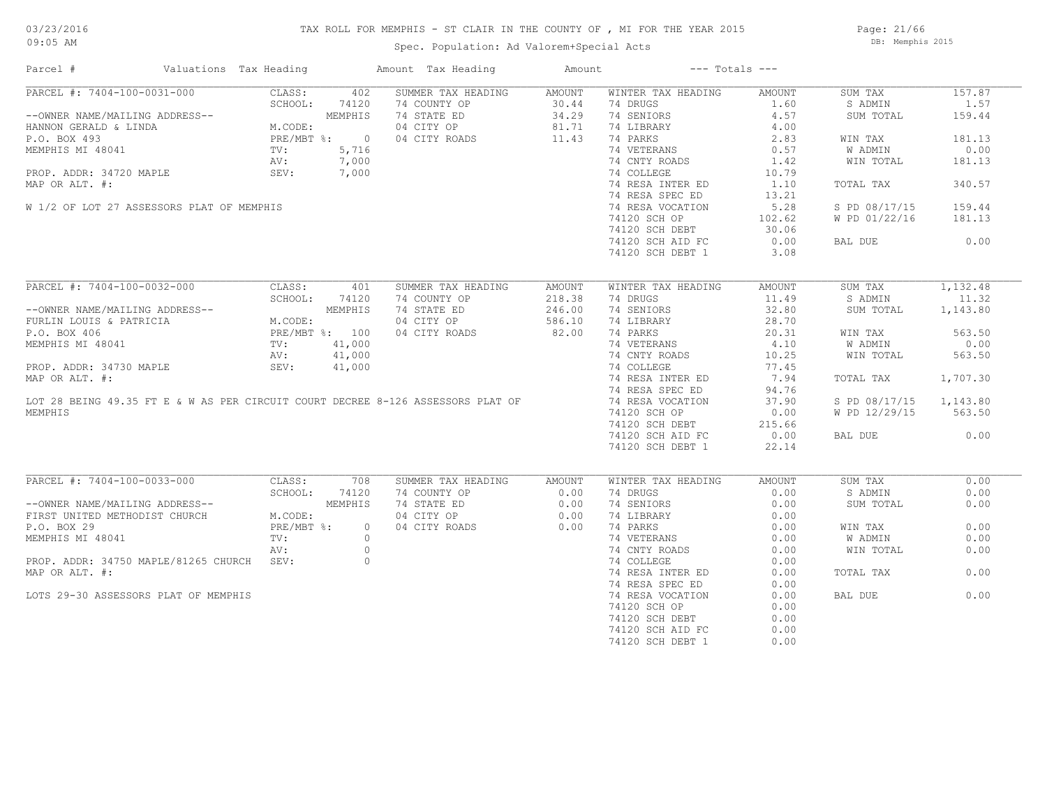TAX ROLL FOR MEMPHIS - ST CLAIR IN THE COUNTY OF , MI FOR THE YEAR 2015

Spec. Population: Ad Valorem+Special Acts

| Parcel # | Valuations | Tax Heading | Amount | Tax Heading | Amount | --- Totals --- | |
|---|---|---|---|---|---|---|---|

## PARCEL #: 7404-100-0031-000

| Owner / Property | Valuations | Summer Tax Heading | Amount | Winter Tax Heading | Amount | Totals | |
|---|---|---|---|---|---|---|---|
| --OWNER NAME/MAILING ADDRESS-- | CLASS: 402 | 74 COUNTY OP | 30.44 | 74 DRUGS | 1.60 | SUM TAX | 157.87 |
| HANNON GERALD & LINDA | SCHOOL: 74120 MEMPHIS | 74 STATE ED | 34.29 | 74 SENIORS | 4.57 | S ADMIN | 1.57 |
| P.O. BOX 493 | M.CODE: | 04 CITY OP | 81.71 | 74 LIBRARY | 4.00 | SUM TOTAL | 159.44 |
| MEMPHIS MI 48041 | PRE/MBT %: 0 | 04 CITY ROADS | 11.43 | 74 PARKS | 2.83 | WIN TAX | 181.13 |
| PROP. ADDR: 34720 MAPLE | TV: 5,716 | | | 74 VETERANS | 0.57 | W ADMIN | 0.00 |
| MAP OR ALT. #: | AV: 7,000 | | | 74 CNTY ROADS | 1.42 | WIN TOTAL | 181.13 |
| W 1/2 OF LOT 27 ASSESSORS PLAT OF MEMPHIS | SEV: 7,000 | | | 74 COLLEGE | 10.79 | TOTAL TAX | 340.57 |
| | | | | 74 RESA INTER ED | 1.10 | S PD 08/17/15 | 159.44 |
| | | | | 74 RESA SPEC ED | 13.21 | W PD 01/22/16 | 181.13 |
| | | | | 74 RESA VOCATION | 5.28 | BAL DUE | 0.00 |
| | | | | 74120 SCH OP | 102.62 | | |
| | | | | 74120 SCH DEBT | 30.06 | | |
| | | | | 74120 SCH AID FC | 0.00 | | |
| | | | | 74120 SCH DEBT 1 | 3.08 | | |

## PARCEL #: 7404-100-0032-000

| Owner / Property | Valuations | Summer Tax Heading | Amount | Winter Tax Heading | Amount | Totals | |
|---|---|---|---|---|---|---|---|
| --OWNER NAME/MAILING ADDRESS-- | CLASS: 401 | 74 COUNTY OP | 218.38 | 74 DRUGS | 11.49 | SUM TAX | 1,132.48 |
| FURLIN LOUIS & PATRICIA | SCHOOL: 74120 MEMPHIS | 74 STATE ED | 246.00 | 74 SENIORS | 32.80 | S ADMIN | 11.32 |
| P.O. BOX 406 | M.CODE: | 04 CITY OP | 586.10 | 74 LIBRARY | 28.70 | SUM TOTAL | 1,143.80 |
| MEMPHIS MI 48041 | PRE/MBT %: 100 | 04 CITY ROADS | 82.00 | 74 PARKS | 20.31 | WIN TAX | 563.50 |
| PROP. ADDR: 34730 MAPLE | TV: 41,000 | | | 74 VETERANS | 4.10 | W ADMIN | 0.00 |
| MAP OR ALT. #: | AV: 41,000 | | | 74 CNTY ROADS | 10.25 | WIN TOTAL | 563.50 |
| LOT 28 BEING 49.35 FT E & W AS PER CIRCUIT COURT DECREE 8-126 ASSESSORS PLAT OF MEMPHIS | SEV: 41,000 | | | 74 COLLEGE | 77.45 | TOTAL TAX | 1,707.30 |
| | | | | 74 RESA INTER ED | 7.94 | S PD 08/17/15 | 1,143.80 |
| | | | | 74 RESA SPEC ED | 94.76 | W PD 12/29/15 | 563.50 |
| | | | | 74 RESA VOCATION | 37.90 | BAL DUE | 0.00 |
| | | | | 74120 SCH OP | 0.00 | | |
| | | | | 74120 SCH DEBT | 215.66 | | |
| | | | | 74120 SCH AID FC | 0.00 | | |
| | | | | 74120 SCH DEBT 1 | 22.14 | | |

## PARCEL #: 7404-100-0033-000

| Owner / Property | Valuations | Summer Tax Heading | Amount | Winter Tax Heading | Amount | Totals | |
|---|---|---|---|---|---|---|---|
| --OWNER NAME/MAILING ADDRESS-- | CLASS: 708 | 74 COUNTY OP | 0.00 | 74 DRUGS | 0.00 | SUM TAX | 0.00 |
| FIRST UNITED METHODIST CHURCH | SCHOOL: 74120 MEMPHIS | 74 STATE ED | 0.00 | 74 SENIORS | 0.00 | S ADMIN | 0.00 |
| P.O. BOX 29 | M.CODE: | 04 CITY OP | 0.00 | 74 LIBRARY | 0.00 | SUM TOTAL | 0.00 |
| MEMPHIS MI 48041 | PRE/MBT %: 0 | 04 CITY ROADS | 0.00 | 74 PARKS | 0.00 | WIN TAX | 0.00 |
| PROP. ADDR: 34750 MAPLE/81265 CHURCH | TV: 0 | | | 74 VETERANS | 0.00 | W ADMIN | 0.00 |
| MAP OR ALT. #: | AV: 0 | | | 74 CNTY ROADS | 0.00 | WIN TOTAL | 0.00 |
| LOTS 29-30 ASSESSORS PLAT OF MEMPHIS | SEV: 0 | | | 74 COLLEGE | 0.00 | TOTAL TAX | 0.00 |
| | | | | 74 RESA INTER ED | 0.00 | BAL DUE | 0.00 |
| | | | | 74 RESA SPEC ED | 0.00 | | |
| | | | | 74 RESA VOCATION | 0.00 | | |
| | | | | 74120 SCH OP | 0.00 | | |
| | | | | 74120 SCH DEBT | 0.00 | | |
| | | | | 74120 SCH AID FC | 0.00 | | |
| | | | | 74120 SCH DEBT 1 | 0.00 | | |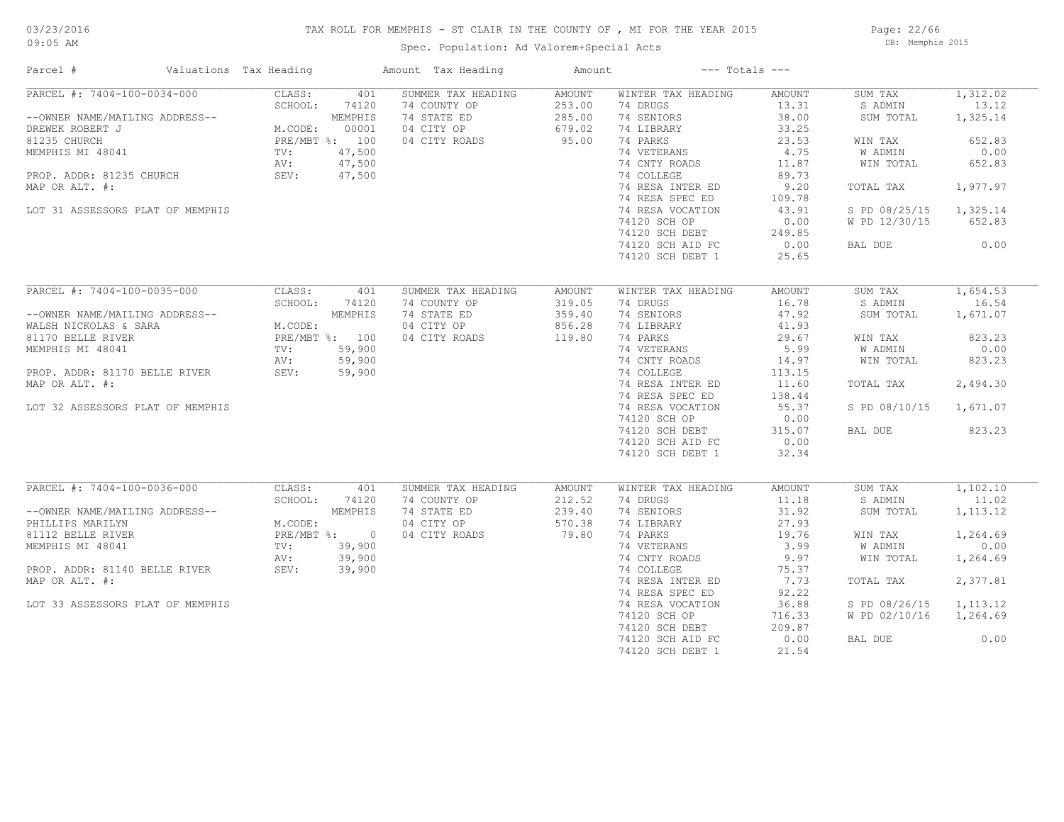# TAX ROLL FOR MEMPHIS - ST CLAIR IN THE COUNTY OF , MI FOR THE YEAR 2015

03/23/2016
09:05 AM

Spec. Population: Ad Valorem+Special Acts

DB: Memphis 2015

| Parcel # | Valuations | Tax Heading | Amount | Tax Heading | Amount | --- Totals --- | |
|---|---|---|---|---|---|---|---|
| PARCEL #: 7404-100-0034-000 | CLASS: 401 | SUMMER TAX HEADING | AMOUNT | WINTER TAX HEADING | AMOUNT | SUM TAX | 1,312.02 |
| | SCHOOL: 74120 | 74 COUNTY OP | 253.00 | 74 DRUGS | 13.31 | S ADMIN | 13.12 |
| --OWNER NAME/MAILING ADDRESS-- | MEMPHIS | 74 STATE ED | 285.00 | 74 SENIORS | 38.00 | SUM TOTAL | 1,325.14 |
| DREWEK ROBERT J | M.CODE: 00001 | 04 CITY OP | 679.02 | 74 LIBRARY | 33.25 | | |
| 81235 CHURCH | PRE/MBT %: 100 | 04 CITY ROADS | 95.00 | 74 PARKS | 23.53 | WIN TAX | 652.83 |
| MEMPHIS MI 48041 | TV: 47,500 | | | 74 VETERANS | 4.75 | W ADMIN | 0.00 |
| | AV: 47,500 | | | 74 CNTY ROADS | 11.87 | WIN TOTAL | 652.83 |
| PROP. ADDR: 81235 CHURCH | SEV: 47,500 | | | 74 COLLEGE | 89.73 | | |
| MAP OR ALT. #: | | | | 74 RESA INTER ED | 9.20 | TOTAL TAX | 1,977.97 |
| | | | | 74 RESA SPEC ED | 109.78 | | |
| LOT 31 ASSESSORS PLAT OF MEMPHIS | | | | 74 RESA VOCATION | 43.91 | S PD 08/25/15 | 1,325.14 |
| | | | | 74120 SCH OP | 0.00 | W PD 12/30/15 | 652.83 |
| | | | | 74120 SCH DEBT | 249.85 | | |
| | | | | 74120 SCH AID FC | 0.00 | BAL DUE | 0.00 |
| | | | | 74120 SCH DEBT 1 | 25.65 | | |
| PARCEL #: 7404-100-0035-000 | CLASS: 401 | SUMMER TAX HEADING | AMOUNT | WINTER TAX HEADING | AMOUNT | SUM TAX | 1,654.53 |
| | SCHOOL: 74120 | 74 COUNTY OP | 319.05 | 74 DRUGS | 16.78 | S ADMIN | 16.54 |
| --OWNER NAME/MAILING ADDRESS-- | MEMPHIS | 74 STATE ED | 359.40 | 74 SENIORS | 47.92 | SUM TOTAL | 1,671.07 |
| WALSH NICKOLAS & SARA | M.CODE: | 04 CITY OP | 856.28 | 74 LIBRARY | 41.93 | | |
| 81170 BELLE RIVER | PRE/MBT %: 100 | 04 CITY ROADS | 119.80 | 74 PARKS | 29.67 | WIN TAX | 823.23 |
| MEMPHIS MI 48041 | TV: 59,900 | | | 74 VETERANS | 5.99 | W ADMIN | 0.00 |
| | AV: 59,900 | | | 74 CNTY ROADS | 14.97 | WIN TOTAL | 823.23 |
| PROP. ADDR: 81170 BELLE RIVER | SEV: 59,900 | | | 74 COLLEGE | 113.15 | | |
| MAP OR ALT. #: | | | | 74 RESA INTER ED | 11.60 | TOTAL TAX | 2,494.30 |
| | | | | 74 RESA SPEC ED | 138.44 | | |
| LOT 32 ASSESSORS PLAT OF MEMPHIS | | | | 74 RESA VOCATION | 55.37 | S PD 08/10/15 | 1,671.07 |
| | | | | 74120 SCH OP | 0.00 | | |
| | | | | 74120 SCH DEBT | 315.07 | BAL DUE | 823.23 |
| | | | | 74120 SCH AID FC | 0.00 | | |
| | | | | 74120 SCH DEBT 1 | 32.34 | | |
| PARCEL #: 7404-100-0036-000 | CLASS: 401 | SUMMER TAX HEADING | AMOUNT | WINTER TAX HEADING | AMOUNT | SUM TAX | 1,102.10 |
| | SCHOOL: 74120 | 74 COUNTY OP | 212.52 | 74 DRUGS | 11.18 | S ADMIN | 11.02 |
| --OWNER NAME/MAILING ADDRESS-- | MEMPHIS | 74 STATE ED | 239.40 | 74 SENIORS | 31.92 | SUM TOTAL | 1,113.12 |
| PHILLIPS MARILYN | M.CODE: | 04 CITY OP | 570.38 | 74 LIBRARY | 27.93 | | |
| 81112 BELLE RIVER | PRE/MBT %: 0 | 04 CITY ROADS | 79.80 | 74 PARKS | 19.76 | WIN TAX | 1,264.69 |
| MEMPHIS MI 48041 | TV: 39,900 | | | 74 VETERANS | 3.99 | W ADMIN | 0.00 |
| | AV: 39,900 | | | 74 CNTY ROADS | 9.97 | WIN TOTAL | 1,264.69 |
| PROP. ADDR: 81140 BELLE RIVER | SEV: 39,900 | | | 74 COLLEGE | 75.37 | | |
| MAP OR ALT. #: | | | | 74 RESA INTER ED | 7.73 | TOTAL TAX | 2,377.81 |
| | | | | 74 RESA SPEC ED | 92.22 | | |
| LOT 33 ASSESSORS PLAT OF MEMPHIS | | | | 74 RESA VOCATION | 36.88 | S PD 08/26/15 | 1,113.12 |
| | | | | 74120 SCH OP | 716.33 | W PD 02/10/16 | 1,264.69 |
| | | | | 74120 SCH DEBT | 209.87 | | |
| | | | | 74120 SCH AID FC | 0.00 | BAL DUE | 0.00 |
| | | | | 74120 SCH DEBT 1 | 21.54 | | |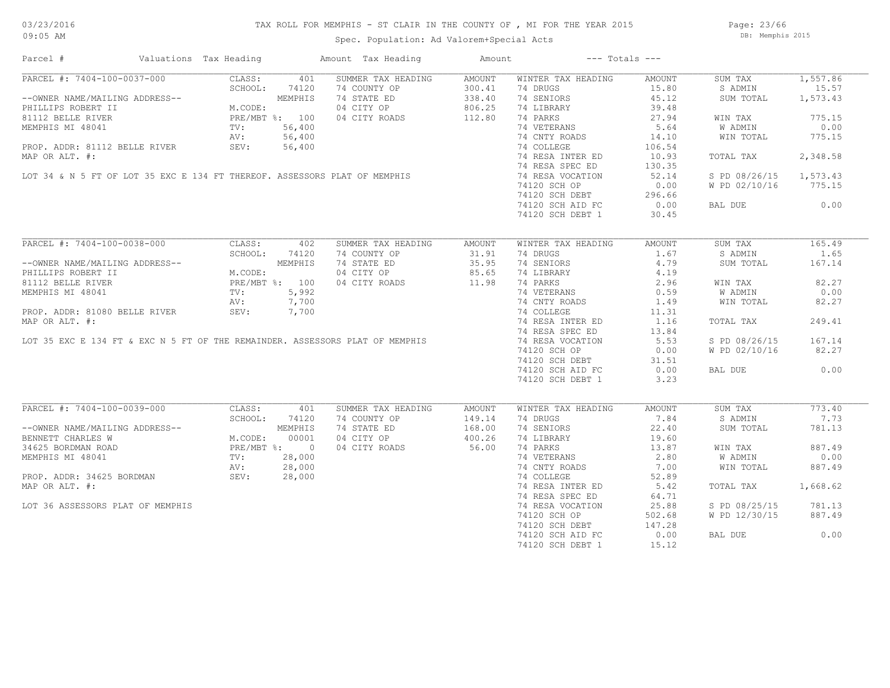# TAX ROLL FOR MEMPHIS - ST CLAIR IN THE COUNTY OF , MI FOR THE YEAR 2015

Spec. Population: Ad Valorem+Special Acts

03/23/2016
09:05 AM

DB: Memphis 2015

| Parcel # | Valuations | Tax Heading | Amount | Tax Heading | Amount | --- Totals --- | |
|---|---|---|---|---|---|---|---|

## PARCEL #: 7404-100-0037-000

| | | | | | | | |
|---|---|---|---|---|---|---|---|
| --OWNER NAME/MAILING ADDRESS-- | CLASS: 401 | SUMMER TAX HEADING | AMOUNT | WINTER TAX HEADING | AMOUNT | SUM TAX | 1,557.86 |
| PHILLIPS ROBERT II | SCHOOL: 74120 | 74 COUNTY OP | 300.41 | 74 DRUGS | 15.80 | S ADMIN | 15.57 |
| 81112 BELLE RIVER | MEMPHIS | 74 STATE ED | 338.40 | 74 SENIORS | 45.12 | SUM TOTAL | 1,573.43 |
| MEMPHIS MI 48041 | M.CODE: | 04 CITY OP | 806.25 | 74 LIBRARY | 39.48 | | |
| | PRE/MBT %: 100 | 04 CITY ROADS | 112.80 | 74 PARKS | 27.94 | WIN TAX | 775.15 |
| PROP. ADDR: 81112 BELLE RIVER | TV: 56,400 | | | 74 VETERANS | 5.64 | W ADMIN | 0.00 |
| MAP OR ALT. #: | AV: 56,400 | | | 74 CNTY ROADS | 14.10 | WIN TOTAL | 775.15 |
| | SEV: 56,400 | | | 74 COLLEGE | 106.54 | | |
| | | | | 74 RESA INTER ED | 10.93 | TOTAL TAX | 2,348.58 |
| | | | | 74 RESA SPEC ED | 130.35 | | |
| | | | | 74 RESA VOCATION | 52.14 | S PD 08/26/15 | 1,573.43 |
| | | | | 74120 SCH OP | 0.00 | W PD 02/10/16 | 775.15 |
| | | | | 74120 SCH DEBT | 296.66 | | |
| | | | | 74120 SCH AID FC | 0.00 | BAL DUE | 0.00 |
| | | | | 74120 SCH DEBT 1 | 30.45 | | |

LOT 34 & N 5 FT OF LOT 35 EXC E 134 FT THEREOF. ASSESSORS PLAT OF MEMPHIS

## PARCEL #: 7404-100-0038-000

| | | | | | | | |
|---|---|---|---|---|---|---|---|
| --OWNER NAME/MAILING ADDRESS-- | CLASS: 402 | SUMMER TAX HEADING | AMOUNT | WINTER TAX HEADING | AMOUNT | SUM TAX | 165.49 |
| PHILLIPS ROBERT II | SCHOOL: 74120 | 74 COUNTY OP | 31.91 | 74 DRUGS | 1.67 | S ADMIN | 1.65 |
| 81112 BELLE RIVER | MEMPHIS | 74 STATE ED | 35.95 | 74 SENIORS | 4.79 | SUM TOTAL | 167.14 |
| MEMPHIS MI 48041 | M.CODE: | 04 CITY OP | 85.65 | 74 LIBRARY | 4.19 | | |
| | PRE/MBT %: 100 | 04 CITY ROADS | 11.98 | 74 PARKS | 2.96 | WIN TAX | 82.27 |
| PROP. ADDR: 81080 BELLE RIVER | TV: 5,992 | | | 74 VETERANS | 0.59 | W ADMIN | 0.00 |
| MAP OR ALT. #: | AV: 7,700 | | | 74 CNTY ROADS | 1.49 | WIN TOTAL | 82.27 |
| | SEV: 7,700 | | | 74 COLLEGE | 11.31 | | |
| | | | | 74 RESA INTER ED | 1.16 | TOTAL TAX | 249.41 |
| | | | | 74 RESA SPEC ED | 13.84 | | |
| | | | | 74 RESA VOCATION | 5.53 | S PD 08/26/15 | 167.14 |
| | | | | 74120 SCH OP | 0.00 | W PD 02/10/16 | 82.27 |
| | | | | 74120 SCH DEBT | 31.51 | | |
| | | | | 74120 SCH AID FC | 0.00 | BAL DUE | 0.00 |
| | | | | 74120 SCH DEBT 1 | 3.23 | | |

LOT 35 EXC E 134 FT & EXC N 5 FT OF THE REMAINDER. ASSESSORS PLAT OF MEMPHIS

## PARCEL #: 7404-100-0039-000

| | | | | | | | |
|---|---|---|---|---|---|---|---|
| --OWNER NAME/MAILING ADDRESS-- | CLASS: 401 | SUMMER TAX HEADING | AMOUNT | WINTER TAX HEADING | AMOUNT | SUM TAX | 773.40 |
| BENNETT CHARLES W | SCHOOL: 74120 | 74 COUNTY OP | 149.14 | 74 DRUGS | 7.84 | S ADMIN | 7.73 |
| 34625 BORDMAN ROAD | MEMPHIS | 74 STATE ED | 168.00 | 74 SENIORS | 22.40 | SUM TOTAL | 781.13 |
| MEMPHIS MI 48041 | M.CODE: 00001 | 04 CITY OP | 400.26 | 74 LIBRARY | 19.60 | | |
| | PRE/MBT %: 0 | 04 CITY ROADS | 56.00 | 74 PARKS | 13.87 | WIN TAX | 887.49 |
| PROP. ADDR: 34625 BORDMAN | TV: 28,000 | | | 74 VETERANS | 2.80 | W ADMIN | 0.00 |
| MAP OR ALT. #: | AV: 28,000 | | | 74 CNTY ROADS | 7.00 | WIN TOTAL | 887.49 |
| | SEV: 28,000 | | | 74 COLLEGE | 52.89 | | |
| | | | | 74 RESA INTER ED | 5.42 | TOTAL TAX | 1,668.62 |
| | | | | 74 RESA SPEC ED | 64.71 | | |
| | | | | 74 RESA VOCATION | 25.68 | S PD 08/25/15 | 781.13 |
| | | | | 74120 SCH OP | 502.68 | W PD 12/30/15 | 887.49 |
| | | | | 74120 SCH DEBT | 147.28 | | |
| | | | | 74120 SCH AID FC | 0.00 | BAL DUE | 0.00 |
| | | | | 74120 SCH DEBT 1 | 15.12 | | |

LOT 36 ASSESSORS PLAT OF MEMPHIS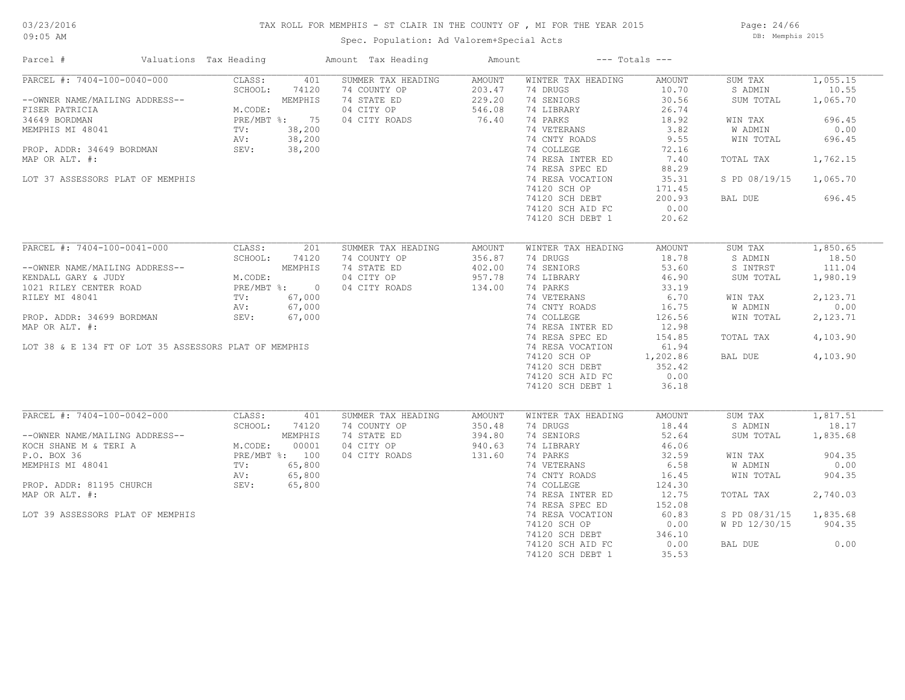TAX ROLL FOR MEMPHIS - ST CLAIR IN THE COUNTY OF , MI FOR THE YEAR 2015

Spec. Population: Ad Valorem+Special Acts

DB: Memphis 2015

03/23/2016
09:05 AM

| Parcel # | Valuations | Tax Heading | Amount | Tax Heading | Amount | --- Totals --- | |
|---|---|---|---|---|---|---|---|
| PARCEL #: 7404-100-0040-000 | CLASS: 401 | SUMMER TAX HEADING | AMOUNT | WINTER TAX HEADING | AMOUNT | SUM TAX | 1,055.15 |
| | SCHOOL: 74120 | 74 COUNTY OP | 203.47 | 74 DRUGS | 10.70 | S ADMIN | 10.55 |
| --OWNER NAME/MAILING ADDRESS-- | MEMPHIS | 74 STATE ED | 229.20 | 74 SENIORS | 30.56 | SUM TOTAL | 1,065.70 |
| FISER PATRICIA | M.CODE: | 04 CITY OP | 546.08 | 74 LIBRARY | 26.74 | | |
| 34649 BORDMAN | PRE/MBT %: 75 | 04 CITY ROADS | 76.40 | 74 PARKS | 18.92 | WIN TAX | 696.45 |
| MEMPHIS MI 48041 | TV: 38,200 | | | 74 VETERANS | 3.82 | W ADMIN | 0.00 |
| | AV: 38,200 | | | 74 CNTY ROADS | 9.55 | WIN TOTAL | 696.45 |
| PROP. ADDR: 34649 BORDMAN | SEV: 38,200 | | | 74 COLLEGE | 72.16 | | |
| MAP OR ALT. #: | | | | 74 RESA INTER ED | 7.40 | TOTAL TAX | 1,762.15 |
| | | | | 74 RESA SPEC ED | 88.29 | | |
| LOT 37 ASSESSORS PLAT OF MEMPHIS | | | | 74 RESA VOCATION | 35.31 | S PD 08/19/15 | 1,065.70 |
| | | | | 74120 SCH OP | 171.45 | | |
| | | | | 74120 SCH DEBT | 200.93 | BAL DUE | 696.45 |
| | | | | 74120 SCH AID FC | 0.00 | | |
| | | | | 74120 SCH DEBT 1 | 20.62 | | |

| Parcel # | Valuations | Tax Heading | Amount | Tax Heading | Amount | --- Totals --- | |
|---|---|---|---|---|---|---|---|
| PARCEL #: 7404-100-0041-000 | CLASS: 201 | SUMMER TAX HEADING | AMOUNT | WINTER TAX HEADING | AMOUNT | SUM TAX | 1,850.65 |
| | SCHOOL: 74120 | 74 COUNTY OP | 356.87 | 74 DRUGS | 18.78 | S ADMIN | 18.50 |
| --OWNER NAME/MAILING ADDRESS-- | MEMPHIS | 74 STATE ED | 402.00 | 74 SENIORS | 53.60 | S INTRST | 111.04 |
| KENDALL GARY & JUDY | M.CODE: | 04 CITY OP | 957.78 | 74 LIBRARY | 46.90 | SUM TOTAL | 1,980.19 |
| 1021 RILEY CENTER ROAD | PRE/MBT %: 0 | 04 CITY ROADS | 134.00 | 74 PARKS | 33.19 | | |
| RILEY MI 48041 | TV: 67,000 | | | 74 VETERANS | 6.70 | WIN TAX | 2,123.71 |
| | AV: 67,000 | | | 74 CNTY ROADS | 16.75 | W ADMIN | 0.00 |
| PROP. ADDR: 34699 BORDMAN | SEV: 67,000 | | | 74 COLLEGE | 126.56 | WIN TOTAL | 2,123.71 |
| MAP OR ALT. #: | | | | 74 RESA INTER ED | 12.98 | | |
| | | | | 74 RESA SPEC ED | 154.85 | TOTAL TAX | 4,103.90 |
| LOT 38 & E 134 FT OF LOT 35 ASSESSORS PLAT OF MEMPHIS | | | | 74 RESA VOCATION | 61.94 | | |
| | | | | 74120 SCH OP | 1,202.86 | BAL DUE | 4,103.90 |
| | | | | 74120 SCH DEBT | 352.42 | | |
| | | | | 74120 SCH AID FC | 0.00 | | |
| | | | | 74120 SCH DEBT 1 | 36.18 | | |

| Parcel # | Valuations | Tax Heading | Amount | Tax Heading | Amount | --- Totals --- | |
|---|---|---|---|---|---|---|---|
| PARCEL #: 7404-100-0042-000 | CLASS: 401 | SUMMER TAX HEADING | AMOUNT | WINTER TAX HEADING | AMOUNT | SUM TAX | 1,817.51 |
| | SCHOOL: 74120 | 74 COUNTY OP | 350.48 | 74 DRUGS | 18.44 | S ADMIN | 18.17 |
| --OWNER NAME/MAILING ADDRESS-- | MEMPHIS | 74 STATE ED | 394.80 | 74 SENIORS | 52.64 | SUM TOTAL | 1,835.68 |
| KOCH SHANE M & TERI A | M.CODE: 00001 | 04 CITY OP | 940.63 | 74 LIBRARY | 46.06 | | |
| P.O. BOX 36 | PRE/MBT %: 100 | 04 CITY ROADS | 131.60 | 74 PARKS | 32.59 | WIN TAX | 904.35 |
| MEMPHIS MI 48041 | TV: 65,800 | | | 74 VETERANS | 6.58 | W ADMIN | 0.00 |
| | AV: 65,800 | | | 74 CNTY ROADS | 16.45 | WIN TOTAL | 904.35 |
| PROP. ADDR: 81195 CHURCH | SEV: 65,800 | | | 74 COLLEGE | 124.30 | | |
| MAP OR ALT. #: | | | | 74 RESA INTER ED | 12.75 | TOTAL TAX | 2,740.03 |
| | | | | 74 RESA SPEC ED | 152.08 | | |
| LOT 39 ASSESSORS PLAT OF MEMPHIS | | | | 74 RESA VOCATION | 60.83 | S PD 08/31/15 | 1,835.68 |
| | | | | 74120 SCH OP | 0.00 | W PD 12/30/15 | 904.35 |
| | | | | 74120 SCH DEBT | 346.10 | | |
| | | | | 74120 SCH AID FC | 0.00 | BAL DUE | 0.00 |
| | | | | 74120 SCH DEBT 1 | 35.53 | | |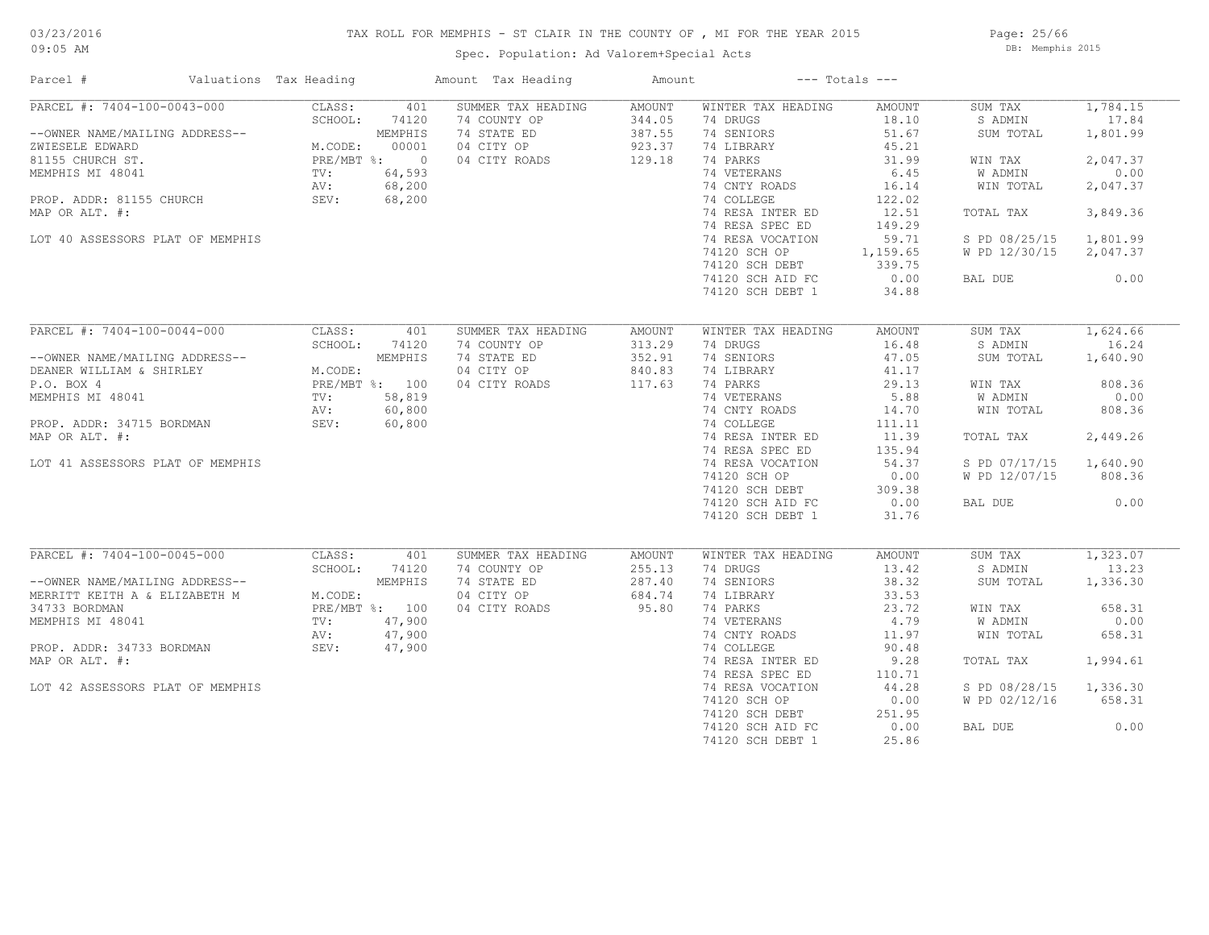TAX ROLL FOR MEMPHIS - ST CLAIR IN THE COUNTY OF , MI FOR THE YEAR 2015

Spec. Population: Ad Valorem+Special Acts

| Parcel # | Valuations | Tax Heading | Amount | Tax Heading | Amount | --- Totals --- | | | |
|---|---|---|---|---|---|---|---|---|---|
| PARCEL #: 7404-100-0043-000 | CLASS: | 401 | SUMMER TAX HEADING | AMOUNT | WINTER TAX HEADING | AMOUNT | SUM TAX | 1,784.15 |
| | SCHOOL: | 74120 | 74 COUNTY OP | 344.05 | 74 DRUGS | 18.10 | S ADMIN | 17.84 |
| --OWNER NAME/MAILING ADDRESS-- | | MEMPHIS | 74 STATE ED | 387.55 | 74 SENIORS | 51.67 | SUM TOTAL | 1,801.99 |
| ZWIESELE EDWARD | M.CODE: | 00001 | 04 CITY OP | 923.37 | 74 LIBRARY | 45.21 | | |
| 81155 CHURCH ST. | PRE/MBT %: | 0 | 04 CITY ROADS | 129.18 | 74 PARKS | 31.99 | WIN TAX | 2,047.37 |
| MEMPHIS MI 48041 | TV: | 64,593 | | | 74 VETERANS | 6.45 | W ADMIN | 0.00 |
| | AV: | 68,200 | | | 74 CNTY ROADS | 16.14 | WIN TOTAL | 2,047.37 |
| PROP. ADDR: 81155 CHURCH | SEV: | 68,200 | | | 74 COLLEGE | 122.02 | | |
| MAP OR ALT. #: | | | | | 74 RESA INTER ED | 12.51 | TOTAL TAX | 3,849.36 |
| | | | | | 74 RESA SPEC ED | 149.29 | | |
| LOT 40 ASSESSORS PLAT OF MEMPHIS | | | | | 74 RESA VOCATION | 59.71 | S PD 08/25/15 | 1,801.99 |
| | | | | | 74120 SCH OP | 1,159.65 | W PD 12/30/15 | 2,047.37 |
| | | | | | 74120 SCH DEBT | 339.75 | | |
| | | | | | 74120 SCH AID FC | 0.00 | BAL DUE | 0.00 |
| | | | | | 74120 SCH DEBT 1 | 34.88 | | |
| PARCEL #: 7404-100-0044-000 | CLASS: | 401 | SUMMER TAX HEADING | AMOUNT | WINTER TAX HEADING | AMOUNT | SUM TAX | 1,624.66 |
| | SCHOOL: | 74120 | 74 COUNTY OP | 313.29 | 74 DRUGS | 16.48 | S ADMIN | 16.24 |
| --OWNER NAME/MAILING ADDRESS-- | | MEMPHIS | 74 STATE ED | 352.91 | 74 SENIORS | 47.05 | SUM TOTAL | 1,640.90 |
| DEANER WILLIAM & SHIRLEY | M.CODE: | | 04 CITY OP | 840.83 | 74 LIBRARY | 41.17 | | |
| P.O. BOX 4 | PRE/MBT %: | 100 | 04 CITY ROADS | 117.63 | 74 PARKS | 29.13 | WIN TAX | 808.36 |
| MEMPHIS MI 48041 | TV: | 58,819 | | | 74 VETERANS | 5.88 | W ADMIN | 0.00 |
| | AV: | 60,800 | | | 74 CNTY ROADS | 14.70 | WIN TOTAL | 808.36 |
| PROP. ADDR: 34715 BORDMAN | SEV: | 60,800 | | | 74 COLLEGE | 111.11 | | |
| MAP OR ALT. #: | | | | | 74 RESA INTER ED | 11.39 | TOTAL TAX | 2,449.26 |
| | | | | | 74 RESA SPEC ED | 135.94 | | |
| LOT 41 ASSESSORS PLAT OF MEMPHIS | | | | | 74 RESA VOCATION | 54.37 | S PD 07/17/15 | 1,640.90 |
| | | | | | 74120 SCH OP | 0.00 | W PD 12/07/15 | 808.36 |
| | | | | | 74120 SCH DEBT | 309.38 | | |
| | | | | | 74120 SCH AID FC | 0.00 | BAL DUE | 0.00 |
| | | | | | 74120 SCH DEBT 1 | 31.76 | | |
| PARCEL #: 7404-100-0045-000 | CLASS: | 401 | SUMMER TAX HEADING | AMOUNT | WINTER TAX HEADING | AMOUNT | SUM TAX | 1,323.07 |
| | SCHOOL: | 74120 | 74 COUNTY OP | 255.13 | 74 DRUGS | 13.42 | S ADMIN | 13.23 |
| --OWNER NAME/MAILING ADDRESS-- | | MEMPHIS | 74 STATE ED | 287.40 | 74 SENIORS | 38.32 | SUM TOTAL | 1,336.30 |
| MERRITT KEITH A & ELIZABETH M | M.CODE: | | 04 CITY OP | 684.74 | 74 LIBRARY | 33.53 | | |
| 34733 BORDMAN | PRE/MBT %: | 100 | 04 CITY ROADS | 95.80 | 74 PARKS | 23.72 | WIN TAX | 658.31 |
| MEMPHIS MI 48041 | TV: | 47,900 | | | 74 VETERANS | 4.79 | W ADMIN | 0.00 |
| | AV: | 47,900 | | | 74 CNTY ROADS | 11.97 | WIN TOTAL | 658.31 |
| PROP. ADDR: 34733 BORDMAN | SEV: | 47,900 | | | 74 COLLEGE | 90.48 | | |
| MAP OR ALT. #: | | | | | 74 RESA INTER ED | 9.28 | TOTAL TAX | 1,994.61 |
| | | | | | 74 RESA SPEC ED | 110.71 | | |
| LOT 42 ASSESSORS PLAT OF MEMPHIS | | | | | 74 RESA VOCATION | 44.28 | S PD 08/28/15 | 1,336.30 |
| | | | | | 74120 SCH OP | 0.00 | W PD 02/12/16 | 658.31 |
| | | | | | 74120 SCH DEBT | 251.95 | | |
| | | | | | 74120 SCH AID FC | 0.00 | BAL DUE | 0.00 |
| | | | | | 74120 SCH DEBT 1 | 25.86 | | |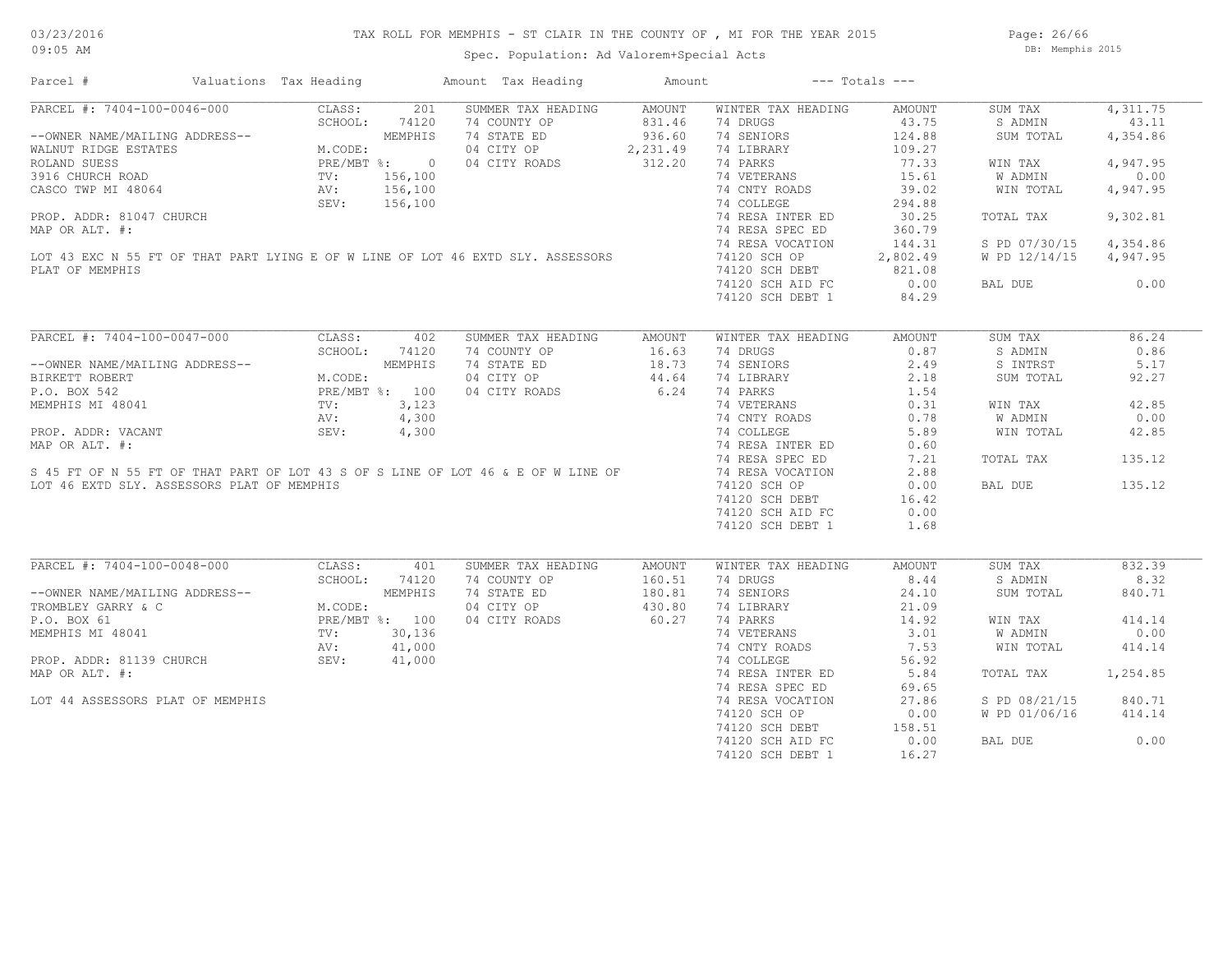# TAX ROLL FOR MEMPHIS - ST CLAIR IN THE COUNTY OF , MI FOR THE YEAR 2015

Spec. Population: Ad Valorem+Special Acts

03/23/2016
09:05 AM

DB: Memphis 2015

| Parcel # | Valuations | Tax Heading | Amount | Tax Heading | Amount | --- Totals --- | |
|---|---|---|---|---|---|---|---|

## PARCEL #: 7404-100-0046-000

| | | | | | | | |
|---|---|---|---|---|---|---|---|
| --OWNER NAME/MAILING ADDRESS-- | CLASS: 201 | SUMMER TAX HEADING | AMOUNT | WINTER TAX HEADING | AMOUNT | SUM TAX | 4,311.75 |
| WALNUT RIDGE ESTATES | SCHOOL: 74120 | 74 COUNTY OP | 831.46 | 74 DRUGS | 43.75 | S ADMIN | 43.11 |
| ROLAND SUESS | MEMPHIS | 74 STATE ED | 936.60 | 74 SENIORS | 124.88 | SUM TOTAL | 4,354.86 |
| 3916 CHURCH ROAD | M.CODE: | 04 CITY OP | 2,231.49 | 74 LIBRARY | 109.27 | | |
| CASCO TWP MI 48064 | PRE/MBT %: 0 | 04 CITY ROADS | 312.20 | 74 PARKS | 77.33 | WIN TAX | 4,947.95 |
| | TV: 156,100 | | | 74 VETERANS | 15.61 | W ADMIN | 0.00 |
| PROP. ADDR: 81047 CHURCH | AV: 156,100 | | | 74 CNTY ROADS | 39.02 | WIN TOTAL | 4,947.95 |
| MAP OR ALT. #: | SEV: 156,100 | | | 74 COLLEGE | 294.88 | | |
| | | | | 74 RESA INTER ED | 30.25 | TOTAL TAX | 9,302.81 |
| | | | | 74 RESA SPEC ED | 360.79 | | |
| | | | | 74 RESA VOCATION | 144.31 | S PD 07/30/15 | 4,354.86 |
| | | | | 74120 SCH OP | 2,802.49 | W PD 12/14/15 | 4,947.95 |
| | | | | 74120 SCH DEBT | 821.08 | | |
| | | | | 74120 SCH AID FC | 0.00 | BAL DUE | 0.00 |
| | | | | 74120 SCH DEBT 1 | 84.29 | | |

LOT 43 EXC N 55 FT OF THAT PART LYING E OF W LINE OF LOT 46 EXTD SLY. ASSESSORS PLAT OF MEMPHIS

## PARCEL #: 7404-100-0047-000

| | | | | | | | |
|---|---|---|---|---|---|---|---|
| --OWNER NAME/MAILING ADDRESS-- | CLASS: 402 | SUMMER TAX HEADING | AMOUNT | WINTER TAX HEADING | AMOUNT | SUM TAX | 86.24 |
| BIRKETT ROBERT | SCHOOL: 74120 | 74 COUNTY OP | 16.63 | 74 DRUGS | 0.87 | S ADMIN | 0.86 |
| P.O. BOX 542 | MEMPHIS | 74 STATE ED | 18.73 | 74 SENIORS | 2.49 | S INTRST | 5.17 |
| MEMPHIS MI 48041 | M.CODE: | 04 CITY OP | 44.64 | 74 LIBRARY | 2.18 | SUM TOTAL | 92.27 |
| | PRE/MBT %: 100 | 04 CITY ROADS | 6.24 | 74 PARKS | 1.54 | | |
| PROP. ADDR: VACANT | TV: 3,123 | | | 74 VETERANS | 0.31 | WIN TAX | 42.85 |
| MAP OR ALT. #: | AV: 4,300 | | | 74 CNTY ROADS | 0.78 | W ADMIN | 0.00 |
| | SEV: 4,300 | | | 74 COLLEGE | 5.89 | WIN TOTAL | 42.85 |
| | | | | 74 RESA INTER ED | 0.60 | | |
| | | | | 74 RESA SPEC ED | 7.21 | TOTAL TAX | 135.12 |
| | | | | 74 RESA VOCATION | 2.88 | | |
| | | | | 74120 SCH OP | 0.00 | BAL DUE | 135.12 |
| | | | | 74120 SCH DEBT | 16.42 | | |
| | | | | 74120 SCH AID FC | 0.00 | | |
| | | | | 74120 SCH DEBT 1 | 1.68 | | |

S 45 FT OF N 55 FT OF THAT PART OF LOT 43 S OF S LINE OF LOT 46 & E OF W LINE OF LOT 46 EXTD SLY. ASSESSORS PLAT OF MEMPHIS

## PARCEL #: 7404-100-0048-000

| | | | | | | | |
|---|---|---|---|---|---|---|---|
| --OWNER NAME/MAILING ADDRESS-- | CLASS: 401 | SUMMER TAX HEADING | AMOUNT | WINTER TAX HEADING | AMOUNT | SUM TAX | 832.39 |
| TROMBLEY GARRY & C | SCHOOL: 74120 | 74 COUNTY OP | 160.51 | 74 DRUGS | 8.44 | S ADMIN | 8.32 |
| P.O. BOX 61 | MEMPHIS | 74 STATE ED | 180.81 | 74 SENIORS | 24.10 | SUM TOTAL | 840.71 |
| MEMPHIS MI 48041 | M.CODE: | 04 CITY OP | 430.80 | 74 LIBRARY | 21.09 | | |
| | PRE/MBT %: 100 | 04 CITY ROADS | 60.27 | 74 PARKS | 14.92 | WIN TAX | 414.14 |
| PROP. ADDR: 81139 CHURCH | TV: 30,136 | | | 74 VETERANS | 3.01 | W ADMIN | 0.00 |
| MAP OR ALT. #: | AV: 41,000 | | | 74 CNTY ROADS | 7.53 | WIN TOTAL | 414.14 |
| | SEV: 41,000 | | | 74 COLLEGE | 56.92 | | |
| | | | | 74 RESA INTER ED | 5.84 | TOTAL TAX | 1,254.85 |
| | | | | 74 RESA SPEC ED | 69.65 | | |
| | | | | 74 RESA VOCATION | 27.86 | S PD 08/21/15 | 840.71 |
| | | | | 74120 SCH OP | 0.00 | W PD 01/06/16 | 414.14 |
| | | | | 74120 SCH DEBT | 158.51 | | |
| | | | | 74120 SCH AID FC | 0.00 | BAL DUE | 0.00 |
| | | | | 74120 SCH DEBT 1 | 16.27 | | |

LOT 44 ASSESSORS PLAT OF MEMPHIS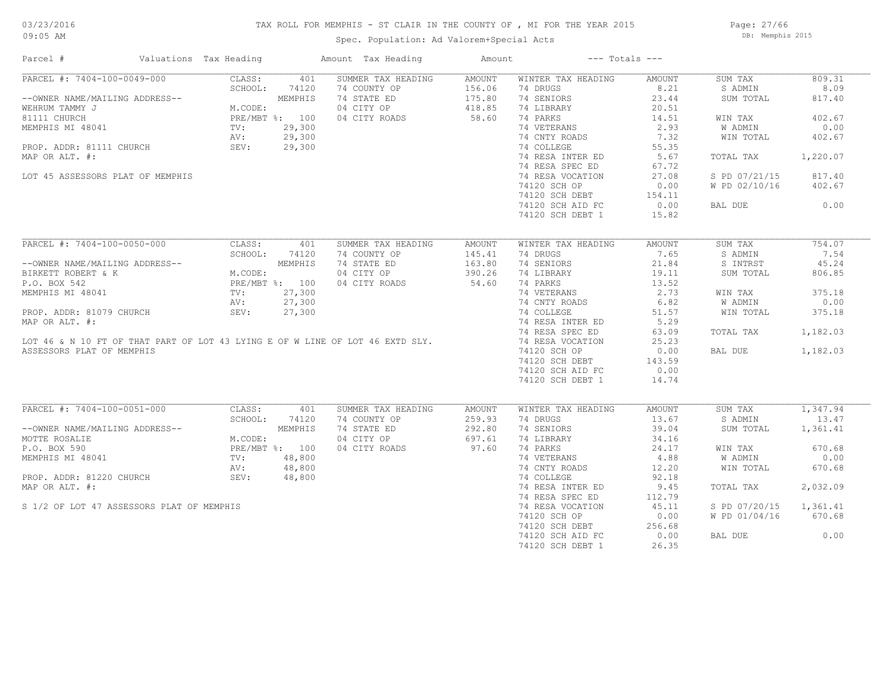# TAX ROLL FOR MEMPHIS - ST CLAIR IN THE COUNTY OF , MI FOR THE YEAR 2015

03/23/2016
09:05 AM

Spec. Population: Ad Valorem+Special Acts

DB: Memphis 2015

| Parcel # | Valuations Tax Heading | Amount Tax Heading | Amount | --- Totals --- |
|---|---|---|---|---|

---

**PARCEL #: 7404-100-0049-000**

--OWNER NAME/MAILING ADDRESS--
WEHRUM TAMMY J
81111 CHURCH
MEMPHIS MI 48041

PROP. ADDR: 81111 CHURCH
MAP OR ALT. #:

LOT 45 ASSESSORS PLAT OF MEMPHIS

| Valuations | | Summer Tax Heading | Amount | Winter Tax Heading | Amount | Totals | |
|---|---|---|---|---|---|---|---|
| CLASS: | 401 | SUMMER TAX HEADING | AMOUNT | WINTER TAX HEADING | AMOUNT | SUM TAX | 809.31 |
| SCHOOL: | 74120 | 74 COUNTY OP | 156.06 | 74 DRUGS | 8.21 | S ADMIN | 8.09 |
| | MEMPHIS | 74 STATE ED | 175.80 | 74 SENIORS | 23.44 | SUM TOTAL | 817.40 |
| M.CODE: | | 04 CITY OP | 418.85 | 74 LIBRARY | 20.51 | | |
| PRE/MBT %: | 100 | 04 CITY ROADS | 58.60 | 74 PARKS | 14.51 | WIN TAX | 402.67 |
| TV: | 29,300 | | | 74 VETERANS | 2.93 | W ADMIN | 0.00 |
| AV: | 29,300 | | | 74 CNTY ROADS | 7.32 | WIN TOTAL | 402.67 |
| SEV: | 29,300 | | | 74 COLLEGE | 55.35 | | |
| | | | | 74 RESA INTER ED | 5.67 | TOTAL TAX | 1,220.07 |
| | | | | 74 RESA SPEC ED | 67.72 | | |
| | | | | 74 RESA VOCATION | 27.08 | S PD 07/21/15 | 817.40 |
| | | | | 74120 SCH OP | 0.00 | W PD 02/10/16 | 402.67 |
| | | | | 74120 SCH DEBT | 154.11 | | |
| | | | | 74120 SCH AID FC | 0.00 | BAL DUE | 0.00 |
| | | | | 74120 SCH DEBT 1 | 15.82 | | |

---

**PARCEL #: 7404-100-0050-000**

--OWNER NAME/MAILING ADDRESS--
BIRKETT ROBERT & K
P.O. BOX 542
MEMPHIS MI 48041

PROP. ADDR: 81079 CHURCH
MAP OR ALT. #:

LOT 46 & N 10 FT OF THAT PART OF LOT 43 LYING E OF W LINE OF LOT 46 EXTD SLY.
ASSESSORS PLAT OF MEMPHIS

| Valuations | | Summer Tax Heading | Amount | Winter Tax Heading | Amount | Totals | |
|---|---|---|---|---|---|---|---|
| CLASS: | 401 | SUMMER TAX HEADING | AMOUNT | WINTER TAX HEADING | AMOUNT | SUM TAX | 754.07 |
| SCHOOL: | 74120 | 74 COUNTY OP | 145.41 | 74 DRUGS | 7.65 | S ADMIN | 7.54 |
| | MEMPHIS | 74 STATE ED | 163.80 | 74 SENIORS | 21.84 | S INTRST | 45.24 |
| M.CODE: | | 04 CITY OP | 390.26 | 74 LIBRARY | 19.11 | SUM TOTAL | 806.85 |
| PRE/MBT %: | 100 | 04 CITY ROADS | 54.60 | 74 PARKS | 13.52 | | |
| TV: | 27,300 | | | 74 VETERANS | 2.73 | WIN TAX | 375.18 |
| AV: | 27,300 | | | 74 CNTY ROADS | 6.82 | W ADMIN | 0.00 |
| SEV: | 27,300 | | | 74 COLLEGE | 51.57 | WIN TOTAL | 375.18 |
| | | | | 74 RESA INTER ED | 5.29 | | |
| | | | | 74 RESA SPEC ED | 63.09 | TOTAL TAX | 1,182.03 |
| | | | | 74 RESA VOCATION | 25.23 | | |
| | | | | 74120 SCH OP | 0.00 | BAL DUE | 1,182.03 |
| | | | | 74120 SCH DEBT | 143.59 | | |
| | | | | 74120 SCH AID FC | 0.00 | | |
| | | | | 74120 SCH DEBT 1 | 14.74 | | |

---

**PARCEL #: 7404-100-0051-000**

--OWNER NAME/MAILING ADDRESS--
MOTTE ROSALIE
P.O. BOX 590
MEMPHIS MI 48041

PROP. ADDR: 81220 CHURCH
MAP OR ALT. #:

S 1/2 OF LOT 47 ASSESSORS PLAT OF MEMPHIS

| Valuations | | Summer Tax Heading | Amount | Winter Tax Heading | Amount | Totals | |
|---|---|---|---|---|---|---|---|
| CLASS: | 401 | SUMMER TAX HEADING | AMOUNT | WINTER TAX HEADING | AMOUNT | SUM TAX | 1,347.94 |
| SCHOOL: | 74120 | 74 COUNTY OP | 259.93 | 74 DRUGS | 13.67 | S ADMIN | 13.47 |
| | MEMPHIS | 74 STATE ED | 292.80 | 74 SENIORS | 39.04 | SUM TOTAL | 1,361.41 |
| M.CODE: | | 04 CITY OP | 697.61 | 74 LIBRARY | 34.16 | | |
| PRE/MBT %: | 100 | 04 CITY ROADS | 97.60 | 74 PARKS | 24.17 | WIN TAX | 670.68 |
| TV: | 48,800 | | | 74 VETERANS | 4.88 | W ADMIN | 0.00 |
| AV: | 48,800 | | | 74 CNTY ROADS | 12.20 | WIN TOTAL | 670.68 |
| SEV: | 48,800 | | | 74 COLLEGE | 92.18 | | |
| | | | | 74 RESA INTER ED | 9.45 | TOTAL TAX | 2,032.09 |
| | | | | 74 RESA SPEC ED | 112.79 | | |
| | | | | 74 RESA VOCATION | 45.11 | S PD 07/20/15 | 1,361.41 |
| | | | | 74120 SCH OP | 0.00 | W PD 01/04/16 | 670.68 |
| | | | | 74120 SCH DEBT | 256.68 | | |
| | | | | 74120 SCH AID FC | 0.00 | BAL DUE | 0.00 |
| | | | | 74120 SCH DEBT 1 | 26.35 | | |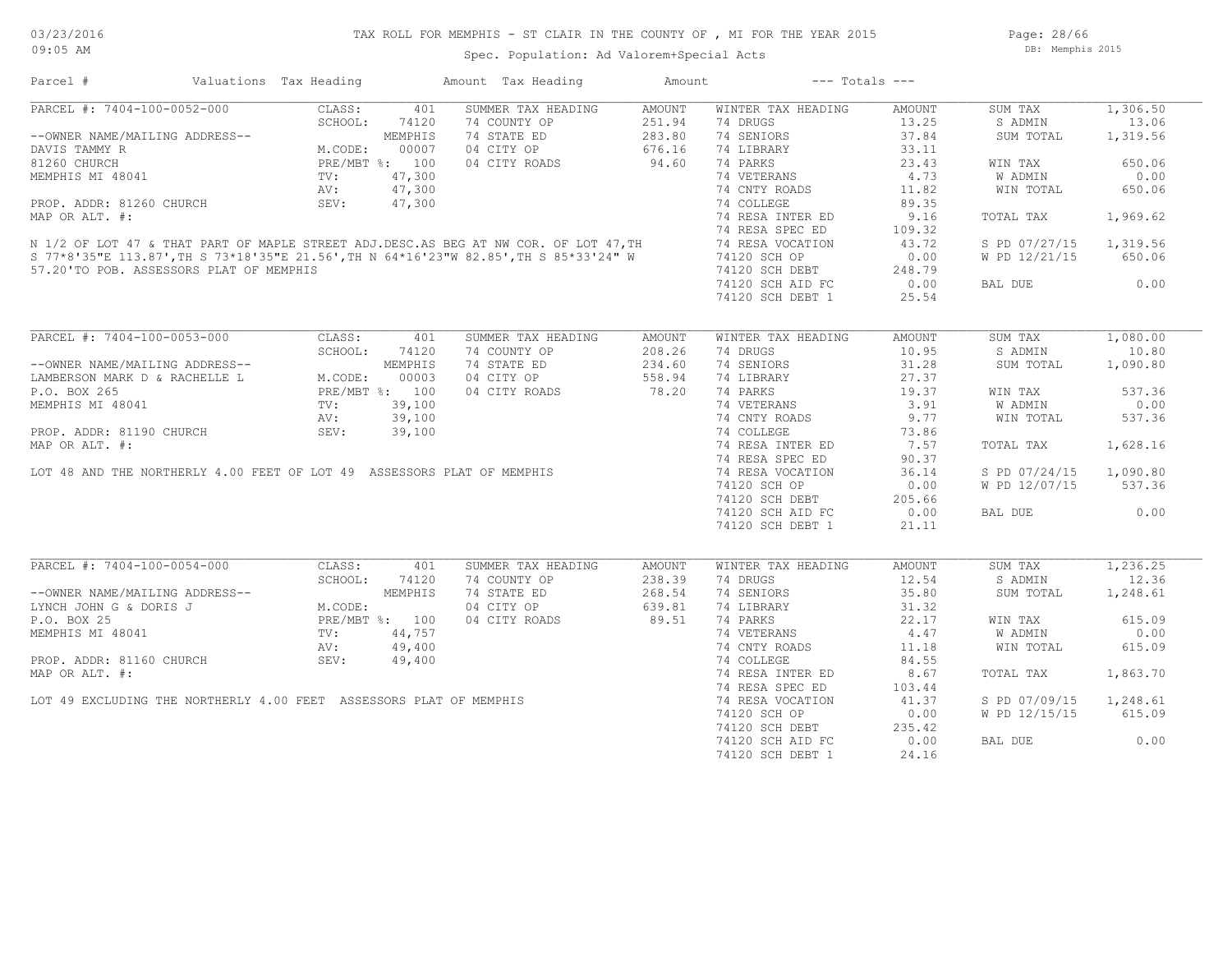TAX ROLL FOR MEMPHIS - ST CLAIR IN THE COUNTY OF , MI FOR THE YEAR 2015

Spec. Population: Ad Valorem+Special Acts

DB: Memphis 2015

03/23/2016
09:05 AM

| Parcel # | Valuations | Tax Heading | Amount | Tax Heading | Amount | --- Totals --- | |
|---|---|---|---|---|---|---|---|
| PARCEL #: 7404-100-0052-000 | CLASS: 401 | SUMMER TAX HEADING | AMOUNT | WINTER TAX HEADING | AMOUNT | SUM TAX | 1,306.50 |
| | SCHOOL: 74120 | 74 COUNTY OP | 251.94 | 74 DRUGS | 13.25 | S ADMIN | 13.06 |
| --OWNER NAME/MAILING ADDRESS-- | MEMPHIS | 74 STATE ED | 283.80 | 74 SENIORS | 37.84 | SUM TOTAL | 1,319.56 |
| DAVIS TAMMY R | M.CODE: 00007 | 04 CITY OP | 676.16 | 74 LIBRARY | 33.11 | | |
| 81260 CHURCH | PRE/MBT %: 100 | 04 CITY ROADS | 94.60 | 74 PARKS | 23.43 | WIN TAX | 650.06 |
| MEMPHIS MI 48041 | TV: 47,300 | | | 74 VETERANS | 4.73 | W ADMIN | 0.00 |
| | AV: 47,300 | | | 74 CNTY ROADS | 11.82 | WIN TOTAL | 650.06 |
| PROP. ADDR: 81260 CHURCH | SEV: 47,300 | | | 74 COLLEGE | 89.35 | | |
| MAP OR ALT. #: | | | | 74 RESA INTER ED | 9.16 | TOTAL TAX | 1,969.62 |
| | | | | 74 RESA SPEC ED | 109.32 | | |
| N 1/2 OF LOT 47 & THAT PART OF MAPLE STREET ADJ.DESC.AS BEG AT NW COR. OF LOT 47,TH S 77*8'35"E 113.87',TH S 73*18'35"E 21.56',TH N 64*16'23"W 82.85',TH S 85*33'24" W 57.20'TO POB. ASSESSORS PLAT OF MEMPHIS | | | | 74 RESA VOCATION | 43.72 | S PD 07/27/15 | 1,319.56 |
| | | | | 74120 SCH OP | 0.00 | W PD 12/21/15 | 650.06 |
| | | | | 74120 SCH DEBT | 248.79 | | |
| | | | | 74120 SCH AID FC | 0.00 | BAL DUE | 0.00 |
| | | | | 74120 SCH DEBT 1 | 25.54 | | |
| PARCEL #: 7404-100-0053-000 | CLASS: 401 | SUMMER TAX HEADING | AMOUNT | WINTER TAX HEADING | AMOUNT | SUM TAX | 1,080.00 |
| | SCHOOL: 74120 | 74 COUNTY OP | 208.26 | 74 DRUGS | 10.95 | S ADMIN | 10.80 |
| --OWNER NAME/MAILING ADDRESS-- | MEMPHIS | 74 STATE ED | 234.60 | 74 SENIORS | 31.28 | SUM TOTAL | 1,090.80 |
| LAMBERSON MARK D & RACHELLE L | M.CODE: 00003 | 04 CITY OP | 558.94 | 74 LIBRARY | 27.37 | | |
| P.O. BOX 265 | PRE/MBT %: 100 | 04 CITY ROADS | 78.20 | 74 PARKS | 19.37 | WIN TAX | 537.36 |
| MEMPHIS MI 48041 | TV: 39,100 | | | 74 VETERANS | 3.91 | W ADMIN | 0.00 |
| | AV: 39,100 | | | 74 CNTY ROADS | 9.77 | WIN TOTAL | 537.36 |
| PROP. ADDR: 81190 CHURCH | SEV: 39,100 | | | 74 COLLEGE | 73.86 | | |
| MAP OR ALT. #: | | | | 74 RESA INTER ED | 7.57 | TOTAL TAX | 1,628.16 |
| | | | | 74 RESA SPEC ED | 90.37 | | |
| LOT 48 AND THE NORTHERLY 4.00 FEET OF LOT 49 ASSESSORS PLAT OF MEMPHIS | | | | 74 RESA VOCATION | 36.14 | S PD 07/24/15 | 1,090.80 |
| | | | | 74120 SCH OP | 0.00 | W PD 12/07/15 | 537.36 |
| | | | | 74120 SCH DEBT | 205.66 | | |
| | | | | 74120 SCH AID FC | 0.00 | BAL DUE | 0.00 |
| | | | | 74120 SCH DEBT 1 | 21.11 | | |
| PARCEL #: 7404-100-0054-000 | CLASS: 401 | SUMMER TAX HEADING | AMOUNT | WINTER TAX HEADING | AMOUNT | SUM TAX | 1,236.25 |
| | SCHOOL: 74120 | 74 COUNTY OP | 238.39 | 74 DRUGS | 12.54 | S ADMIN | 12.36 |
| --OWNER NAME/MAILING ADDRESS-- | MEMPHIS | 74 STATE ED | 268.54 | 74 SENIORS | 35.80 | SUM TOTAL | 1,248.61 |
| LYNCH JOHN G & DORIS J | M.CODE: | 04 CITY OP | 639.81 | 74 LIBRARY | 31.32 | | |
| P.O. BOX 25 | PRE/MBT %: 100 | 04 CITY ROADS | 89.51 | 74 PARKS | 22.17 | WIN TAX | 615.09 |
| MEMPHIS MI 48041 | TV: 44,757 | | | 74 VETERANS | 4.47 | W ADMIN | 0.00 |
| | AV: 49,400 | | | 74 CNTY ROADS | 11.18 | WIN TOTAL | 615.09 |
| PROP. ADDR: 81160 CHURCH | SEV: 49,400 | | | 74 COLLEGE | 84.55 | | |
| MAP OR ALT. #: | | | | 74 RESA INTER ED | 8.67 | TOTAL TAX | 1,863.70 |
| | | | | 74 RESA SPEC ED | 103.44 | | |
| LOT 49 EXCLUDING THE NORTHERLY 4.00 FEET ASSESSORS PLAT OF MEMPHIS | | | | 74 RESA VOCATION | 41.37 | S PD 07/09/15 | 1,248.61 |
| | | | | 74120 SCH OP | 0.00 | W PD 12/15/15 | 615.09 |
| | | | | 74120 SCH DEBT | 235.42 | | |
| | | | | 74120 SCH AID FC | 0.00 | BAL DUE | 0.00 |
| | | | | 74120 SCH DEBT 1 | 24.16 | | |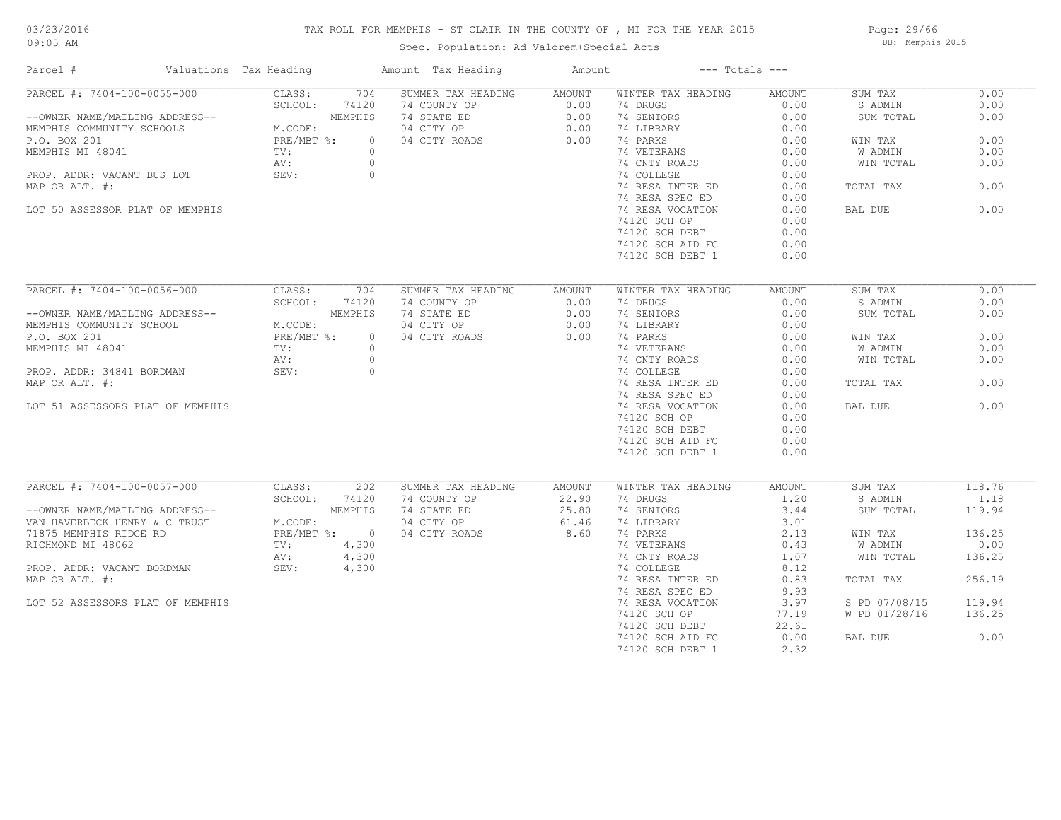# TAX ROLL FOR MEMPHIS - ST CLAIR IN THE COUNTY OF , MI FOR THE YEAR 2015

Spec. Population: Ad Valorem+Special Acts

| Parcel # | Valuations | Tax Heading | Amount | Tax Heading | Amount | --- Totals --- | |
|---|---|---|---|---|---|---|---|
| PARCEL #: 7404-100-0055-000 | CLASS: 704 | SUMMER TAX HEADING | AMOUNT | WINTER TAX HEADING | AMOUNT | SUM TAX | 0.00 |
| | SCHOOL: 74120 | 74 COUNTY OP | 0.00 | 74 DRUGS | 0.00 | S ADMIN | 0.00 |
| --OWNER NAME/MAILING ADDRESS-- | MEMPHIS | 74 STATE ED | 0.00 | 74 SENIORS | 0.00 | SUM TOTAL | 0.00 |
| MEMPHIS COMMUNITY SCHOOLS | M.CODE: | 04 CITY OP | 0.00 | 74 LIBRARY | 0.00 | | |
| P.O. BOX 201 | PRE/MBT %: 0 | 04 CITY ROADS | 0.00 | 74 PARKS | 0.00 | WIN TAX | 0.00 |
| MEMPHIS MI 48041 | TV: 0 | | | 74 VETERANS | 0.00 | W ADMIN | 0.00 |
| | AV: 0 | | | 74 CNTY ROADS | 0.00 | WIN TOTAL | 0.00 |
| PROP. ADDR: VACANT BUS LOT | SEV: 0 | | | 74 COLLEGE | 0.00 | | |
| MAP OR ALT. #: | | | | 74 RESA INTER ED | 0.00 | TOTAL TAX | 0.00 |
| | | | | 74 RESA SPEC ED | 0.00 | | |
| LOT 50 ASSESSOR PLAT OF MEMPHIS | | | | 74 RESA VOCATION | 0.00 | BAL DUE | 0.00 |
| | | | | 74120 SCH OP | 0.00 | | |
| | | | | 74120 SCH DEBT | 0.00 | | |
| | | | | 74120 SCH AID FC | 0.00 | | |
| | | | | 74120 SCH DEBT 1 | 0.00 | | |
| PARCEL #: 7404-100-0056-000 | CLASS: 704 | SUMMER TAX HEADING | AMOUNT | WINTER TAX HEADING | AMOUNT | SUM TAX | 0.00 |
| | SCHOOL: 74120 | 74 COUNTY OP | 0.00 | 74 DRUGS | 0.00 | S ADMIN | 0.00 |
| --OWNER NAME/MAILING ADDRESS-- | MEMPHIS | 74 STATE ED | 0.00 | 74 SENIORS | 0.00 | SUM TOTAL | 0.00 |
| MEMPHIS COMMUNITY SCHOOL | M.CODE: | 04 CITY OP | 0.00 | 74 LIBRARY | 0.00 | | |
| P.O. BOX 201 | PRE/MBT %: 0 | 04 CITY ROADS | 0.00 | 74 PARKS | 0.00 | WIN TAX | 0.00 |
| MEMPHIS MI 48041 | TV: 0 | | | 74 VETERANS | 0.00 | W ADMIN | 0.00 |
| | AV: 0 | | | 74 CNTY ROADS | 0.00 | WIN TOTAL | 0.00 |
| PROP. ADDR: 34841 BORDMAN | SEV: 0 | | | 74 COLLEGE | 0.00 | | |
| MAP OR ALT. #: | | | | 74 RESA INTER ED | 0.00 | TOTAL TAX | 0.00 |
| | | | | 74 RESA SPEC ED | 0.00 | | |
| LOT 51 ASSESSORS PLAT OF MEMPHIS | | | | 74 RESA VOCATION | 0.00 | BAL DUE | 0.00 |
| | | | | 74120 SCH OP | 0.00 | | |
| | | | | 74120 SCH DEBT | 0.00 | | |
| | | | | 74120 SCH AID FC | 0.00 | | |
| | | | | 74120 SCH DEBT 1 | 0.00 | | |
| PARCEL #: 7404-100-0057-000 | CLASS: 202 | SUMMER TAX HEADING | AMOUNT | WINTER TAX HEADING | AMOUNT | SUM TAX | 118.76 |
| | SCHOOL: 74120 | 74 COUNTY OP | 22.90 | 74 DRUGS | 1.20 | S ADMIN | 1.18 |
| --OWNER NAME/MAILING ADDRESS-- | MEMPHIS | 74 STATE ED | 25.80 | 74 SENIORS | 3.44 | SUM TOTAL | 119.94 |
| VAN HAVERBECK HENRY & C TRUST | M.CODE: | 04 CITY OP | 61.46 | 74 LIBRARY | 3.01 | | |
| 71875 MEMPHIS RIDGE RD | PRE/MBT %: 0 | 04 CITY ROADS | 8.60 | 74 PARKS | 2.13 | WIN TAX | 136.25 |
| RICHMOND MI 48062 | TV: 4,300 | | | 74 VETERANS | 0.43 | W ADMIN | 0.00 |
| | AV: 4,300 | | | 74 CNTY ROADS | 1.07 | WIN TOTAL | 136.25 |
| PROP. ADDR: VACANT BORDMAN | SEV: 4,300 | | | 74 COLLEGE | 8.12 | | |
| MAP OR ALT. #: | | | | 74 RESA INTER ED | 0.83 | TOTAL TAX | 256.19 |
| | | | | 74 RESA SPEC ED | 9.93 | | |
| LOT 52 ASSESSORS PLAT OF MEMPHIS | | | | 74 RESA VOCATION | 3.97 | S PD 07/08/15 | 119.94 |
| | | | | 74120 SCH OP | 77.19 | W PD 01/28/16 | 136.25 |
| | | | | 74120 SCH DEBT | 22.61 | | |
| | | | | 74120 SCH AID FC | 0.00 | BAL DUE | 0.00 |
| | | | | 74120 SCH DEBT 1 | 2.32 | | |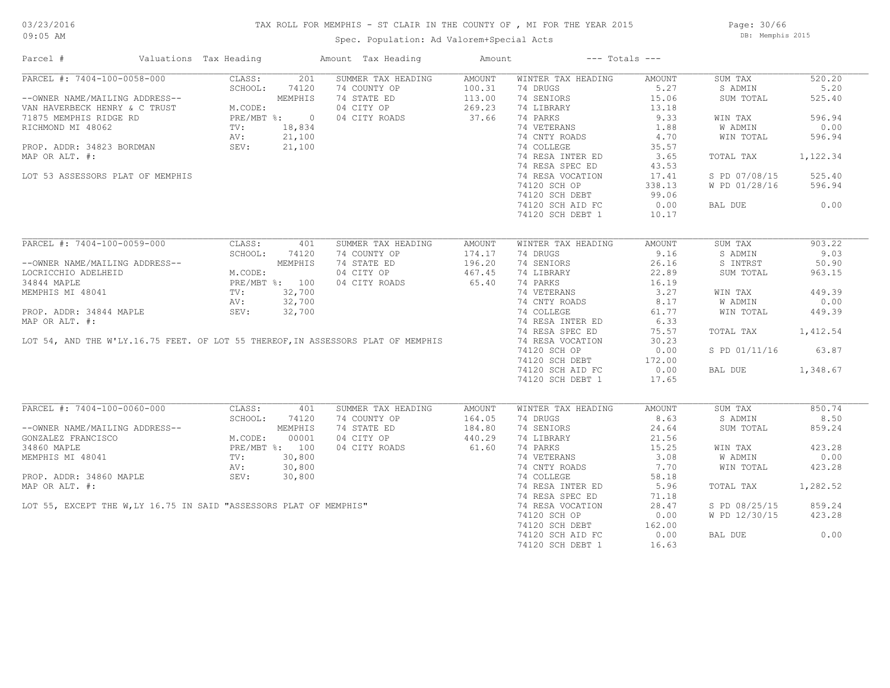# TAX ROLL FOR MEMPHIS - ST CLAIR IN THE COUNTY OF , MI FOR THE YEAR 2015

03/23/2016
09:05 AM

Spec. Population: Ad Valorem+Special Acts

DB: Memphis 2015

| Parcel # | Valuations | Tax Heading | Amount | Tax Heading | Amount | --- Totals --- | |
|---|---|---|---|---|---|---|---|
| PARCEL #: 7404-100-0058-000 | CLASS: 201 | SUMMER TAX HEADING | AMOUNT | WINTER TAX HEADING | AMOUNT | SUM TAX | 520.20 |
| | SCHOOL: 74120 | 74 COUNTY OP | 100.31 | 74 DRUGS | 5.27 | S ADMIN | 5.20 |
| --OWNER NAME/MAILING ADDRESS-- | MEMPHIS | 74 STATE ED | 113.00 | 74 SENIORS | 15.06 | SUM TOTAL | 525.40 |
| VAN HAVERBECK HENRY & C TRUST | M.CODE: | 04 CITY OP | 269.23 | 74 LIBRARY | 13.18 | | |
| 71875 MEMPHIS RIDGE RD | PRE/MBT %: 0 | 04 CITY ROADS | 37.66 | 74 PARKS | 9.33 | WIN TAX | 596.94 |
| RICHMOND MI 48062 | TV: 18,834 | | | 74 VETERANS | 1.88 | W ADMIN | 0.00 |
| | AV: 21,100 | | | 74 CNTY ROADS | 4.70 | WIN TOTAL | 596.94 |
| PROP. ADDR: 34823 BORDMAN | SEV: 21,100 | | | 74 COLLEGE | 35.57 | | |
| MAP OR ALT. #: | | | | 74 RESA INTER ED | 3.65 | TOTAL TAX | 1,122.34 |
| | | | | 74 RESA SPEC ED | 43.53 | | |
| LOT 53 ASSESSORS PLAT OF MEMPHIS | | | | 74 RESA VOCATION | 17.41 | S PD 07/08/15 | 525.40 |
| | | | | 74120 SCH OP | 338.13 | W PD 01/28/16 | 596.94 |
| | | | | 74120 SCH DEBT | 99.06 | | |
| | | | | 74120 SCH AID FC | 0.00 | BAL DUE | 0.00 |
| | | | | 74120 SCH DEBT 1 | 10.17 | | |

| Parcel # | Valuations | Tax Heading | Amount | Tax Heading | Amount | --- Totals --- | |
|---|---|---|---|---|---|---|---|
| PARCEL #: 7404-100-0059-000 | CLASS: 401 | SUMMER TAX HEADING | AMOUNT | WINTER TAX HEADING | AMOUNT | SUM TAX | 903.22 |
| | SCHOOL: 74120 | 74 COUNTY OP | 174.17 | 74 DRUGS | 9.16 | S ADMIN | 9.03 |
| --OWNER NAME/MAILING ADDRESS-- | MEMPHIS | 74 STATE ED | 196.20 | 74 SENIORS | 26.16 | S INTRST | 50.90 |
| LOCRICCHIO ADELHEID | M.CODE: | 04 CITY OP | 467.45 | 74 LIBRARY | 22.89 | SUM TOTAL | 963.15 |
| 34844 MAPLE | PRE/MBT %: 100 | 04 CITY ROADS | 65.40 | 74 PARKS | 16.19 | | |
| MEMPHIS MI 48041 | TV: 32,700 | | | 74 VETERANS | 3.27 | WIN TAX | 449.39 |
| | AV: 32,700 | | | 74 CNTY ROADS | 8.17 | W ADMIN | 0.00 |
| PROP. ADDR: 34844 MAPLE | SEV: 32,700 | | | 74 COLLEGE | 61.77 | WIN TOTAL | 449.39 |
| MAP OR ALT. #: | | | | 74 RESA INTER ED | 6.33 | | |
| | | | | 74 RESA SPEC ED | 75.57 | TOTAL TAX | 1,412.54 |
| LOT 54, AND THE W'LY.16.75 FEET. OF LOT 55 THEREOF,IN ASSESSORS PLAT OF MEMPHIS | | | | 74 RESA VOCATION | 30.23 | | |
| | | | | 74120 SCH OP | 0.00 | S PD 01/11/16 | 63.87 |
| | | | | 74120 SCH DEBT | 172.00 | | |
| | | | | 74120 SCH AID FC | 0.00 | BAL DUE | 1,348.67 |
| | | | | 74120 SCH DEBT 1 | 17.65 | | |

| Parcel # | Valuations | Tax Heading | Amount | Tax Heading | Amount | --- Totals --- | |
|---|---|---|---|---|---|---|---|
| PARCEL #: 7404-100-0060-000 | CLASS: 401 | SUMMER TAX HEADING | AMOUNT | WINTER TAX HEADING | AMOUNT | SUM TAX | 850.74 |
| | SCHOOL: 74120 | 74 COUNTY OP | 164.05 | 74 DRUGS | 8.63 | S ADMIN | 8.50 |
| --OWNER NAME/MAILING ADDRESS-- | MEMPHIS | 74 STATE ED | 184.80 | 74 SENIORS | 24.64 | SUM TOTAL | 859.24 |
| GONZALEZ FRANCISCO | M.CODE: 00001 | 04 CITY OP | 440.29 | 74 LIBRARY | 21.56 | | |
| 34860 MAPLE | PRE/MBT %: 100 | 04 CITY ROADS | 61.60 | 74 PARKS | 15.25 | WIN TAX | 423.28 |
| MEMPHIS MI 48041 | TV: 30,800 | | | 74 VETERANS | 3.08 | W ADMIN | 0.00 |
| | AV: 30,800 | | | 74 CNTY ROADS | 7.70 | WIN TOTAL | 423.28 |
| PROP. ADDR: 34860 MAPLE | SEV: 30,800 | | | 74 COLLEGE | 58.18 | | |
| MAP OR ALT. #: | | | | 74 RESA INTER ED | 5.96 | TOTAL TAX | 1,282.52 |
| | | | | 74 RESA SPEC ED | 71.18 | | |
| LOT 55, EXCEPT THE W,LY 16.75 IN SAID "ASSESSORS PLAT OF MEMPHIS" | | | | 74 RESA VOCATION | 28.47 | S PD 08/25/15 | 859.24 |
| | | | | 74120 SCH OP | 0.00 | W PD 12/30/15 | 423.28 |
| | | | | 74120 SCH DEBT | 162.00 | | |
| | | | | 74120 SCH AID FC | 0.00 | BAL DUE | 0.00 |
| | | | | 74120 SCH DEBT 1 | 16.63 | | |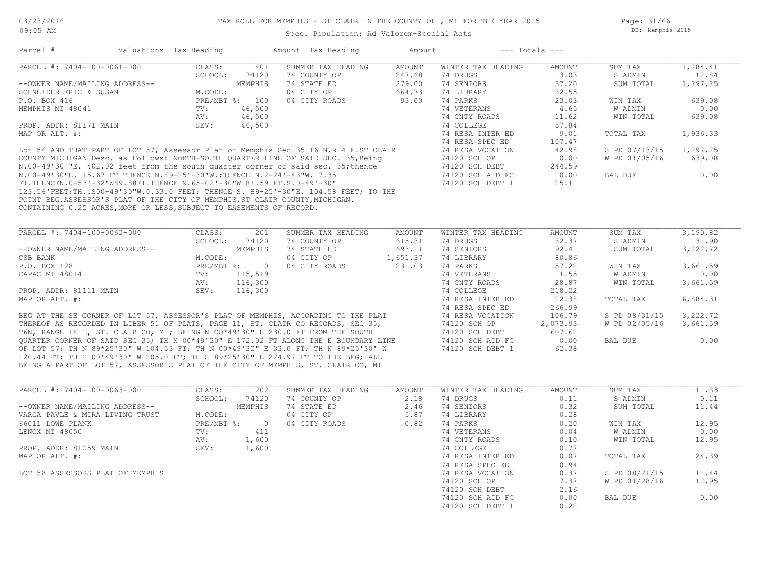TAX ROLL FOR MEMPHIS - ST CLAIR IN THE COUNTY OF , MI FOR THE YEAR 2015

Spec. Population: Ad Valorem+Special Acts

| Parcel # | Valuations | Tax Heading | Amount | Tax Heading | Amount | --- Totals --- | |
|---|---|---|---|---|---|---|---|

## PARCEL #: 7404-100-0061-000

| | | | | | | | |
|---|---|---|---|---|---|---|---|
| --OWNER NAME/MAILING ADDRESS-- | CLASS: 401 | SUMMER TAX HEADING | AMOUNT | WINTER TAX HEADING | AMOUNT | SUM TAX | 1,284.41 |
| SCHNEIDER ERIC & SUSAN | SCHOOL: 74120 | 74 COUNTY OP | 247.68 | 74 DRUGS | 13.03 | S ADMIN | 12.84 |
| P.O. BOX 416 | MEMPHIS | 74 STATE ED | 279.00 | 74 SENIORS | 37.20 | SUM TOTAL | 1,297.25 |
| MEMPHIS MI 48041 | M.CODE: | 04 CITY OP | 664.73 | 74 LIBRARY | 32.55 | | |
| | PRE/MBT %: 100 | 04 CITY ROADS | 93.00 | 74 PARKS | 23.03 | WIN TAX | 639.08 |
| PROP. ADDR: 81171 MAIN | TV: 46,500 | | | 74 VETERANS | 4.65 | W ADMIN | 0.00 |
| MAP OR ALT. #: | AV: 46,500 | | | 74 CNTY ROADS | 11.62 | WIN TOTAL | 639.08 |
| | SEV: 46,500 | | | 74 COLLEGE | 87.84 | | |
| | | | | 74 RESA INTER ED | 9.01 | TOTAL TAX | 1,936.33 |
| | | | | 74 RESA SPEC ED | 107.47 | | |
| | | | | 74 RESA VOCATION | 42.98 | S PD 07/13/15 | 1,297.25 |
| | | | | 74120 SCH OP | 0.00 | W PD 01/05/16 | 639.08 |
| | | | | 74120 SCH DEBT | 244.59 | | |
| | | | | 74120 SCH AID FC | 0.00 | BAL DUE | 0.00 |
| | | | | 74120 SCH DEBT 1 | 25.11 | | |

Lot 56 AND THAT PART OF LOT 57, Assessor Plat of Memphis Sec 35 T6 N,R14 E.ST CLAIR COUNTY MICHIGAN Desc. as Follows: NORTH-SOUTH QUARTER LINE OF SAID SEC. 35,Being N.00-49'30 "E. 402.02 feet from the south quarter corner of said sec. 35;thence N.00-49'30"E. 15.67 FT THENCE N.89-25'-30"W.;THENCE N.2-24'-43"W.17.35 FT.THENCEN.0-53'-32"W89.88FT.THENCE N.65-02'-30"W 81.59 FT.S.0-49'-30" 123.56'FEET;TH..S00-49'30"W.0.33.0 FEET; THENCE S. 89-25'-30"E. 104.58 FEET; TO THE POINT BEG.ASSESSOR'S PLAT OF THE CITY OF MEMPHIS,ST CLAIR COUNTY,MICHIGAN. CONTAINING 0.25 ACRES,MORE OR LESS,SUBJECT TO EASEMENTS OF RECORD.

## PARCEL #: 7404-100-0062-000

| | | | | | | | |
|---|---|---|---|---|---|---|---|
| --OWNER NAME/MAILING ADDRESS-- | CLASS: 201 | SUMMER TAX HEADING | AMOUNT | WINTER TAX HEADING | AMOUNT | SUM TAX | 3,190.82 |
| CSB BANK | SCHOOL: 74120 | 74 COUNTY OP | 615.31 | 74 DRUGS | 32.37 | S ADMIN | 31.90 |
| P.O. BOX 128 | MEMPHIS | 74 STATE ED | 693.11 | 74 SENIORS | 92.41 | SUM TOTAL | 3,222.72 |
| CAPAC MI 48014 | M.CODE: | 04 CITY OP | 1,651.37 | 74 LIBRARY | 80.86 | | |
| | PRE/MBT %: 0 | 04 CITY ROADS | 231.03 | 74 PARKS | 57.22 | WIN TAX | 3,661.59 |
| PROP. ADDR: 81111 MAIN | TV: 115,519 | | | 74 VETERANS | 11.55 | W ADMIN | 0.00 |
| MAP OR ALT. #: | AV: 116,300 | | | 74 CNTY ROADS | 28.87 | WIN TOTAL | 3,661.59 |
| | SEV: 116,300 | | | 74 COLLEGE | 218.22 | | |
| | | | | 74 RESA INTER ED | 22.38 | TOTAL TAX | 6,884.31 |
| | | | | 74 RESA SPEC ED | 266.99 | | |
| | | | | 74 RESA VOCATION | 106.79 | S PD 08/31/15 | 3,222.72 |
| | | | | 74120 SCH OP | 2,073.93 | W PD 02/05/16 | 3,661.59 |
| | | | | 74120 SCH DEBT | 607.62 | | |
| | | | | 74120 SCH AID FC | 0.00 | BAL DUE | 0.00 |
| | | | | 74120 SCH DEBT 1 | 62.38 | | |

BEG AT THE SE CORNER OF LOT 57, ASSESSOR'S PLAT OF MEMPHIS, ACCORDING TO THE PLAT THEREOF AS RECORDED IN LIBER 51 OF PLATS, PAGE 11, ST. CLAIR CO RECORDS, SEC 35, T6N, RANGE 14 E, ST. CLAIR CO, MI; BEING N OO*49'30" E 230.0 FT FROM THE SOUTH QUARTER CORNER OF SAID SEC 35; TH N 00*49'30" E 172.02 FT ALONG THE E BOUNDARY LINE OF LOT 57; TH N 89*25'30" W 104.53 FT; TH N 00*49'30" E 33.0 FT; TH N 89*25'30" W 120.44 FT; TH S 00*49'30" W 205.0 FT; TH S 89*25'30" E 224.97 FT TO THE BEG; ALL BEING A PART OF LOT 57, ASSESSOR'S PLAT OF THE CITY OF MEMPHIS, ST. CLAIR CO, MI

## PARCEL #: 7404-100-0063-000

| | | | | | | | |
|---|---|---|---|---|---|---|---|
| --OWNER NAME/MAILING ADDRESS-- | CLASS: 202 | SUMMER TAX HEADING | AMOUNT | WINTER TAX HEADING | AMOUNT | SUM TAX | 11.33 |
| VARGA PAVLE & MIRA LIVING TRUST | SCHOOL: 74120 | 74 COUNTY OP | 2.18 | 74 DRUGS | 0.11 | S ADMIN | 0.11 |
| 66011 LOWE PLANK | MEMPHIS | 74 STATE ED | 2.46 | 74 SENIORS | 0.32 | SUM TOTAL | 11.44 |
| LENOX MI 48050 | M.CODE: | 04 CITY OP | 5.87 | 74 LIBRARY | 0.28 | | |
| | PRE/MBT %: 0 | 04 CITY ROADS | 0.82 | 74 PARKS | 0.20 | WIN TAX | 12.95 |
| PROP. ADDR: 81059 MAIN | TV: 411 | | | 74 VETERANS | 0.04 | W ADMIN | 0.00 |
| MAP OR ALT. #: | AV: 1,600 | | | 74 CNTY ROADS | 0.10 | WIN TOTAL | 12.95 |
| | SEV: 1,600 | | | 74 COLLEGE | 0.77 | | |
| | | | | 74 RESA INTER ED | 0.07 | TOTAL TAX | 24.39 |
| | | | | 74 RESA SPEC ED | 0.94 | | |
| | | | | 74 RESA VOCATION | 0.37 | S PD 08/21/15 | 11.44 |
| | | | | 74120 SCH OP | 7.37 | W PD 01/28/16 | 12.95 |
| | | | | 74120 SCH DEBT | 2.16 | | |
| | | | | 74120 SCH AID FC | 0.00 | BAL DUE | 0.00 |
| | | | | 74120 SCH DEBT 1 | 0.22 | | |

LOT 58 ASSESSORS PLAT OF MEMPHIS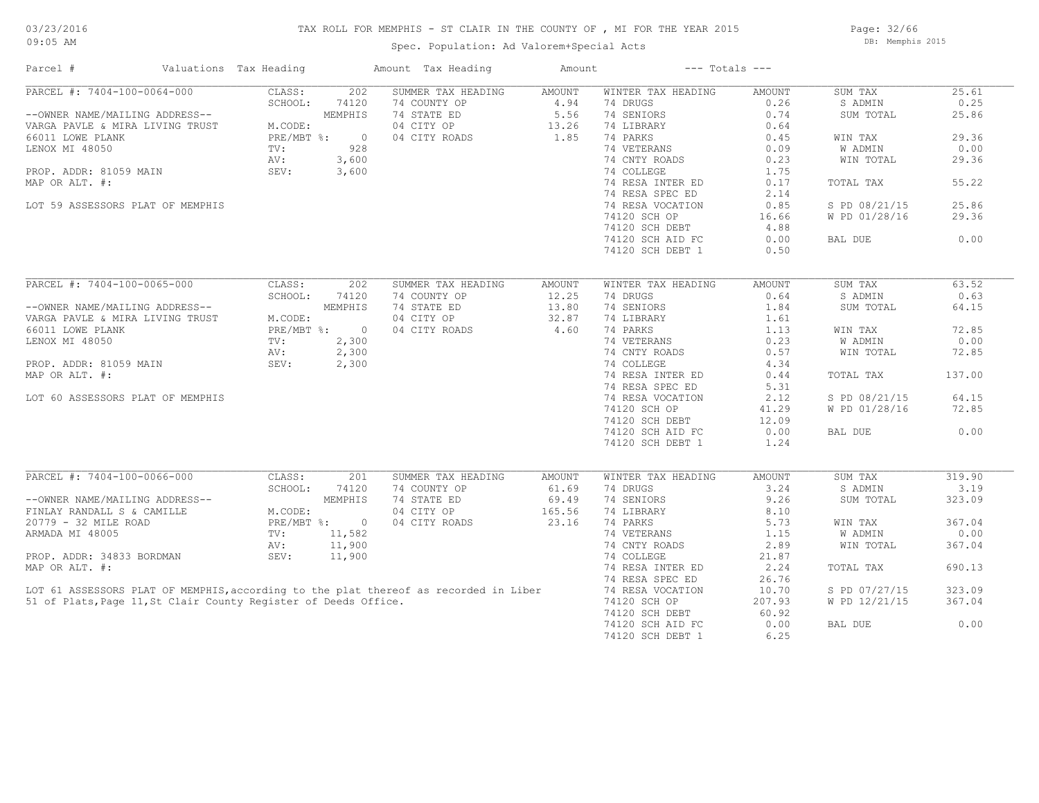# TAX ROLL FOR MEMPHIS - ST CLAIR IN THE COUNTY OF , MI FOR THE YEAR 2015

03/23/2016
09:05 AM

Spec. Population: Ad Valorem+Special Acts

DB: Memphis 2015

| Parcel # | Valuations | Tax Heading | Amount | Tax Heading | Amount | --- Totals --- | |
|---|---|---|---|---|---|---|---|
| PARCEL #: 7404-100-0064-000 | CLASS: 202 | SUMMER TAX HEADING | AMOUNT | WINTER TAX HEADING | AMOUNT | SUM TAX | 25.61 |
| | SCHOOL: 74120 | 74 COUNTY OP | 4.94 | 74 DRUGS | 0.26 | S ADMIN | 0.25 |
| --OWNER NAME/MAILING ADDRESS-- | MEMPHIS | 74 STATE ED | 5.56 | 74 SENIORS | 0.74 | SUM TOTAL | 25.86 |
| VARGA PAVLE & MIRA LIVING TRUST | M.CODE: | 04 CITY OP | 13.26 | 74 LIBRARY | 0.64 | | |
| 66011 LOWE PLANK | PRE/MBT %: 0 | 04 CITY ROADS | 1.85 | 74 PARKS | 0.45 | WIN TAX | 29.36 |
| LENOX MI 48050 | TV: 928 | | | 74 VETERANS | 0.09 | W ADMIN | 0.00 |
| | AV: 3,600 | | | 74 CNTY ROADS | 0.23 | WIN TOTAL | 29.36 |
| PROP. ADDR: 81059 MAIN | SEV: 3,600 | | | 74 COLLEGE | 1.75 | | |
| MAP OR ALT. #: | | | | 74 RESA INTER ED | 0.17 | TOTAL TAX | 55.22 |
| | | | | 74 RESA SPEC ED | 2.14 | | |
| LOT 59 ASSESSORS PLAT OF MEMPHIS | | | | 74 RESA VOCATION | 0.85 | S PD 08/21/15 | 25.86 |
| | | | | 74120 SCH OP | 16.66 | W PD 01/28/16 | 29.36 |
| | | | | 74120 SCH DEBT | 4.88 | | |
| | | | | 74120 SCH AID FC | 0.00 | BAL DUE | 0.00 |
| | | | | 74120 SCH DEBT 1 | 0.50 | | |

| Parcel # | Valuations | Tax Heading | Amount | Tax Heading | Amount | --- Totals --- | |
|---|---|---|---|---|---|---|---|
| PARCEL #: 7404-100-0065-000 | CLASS: 202 | SUMMER TAX HEADING | AMOUNT | WINTER TAX HEADING | AMOUNT | SUM TAX | 63.52 |
| | SCHOOL: 74120 | 74 COUNTY OP | 12.25 | 74 DRUGS | 0.64 | S ADMIN | 0.63 |
| --OWNER NAME/MAILING ADDRESS-- | MEMPHIS | 74 STATE ED | 13.80 | 74 SENIORS | 1.84 | SUM TOTAL | 64.15 |
| VARGA PAVLE & MIRA LIVING TRUST | M.CODE: | 04 CITY OP | 32.87 | 74 LIBRARY | 1.61 | | |
| 66011 LOWE PLANK | PRE/MBT %: 0 | 04 CITY ROADS | 4.60 | 74 PARKS | 1.13 | WIN TAX | 72.85 |
| LENOX MI 48050 | TV: 2,300 | | | 74 VETERANS | 0.23 | W ADMIN | 0.00 |
| | AV: 2,300 | | | 74 CNTY ROADS | 0.57 | WIN TOTAL | 72.85 |
| PROP. ADDR: 81059 MAIN | SEV: 2,300 | | | 74 COLLEGE | 4.34 | | |
| MAP OR ALT. #: | | | | 74 RESA INTER ED | 0.44 | TOTAL TAX | 137.00 |
| | | | | 74 RESA SPEC ED | 5.31 | | |
| LOT 60 ASSESSORS PLAT OF MEMPHIS | | | | 74 RESA VOCATION | 2.12 | S PD 08/21/15 | 64.15 |
| | | | | 74120 SCH OP | 41.29 | W PD 01/28/16 | 72.85 |
| | | | | 74120 SCH DEBT | 12.09 | | |
| | | | | 74120 SCH AID FC | 0.00 | BAL DUE | 0.00 |
| | | | | 74120 SCH DEBT 1 | 1.24 | | |

| Parcel # | Valuations | Tax Heading | Amount | Tax Heading | Amount | --- Totals --- | |
|---|---|---|---|---|---|---|---|
| PARCEL #: 7404-100-0066-000 | CLASS: 201 | SUMMER TAX HEADING | AMOUNT | WINTER TAX HEADING | AMOUNT | SUM TAX | 319.90 |
| | SCHOOL: 74120 | 74 COUNTY OP | 61.69 | 74 DRUGS | 3.24 | S ADMIN | 3.19 |
| --OWNER NAME/MAILING ADDRESS-- | MEMPHIS | 74 STATE ED | 69.49 | 74 SENIORS | 9.26 | SUM TOTAL | 323.09 |
| FINLAY RANDALL S & CAMILLE | M.CODE: | 04 CITY OP | 165.56 | 74 LIBRARY | 8.10 | | |
| 20779 - 32 MILE ROAD | PRE/MBT %: 0 | 04 CITY ROADS | 23.16 | 74 PARKS | 5.73 | WIN TAX | 367.04 |
| ARMADA MI 48005 | TV: 11,582 | | | 74 VETERANS | 1.15 | W ADMIN | 0.00 |
| | AV: 11,900 | | | 74 CNTY ROADS | 2.89 | WIN TOTAL | 367.04 |
| PROP. ADDR: 34833 BORDMAN | SEV: 11,900 | | | 74 COLLEGE | 21.87 | | |
| MAP OR ALT. #: | | | | 74 RESA INTER ED | 2.24 | TOTAL TAX | 690.13 |
| | | | | 74 RESA SPEC ED | 26.76 | | |
| LOT 61 ASSESSORS PLAT OF MEMPHIS,according to the plat thereof as recorded in Liber 51 of Plats,Page 11,St Clair County Register of Deeds Office. | | | | 74 RESA VOCATION | 10.70 | S PD 07/27/15 | 323.09 |
| | | | | 74120 SCH OP | 207.93 | W PD 12/21/15 | 367.04 |
| | | | | 74120 SCH DEBT | 60.92 | | |
| | | | | 74120 SCH AID FC | 0.00 | BAL DUE | 0.00 |
| | | | | 74120 SCH DEBT 1 | 6.25 | | |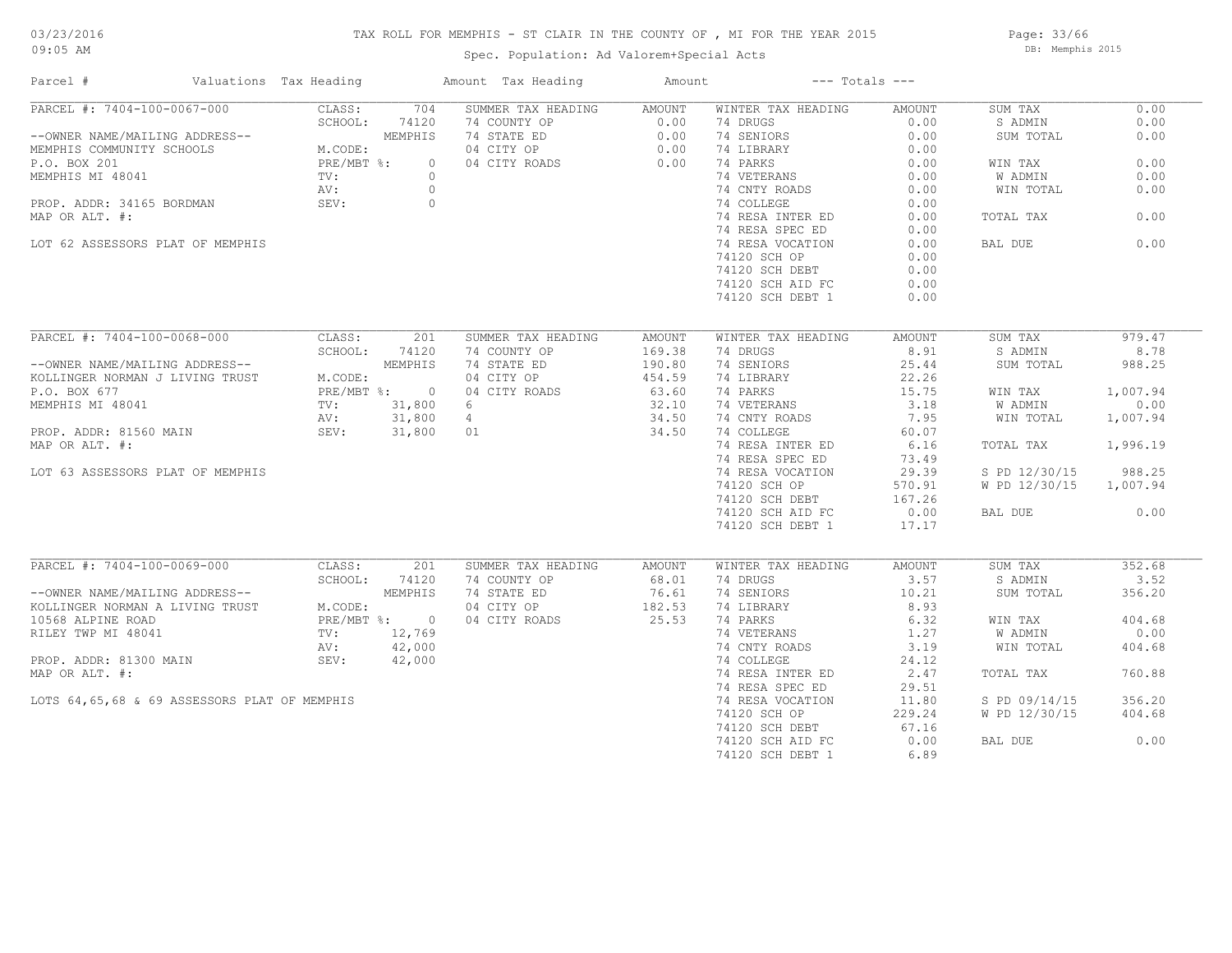# TAX ROLL FOR MEMPHIS - ST CLAIR IN THE COUNTY OF , MI FOR THE YEAR 2015

03/23/2016 09:05 AM

Spec. Population: Ad Valorem+Special Acts

DB: Memphis 2015

| Parcel # | Valuations | Tax Heading | Amount | Tax Heading | Amount | --- Totals --- | |
|---|---|---|---|---|---|---|---|
| PARCEL #: 7404-100-0067-000 | CLASS: 704 | SUMMER TAX HEADING | AMOUNT | WINTER TAX HEADING | AMOUNT | SUM TAX | 0.00 |
| | SCHOOL: 74120 | 74 COUNTY OP | 0.00 | 74 DRUGS | 0.00 | S ADMIN | 0.00 |
| --OWNER NAME/MAILING ADDRESS-- | MEMPHIS | 74 STATE ED | 0.00 | 74 SENIORS | 0.00 | SUM TOTAL | 0.00 |
| MEMPHIS COMMUNITY SCHOOLS | M.CODE: | 04 CITY OP | 0.00 | 74 LIBRARY | 0.00 | | |
| P.O. BOX 201 | PRE/MBT %: 0 | 04 CITY ROADS | 0.00 | 74 PARKS | 0.00 | WIN TAX | 0.00 |
| MEMPHIS MI 48041 | TV: 0 | | | 74 VETERANS | 0.00 | W ADMIN | 0.00 |
| | AV: 0 | | | 74 CNTY ROADS | 0.00 | WIN TOTAL | 0.00 |
| PROP. ADDR: 34165 BORDMAN | SEV: 0 | | | 74 COLLEGE | 0.00 | | |
| MAP OR ALT. #: | | | | 74 RESA INTER ED | 0.00 | TOTAL TAX | 0.00 |
| | | | | 74 RESA SPEC ED | 0.00 | | |
| LOT 62 ASSESSORS PLAT OF MEMPHIS | | | | 74 RESA VOCATION | 0.00 | BAL DUE | 0.00 |
| | | | | 74120 SCH OP | 0.00 | | |
| | | | | 74120 SCH DEBT | 0.00 | | |
| | | | | 74120 SCH AID FC | 0.00 | | |
| | | | | 74120 SCH DEBT 1 | 0.00 | | |
| PARCEL #: 7404-100-0068-000 | CLASS: 201 | SUMMER TAX HEADING | AMOUNT | WINTER TAX HEADING | AMOUNT | SUM TAX | 979.47 |
| | SCHOOL: 74120 | 74 COUNTY OP | 169.38 | 74 DRUGS | 8.91 | S ADMIN | 8.78 |
| --OWNER NAME/MAILING ADDRESS-- | MEMPHIS | 74 STATE ED | 190.80 | 74 SENIORS | 25.44 | SUM TOTAL | 988.25 |
| KOLLINGER NORMAN J LIVING TRUST | M.CODE: | 04 CITY OP | 454.59 | 74 LIBRARY | 22.26 | | |
| P.O. BOX 677 | PRE/MBT %: 0 | 04 CITY ROADS | 63.60 | 74 PARKS | 15.75 | WIN TAX | 1,007.94 |
| MEMPHIS MI 48041 | TV: 31,800 | 6 | 32.10 | 74 VETERANS | 3.18 | W ADMIN | 0.00 |
| | AV: 31,800 | 4 | 34.50 | 74 CNTY ROADS | 7.95 | WIN TOTAL | 1,007.94 |
| PROP. ADDR: 81560 MAIN | SEV: 31,800 | 01 | 34.50 | 74 COLLEGE | 60.07 | | |
| MAP OR ALT. #: | | | | 74 RESA INTER ED | 6.16 | TOTAL TAX | 1,996.19 |
| | | | | 74 RESA SPEC ED | 73.49 | | |
| LOT 63 ASSESSORS PLAT OF MEMPHIS | | | | 74 RESA VOCATION | 29.39 | S PD 12/30/15 | 988.25 |
| | | | | 74120 SCH OP | 570.91 | W PD 12/30/15 | 1,007.94 |
| | | | | 74120 SCH DEBT | 167.26 | | |
| | | | | 74120 SCH AID FC | 0.00 | BAL DUE | 0.00 |
| | | | | 74120 SCH DEBT 1 | 17.17 | | |
| PARCEL #: 7404-100-0069-000 | CLASS: 201 | SUMMER TAX HEADING | AMOUNT | WINTER TAX HEADING | AMOUNT | SUM TAX | 352.68 |
| | SCHOOL: 74120 | 74 COUNTY OP | 68.01 | 74 DRUGS | 3.57 | S ADMIN | 3.52 |
| --OWNER NAME/MAILING ADDRESS-- | MEMPHIS | 74 STATE ED | 76.61 | 74 SENIORS | 10.21 | SUM TOTAL | 356.20 |
| KOLLINGER NORMAN A LIVING TRUST | M.CODE: | 04 CITY OP | 182.53 | 74 LIBRARY | 8.93 | | |
| 10568 ALPINE ROAD | PRE/MBT %: 0 | 04 CITY ROADS | 25.53 | 74 PARKS | 6.32 | WIN TAX | 404.68 |
| RILEY TWP MI 48041 | TV: 12,769 | | | 74 VETERANS | 1.27 | W ADMIN | 0.00 |
| | AV: 42,000 | | | 74 CNTY ROADS | 3.19 | WIN TOTAL | 404.68 |
| PROP. ADDR: 81300 MAIN | SEV: 42,000 | | | 74 COLLEGE | 24.12 | | |
| MAP OR ALT. #: | | | | 74 RESA INTER ED | 2.47 | TOTAL TAX | 760.88 |
| | | | | 74 RESA SPEC ED | 29.51 | | |
| LOTS 64,65,68 & 69 ASSESSORS PLAT OF MEMPHIS | | | | 74 RESA VOCATION | 11.80 | S PD 09/14/15 | 356.20 |
| | | | | 74120 SCH OP | 229.24 | W PD 12/30/15 | 404.68 |
| | | | | 74120 SCH DEBT | 67.16 | | |
| | | | | 74120 SCH AID FC | 0.00 | BAL DUE | 0.00 |
| | | | | 74120 SCH DEBT 1 | 6.89 | | |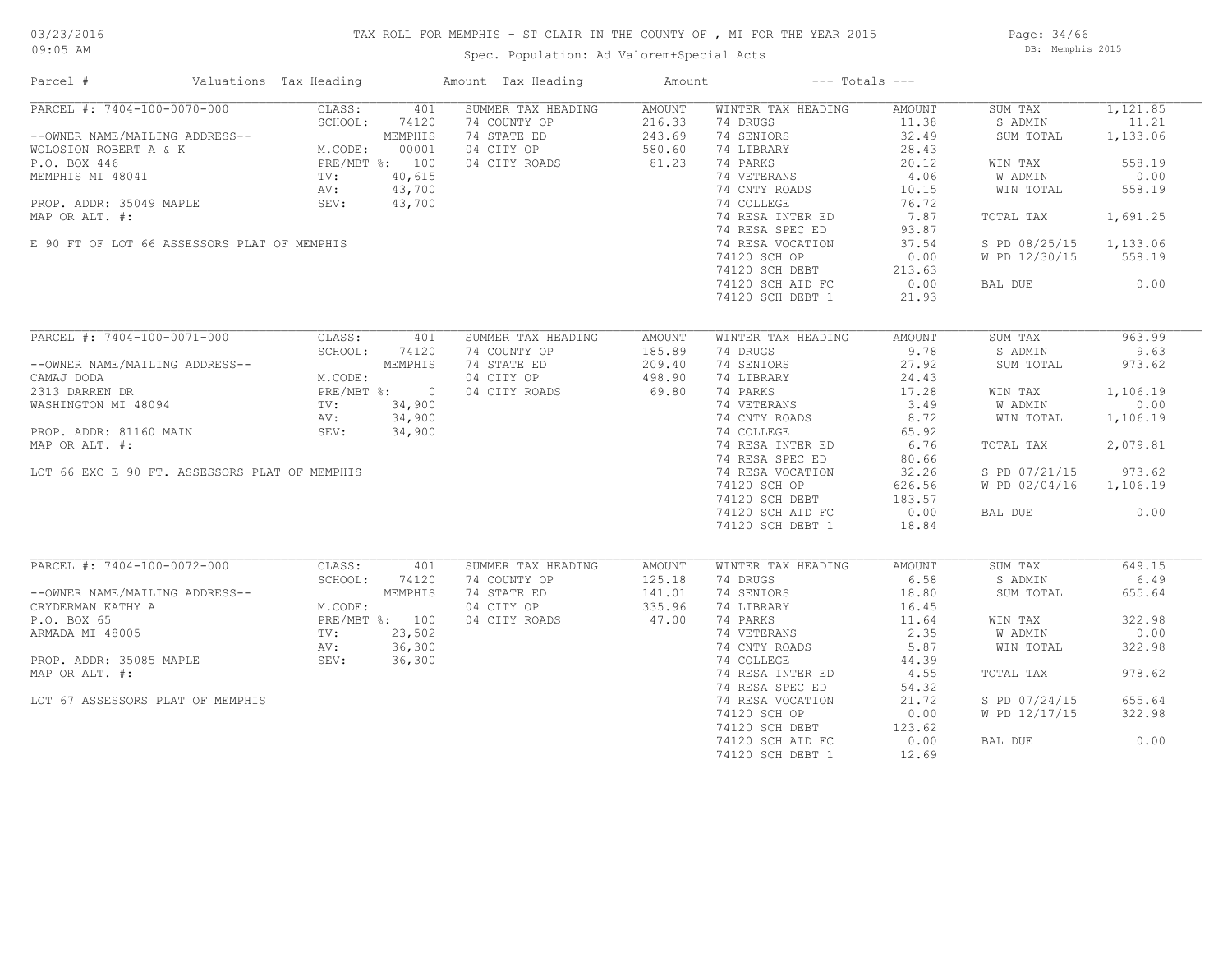# TAX ROLL FOR MEMPHIS - ST CLAIR IN THE COUNTY OF , MI FOR THE YEAR 2015

03/23/2016
09:05 AM

Spec. Population: Ad Valorem+Special Acts

DB: Memphis 2015

| Parcel # | Valuations | Tax Heading | Amount | Tax Heading | Amount | --- Totals --- | |
|---|---|---|---|---|---|---|---|

## PARCEL #: 7404-100-0070-000

| --OWNER NAME/MAILING ADDRESS-- | Valuations | SUMMER TAX HEADING | AMOUNT | WINTER TAX HEADING | AMOUNT | Totals | |
|---|---|---|---|---|---|---|---|
| WOLOSION ROBERT A & K | CLASS: 401 | 74 COUNTY OP | 216.33 | 74 DRUGS | 11.38 | SUM TAX | 1,121.85 |
| P.O. BOX 446 | SCHOOL: 74120 | 74 STATE ED | 243.69 | 74 SENIORS | 32.49 | S ADMIN | 11.21 |
| MEMPHIS MI 48041 | MEMPHIS | 04 CITY OP | 580.60 | 74 LIBRARY | 28.43 | SUM TOTAL | 1,133.06 |
| | M.CODE: 00001 | 04 CITY ROADS | 81.23 | 74 PARKS | 20.12 | | |
| PROP. ADDR: 35049 MAPLE | PRE/MBT %: 100 | | | 74 VETERANS | 4.06 | WIN TAX | 558.19 |
| MAP OR ALT. #: | TV: 40,615 | | | 74 CNTY ROADS | 10.15 | W ADMIN | 0.00 |
| | AV: 43,700 | | | 74 COLLEGE | 76.72 | WIN TOTAL | 558.19 |
| E 90 FT OF LOT 66 ASSESSORS PLAT OF MEMPHIS | SEV: 43,700 | | | 74 RESA INTER ED | 7.87 | | |
| | | | | 74 RESA SPEC ED | 93.87 | TOTAL TAX | 1,691.25 |
| | | | | 74 RESA VOCATION | 37.54 | | |
| | | | | 74120 SCH OP | 0.00 | S PD 08/25/15 | 1,133.06 |
| | | | | 74120 SCH DEBT | 213.63 | W PD 12/30/15 | 558.19 |
| | | | | 74120 SCH AID FC | 0.00 | | |
| | | | | 74120 SCH DEBT 1 | 21.93 | BAL DUE | 0.00 |

## PARCEL #: 7404-100-0071-000

| --OWNER NAME/MAILING ADDRESS-- | Valuations | SUMMER TAX HEADING | AMOUNT | WINTER TAX HEADING | AMOUNT | Totals | |
|---|---|---|---|---|---|---|---|
| CAMAJ DODA | CLASS: 401 | 74 COUNTY OP | 185.89 | 74 DRUGS | 9.78 | SUM TAX | 963.99 |
| 2313 DARREN DR | SCHOOL: 74120 | 74 STATE ED | 209.40 | 74 SENIORS | 27.92 | S ADMIN | 9.63 |
| WASHINGTON MI 48094 | MEMPHIS | 04 CITY OP | 498.90 | 74 LIBRARY | 24.43 | SUM TOTAL | 973.62 |
| | M.CODE: | 04 CITY ROADS | 69.80 | 74 PARKS | 17.28 | | |
| PROP. ADDR: 81160 MAIN | PRE/MBT %: 0 | | | 74 VETERANS | 3.49 | WIN TAX | 1,106.19 |
| MAP OR ALT. #: | TV: 34,900 | | | 74 CNTY ROADS | 8.72 | W ADMIN | 0.00 |
| | AV: 34,900 | | | 74 COLLEGE | 65.92 | WIN TOTAL | 1,106.19 |
| LOT 66 EXC E 90 FT. ASSESSORS PLAT OF MEMPHIS | SEV: 34,900 | | | 74 RESA INTER ED | 6.76 | | |
| | | | | 74 RESA SPEC ED | 80.66 | TOTAL TAX | 2,079.81 |
| | | | | 74 RESA VOCATION | 32.26 | | |
| | | | | 74120 SCH OP | 626.56 | S PD 07/21/15 | 973.62 |
| | | | | 74120 SCH DEBT | 183.57 | W PD 02/04/16 | 1,106.19 |
| | | | | 74120 SCH AID FC | 0.00 | | |
| | | | | 74120 SCH DEBT 1 | 18.84 | BAL DUE | 0.00 |

## PARCEL #: 7404-100-0072-000

| --OWNER NAME/MAILING ADDRESS-- | Valuations | SUMMER TAX HEADING | AMOUNT | WINTER TAX HEADING | AMOUNT | Totals | |
|---|---|---|---|---|---|---|---|
| CRYDERMAN KATHY A | CLASS: 401 | 74 COUNTY OP | 125.18 | 74 DRUGS | 6.58 | SUM TAX | 649.15 |
| P.O. BOX 65 | SCHOOL: 74120 | 74 STATE ED | 141.01 | 74 SENIORS | 18.80 | S ADMIN | 6.49 |
| ARMADA MI 48005 | MEMPHIS | 04 CITY OP | 335.96 | 74 LIBRARY | 16.45 | SUM TOTAL | 655.64 |
| | M.CODE: | 04 CITY ROADS | 47.00 | 74 PARKS | 11.64 | | |
| PROP. ADDR: 35085 MAPLE | PRE/MBT %: 100 | | | 74 VETERANS | 2.35 | WIN TAX | 322.98 |
| MAP OR ALT. #: | TV: 23,502 | | | 74 CNTY ROADS | 5.87 | W ADMIN | 0.00 |
| | AV: 36,300 | | | 74 COLLEGE | 44.39 | WIN TOTAL | 322.98 |
| LOT 67 ASSESSORS PLAT OF MEMPHIS | SEV: 36,300 | | | 74 RESA INTER ED | 4.55 | | |
| | | | | 74 RESA SPEC ED | 54.32 | TOTAL TAX | 978.62 |
| | | | | 74 RESA VOCATION | 21.72 | | |
| | | | | 74120 SCH OP | 0.00 | S PD 07/24/15 | 655.64 |
| | | | | 74120 SCH DEBT | 123.62 | W PD 12/17/15 | 322.98 |
| | | | | 74120 SCH AID FC | 0.00 | | |
| | | | | 74120 SCH DEBT 1 | 12.69 | BAL DUE | 0.00 |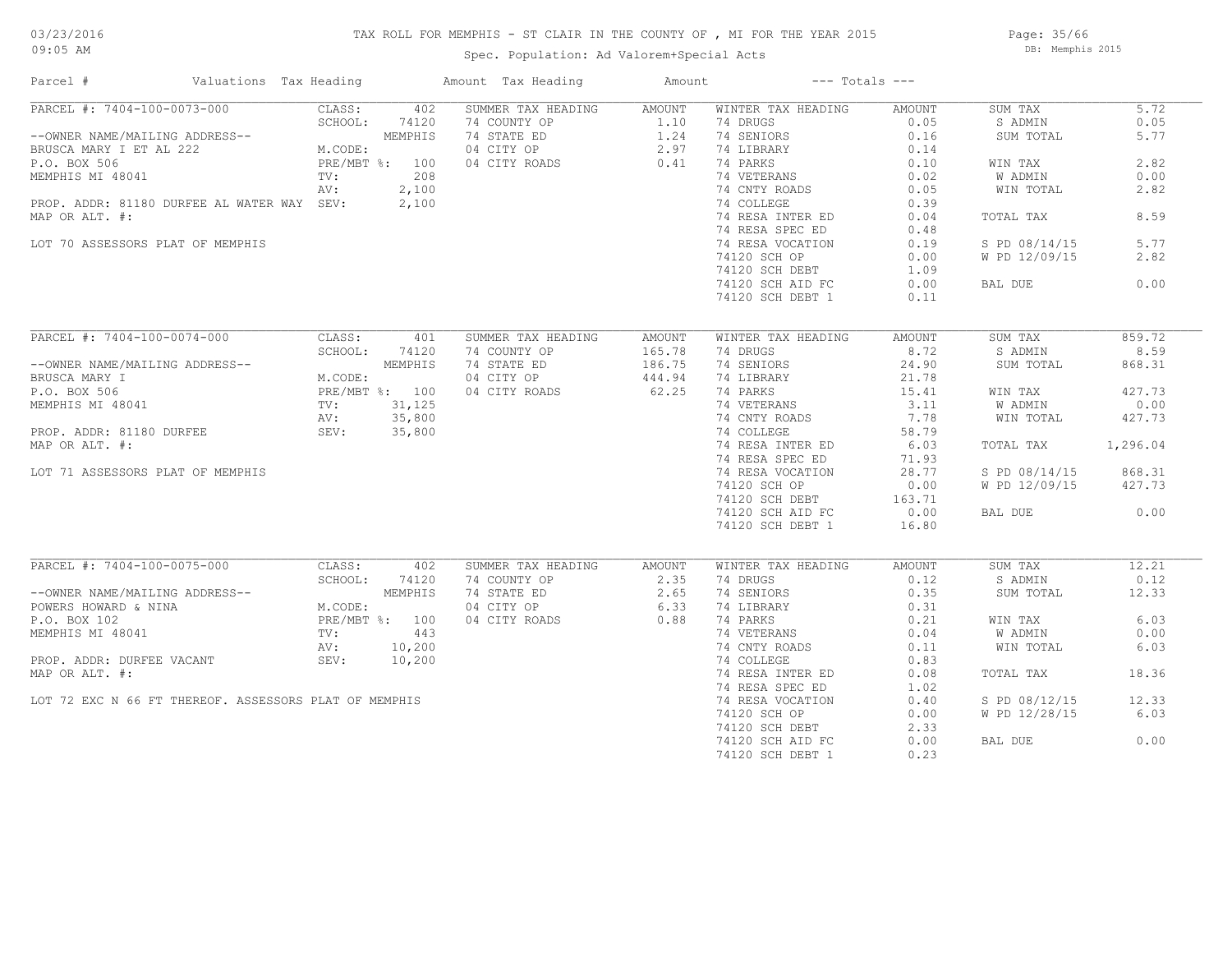# TAX ROLL FOR MEMPHIS - ST CLAIR IN THE COUNTY OF , MI FOR THE YEAR 2015

Spec. Population: Ad Valorem+Special Acts

03/23/2016
09:05 AM

DB: Memphis 2015

| Parcel # | Valuations | Tax Heading | Amount | Tax Heading | Amount | --- Totals --- | |
|---|---|---|---|---|---|---|---|
| PARCEL #: 7404-100-0073-000 | CLASS: 402 | SUMMER TAX HEADING | AMOUNT | WINTER TAX HEADING | AMOUNT | SUM TAX | 5.72 |
| | SCHOOL: 74120 | 74 COUNTY OP | 1.10 | 74 DRUGS | 0.05 | S ADMIN | 0.05 |
| --OWNER NAME/MAILING ADDRESS-- | MEMPHIS | 74 STATE ED | 1.24 | 74 SENIORS | 0.16 | SUM TOTAL | 5.77 |
| BRUSCA MARY I ET AL 222 | M.CODE: | 04 CITY OP | 2.97 | 74 LIBRARY | 0.14 | | |
| P.O. BOX 506 | PRE/MBT %: 100 | 04 CITY ROADS | 0.41 | 74 PARKS | 0.10 | WIN TAX | 2.82 |
| MEMPHIS MI 48041 | TV: 208 | | | 74 VETERANS | 0.02 | W ADMIN | 0.00 |
| | AV: 2,100 | | | 74 CNTY ROADS | 0.05 | WIN TOTAL | 2.82 |
| PROP. ADDR: 81180 DURFEE AL WATER WAY | SEV: 2,100 | | | 74 COLLEGE | 0.39 | | |
| MAP OR ALT. #: | | | | 74 RESA INTER ED | 0.04 | TOTAL TAX | 8.59 |
| | | | | 74 RESA SPEC ED | 0.48 | | |
| LOT 70 ASSESSORS PLAT OF MEMPHIS | | | | 74 RESA VOCATION | 0.19 | S PD 08/14/15 | 5.77 |
| | | | | 74120 SCH OP | 0.00 | W PD 12/09/15 | 2.82 |
| | | | | 74120 SCH DEBT | 1.09 | | |
| | | | | 74120 SCH AID FC | 0.00 | BAL DUE | 0.00 |
| | | | | 74120 SCH DEBT 1 | 0.11 | | |
| PARCEL #: 7404-100-0074-000 | CLASS: 401 | SUMMER TAX HEADING | AMOUNT | WINTER TAX HEADING | AMOUNT | SUM TAX | 859.72 |
| | SCHOOL: 74120 | 74 COUNTY OP | 165.78 | 74 DRUGS | 8.72 | S ADMIN | 8.59 |
| --OWNER NAME/MAILING ADDRESS-- | MEMPHIS | 74 STATE ED | 186.75 | 74 SENIORS | 24.90 | SUM TOTAL | 868.31 |
| BRUSCA MARY I | M.CODE: | 04 CITY OP | 444.94 | 74 LIBRARY | 21.78 | | |
| P.O. BOX 506 | PRE/MBT %: 100 | 04 CITY ROADS | 62.25 | 74 PARKS | 15.41 | WIN TAX | 427.73 |
| MEMPHIS MI 48041 | TV: 31,125 | | | 74 VETERANS | 3.11 | W ADMIN | 0.00 |
| | AV: 35,800 | | | 74 CNTY ROADS | 7.78 | WIN TOTAL | 427.73 |
| PROP. ADDR: 81180 DURFEE | SEV: 35,800 | | | 74 COLLEGE | 58.79 | | |
| MAP OR ALT. #: | | | | 74 RESA INTER ED | 6.03 | TOTAL TAX | 1,296.04 |
| | | | | 74 RESA SPEC ED | 71.93 | | |
| LOT 71 ASSESSORS PLAT OF MEMPHIS | | | | 74 RESA VOCATION | 28.77 | S PD 08/14/15 | 868.31 |
| | | | | 74120 SCH OP | 0.00 | W PD 12/09/15 | 427.73 |
| | | | | 74120 SCH DEBT | 163.71 | | |
| | | | | 74120 SCH AID FC | 0.00 | BAL DUE | 0.00 |
| | | | | 74120 SCH DEBT 1 | 16.80 | | |
| PARCEL #: 7404-100-0075-000 | CLASS: 402 | SUMMER TAX HEADING | AMOUNT | WINTER TAX HEADING | AMOUNT | SUM TAX | 12.21 |
| | SCHOOL: 74120 | 74 COUNTY OP | 2.35 | 74 DRUGS | 0.12 | S ADMIN | 0.12 |
| --OWNER NAME/MAILING ADDRESS-- | MEMPHIS | 74 STATE ED | 2.65 | 74 SENIORS | 0.35 | SUM TOTAL | 12.33 |
| POWERS HOWARD & NINA | M.CODE: | 04 CITY OP | 6.33 | 74 LIBRARY | 0.31 | | |
| P.O. BOX 102 | PRE/MBT %: 100 | 04 CITY ROADS | 0.88 | 74 PARKS | 0.21 | WIN TAX | 6.03 |
| MEMPHIS MI 48041 | TV: 443 | | | 74 VETERANS | 0.04 | W ADMIN | 0.00 |
| | AV: 10,200 | | | 74 CNTY ROADS | 0.11 | WIN TOTAL | 6.03 |
| PROP. ADDR: DURFEE VACANT | SEV: 10,200 | | | 74 COLLEGE | 0.83 | | |
| MAP OR ALT. #: | | | | 74 RESA INTER ED | 0.08 | TOTAL TAX | 18.36 |
| | | | | 74 RESA SPEC ED | 1.02 | | |
| LOT 72 EXC N 66 FT THEREOF. ASSESSORS PLAT OF MEMPHIS | | | | 74 RESA VOCATION | 0.40 | S PD 08/12/15 | 12.33 |
| | | | | 74120 SCH OP | 0.00 | W PD 12/28/15 | 6.03 |
| | | | | 74120 SCH DEBT | 2.33 | | |
| | | | | 74120 SCH AID FC | 0.00 | BAL DUE | 0.00 |
| | | | | 74120 SCH DEBT 1 | 0.23 | | |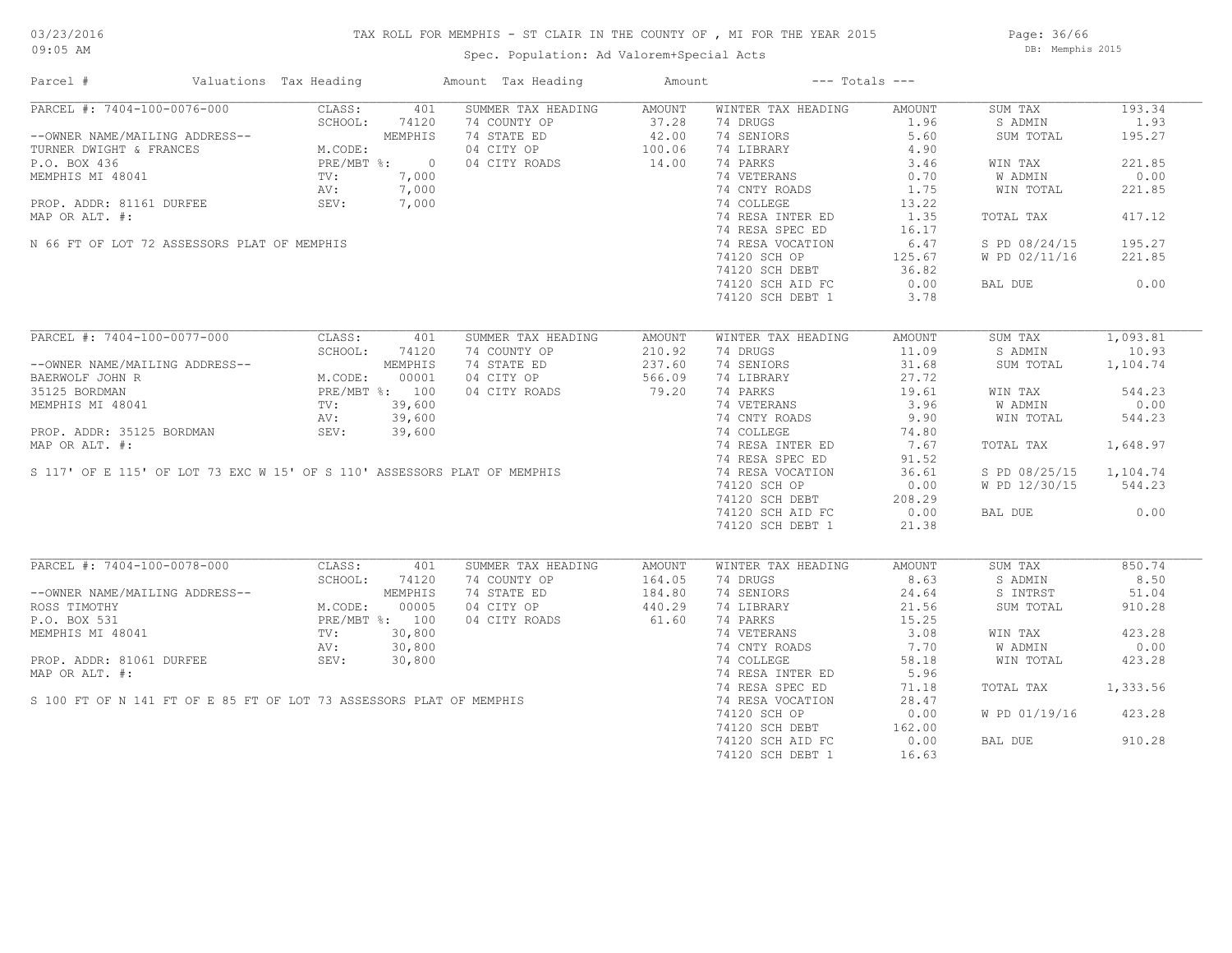TAX ROLL FOR MEMPHIS - ST CLAIR IN THE COUNTY OF , MI FOR THE YEAR 2015

Spec. Population: Ad Valorem+Special Acts

03/23/2016 09:05 AM — DB: Memphis 2015

| Parcel # | Valuations | Tax Heading | Amount | Tax Heading | Amount | --- Totals --- | |
|---|---|---|---|---|---|---|---|

## PARCEL #: 7404-100-0076-000

| | | | |
|---|---|---|---|
| CLASS: | 401 | | |
| SCHOOL: | 74120 | | |
| | MEMPHIS | | |
| M.CODE: | | | |
| PRE/MBT %: | 0 | | |
| TV: | 7,000 | | |
| AV: | 7,000 | | |
| SEV: | 7,000 | | |

--OWNER NAME/MAILING ADDRESS--
TURNER DWIGHT & FRANCES
P.O. BOX 436
MEMPHIS MI 48041

PROP. ADDR: 81161 DURFEE
MAP OR ALT. #:

N 66 FT OF LOT 72 ASSESSORS PLAT OF MEMPHIS

| SUMMER TAX HEADING | AMOUNT |
|---|---|
| 74 COUNTY OP | 37.28 |
| 74 STATE ED | 42.00 |
| 04 CITY OP | 100.06 |
| 04 CITY ROADS | 14.00 |

| WINTER TAX HEADING | AMOUNT |
|---|---|
| 74 DRUGS | 1.96 |
| 74 SENIORS | 5.60 |
| 74 LIBRARY | 4.90 |
| 74 PARKS | 3.46 |
| 74 VETERANS | 0.70 |
| 74 CNTY ROADS | 1.75 |
| 74 COLLEGE | 13.22 |
| 74 RESA INTER ED | 1.35 |
| 74 RESA SPEC ED | 16.17 |
| 74 RESA VOCATION | 6.47 |
| 74120 SCH OP | 125.67 |
| 74120 SCH DEBT | 36.82 |
| 74120 SCH AID FC | 0.00 |
| 74120 SCH DEBT 1 | 3.78 |

| Totals | |
|---|---|
| SUM TAX | 193.34 |
| S ADMIN | 1.93 |
| SUM TOTAL | 195.27 |
| WIN TAX | 221.85 |
| W ADMIN | 0.00 |
| WIN TOTAL | 221.85 |
| TOTAL TAX | 417.12 |
| S PD 08/24/15 | 195.27 |
| W PD 02/11/16 | 221.85 |
| BAL DUE | 0.00 |

## PARCEL #: 7404-100-0077-000

| | | | |
|---|---|---|---|
| CLASS: | 401 | | |
| SCHOOL: | 74120 | | |
| | MEMPHIS | | |
| M.CODE: | 00001 | | |
| PRE/MBT %: | 100 | | |
| TV: | 39,600 | | |
| AV: | 39,600 | | |
| SEV: | 39,600 | | |

--OWNER NAME/MAILING ADDRESS--
BAERWOLF JOHN R
35125 BORDMAN
MEMPHIS MI 48041

PROP. ADDR: 35125 BORDMAN
MAP OR ALT. #:

S 117' OF E 115' OF LOT 73 EXC W 15' OF S 110' ASSESSORS PLAT OF MEMPHIS

| SUMMER TAX HEADING | AMOUNT |
|---|---|
| 74 COUNTY OP | 210.92 |
| 74 STATE ED | 237.60 |
| 04 CITY OP | 566.09 |
| 04 CITY ROADS | 79.20 |

| WINTER TAX HEADING | AMOUNT |
|---|---|
| 74 DRUGS | 11.09 |
| 74 SENIORS | 31.68 |
| 74 LIBRARY | 27.72 |
| 74 PARKS | 19.61 |
| 74 VETERANS | 3.96 |
| 74 CNTY ROADS | 9.90 |
| 74 COLLEGE | 74.80 |
| 74 RESA INTER ED | 7.67 |
| 74 RESA SPEC ED | 91.52 |
| 74 RESA VOCATION | 36.61 |
| 74120 SCH OP | 0.00 |
| 74120 SCH DEBT | 208.29 |
| 74120 SCH AID FC | 0.00 |
| 74120 SCH DEBT 1 | 21.38 |

| Totals | |
|---|---|
| SUM TAX | 1,093.81 |
| S ADMIN | 10.93 |
| SUM TOTAL | 1,104.74 |
| WIN TAX | 544.23 |
| W ADMIN | 0.00 |
| WIN TOTAL | 544.23 |
| TOTAL TAX | 1,648.97 |
| S PD 08/25/15 | 1,104.74 |
| W PD 12/30/15 | 544.23 |
| BAL DUE | 0.00 |

## PARCEL #: 7404-100-0078-000

| | | | |
|---|---|---|---|
| CLASS: | 401 | | |
| SCHOOL: | 74120 | | |
| | MEMPHIS | | |
| M.CODE: | 00005 | | |
| PRE/MBT %: | 100 | | |
| TV: | 30,800 | | |
| AV: | 30,800 | | |
| SEV: | 30,800 | | |

--OWNER NAME/MAILING ADDRESS--
ROSS TIMOTHY
P.O. BOX 531
MEMPHIS MI 48041

PROP. ADDR: 81061 DURFEE
MAP OR ALT. #:

S 100 FT OF N 141 FT OF E 85 FT OF LOT 73 ASSESSORS PLAT OF MEMPHIS

| SUMMER TAX HEADING | AMOUNT |
|---|---|
| 74 COUNTY OP | 164.05 |
| 74 STATE ED | 184.80 |
| 04 CITY OP | 440.29 |
| 04 CITY ROADS | 61.60 |

| WINTER TAX HEADING | AMOUNT |
|---|---|
| 74 DRUGS | 8.63 |
| 74 SENIORS | 24.64 |
| 74 LIBRARY | 21.56 |
| 74 PARKS | 15.25 |
| 74 VETERANS | 3.08 |
| 74 CNTY ROADS | 7.70 |
| 74 COLLEGE | 58.18 |
| 74 RESA INTER ED | 5.96 |
| 74 RESA SPEC ED | 71.18 |
| 74 RESA VOCATION | 28.47 |
| 74120 SCH OP | 0.00 |
| 74120 SCH DEBT | 162.00 |
| 74120 SCH AID FC | 0.00 |
| 74120 SCH DEBT 1 | 16.63 |

| Totals | |
|---|---|
| SUM TAX | 850.74 |
| S ADMIN | 8.50 |
| S INTRST | 51.04 |
| SUM TOTAL | 910.28 |
| WIN TAX | 423.28 |
| W ADMIN | 0.00 |
| WIN TOTAL | 423.28 |
| TOTAL TAX | 1,333.56 |
| W PD 01/19/16 | 423.28 |
| BAL DUE | 910.28 |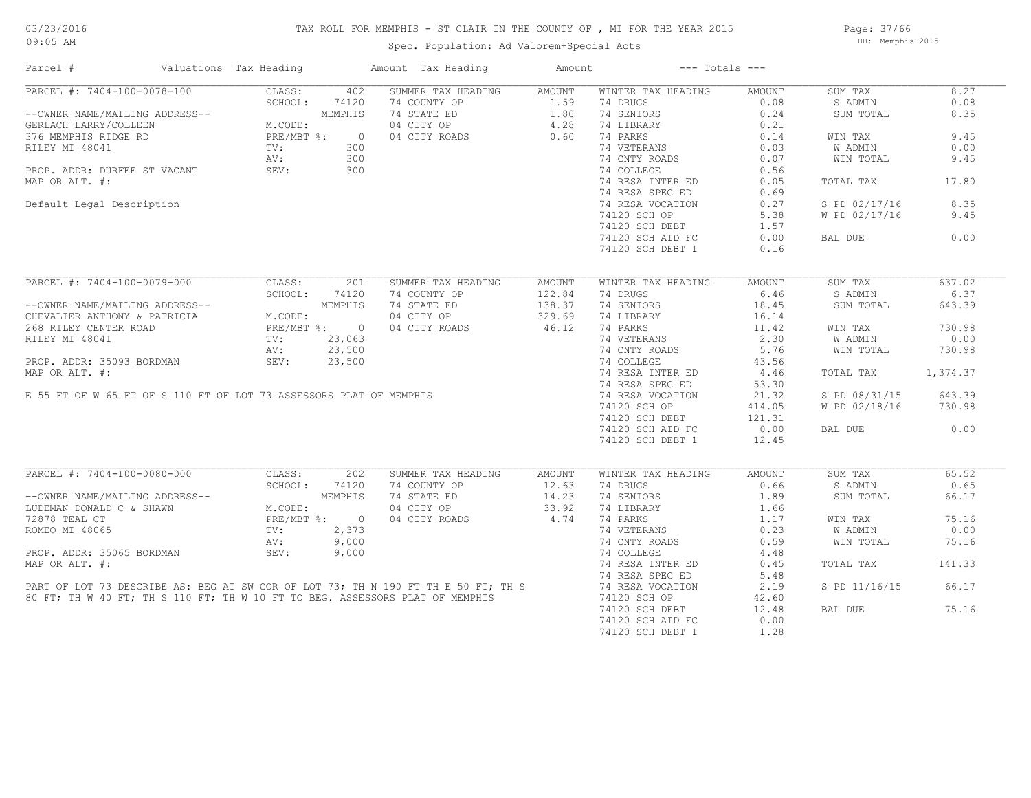# TAX ROLL FOR MEMPHIS - ST CLAIR IN THE COUNTY OF , MI FOR THE YEAR 2015

Spec. Population: Ad Valorem+Special Acts

DB: Memphis 2015

| Parcel # | Valuations | Tax Heading | Amount | Tax Heading | Amount | --- Totals --- | | | |
|---|---|---|---|---|---|---|---|---|---|
| PARCEL #: 7404-100-0078-100 | CLASS: 402 | SUMMER TAX HEADING | AMOUNT | WINTER TAX HEADING | AMOUNT | SUM TAX | 8.27 |
| | SCHOOL: 74120 | 74 COUNTY OP | 1.59 | 74 DRUGS | 0.08 | S ADMIN | 0.08 |
| --OWNER NAME/MAILING ADDRESS-- | MEMPHIS | 74 STATE ED | 1.80 | 74 SENIORS | 0.24 | SUM TOTAL | 8.35 |
| GERLACH LARRY/COLLEEN | M.CODE: | 04 CITY OP | 4.28 | 74 LIBRARY | 0.21 | | |
| 376 MEMPHIS RIDGE RD | PRE/MBT %: 0 | 04 CITY ROADS | 0.60 | 74 PARKS | 0.14 | WIN TAX | 9.45 |
| RILEY MI 48041 | TV: 300 | | | 74 VETERANS | 0.03 | W ADMIN | 0.00 |
| | AV: 300 | | | 74 CNTY ROADS | 0.07 | WIN TOTAL | 9.45 |
| PROP. ADDR: DURFEE ST VACANT | SEV: 300 | | | 74 COLLEGE | 0.56 | | |
| MAP OR ALT. #: | | | | 74 RESA INTER ED | 0.05 | TOTAL TAX | 17.80 |
| | | | | 74 RESA SPEC ED | 0.69 | | |
| Default Legal Description | | | | 74 RESA VOCATION | 0.27 | S PD 02/17/16 | 8.35 |
| | | | | 74120 SCH OP | 5.38 | W PD 02/17/16 | 9.45 |
| | | | | 74120 SCH DEBT | 1.57 | | |
| | | | | 74120 SCH AID FC | 0.00 | BAL DUE | 0.00 |
| | | | | 74120 SCH DEBT 1 | 0.16 | | |

| Parcel # | Valuations | Tax Heading | Amount | Tax Heading | Amount | --- Totals --- | |
|---|---|---|---|---|---|---|---|
| PARCEL #: 7404-100-0079-000 | CLASS: 201 | SUMMER TAX HEADING | AMOUNT | WINTER TAX HEADING | AMOUNT | SUM TAX | 637.02 |
| | SCHOOL: 74120 | 74 COUNTY OP | 122.84 | 74 DRUGS | 6.46 | S ADMIN | 6.37 |
| --OWNER NAME/MAILING ADDRESS-- | MEMPHIS | 74 STATE ED | 138.37 | 74 SENIORS | 18.45 | SUM TOTAL | 643.39 |
| CHEVALIER ANTHONY & PATRICIA | M.CODE: | 04 CITY OP | 329.69 | 74 LIBRARY | 16.14 | | |
| 268 RILEY CENTER ROAD | PRE/MBT %: 0 | 04 CITY ROADS | 46.12 | 74 PARKS | 11.42 | WIN TAX | 730.98 |
| RILEY MI 48041 | TV: 23,063 | | | 74 VETERANS | 2.30 | W ADMIN | 0.00 |
| | AV: 23,500 | | | 74 CNTY ROADS | 5.76 | WIN TOTAL | 730.98 |
| PROP. ADDR: 35093 BORDMAN | SEV: 23,500 | | | 74 COLLEGE | 43.56 | | |
| MAP OR ALT. #: | | | | 74 RESA INTER ED | 4.46 | TOTAL TAX | 1,374.37 |
| | | | | 74 RESA SPEC ED | 53.30 | | |
| E 55 FT OF W 65 FT OF S 110 FT OF LOT 73 ASSESSORS PLAT OF MEMPHIS | | | | 74 RESA VOCATION | 21.32 | S PD 08/31/15 | 643.39 |
| | | | | 74120 SCH OP | 414.05 | W PD 02/18/16 | 730.98 |
| | | | | 74120 SCH DEBT | 121.31 | | |
| | | | | 74120 SCH AID FC | 0.00 | BAL DUE | 0.00 |
| | | | | 74120 SCH DEBT 1 | 12.45 | | |

| Parcel # | Valuations | Tax Heading | Amount | Tax Heading | Amount | --- Totals --- | |
|---|---|---|---|---|---|---|---|
| PARCEL #: 7404-100-0080-000 | CLASS: 202 | SUMMER TAX HEADING | AMOUNT | WINTER TAX HEADING | AMOUNT | SUM TAX | 65.52 |
| | SCHOOL: 74120 | 74 COUNTY OP | 12.63 | 74 DRUGS | 0.66 | S ADMIN | 0.65 |
| --OWNER NAME/MAILING ADDRESS-- | MEMPHIS | 74 STATE ED | 14.23 | 74 SENIORS | 1.89 | SUM TOTAL | 66.17 |
| LUDEMAN DONALD C & SHAWN | M.CODE: | 04 CITY OP | 33.92 | 74 LIBRARY | 1.66 | | |
| 72878 TEAL CT | PRE/MBT %: 0 | 04 CITY ROADS | 4.74 | 74 PARKS | 1.17 | WIN TAX | 75.16 |
| ROMEO MI 48065 | TV: 2,373 | | | 74 VETERANS | 0.23 | W ADMIN | 0.00 |
| | AV: 9,000 | | | 74 CNTY ROADS | 0.59 | WIN TOTAL | 75.16 |
| PROP. ADDR: 35065 BORDMAN | SEV: 9,000 | | | 74 COLLEGE | 4.48 | | |
| MAP OR ALT. #: | | | | 74 RESA INTER ED | 0.45 | TOTAL TAX | 141.33 |
| | | | | 74 RESA SPEC ED | 5.48 | | |
| PART OF LOT 73 DESCRIBE AS: BEG AT SW COR OF LOT 73; TH N 190 FT TH E 50 FT; TH S 80 FT; TH W 40 FT; TH S 110 FT; TH W 10 FT TO BEG. ASSESSORS PLAT OF MEMPHIS | | | | 74 RESA VOCATION | 2.19 | S PD 11/16/15 | 66.17 |
| | | | | 74120 SCH OP | 42.60 | | |
| | | | | 74120 SCH DEBT | 12.48 | BAL DUE | 75.16 |
| | | | | 74120 SCH AID FC | 0.00 | | |
| | | | | 74120 SCH DEBT 1 | 1.28 | | |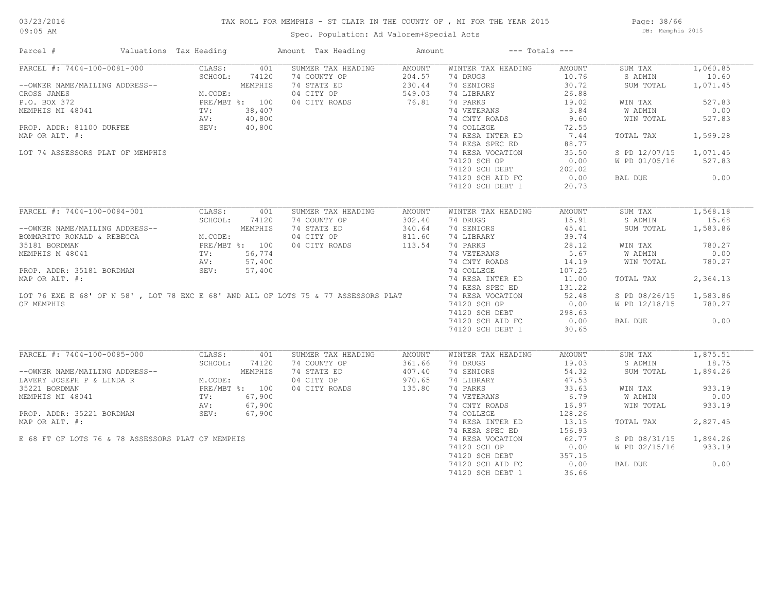# TAX ROLL FOR MEMPHIS - ST CLAIR IN THE COUNTY OF , MI FOR THE YEAR 2015

Spec. Population: Ad Valorem+Special Acts

DB: Memphis 2015

03/23/2016 09:05 AM

| Parcel # | Valuations | Tax Heading | Amount | Tax Heading | Amount | --- Totals --- | |
|---|---|---|---|---|---|---|---|
| PARCEL #: 7404-100-0081-000 | CLASS: 401 | SUMMER TAX HEADING | AMOUNT | WINTER TAX HEADING | AMOUNT | SUM TAX | 1,060.85 |
| | SCHOOL: 74120 | 74 COUNTY OP | 204.57 | 74 DRUGS | 10.76 | S ADMIN | 10.60 |
| --OWNER NAME/MAILING ADDRESS-- | MEMPHIS | 74 STATE ED | 230.44 | 74 SENIORS | 30.72 | SUM TOTAL | 1,071.45 |
| CROSS JAMES | M.CODE: | 04 CITY OP | 549.03 | 74 LIBRARY | 26.88 | | |
| P.O. BOX 372 | PRE/MBT %: 100 | 04 CITY ROADS | 76.81 | 74 PARKS | 19.02 | WIN TAX | 527.83 |
| MEMPHIS MI 48041 | TV: 38,407 | | | 74 VETERANS | 3.84 | W ADMIN | 0.00 |
| | AV: 40,800 | | | 74 CNTY ROADS | 9.60 | WIN TOTAL | 527.83 |
| PROP. ADDR: 81100 DURFEE | SEV: 40,800 | | | 74 COLLEGE | 72.55 | | |
| MAP OR ALT. #: | | | | 74 RESA INTER ED | 7.44 | TOTAL TAX | 1,599.28 |
| | | | | 74 RESA SPEC ED | 88.77 | | |
| LOT 74 ASSESSORS PLAT OF MEMPHIS | | | | 74 RESA VOCATION | 35.50 | S PD 12/07/15 | 1,071.45 |
| | | | | 74120 SCH OP | 0.00 | W PD 01/05/16 | 527.83 |
| | | | | 74120 SCH DEBT | 202.02 | | |
| | | | | 74120 SCH AID FC | 0.00 | BAL DUE | 0.00 |
| | | | | 74120 SCH DEBT 1 | 20.73 | | |
| PARCEL #: 7404-100-0084-001 | CLASS: 401 | SUMMER TAX HEADING | AMOUNT | WINTER TAX HEADING | AMOUNT | SUM TAX | 1,568.18 |
| | SCHOOL: 74120 | 74 COUNTY OP | 302.40 | 74 DRUGS | 15.91 | S ADMIN | 15.68 |
| --OWNER NAME/MAILING ADDRESS-- | MEMPHIS | 74 STATE ED | 340.64 | 74 SENIORS | 45.41 | SUM TOTAL | 1,583.86 |
| BOMMARITO RONALD & REBECCA | M.CODE: | 04 CITY OP | 811.60 | 74 LIBRARY | 39.74 | | |
| 35181 BORDMAN | PRE/MBT %: 100 | 04 CITY ROADS | 113.54 | 74 PARKS | 28.12 | WIN TAX | 780.27 |
| MEMPHIS M 48041 | TV: 56,774 | | | 74 VETERANS | 5.67 | W ADMIN | 0.00 |
| | AV: 57,400 | | | 74 CNTY ROADS | 14.19 | WIN TOTAL | 780.27 |
| PROP. ADDR: 35181 BORDMAN | SEV: 57,400 | | | 74 COLLEGE | 107.25 | | |
| MAP OR ALT. #: | | | | 74 RESA INTER ED | 11.00 | TOTAL TAX | 2,364.13 |
| | | | | 74 RESA SPEC ED | 131.22 | | |
| LOT 76 EXE E 68' OF N 58' , LOT 78 EXC E 68' AND ALL OF LOTS 75 & 77 ASSESSORS PLAT | | | | 74 RESA VOCATION | 52.48 | S PD 08/26/15 | 1,583.86 |
| OF MEMPHIS | | | | 74120 SCH OP | 0.00 | W PD 12/18/15 | 780.27 |
| | | | | 74120 SCH DEBT | 298.63 | | |
| | | | | 74120 SCH AID FC | 0.00 | BAL DUE | 0.00 |
| | | | | 74120 SCH DEBT 1 | 30.65 | | |
| PARCEL #: 7404-100-0085-000 | CLASS: 401 | SUMMER TAX HEADING | AMOUNT | WINTER TAX HEADING | AMOUNT | SUM TAX | 1,875.51 |
| | SCHOOL: 74120 | 74 COUNTY OP | 361.66 | 74 DRUGS | 19.03 | S ADMIN | 18.75 |
| --OWNER NAME/MAILING ADDRESS-- | MEMPHIS | 74 STATE ED | 407.40 | 74 SENIORS | 54.32 | SUM TOTAL | 1,894.26 |
| LAVERY JOSEPH P & LINDA R | M.CODE: | 04 CITY OP | 970.65 | 74 LIBRARY | 47.53 | | |
| 35221 BORDMAN | PRE/MBT %: 100 | 04 CITY ROADS | 135.80 | 74 PARKS | 33.63 | WIN TAX | 933.19 |
| MEMPHIS MI 48041 | TV: 67,900 | | | 74 VETERANS | 6.79 | W ADMIN | 0.00 |
| | AV: 67,900 | | | 74 CNTY ROADS | 16.97 | WIN TOTAL | 933.19 |
| PROP. ADDR: 35221 BORDMAN | SEV: 67,900 | | | 74 COLLEGE | 128.26 | | |
| MAP OR ALT. #: | | | | 74 RESA INTER ED | 13.15 | TOTAL TAX | 2,827.45 |
| | | | | 74 RESA SPEC ED | 156.93 | | |
| E 68 FT OF LOTS 76 & 78 ASSESSORS PLAT OF MEMPHIS | | | | 74 RESA VOCATION | 62.77 | S PD 08/31/15 | 1,894.26 |
| | | | | 74120 SCH OP | 0.00 | W PD 02/15/16 | 933.19 |
| | | | | 74120 SCH DEBT | 357.15 | | |
| | | | | 74120 SCH AID FC | 0.00 | BAL DUE | 0.00 |
| | | | | 74120 SCH DEBT 1 | 36.66 | | |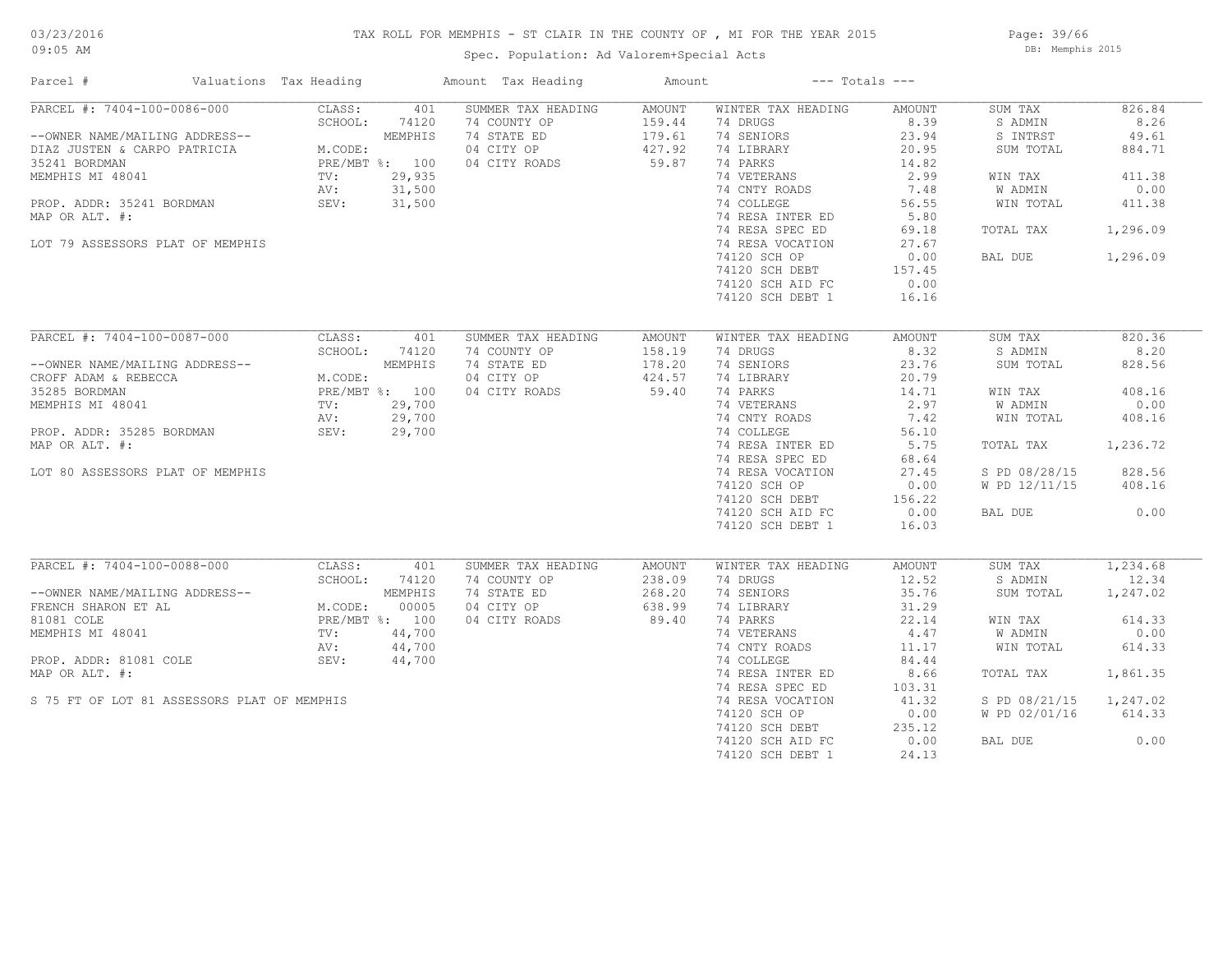TAX ROLL FOR MEMPHIS - ST CLAIR IN THE COUNTY OF , MI FOR THE YEAR 2015

Spec. Population: Ad Valorem+Special Acts

DB: Memphis 2015

| Parcel # | Valuations | Tax Heading | Amount | Tax Heading | Amount | --- Totals --- | |
|---|---|---|---|---|---|---|---|
| PARCEL #: 7404-100-0086-000 | CLASS: 401 | SUMMER TAX HEADING | AMOUNT | WINTER TAX HEADING | AMOUNT | SUM TAX | 826.84 |
| | SCHOOL: 74120 | 74 COUNTY OP | 159.44 | 74 DRUGS | 8.39 | S ADMIN | 8.26 |
| --OWNER NAME/MAILING ADDRESS-- | MEMPHIS | 74 STATE ED | 179.61 | 74 SENIORS | 23.94 | S INTRST | 49.61 |
| DIAZ JUSTEN & CARPO PATRICIA | M.CODE: | 04 CITY OP | 427.92 | 74 LIBRARY | 20.95 | SUM TOTAL | 884.71 |
| 35241 BORDMAN | PRE/MBT %: 100 | 04 CITY ROADS | 59.87 | 74 PARKS | 14.82 | | |
| MEMPHIS MI 48041 | TV: 29,935 | | | 74 VETERANS | 2.99 | WIN TAX | 411.38 |
| | AV: 31,500 | | | 74 CNTY ROADS | 7.48 | W ADMIN | 0.00 |
| PROP. ADDR: 35241 BORDMAN | SEV: 31,500 | | | 74 COLLEGE | 56.55 | WIN TOTAL | 411.38 |
| MAP OR ALT. #: | | | | 74 RESA INTER ED | 5.80 | | |
| | | | | 74 RESA SPEC ED | 69.18 | TOTAL TAX | 1,296.09 |
| LOT 79 ASSESSORS PLAT OF MEMPHIS | | | | 74 RESA VOCATION | 27.67 | | |
| | | | | 74120 SCH OP | 0.00 | BAL DUE | 1,296.09 |
| | | | | 74120 SCH DEBT | 157.45 | | |
| | | | | 74120 SCH AID FC | 0.00 | | |
| | | | | 74120 SCH DEBT 1 | 16.16 | | |
| PARCEL #: 7404-100-0087-000 | CLASS: 401 | SUMMER TAX HEADING | AMOUNT | WINTER TAX HEADING | AMOUNT | SUM TAX | 820.36 |
| | SCHOOL: 74120 | 74 COUNTY OP | 158.19 | 74 DRUGS | 8.32 | S ADMIN | 8.20 |
| --OWNER NAME/MAILING ADDRESS-- | MEMPHIS | 74 STATE ED | 178.20 | 74 SENIORS | 23.76 | SUM TOTAL | 828.56 |
| CROFF ADAM & REBECCA | M.CODE: | 04 CITY OP | 424.57 | 74 LIBRARY | 20.79 | | |
| 35285 BORDMAN | PRE/MBT %: 100 | 04 CITY ROADS | 59.40 | 74 PARKS | 14.71 | WIN TAX | 408.16 |
| MEMPHIS MI 48041 | TV: 29,700 | | | 74 VETERANS | 2.97 | W ADMIN | 0.00 |
| | AV: 29,700 | | | 74 CNTY ROADS | 7.42 | WIN TOTAL | 408.16 |
| PROP. ADDR: 35285 BORDMAN | SEV: 29,700 | | | 74 COLLEGE | 56.10 | | |
| MAP OR ALT. #: | | | | 74 RESA INTER ED | 5.75 | TOTAL TAX | 1,236.72 |
| | | | | 74 RESA SPEC ED | 68.64 | | |
| LOT 80 ASSESSORS PLAT OF MEMPHIS | | | | 74 RESA VOCATION | 27.45 | S PD 08/28/15 | 828.56 |
| | | | | 74120 SCH OP | 0.00 | W PD 12/11/15 | 408.16 |
| | | | | 74120 SCH DEBT | 156.22 | | |
| | | | | 74120 SCH AID FC | 0.00 | BAL DUE | 0.00 |
| | | | | 74120 SCH DEBT 1 | 16.03 | | |
| PARCEL #: 7404-100-0088-000 | CLASS: 401 | SUMMER TAX HEADING | AMOUNT | WINTER TAX HEADING | AMOUNT | SUM TAX | 1,234.68 |
| | SCHOOL: 74120 | 74 COUNTY OP | 238.09 | 74 DRUGS | 12.52 | S ADMIN | 12.34 |
| --OWNER NAME/MAILING ADDRESS-- | MEMPHIS | 74 STATE ED | 268.20 | 74 SENIORS | 35.76 | SUM TOTAL | 1,247.02 |
| FRENCH SHARON ET AL | M.CODE: 00005 | 04 CITY OP | 638.99 | 74 LIBRARY | 31.29 | | |
| 81081 COLE | PRE/MBT %: 100 | 04 CITY ROADS | 89.40 | 74 PARKS | 22.14 | WIN TAX | 614.33 |
| MEMPHIS MI 48041 | TV: 44,700 | | | 74 VETERANS | 4.47 | W ADMIN | 0.00 |
| | AV: 44,700 | | | 74 CNTY ROADS | 11.17 | WIN TOTAL | 614.33 |
| PROP. ADDR: 81081 COLE | SEV: 44,700 | | | 74 COLLEGE | 84.44 | | |
| MAP OR ALT. #: | | | | 74 RESA INTER ED | 8.66 | TOTAL TAX | 1,861.35 |
| | | | | 74 RESA SPEC ED | 103.31 | | |
| S 75 FT OF LOT 81 ASSESSORS PLAT OF MEMPHIS | | | | 74 RESA VOCATION | 41.32 | S PD 08/21/15 | 1,247.02 |
| | | | | 74120 SCH OP | 0.00 | W PD 02/01/16 | 614.33 |
| | | | | 74120 SCH DEBT | 235.12 | | |
| | | | | 74120 SCH AID FC | 0.00 | BAL DUE | 0.00 |
| | | | | 74120 SCH DEBT 1 | 24.13 | | |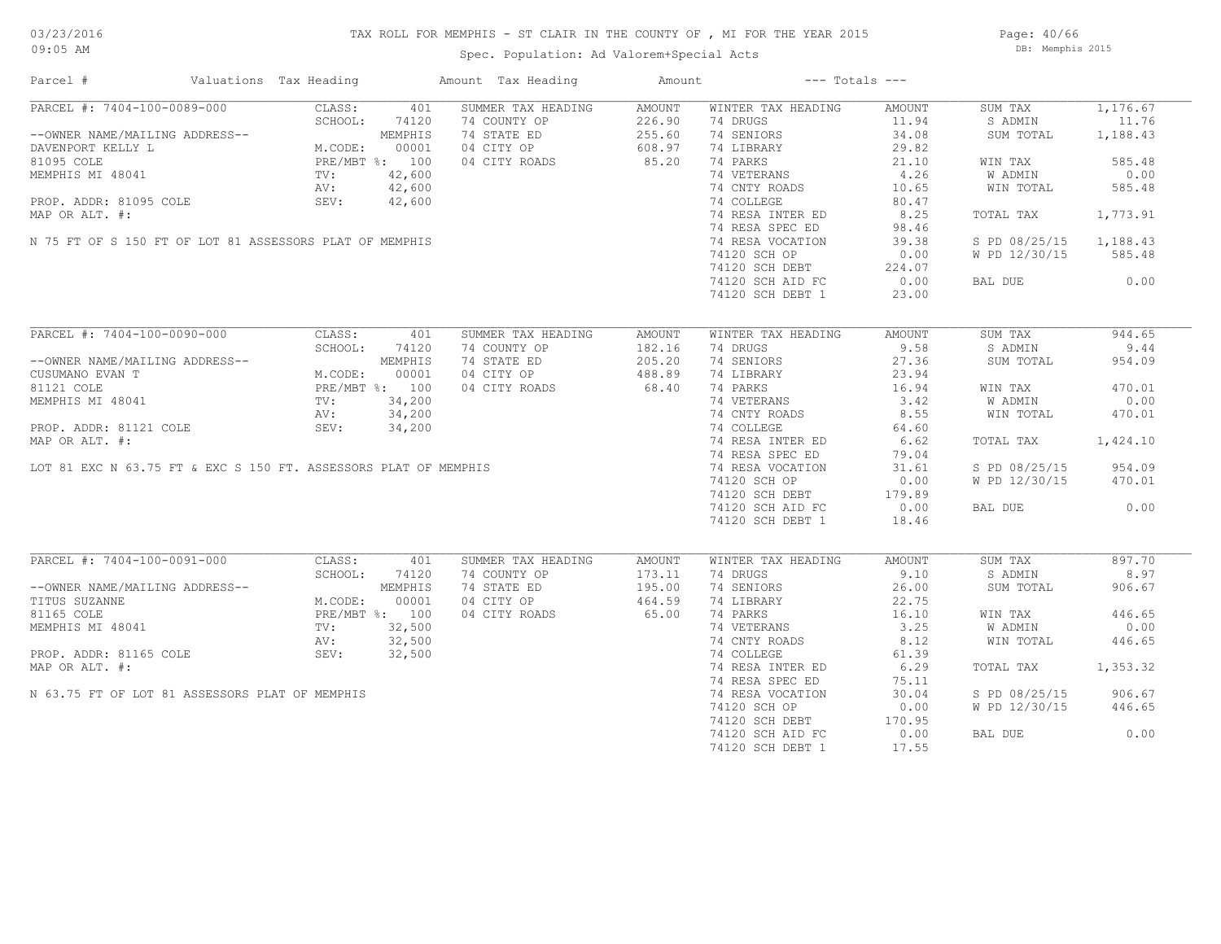# TAX ROLL FOR MEMPHIS - ST CLAIR IN THE COUNTY OF , MI FOR THE YEAR 2015

03/23/2016
09:05 AM

Spec. Population: Ad Valorem+Special Acts

DB: Memphis 2015

| Parcel # | Valuations | Tax Heading | Amount | Tax Heading | Amount | --- Totals --- | |
|---|---|---|---|---|---|---|---|
| PARCEL #: 7404-100-0089-000 | CLASS: 401 | SUMMER TAX HEADING | AMOUNT | WINTER TAX HEADING | AMOUNT | SUM TAX | 1,176.67 |
| | SCHOOL: 74120 | 74 COUNTY OP | 226.90 | 74 DRUGS | 11.94 | S ADMIN | 11.76 |
| --OWNER NAME/MAILING ADDRESS-- | MEMPHIS | 74 STATE ED | 255.60 | 74 SENIORS | 34.08 | SUM TOTAL | 1,188.43 |
| DAVENPORT KELLY L | M.CODE: 00001 | 04 CITY OP | 608.97 | 74 LIBRARY | 29.82 | | |
| 81095 COLE | PRE/MBT %: 100 | 04 CITY ROADS | 85.20 | 74 PARKS | 21.10 | WIN TAX | 585.48 |
| MEMPHIS MI 48041 | TV: 42,600 | | | 74 VETERANS | 4.26 | W ADMIN | 0.00 |
| | AV: 42,600 | | | 74 CNTY ROADS | 10.65 | WIN TOTAL | 585.48 |
| PROP. ADDR: 81095 COLE | SEV: 42,600 | | | 74 COLLEGE | 80.47 | | |
| MAP OR ALT. #: | | | | 74 RESA INTER ED | 8.25 | TOTAL TAX | 1,773.91 |
| | | | | 74 RESA SPEC ED | 98.46 | | |
| N 75 FT OF S 150 FT OF LOT 81 ASSESSORS PLAT OF MEMPHIS | | | | 74 RESA VOCATION | 39.38 | S PD 08/25/15 | 1,188.43 |
| | | | | 74120 SCH OP | 0.00 | W PD 12/30/15 | 585.48 |
| | | | | 74120 SCH DEBT | 224.07 | | |
| | | | | 74120 SCH AID FC | 0.00 | BAL DUE | 0.00 |
| | | | | 74120 SCH DEBT 1 | 23.00 | | |

| Parcel # | Valuations | Tax Heading | Amount | Tax Heading | Amount | --- Totals --- | |
|---|---|---|---|---|---|---|---|
| PARCEL #: 7404-100-0090-000 | CLASS: 401 | SUMMER TAX HEADING | AMOUNT | WINTER TAX HEADING | AMOUNT | SUM TAX | 944.65 |
| | SCHOOL: 74120 | 74 COUNTY OP | 182.16 | 74 DRUGS | 9.58 | S ADMIN | 9.44 |
| --OWNER NAME/MAILING ADDRESS-- | MEMPHIS | 74 STATE ED | 205.20 | 74 SENIORS | 27.36 | SUM TOTAL | 954.09 |
| CUSUMANO EVAN T | M.CODE: 00001 | 04 CITY OP | 488.89 | 74 LIBRARY | 23.94 | | |
| 81121 COLE | PRE/MBT %: 100 | 04 CITY ROADS | 68.40 | 74 PARKS | 16.94 | WIN TAX | 470.01 |
| MEMPHIS MI 48041 | TV: 34,200 | | | 74 VETERANS | 3.42 | W ADMIN | 0.00 |
| | AV: 34,200 | | | 74 CNTY ROADS | 8.55 | WIN TOTAL | 470.01 |
| PROP. ADDR: 81121 COLE | SEV: 34,200 | | | 74 COLLEGE | 64.60 | | |
| MAP OR ALT. #: | | | | 74 RESA INTER ED | 6.62 | TOTAL TAX | 1,424.10 |
| | | | | 74 RESA SPEC ED | 79.04 | | |
| LOT 81 EXC N 63.75 FT & EXC S 150 FT. ASSESSORS PLAT OF MEMPHIS | | | | 74 RESA VOCATION | 31.61 | S PD 08/25/15 | 954.09 |
| | | | | 74120 SCH OP | 0.00 | W PD 12/30/15 | 470.01 |
| | | | | 74120 SCH DEBT | 179.89 | | |
| | | | | 74120 SCH AID FC | 0.00 | BAL DUE | 0.00 |
| | | | | 74120 SCH DEBT 1 | 18.46 | | |

| Parcel # | Valuations | Tax Heading | Amount | Tax Heading | Amount | --- Totals --- | |
|---|---|---|---|---|---|---|---|
| PARCEL #: 7404-100-0091-000 | CLASS: 401 | SUMMER TAX HEADING | AMOUNT | WINTER TAX HEADING | AMOUNT | SUM TAX | 897.70 |
| | SCHOOL: 74120 | 74 COUNTY OP | 173.11 | 74 DRUGS | 9.10 | S ADMIN | 8.97 |
| --OWNER NAME/MAILING ADDRESS-- | MEMPHIS | 74 STATE ED | 195.00 | 74 SENIORS | 26.00 | SUM TOTAL | 906.67 |
| TITUS SUZANNE | M.CODE: 00001 | 04 CITY OP | 464.59 | 74 LIBRARY | 22.75 | | |
| 81165 COLE | PRE/MBT %: 100 | 04 CITY ROADS | 65.00 | 74 PARKS | 16.10 | WIN TAX | 446.65 |
| MEMPHIS MI 48041 | TV: 32,500 | | | 74 VETERANS | 3.25 | W ADMIN | 0.00 |
| | AV: 32,500 | | | 74 CNTY ROADS | 8.12 | WIN TOTAL | 446.65 |
| PROP. ADDR: 81165 COLE | SEV: 32,500 | | | 74 COLLEGE | 61.39 | | |
| MAP OR ALT. #: | | | | 74 RESA INTER ED | 6.29 | TOTAL TAX | 1,353.32 |
| | | | | 74 RESA SPEC ED | 75.11 | | |
| N 63.75 FT OF LOT 81 ASSESSORS PLAT OF MEMPHIS | | | | 74 RESA VOCATION | 30.04 | S PD 08/25/15 | 906.67 |
| | | | | 74120 SCH OP | 0.00 | W PD 12/30/15 | 446.65 |
| | | | | 74120 SCH DEBT | 170.95 | | |
| | | | | 74120 SCH AID FC | 0.00 | BAL DUE | 0.00 |
| | | | | 74120 SCH DEBT 1 | 17.55 | | |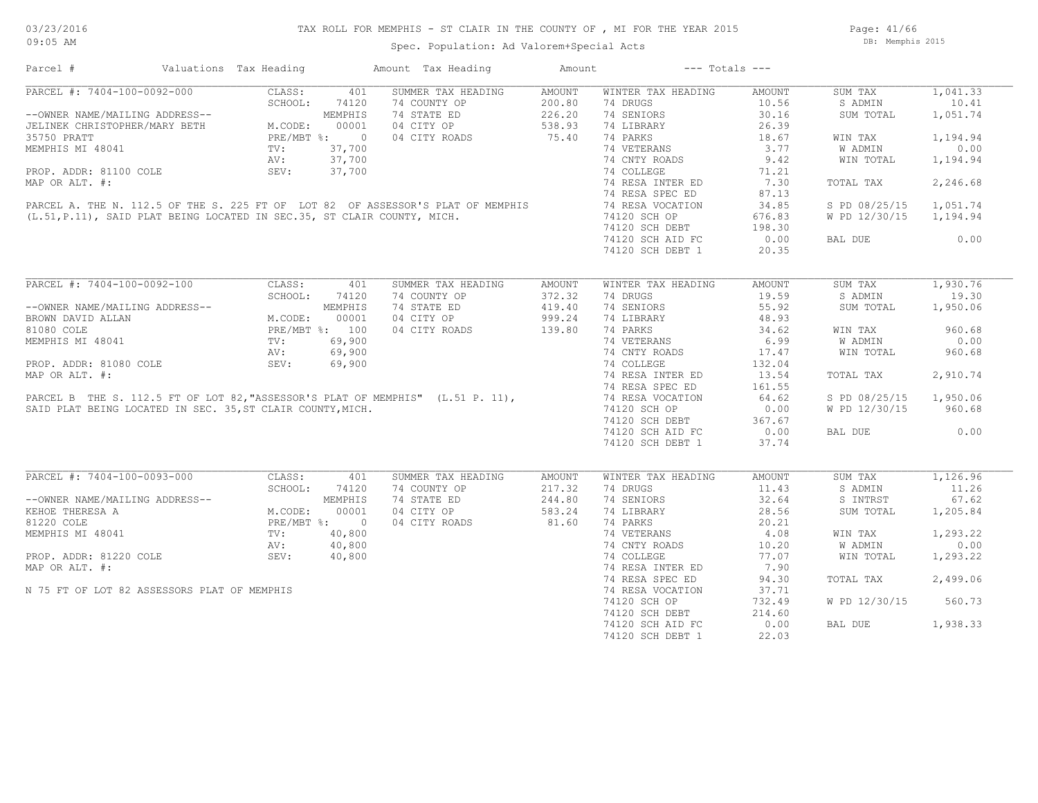# TAX ROLL FOR MEMPHIS - ST CLAIR IN THE COUNTY OF , MI FOR THE YEAR 2015

Spec. Population: Ad Valorem+Special Acts

03/23/2016 09:05 AM — DB: Memphis 2015

| Parcel # | Valuations | Tax Heading | Amount | Tax Heading | Amount | --- Totals --- | |
|---|---|---|---|---|---|---|---|

## PARCEL #: 7404-100-0092-000

| Owner / Property | Valuations | Summer Tax Heading | Amount | Winter Tax Heading | Amount | Totals | |
|---|---|---|---|---|---|---|---|
| --OWNER NAME/MAILING ADDRESS-- | CLASS: 401 | 74 COUNTY OP | 200.80 | 74 DRUGS | 10.56 | SUM TAX | 1,041.33 |
| JELINEK CHRISTOPHER/MARY BETH | SCHOOL: 74120 MEMPHIS | 74 STATE ED | 226.20 | 74 SENIORS | 30.16 | S ADMIN | 10.41 |
| 35750 PRATT | M.CODE: 00001 | 04 CITY OP | 538.93 | 74 LIBRARY | 26.39 | SUM TOTAL | 1,051.74 |
| MEMPHIS MI 48041 | PRE/MBT %: 0 | 04 CITY ROADS | 75.40 | 74 PARKS | 18.67 | WIN TAX | 1,194.94 |
| PROP. ADDR: 81100 COLE | TV: 37,700 | | | 74 VETERANS | 3.77 | W ADMIN | 0.00 |
| MAP OR ALT. #: | AV: 37,700 | | | 74 CNTY ROADS | 9.42 | WIN TOTAL | 1,194.94 |
| | SEV: 37,700 | | | 74 COLLEGE | 71.21 | TOTAL TAX | 2,246.68 |
| | | | | 74 RESA INTER ED | 7.30 | S PD 08/25/15 | 1,051.74 |
| | | | | 74 RESA SPEC ED | 87.13 | W PD 12/30/15 | 1,194.94 |
| | | | | 74 RESA VOCATION | 34.85 | BAL DUE | 0.00 |
| | | | | 74120 SCH OP | 676.83 | | |
| | | | | 74120 SCH DEBT | 198.30 | | |
| | | | | 74120 SCH AID FC | 0.00 | | |
| | | | | 74120 SCH DEBT 1 | 20.35 | | |

PARCEL A. THE N. 112.5 OF THE S. 225 FT OF LOT 82 OF ASSESSOR'S PLAT OF MEMPHIS (L.51,P.11), SAID PLAT BEING LOCATED IN SEC.35, ST CLAIR COUNTY, MICH.

## PARCEL #: 7404-100-0092-100

| Owner / Property | Valuations | Summer Tax Heading | Amount | Winter Tax Heading | Amount | Totals | |
|---|---|---|---|---|---|---|---|
| --OWNER NAME/MAILING ADDRESS-- | CLASS: 401 | 74 COUNTY OP | 372.32 | 74 DRUGS | 19.59 | SUM TAX | 1,930.76 |
| BROWN DAVID ALLAN | SCHOOL: 74120 MEMPHIS | 74 STATE ED | 419.40 | 74 SENIORS | 55.92 | S ADMIN | 19.30 |
| 81080 COLE | M.CODE: 00001 | 04 CITY OP | 999.24 | 74 LIBRARY | 48.93 | SUM TOTAL | 1,950.06 |
| MEMPHIS MI 48041 | PRE/MBT %: 100 | 04 CITY ROADS | 139.80 | 74 PARKS | 34.62 | WIN TAX | 960.68 |
| PROP. ADDR: 81080 COLE | TV: 69,900 | | | 74 VETERANS | 6.99 | W ADMIN | 0.00 |
| MAP OR ALT. #: | AV: 69,900 | | | 74 CNTY ROADS | 17.47 | WIN TOTAL | 960.68 |
| | SEV: 69,900 | | | 74 COLLEGE | 132.04 | TOTAL TAX | 2,910.74 |
| | | | | 74 RESA INTER ED | 13.54 | S PD 08/25/15 | 1,950.06 |
| | | | | 74 RESA SPEC ED | 161.55 | W PD 12/30/15 | 960.68 |
| | | | | 74 RESA VOCATION | 64.62 | BAL DUE | 0.00 |
| | | | | 74120 SCH OP | 0.00 | | |
| | | | | 74120 SCH DEBT | 367.67 | | |
| | | | | 74120 SCH AID FC | 0.00 | | |
| | | | | 74120 SCH DEBT 1 | 37.74 | | |

PARCEL B THE S. 112.5 FT OF LOT 82,"ASSESSOR'S PLAT OF MEMPHIS" (L.51 P. 11), SAID PLAT BEING LOCATED IN SEC. 35,ST CLAIR COUNTY,MICH.

## PARCEL #: 7404-100-0093-000

| Owner / Property | Valuations | Summer Tax Heading | Amount | Winter Tax Heading | Amount | Totals | |
|---|---|---|---|---|---|---|---|
| --OWNER NAME/MAILING ADDRESS-- | CLASS: 401 | 74 COUNTY OP | 217.32 | 74 DRUGS | 11.43 | SUM TAX | 1,126.96 |
| KEHOE THERESA A | SCHOOL: 74120 MEMPHIS | 74 STATE ED | 244.80 | 74 SENIORS | 32.64 | S ADMIN | 11.26 |
| 81220 COLE | M.CODE: 00001 | 04 CITY OP | 583.24 | 74 LIBRARY | 28.56 | S INTRST | 67.62 |
| MEMPHIS MI 48041 | PRE/MBT %: 0 | 04 CITY ROADS | 81.60 | 74 PARKS | 20.21 | SUM TOTAL | 1,205.84 |
| PROP. ADDR: 81220 COLE | TV: 40,800 | | | 74 VETERANS | 4.08 | WIN TAX | 1,293.22 |
| MAP OR ALT. #: | AV: 40,800 | | | 74 CNTY ROADS | 10.20 | W ADMIN | 0.00 |
| | SEV: 40,800 | | | 74 COLLEGE | 77.07 | WIN TOTAL | 1,293.22 |
| | | | | 74 RESA INTER ED | 7.90 | TOTAL TAX | 2,499.06 |
| | | | | 74 RESA SPEC ED | 94.30 | W PD 12/30/15 | 560.73 |
| | | | | 74 RESA VOCATION | 37.71 | BAL DUE | 1,938.33 |
| | | | | 74120 SCH OP | 732.49 | | |
| | | | | 74120 SCH DEBT | 214.60 | | |
| | | | | 74120 SCH AID FC | 0.00 | | |
| | | | | 74120 SCH DEBT 1 | 22.03 | | |

N 75 FT OF LOT 82 ASSESSORS PLAT OF MEMPHIS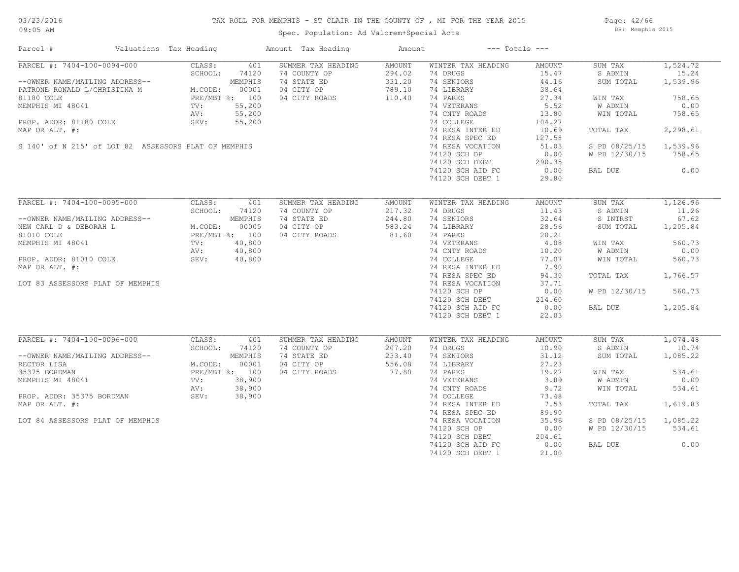# TAX ROLL FOR MEMPHIS - ST CLAIR IN THE COUNTY OF , MI FOR THE YEAR 2015

Spec. Population: Ad Valorem+Special Acts

03/23/2016
09:05 AM

DB: Memphis 2015

| Parcel # | Valuations | Tax Heading | Amount | Tax Heading | Amount | --- Totals --- | |
|---|---|---|---|---|---|---|---|

## PARCEL #: 7404-100-0094-000

| Parcel Info | Valuations | Summer Tax Heading | Amount | Winter Tax Heading | Amount | Totals | |
|---|---|---|---|---|---|---|---|
| --OWNER NAME/MAILING ADDRESS-- | CLASS: 401 | SUMMER TAX HEADING | AMOUNT | WINTER TAX HEADING | AMOUNT | SUM TAX | 1,524.72 |
| PATRONE RONALD L/CHRISTINA M | SCHOOL: 74120 | 74 COUNTY OP | 294.02 | 74 DRUGS | 15.47 | S ADMIN | 15.24 |
| 81180 COLE | MEMPHIS | 74 STATE ED | 331.20 | 74 SENIORS | 44.16 | SUM TOTAL | 1,539.96 |
| MEMPHIS MI 48041 | M.CODE: 00001 | 04 CITY OP | 789.10 | 74 LIBRARY | 38.64 | | |
| PROP. ADDR: 81180 COLE | PRE/MBT %: 100 | 04 CITY ROADS | 110.40 | 74 PARKS | 27.34 | WIN TAX | 758.65 |
| MAP OR ALT. #: | TV: 55,200 | | | 74 VETERANS | 5.52 | W ADMIN | 0.00 |
| S 140' of N 215' of LOT 82 ASSESSORS PLAT OF MEMPHIS | AV: 55,200 | | | 74 CNTY ROADS | 13.80 | WIN TOTAL | 758.65 |
| | SEV: 55,200 | | | 74 COLLEGE | 104.27 | | |
| | | | | 74 RESA INTER ED | 10.69 | TOTAL TAX | 2,298.61 |
| | | | | 74 RESA SPEC ED | 127.58 | | |
| | | | | 74 RESA VOCATION | 51.03 | S PD 08/25/15 | 1,539.96 |
| | | | | 74120 SCH OP | 0.00 | W PD 12/30/15 | 758.65 |
| | | | | 74120 SCH DEBT | 290.35 | | |
| | | | | 74120 SCH AID FC | 0.00 | BAL DUE | 0.00 |
| | | | | 74120 SCH DEBT 1 | 29.80 | | |

## PARCEL #: 7404-100-0095-000

| Parcel Info | Valuations | Summer Tax Heading | Amount | Winter Tax Heading | Amount | Totals | |
|---|---|---|---|---|---|---|---|
| --OWNER NAME/MAILING ADDRESS-- | CLASS: 401 | SUMMER TAX HEADING | AMOUNT | WINTER TAX HEADING | AMOUNT | SUM TAX | 1,126.96 |
| NEW CARL D & DEBORAH L | SCHOOL: 74120 | 74 COUNTY OP | 217.32 | 74 DRUGS | 11.43 | S ADMIN | 11.26 |
| 81010 COLE | MEMPHIS | 74 STATE ED | 244.80 | 74 SENIORS | 32.64 | S INTRST | 67.62 |
| MEMPHIS MI 48041 | M.CODE: 00005 | 04 CITY OP | 583.24 | 74 LIBRARY | 28.56 | SUM TOTAL | 1,205.84 |
| PROP. ADDR: 81010 COLE | PRE/MBT %: 100 | 04 CITY ROADS | 81.60 | 74 PARKS | 20.21 | | |
| MAP OR ALT. #: | TV: 40,800 | | | 74 VETERANS | 4.08 | WIN TAX | 560.73 |
| LOT 83 ASSESSORS PLAT OF MEMPHIS | AV: 40,800 | | | 74 CNTY ROADS | 10.20 | W ADMIN | 0.00 |
| | SEV: 40,800 | | | 74 COLLEGE | 77.07 | WIN TOTAL | 560.73 |
| | | | | 74 RESA INTER ED | 7.90 | | |
| | | | | 74 RESA SPEC ED | 94.30 | TOTAL TAX | 1,766.57 |
| | | | | 74 RESA VOCATION | 37.71 | | |
| | | | | 74120 SCH OP | 0.00 | W PD 12/30/15 | 560.73 |
| | | | | 74120 SCH DEBT | 214.60 | | |
| | | | | 74120 SCH AID FC | 0.00 | BAL DUE | 1,205.84 |
| | | | | 74120 SCH DEBT 1 | 22.03 | | |

## PARCEL #: 7404-100-0096-000

| Parcel Info | Valuations | Summer Tax Heading | Amount | Winter Tax Heading | Amount | Totals | |
|---|---|---|---|---|---|---|---|
| --OWNER NAME/MAILING ADDRESS-- | CLASS: 401 | SUMMER TAX HEADING | AMOUNT | WINTER TAX HEADING | AMOUNT | SUM TAX | 1,074.48 |
| RECTOR LISA | SCHOOL: 74120 | 74 COUNTY OP | 207.20 | 74 DRUGS | 10.90 | S ADMIN | 10.74 |
| 35375 BORDMAN | MEMPHIS | 74 STATE ED | 233.40 | 74 SENIORS | 31.12 | SUM TOTAL | 1,085.22 |
| MEMPHIS MI 48041 | M.CODE: 00001 | 04 CITY OP | 556.08 | 74 LIBRARY | 27.23 | | |
| PROP. ADDR: 35375 BORDMAN | PRE/MBT %: 100 | 04 CITY ROADS | 77.80 | 74 PARKS | 19.27 | WIN TAX | 534.61 |
| MAP OR ALT. #: | TV: 38,900 | | | 74 VETERANS | 3.89 | W ADMIN | 0.00 |
| LOT 84 ASSESSORS PLAT OF MEMPHIS | AV: 38,900 | | | 74 CNTY ROADS | 9.72 | WIN TOTAL | 534.61 |
| | SEV: 38,900 | | | 74 COLLEGE | 73.48 | | |
| | | | | 74 RESA INTER ED | 7.53 | TOTAL TAX | 1,619.83 |
| | | | | 74 RESA SPEC ED | 89.90 | | |
| | | | | 74 RESA VOCATION | 35.96 | S PD 08/25/15 | 1,085.22 |
| | | | | 74120 SCH OP | 0.00 | W PD 12/30/15 | 534.61 |
| | | | | 74120 SCH DEBT | 204.61 | | |
| | | | | 74120 SCH AID FC | 0.00 | BAL DUE | 0.00 |
| | | | | 74120 SCH DEBT 1 | 21.00 | | |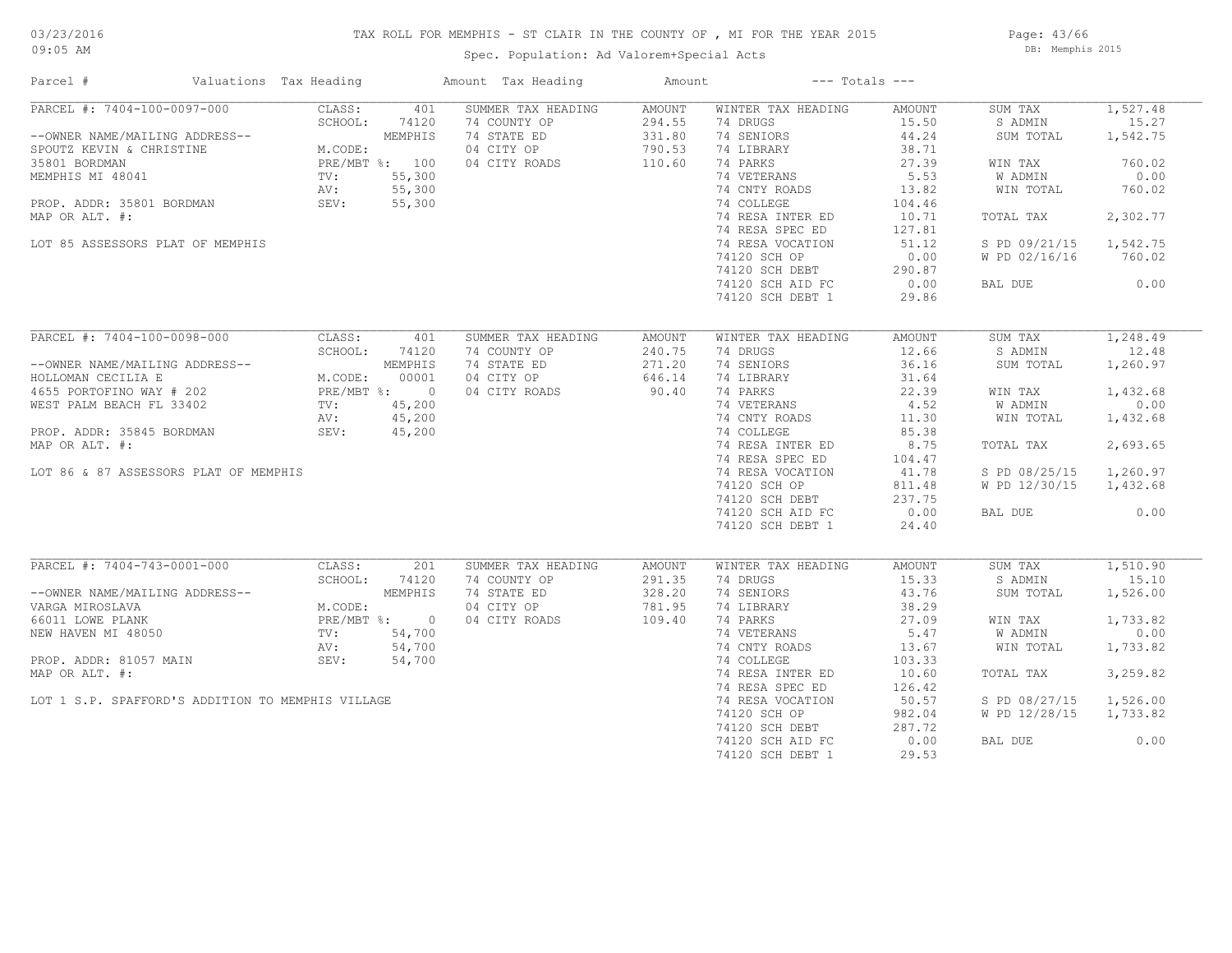# TAX ROLL FOR MEMPHIS - ST CLAIR IN THE COUNTY OF , MI FOR THE YEAR 2015

Spec. Population: Ad Valorem+Special Acts

03/23/2016 09:05 AM — DB: Memphis 2015

| Parcel # | Valuations | Tax Heading | Amount | Tax Heading | Amount | --- Totals --- | |
|---|---|---|---|---|---|---|---|
| PARCEL #: 7404-100-0097-000 | CLASS: 401 | SUMMER TAX HEADING | AMOUNT | WINTER TAX HEADING | AMOUNT | SUM TAX | 1,527.48 |
| | SCHOOL: 74120 | 74 COUNTY OP | 294.55 | 74 DRUGS | 15.50 | S ADMIN | 15.27 |
| --OWNER NAME/MAILING ADDRESS-- | MEMPHIS | 74 STATE ED | 331.80 | 74 SENIORS | 44.24 | SUM TOTAL | 1,542.75 |
| SPOUTZ KEVIN & CHRISTINE | M.CODE: | 04 CITY OP | 790.53 | 74 LIBRARY | 38.71 | | |
| 35801 BORDMAN | PRE/MBT %: 100 | 04 CITY ROADS | 110.60 | 74 PARKS | 27.39 | WIN TAX | 760.02 |
| MEMPHIS MI 48041 | TV: 55,300 | | | 74 VETERANS | 5.53 | W ADMIN | 0.00 |
| | AV: 55,300 | | | 74 CNTY ROADS | 13.82 | WIN TOTAL | 760.02 |
| PROP. ADDR: 35801 BORDMAN | SEV: 55,300 | | | 74 COLLEGE | 104.46 | | |
| MAP OR ALT. #: | | | | 74 RESA INTER ED | 10.71 | TOTAL TAX | 2,302.77 |
| | | | | 74 RESA SPEC ED | 127.81 | | |
| LOT 85 ASSESSORS PLAT OF MEMPHIS | | | | 74 RESA VOCATION | 51.12 | S PD 09/21/15 | 1,542.75 |
| | | | | 74120 SCH OP | 0.00 | W PD 02/16/16 | 760.02 |
| | | | | 74120 SCH DEBT | 290.87 | | |
| | | | | 74120 SCH AID FC | 0.00 | BAL DUE | 0.00 |
| | | | | 74120 SCH DEBT 1 | 29.86 | | |
| PARCEL #: 7404-100-0098-000 | CLASS: 401 | SUMMER TAX HEADING | AMOUNT | WINTER TAX HEADING | AMOUNT | SUM TAX | 1,248.49 |
| | SCHOOL: 74120 | 74 COUNTY OP | 240.75 | 74 DRUGS | 12.66 | S ADMIN | 12.48 |
| --OWNER NAME/MAILING ADDRESS-- | MEMPHIS | 74 STATE ED | 271.20 | 74 SENIORS | 36.16 | SUM TOTAL | 1,260.97 |
| HOLLOMAN CECILIA E | M.CODE: 00001 | 04 CITY OP | 646.14 | 74 LIBRARY | 31.64 | | |
| 4655 PORTOFINO WAY # 202 | PRE/MBT %: 0 | 04 CITY ROADS | 90.40 | 74 PARKS | 22.39 | WIN TAX | 1,432.68 |
| WEST PALM BEACH FL 33402 | TV: 45,200 | | | 74 VETERANS | 4.52 | W ADMIN | 0.00 |
| | AV: 45,200 | | | 74 CNTY ROADS | 11.30 | WIN TOTAL | 1,432.68 |
| PROP. ADDR: 35845 BORDMAN | SEV: 45,200 | | | 74 COLLEGE | 85.38 | | |
| MAP OR ALT. #: | | | | 74 RESA INTER ED | 8.75 | TOTAL TAX | 2,693.65 |
| | | | | 74 RESA SPEC ED | 104.47 | | |
| LOT 86 & 87 ASSESSORS PLAT OF MEMPHIS | | | | 74 RESA VOCATION | 41.78 | S PD 08/25/15 | 1,260.97 |
| | | | | 74120 SCH OP | 811.48 | W PD 12/30/15 | 1,432.68 |
| | | | | 74120 SCH DEBT | 237.75 | | |
| | | | | 74120 SCH AID FC | 0.00 | BAL DUE | 0.00 |
| | | | | 74120 SCH DEBT 1 | 24.40 | | |
| PARCEL #: 7404-743-0001-000 | CLASS: 201 | SUMMER TAX HEADING | AMOUNT | WINTER TAX HEADING | AMOUNT | SUM TAX | 1,510.90 |
| | SCHOOL: 74120 | 74 COUNTY OP | 291.35 | 74 DRUGS | 15.33 | S ADMIN | 15.10 |
| --OWNER NAME/MAILING ADDRESS-- | MEMPHIS | 74 STATE ED | 328.20 | 74 SENIORS | 43.76 | SUM TOTAL | 1,526.00 |
| VARGA MIROSLAVA | M.CODE: | 04 CITY OP | 781.95 | 74 LIBRARY | 38.29 | | |
| 66011 LOWE PLANK | PRE/MBT %: 0 | 04 CITY ROADS | 109.40 | 74 PARKS | 27.09 | WIN TAX | 1,733.82 |
| NEW HAVEN MI 48050 | TV: 54,700 | | | 74 VETERANS | 5.47 | W ADMIN | 0.00 |
| | AV: 54,700 | | | 74 CNTY ROADS | 13.67 | WIN TOTAL | 1,733.82 |
| PROP. ADDR: 81057 MAIN | SEV: 54,700 | | | 74 COLLEGE | 103.33 | | |
| MAP OR ALT. #: | | | | 74 RESA INTER ED | 10.60 | TOTAL TAX | 3,259.82 |
| | | | | 74 RESA SPEC ED | 126.42 | | |
| LOT 1 S.P. SPAFFORD'S ADDITION TO MEMPHIS VILLAGE | | | | 74 RESA VOCATION | 50.57 | S PD 08/27/15 | 1,526.00 |
| | | | | 74120 SCH OP | 982.04 | W PD 12/28/15 | 1,733.82 |
| | | | | 74120 SCH DEBT | 287.72 | | |
| | | | | 74120 SCH AID FC | 0.00 | BAL DUE | 0.00 |
| | | | | 74120 SCH DEBT 1 | 29.53 | | |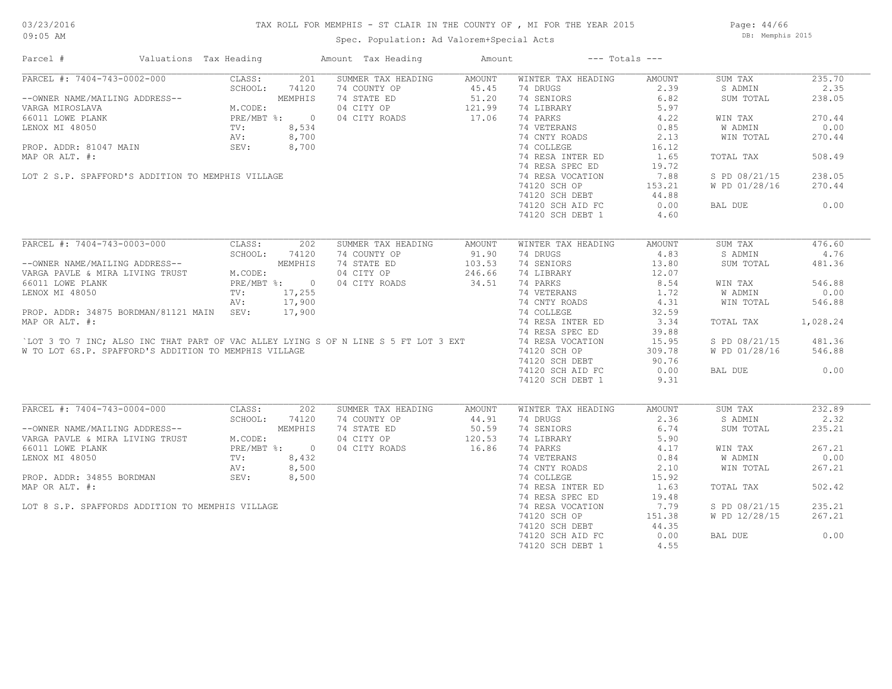# TAX ROLL FOR MEMPHIS - ST CLAIR IN THE COUNTY OF , MI FOR THE YEAR 2015

03/23/2016
09:05 AM

Spec. Population: Ad Valorem+Special Acts

DB: Memphis 2015

| Parcel # | Valuations | Tax Heading | Amount | Tax Heading | Amount | --- Totals --- | |
|---|---|---|---|---|---|---|---|

---

**PARCEL #: 7404-743-0002-000**

--OWNER NAME/MAILING ADDRESS--
VARGA MIROSLAVA
66011 LOWE PLANK
LENOX MI 48050

PROP. ADDR: 81047 MAIN
MAP OR ALT. #:

LOT 2 S.P. SPAFFORD'S ADDITION TO MEMPHIS VILLAGE

| Valuations | | Summer Tax Heading | Amount | Winter Tax Heading | Amount | Totals | |
|---|---|---|---|---|---|---|---|
| CLASS: | 201 | 74 COUNTY OP | 45.45 | 74 DRUGS | 2.39 | SUM TAX | 235.70 |
| SCHOOL: | 74120 | 74 STATE ED | 51.20 | 74 SENIORS | 6.82 | S ADMIN | 2.35 |
| | MEMPHIS | 04 CITY OP | 121.99 | 74 LIBRARY | 5.97 | SUM TOTAL | 238.05 |
| M.CODE: | | 04 CITY ROADS | 17.06 | 74 PARKS | 4.22 | | |
| PRE/MBT %: | 0 | | | 74 VETERANS | 0.85 | WIN TAX | 270.44 |
| TV: | 8,534 | | | 74 CNTY ROADS | 2.13 | W ADMIN | 0.00 |
| AV: | 8,700 | | | 74 COLLEGE | 16.12 | WIN TOTAL | 270.44 |
| SEV: | 8,700 | | | 74 RESA INTER ED | 1.65 | | |
| | | | | 74 RESA SPEC ED | 19.72 | TOTAL TAX | 508.49 |
| | | | | 74 RESA VOCATION | 7.88 | | |
| | | | | 74120 SCH OP | 153.21 | S PD 08/21/15 | 238.05 |
| | | | | 74120 SCH DEBT | 44.88 | W PD 01/28/16 | 270.44 |
| | | | | 74120 SCH AID FC | 0.00 | | |
| | | | | 74120 SCH DEBT 1 | 4.60 | BAL DUE | 0.00 |

---

**PARCEL #: 7404-743-0003-000**

--OWNER NAME/MAILING ADDRESS--
VARGA PAVLE & MIRA LIVING TRUST
66011 LOWE PLANK
LENOX MI 48050

PROP. ADDR: 34875 BORDMAN/81121 MAIN
MAP OR ALT. #:

`LOT 3 TO 7 INC; ALSO INC THAT PART OF VAC ALLEY LYING S OF N LINE S 5 FT LOT 3 EXT W TO LOT 6S.P. SPAFFORD'S ADDITION TO MEMPHIS VILLAGE

| Valuations | | Summer Tax Heading | Amount | Winter Tax Heading | Amount | Totals | |
|---|---|---|---|---|---|---|---|
| CLASS: | 202 | 74 COUNTY OP | 91.90 | 74 DRUGS | 4.83 | SUM TAX | 476.60 |
| SCHOOL: | 74120 | 74 STATE ED | 103.53 | 74 SENIORS | 13.80 | S ADMIN | 4.76 |
| | MEMPHIS | 04 CITY OP | 246.66 | 74 LIBRARY | 12.07 | SUM TOTAL | 481.36 |
| M.CODE: | | 04 CITY ROADS | 34.51 | 74 PARKS | 8.54 | | |
| PRE/MBT %: | 0 | | | 74 VETERANS | 1.72 | WIN TAX | 546.88 |
| TV: | 17,255 | | | 74 CNTY ROADS | 4.31 | W ADMIN | 0.00 |
| AV: | 17,900 | | | 74 COLLEGE | 32.59 | WIN TOTAL | 546.88 |
| SEV: | 17,900 | | | 74 RESA INTER ED | 3.34 | | |
| | | | | 74 RESA SPEC ED | 39.88 | TOTAL TAX | 1,028.24 |
| | | | | 74 RESA VOCATION | 15.95 | | |
| | | | | 74120 SCH OP | 309.78 | S PD 08/21/15 | 481.36 |
| | | | | 74120 SCH DEBT | 90.76 | W PD 01/28/16 | 546.88 |
| | | | | 74120 SCH AID FC | 0.00 | | |
| | | | | 74120 SCH DEBT 1 | 9.31 | BAL DUE | 0.00 |

---

**PARCEL #: 7404-743-0004-000**

--OWNER NAME/MAILING ADDRESS--
VARGA PAVLE & MIRA LIVING TRUST
66011 LOWE PLANK
LENOX MI 48050

PROP. ADDR: 34855 BORDMAN
MAP OR ALT. #:

LOT 8 S.P. SPAFFORDS ADDITION TO MEMPHIS VILLAGE

| Valuations | | Summer Tax Heading | Amount | Winter Tax Heading | Amount | Totals | |
|---|---|---|---|---|---|---|---|
| CLASS: | 202 | 74 COUNTY OP | 44.91 | 74 DRUGS | 2.36 | SUM TAX | 232.89 |
| SCHOOL: | 74120 | 74 STATE ED | 50.59 | 74 SENIORS | 6.74 | S ADMIN | 2.32 |
| | MEMPHIS | 04 CITY OP | 120.53 | 74 LIBRARY | 5.90 | SUM TOTAL | 235.21 |
| M.CODE: | | 04 CITY ROADS | 16.86 | 74 PARKS | 4.17 | | |
| PRE/MBT %: | 0 | | | 74 VETERANS | 0.84 | WIN TAX | 267.21 |
| TV: | 8,432 | | | 74 CNTY ROADS | 2.10 | W ADMIN | 0.00 |
| AV: | 8,500 | | | 74 COLLEGE | 15.92 | WIN TOTAL | 267.21 |
| SEV: | 8,500 | | | 74 RESA INTER ED | 1.63 | | |
| | | | | 74 RESA SPEC ED | 19.48 | TOTAL TAX | 502.42 |
| | | | | 74 RESA VOCATION | 7.79 | | |
| | | | | 74120 SCH OP | 151.38 | S PD 08/21/15 | 235.21 |
| | | | | 74120 SCH DEBT | 44.35 | W PD 12/28/15 | 267.21 |
| | | | | 74120 SCH AID FC | 0.00 | | |
| | | | | 74120 SCH DEBT 1 | 4.55 | BAL DUE | 0.00 |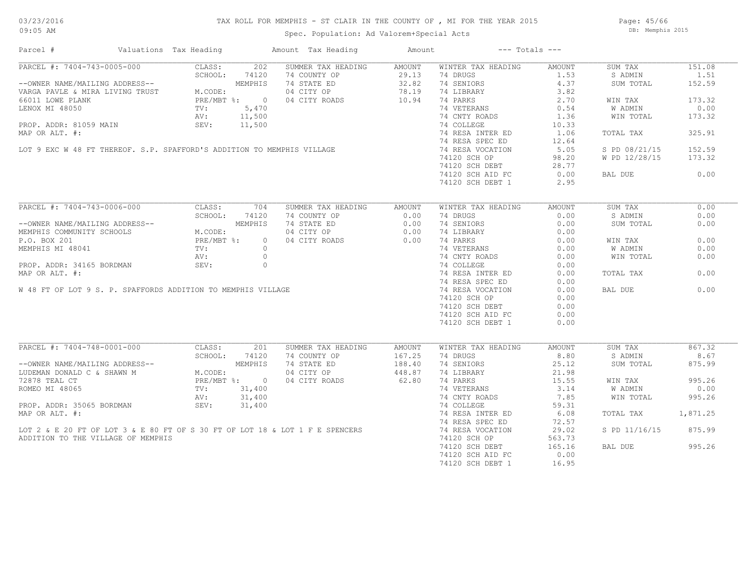TAX ROLL FOR MEMPHIS - ST CLAIR IN THE COUNTY OF , MI FOR THE YEAR 2015

Spec. Population: Ad Valorem+Special Acts

| Parcel # | Valuations | Tax Heading | Amount | Tax Heading | Amount | --- Totals --- | | | |
|---|---|---|---|---|---|---|---|---|---|

## PARCEL #: 7404-743-0005-000

| | | | | | | | |
|---|---|---|---|---|---|---|---|
| CLASS: | 202 | SUMMER TAX HEADING | AMOUNT | WINTER TAX HEADING | AMOUNT | SUM TAX | 151.08 |
| SCHOOL: | 74120 | 74 COUNTY OP | 29.13 | 74 DRUGS | 1.53 | S ADMIN | 1.51 |
| | MEMPHIS | 74 STATE ED | 32.82 | 74 SENIORS | 4.37 | SUM TOTAL | 152.59 |
| M.CODE: | | 04 CITY OP | 78.19 | 74 LIBRARY | 3.82 | | |
| PRE/MBT %: | 0 | 04 CITY ROADS | 10.94 | 74 PARKS | 2.70 | WIN TAX | 173.32 |
| TV: | 5,470 | | | 74 VETERANS | 0.54 | W ADMIN | 0.00 |
| AV: | 11,500 | | | 74 CNTY ROADS | 1.36 | WIN TOTAL | 173.32 |
| SEV: | 11,500 | | | 74 COLLEGE | 10.33 | | |
| | | | | 74 RESA INTER ED | 1.06 | TOTAL TAX | 325.91 |
| | | | | 74 RESA SPEC ED | 12.64 | | |
| | | | | 74 RESA VOCATION | 5.05 | S PD 08/21/15 | 152.59 |
| | | | | 74120 SCH OP | 98.20 | W PD 12/28/15 | 173.32 |
| | | | | 74120 SCH DEBT | 28.77 | | |
| | | | | 74120 SCH AID FC | 0.00 | BAL DUE | 0.00 |
| | | | | 74120 SCH DEBT 1 | 2.95 | | |

--OWNER NAME/MAILING ADDRESS--
VARGA PAVLE & MIRA LIVING TRUST
66011 LOWE PLANK
LENOX MI 48050

PROP. ADDR: 81059 MAIN
MAP OR ALT. #:

LOT 9 EXC W 48 FT THEREOF. S.P. SPAFFORD'S ADDITION TO MEMPHIS VILLAGE

## PARCEL #: 7404-743-0006-000

| | | | | | | | |
|---|---|---|---|---|---|---|---|
| CLASS: | 704 | SUMMER TAX HEADING | AMOUNT | WINTER TAX HEADING | AMOUNT | SUM TAX | 0.00 |
| SCHOOL: | 74120 | 74 COUNTY OP | 0.00 | 74 DRUGS | 0.00 | S ADMIN | 0.00 |
| | MEMPHIS | 74 STATE ED | 0.00 | 74 SENIORS | 0.00 | SUM TOTAL | 0.00 |
| M.CODE: | | 04 CITY OP | 0.00 | 74 LIBRARY | 0.00 | | |
| PRE/MBT %: | 0 | 04 CITY ROADS | 0.00 | 74 PARKS | 0.00 | WIN TAX | 0.00 |
| TV: | 0 | | | 74 VETERANS | 0.00 | W ADMIN | 0.00 |
| AV: | 0 | | | 74 CNTY ROADS | 0.00 | WIN TOTAL | 0.00 |
| SEV: | 0 | | | 74 COLLEGE | 0.00 | | |
| | | | | 74 RESA INTER ED | 0.00 | TOTAL TAX | 0.00 |
| | | | | 74 RESA SPEC ED | 0.00 | | |
| | | | | 74 RESA VOCATION | 0.00 | BAL DUE | 0.00 |
| | | | | 74120 SCH OP | 0.00 | | |
| | | | | 74120 SCH DEBT | 0.00 | | |
| | | | | 74120 SCH AID FC | 0.00 | | |
| | | | | 74120 SCH DEBT 1 | 0.00 | | |

--OWNER NAME/MAILING ADDRESS--
MEMPHIS COMMUNITY SCHOOLS
P.O. BOX 201
MEMPHIS MI 48041

PROP. ADDR: 34165 BORDMAN
MAP OR ALT. #:

W 48 FT OF LOT 9 S. P. SPAFFORDS ADDITION TO MEMPHIS VILLAGE

## PARCEL #: 7404-748-0001-000

| | | | | | | | |
|---|---|---|---|---|---|---|---|
| CLASS: | 201 | SUMMER TAX HEADING | AMOUNT | WINTER TAX HEADING | AMOUNT | SUM TAX | 867.32 |
| SCHOOL: | 74120 | 74 COUNTY OP | 167.25 | 74 DRUGS | 8.80 | S ADMIN | 8.67 |
| | MEMPHIS | 74 STATE ED | 188.40 | 74 SENIORS | 25.12 | SUM TOTAL | 875.99 |
| M.CODE: | | 04 CITY OP | 448.87 | 74 LIBRARY | 21.98 | | |
| PRE/MBT %: | 0 | 04 CITY ROADS | 62.80 | 74 PARKS | 15.55 | WIN TAX | 995.26 |
| TV: | 31,400 | | | 74 VETERANS | 3.14 | W ADMIN | 0.00 |
| AV: | 31,400 | | | 74 CNTY ROADS | 7.85 | WIN TOTAL | 995.26 |
| SEV: | 31,400 | | | 74 COLLEGE | 59.31 | | |
| | | | | 74 RESA INTER ED | 6.08 | TOTAL TAX | 1,871.25 |
| | | | | 74 RESA SPEC ED | 72.57 | | |
| | | | | 74 RESA VOCATION | 29.02 | S PD 11/16/15 | 875.99 |
| | | | | 74120 SCH OP | 563.73 | | |
| | | | | 74120 SCH DEBT | 165.16 | BAL DUE | 995.26 |
| | | | | 74120 SCH AID FC | 0.00 | | |
| | | | | 74120 SCH DEBT 1 | 16.95 | | |

--OWNER NAME/MAILING ADDRESS--
LUDEMAN DONALD C & SHAWN M
72878 TEAL CT
ROMEO MI 48065

PROP. ADDR: 35065 BORDMAN
MAP OR ALT. #:

LOT 2 & E 20 FT OF LOT 3 & E 80 FT OF S 30 FT OF LOT 18 & LOT 1 F E SPENCERS ADDITION TO THE VILLAGE OF MEMPHIS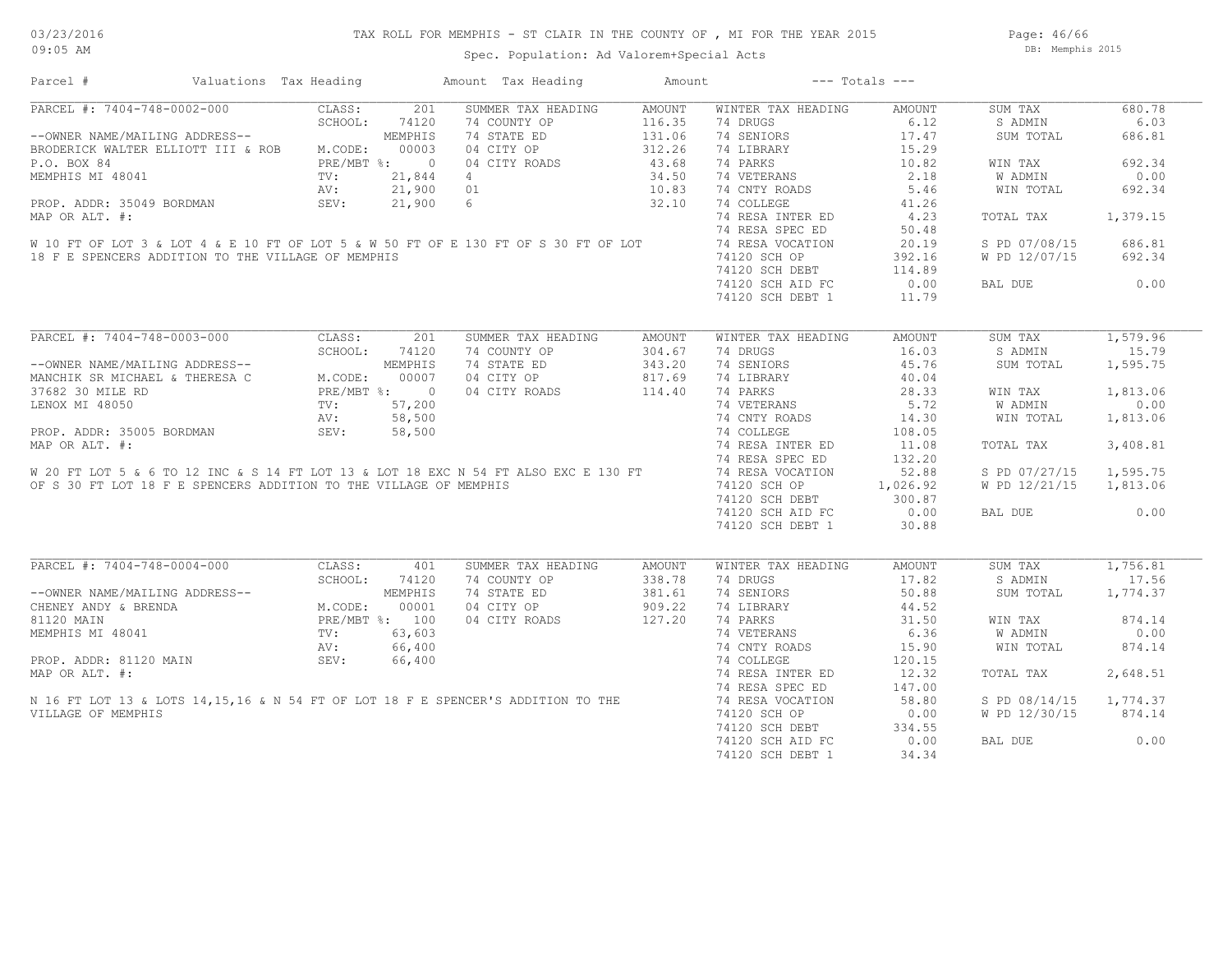# TAX ROLL FOR MEMPHIS - ST CLAIR IN THE COUNTY OF , MI FOR THE YEAR 2015

03/23/2016
09:05 AM

Spec. Population: Ad Valorem+Special Acts

DB: Memphis 2015

| Parcel # | Valuations Tax Heading | | Amount Tax Heading | Amount | --- Totals --- | | | |
|---|---|---|---|---|---|---|---|---|

## PARCEL #: 7404-748-0002-000

| | | SUMMER TAX HEADING | AMOUNT | WINTER TAX HEADING | AMOUNT | | |
|---|---|---|---|---|---|---|---|
| CLASS: | 201 | 74 COUNTY OP | 116.35 | 74 DRUGS | 6.12 | SUM TAX | 680.78 |
| SCHOOL: | 74120 | 74 STATE ED | 131.06 | 74 SENIORS | 17.47 | S ADMIN | 6.03 |
| | MEMPHIS | 04 CITY OP | 312.26 | 74 LIBRARY | 15.29 | SUM TOTAL | 686.81 |
| M.CODE: | 00003 | 04 CITY ROADS | 43.68 | 74 PARKS | 10.82 | | |
| PRE/MBT %: | 0 | 4 | 34.50 | 74 VETERANS | 2.18 | WIN TAX | 692.34 |
| TV: | 21,844 | 01 | 10.83 | 74 CNTY ROADS | 5.46 | W ADMIN | 0.00 |
| AV: | 21,900 | 6 | 32.10 | 74 COLLEGE | 41.26 | WIN TOTAL | 692.34 |
| SEV: | 21,900 | | | 74 RESA INTER ED | 4.23 | | |
| | | | | 74 RESA SPEC ED | 50.48 | TOTAL TAX | 1,379.15 |
| | | | | 74 RESA VOCATION | 20.19 | | |
| | | | | 74120 SCH OP | 392.16 | S PD 07/08/15 | 686.81 |
| | | | | 74120 SCH DEBT | 114.89 | W PD 12/07/15 | 692.34 |
| | | | | 74120 SCH AID FC | 0.00 | | |
| | | | | 74120 SCH DEBT 1 | 11.79 | BAL DUE | 0.00 |

--OWNER NAME/MAILING ADDRESS--
BRODERICK WALTER ELLIOTT III & ROB
P.O. BOX 84
MEMPHIS MI 48041

PROP. ADDR: 35049 BORDMAN
MAP OR ALT. #:

W 10 FT OF LOT 3 & LOT 4 & E 10 FT OF LOT 5 & W 50 FT OF E 130 FT OF S 30 FT OF LOT 18 F E SPENCERS ADDITION TO THE VILLAGE OF MEMPHIS

## PARCEL #: 7404-748-0003-000

| | | SUMMER TAX HEADING | AMOUNT | WINTER TAX HEADING | AMOUNT | | |
|---|---|---|---|---|---|---|---|
| CLASS: | 201 | 74 COUNTY OP | 304.67 | 74 DRUGS | 16.03 | SUM TAX | 1,579.96 |
| SCHOOL: | 74120 | 74 STATE ED | 343.20 | 74 SENIORS | 45.76 | S ADMIN | 15.79 |
| | MEMPHIS | 04 CITY OP | 817.69 | 74 LIBRARY | 40.04 | SUM TOTAL | 1,595.75 |
| M.CODE: | 00007 | 04 CITY ROADS | 114.40 | 74 PARKS | 28.33 | | |
| PRE/MBT %: | 0 | | | 74 VETERANS | 5.72 | WIN TAX | 1,813.06 |
| TV: | 57,200 | | | 74 CNTY ROADS | 14.30 | W ADMIN | 0.00 |
| AV: | 58,500 | | | 74 COLLEGE | 108.05 | WIN TOTAL | 1,813.06 |
| SEV: | 58,500 | | | 74 RESA INTER ED | 11.08 | | |
| | | | | 74 RESA SPEC ED | 132.20 | TOTAL TAX | 3,408.81 |
| | | | | 74 RESA VOCATION | 52.88 | | |
| | | | | 74120 SCH OP | 1,026.92 | S PD 07/27/15 | 1,595.75 |
| | | | | 74120 SCH DEBT | 300.87 | W PD 12/21/15 | 1,813.06 |
| | | | | 74120 SCH AID FC | 0.00 | | |
| | | | | 74120 SCH DEBT 1 | 30.88 | BAL DUE | 0.00 |

--OWNER NAME/MAILING ADDRESS--
MANCHIK SR MICHAEL & THERESA C
37682 30 MILE RD
LENOX MI 48050

PROP. ADDR: 35005 BORDMAN
MAP OR ALT. #:

W 20 FT LOT 5 & 6 TO 12 INC & S 14 FT LOT 13 & LOT 18 EXC N 54 FT ALSO EXC E 130 FT OF S 30 FT LOT 18 F E SPENCERS ADDITION TO THE VILLAGE OF MEMPHIS

## PARCEL #: 7404-748-0004-000

| | | SUMMER TAX HEADING | AMOUNT | WINTER TAX HEADING | AMOUNT | | |
|---|---|---|---|---|---|---|---|
| CLASS: | 401 | 74 COUNTY OP | 338.78 | 74 DRUGS | 17.82 | SUM TAX | 1,756.81 |
| SCHOOL: | 74120 | 74 STATE ED | 381.61 | 74 SENIORS | 50.88 | S ADMIN | 17.56 |
| | MEMPHIS | 04 CITY OP | 909.22 | 74 LIBRARY | 44.52 | SUM TOTAL | 1,774.37 |
| M.CODE: | 00001 | 04 CITY ROADS | 127.20 | 74 PARKS | 31.50 | | |
| PRE/MBT %: | 100 | | | 74 VETERANS | 6.36 | WIN TAX | 874.14 |
| TV: | 63,603 | | | 74 CNTY ROADS | 15.90 | W ADMIN | 0.00 |
| AV: | 66,400 | | | 74 COLLEGE | 120.15 | WIN TOTAL | 874.14 |
| SEV: | 66,400 | | | 74 RESA INTER ED | 12.32 | | |
| | | | | 74 RESA SPEC ED | 147.00 | TOTAL TAX | 2,648.51 |
| | | | | 74 RESA VOCATION | 58.80 | | |
| | | | | 74120 SCH OP | 0.00 | S PD 08/14/15 | 1,774.37 |
| | | | | 74120 SCH DEBT | 334.55 | W PD 12/30/15 | 874.14 |
| | | | | 74120 SCH AID FC | 0.00 | | |
| | | | | 74120 SCH DEBT 1 | 34.34 | BAL DUE | 0.00 |

--OWNER NAME/MAILING ADDRESS--
CHENEY ANDY & BRENDA
81120 MAIN
MEMPHIS MI 48041

PROP. ADDR: 81120 MAIN
MAP OR ALT. #:

N 16 FT LOT 13 & LOTS 14,15,16 & N 54 FT OF LOT 18 F E SPENCER'S ADDITION TO THE VILLAGE OF MEMPHIS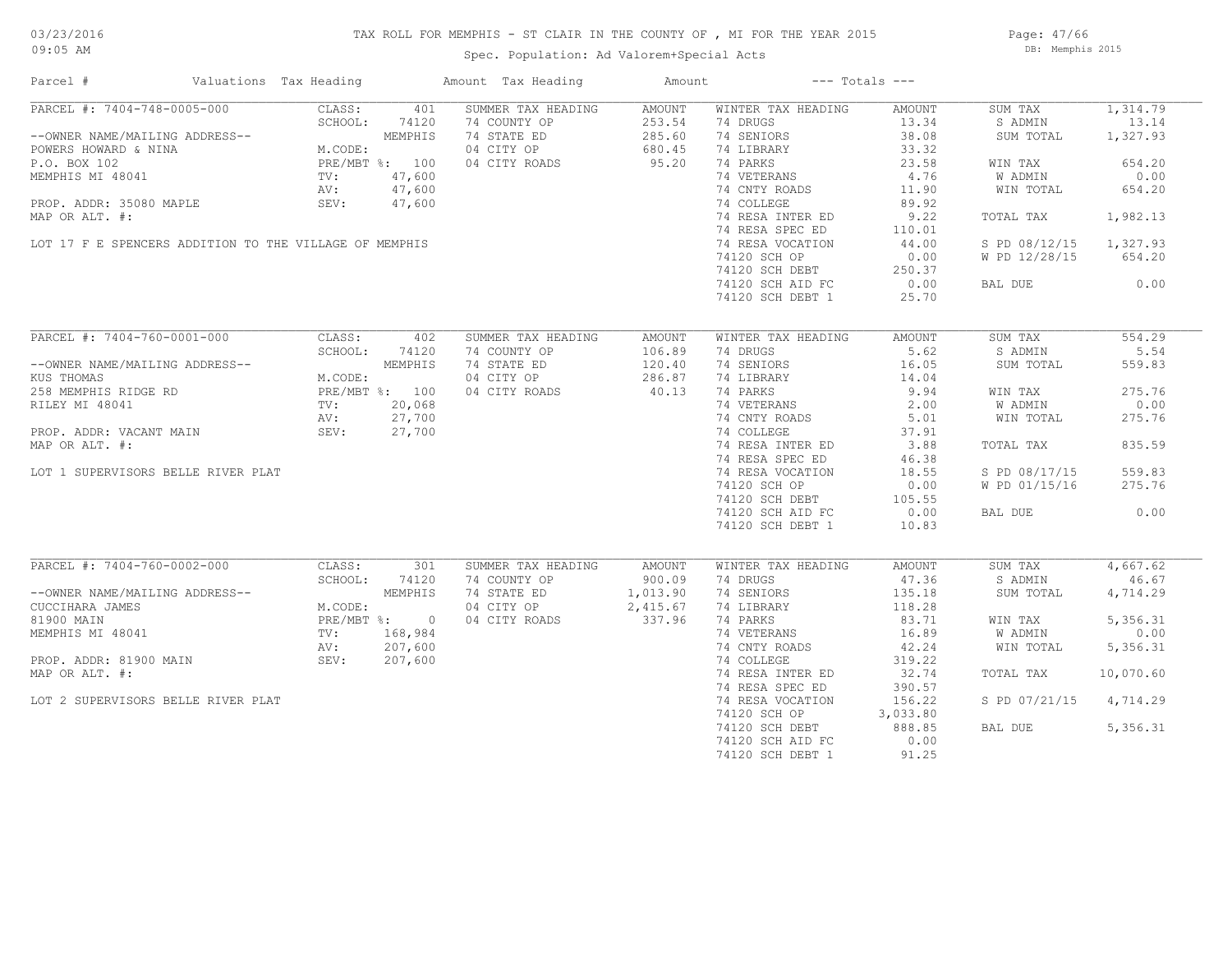TAX ROLL FOR MEMPHIS - ST CLAIR IN THE COUNTY OF , MI FOR THE YEAR 2015

Spec. Population: Ad Valorem+Special Acts

| Parcel # | Valuations | Tax Heading | Amount | Tax Heading | Amount | --- Totals --- | |
|---|---|---|---|---|---|---|---|
| PARCEL #: 7404-748-0005-000 | CLASS: 401 | SUMMER TAX HEADING | AMOUNT | WINTER TAX HEADING | AMOUNT | SUM TAX | 1,314.79 |
| | SCHOOL: 74120 | 74 COUNTY OP | 253.54 | 74 DRUGS | 13.34 | S ADMIN | 13.14 |
| --OWNER NAME/MAILING ADDRESS-- | MEMPHIS | 74 STATE ED | 285.60 | 74 SENIORS | 38.08 | SUM TOTAL | 1,327.93 |
| POWERS HOWARD & NINA | M.CODE: | 04 CITY OP | 680.45 | 74 LIBRARY | 33.32 | | |
| P.O. BOX 102 | PRE/MBT %: 100 | 04 CITY ROADS | 95.20 | 74 PARKS | 23.58 | WIN TAX | 654.20 |
| MEMPHIS MI 48041 | TV: 47,600 | | | 74 VETERANS | 4.76 | W ADMIN | 0.00 |
| | AV: 47,600 | | | 74 CNTY ROADS | 11.90 | WIN TOTAL | 654.20 |
| PROP. ADDR: 35080 MAPLE | SEV: 47,600 | | | 74 COLLEGE | 89.92 | | |
| MAP OR ALT. #: | | | | 74 RESA INTER ED | 9.22 | TOTAL TAX | 1,982.13 |
| | | | | 74 RESA SPEC ED | 110.01 | | |
| LOT 17 F E SPENCERS ADDITION TO THE VILLAGE OF MEMPHIS | | | | 74 RESA VOCATION | 44.00 | S PD 08/12/15 | 1,327.93 |
| | | | | 74120 SCH OP | 0.00 | W PD 12/28/15 | 654.20 |
| | | | | 74120 SCH DEBT | 250.37 | | |
| | | | | 74120 SCH AID FC | 0.00 | BAL DUE | 0.00 |
| | | | | 74120 SCH DEBT 1 | 25.70 | | |
| PARCEL #: 7404-760-0001-000 | CLASS: 402 | SUMMER TAX HEADING | AMOUNT | WINTER TAX HEADING | AMOUNT | SUM TAX | 554.29 |
| | SCHOOL: 74120 | 74 COUNTY OP | 106.89 | 74 DRUGS | 5.62 | S ADMIN | 5.54 |
| --OWNER NAME/MAILING ADDRESS-- | MEMPHIS | 74 STATE ED | 120.40 | 74 SENIORS | 16.05 | SUM TOTAL | 559.83 |
| KUS THOMAS | M.CODE: | 04 CITY OP | 286.87 | 74 LIBRARY | 14.04 | | |
| 258 MEMPHIS RIDGE RD | PRE/MBT %: 100 | 04 CITY ROADS | 40.13 | 74 PARKS | 9.94 | WIN TAX | 275.76 |
| RILEY MI 48041 | TV: 20,068 | | | 74 VETERANS | 2.00 | W ADMIN | 0.00 |
| | AV: 27,700 | | | 74 CNTY ROADS | 5.01 | WIN TOTAL | 275.76 |
| PROP. ADDR: VACANT MAIN | SEV: 27,700 | | | 74 COLLEGE | 37.91 | | |
| MAP OR ALT. #: | | | | 74 RESA INTER ED | 3.88 | TOTAL TAX | 835.59 |
| | | | | 74 RESA SPEC ED | 46.38 | | |
| LOT 1 SUPERVISORS BELLE RIVER PLAT | | | | 74 RESA VOCATION | 18.55 | S PD 08/17/15 | 559.83 |
| | | | | 74120 SCH OP | 0.00 | W PD 01/15/16 | 275.76 |
| | | | | 74120 SCH DEBT | 105.55 | | |
| | | | | 74120 SCH AID FC | 0.00 | BAL DUE | 0.00 |
| | | | | 74120 SCH DEBT 1 | 10.83 | | |
| PARCEL #: 7404-760-0002-000 | CLASS: 301 | SUMMER TAX HEADING | AMOUNT | WINTER TAX HEADING | AMOUNT | SUM TAX | 4,667.62 |
| | SCHOOL: 74120 | 74 COUNTY OP | 900.09 | 74 DRUGS | 47.36 | S ADMIN | 46.67 |
| --OWNER NAME/MAILING ADDRESS-- | MEMPHIS | 74 STATE ED | 1,013.90 | 74 SENIORS | 135.18 | SUM TOTAL | 4,714.29 |
| CUCCIHARA JAMES | M.CODE: | 04 CITY OP | 2,415.67 | 74 LIBRARY | 118.28 | | |
| 81900 MAIN | PRE/MBT %: 0 | 04 CITY ROADS | 337.96 | 74 PARKS | 83.71 | WIN TAX | 5,356.31 |
| MEMPHIS MI 48041 | TV: 168,984 | | | 74 VETERANS | 16.89 | W ADMIN | 0.00 |
| | AV: 207,600 | | | 74 CNTY ROADS | 42.24 | WIN TOTAL | 5,356.31 |
| PROP. ADDR: 81900 MAIN | SEV: 207,600 | | | 74 COLLEGE | 319.22 | | |
| MAP OR ALT. #: | | | | 74 RESA INTER ED | 32.74 | TOTAL TAX | 10,070.60 |
| | | | | 74 RESA SPEC ED | 390.57 | | |
| LOT 2 SUPERVISORS BELLE RIVER PLAT | | | | 74 RESA VOCATION | 156.22 | S PD 07/21/15 | 4,714.29 |
| | | | | 74120 SCH OP | 3,033.80 | | |
| | | | | 74120 SCH DEBT | 888.85 | BAL DUE | 5,356.31 |
| | | | | 74120 SCH AID FC | 0.00 | | |
| | | | | 74120 SCH DEBT 1 | 91.25 | | |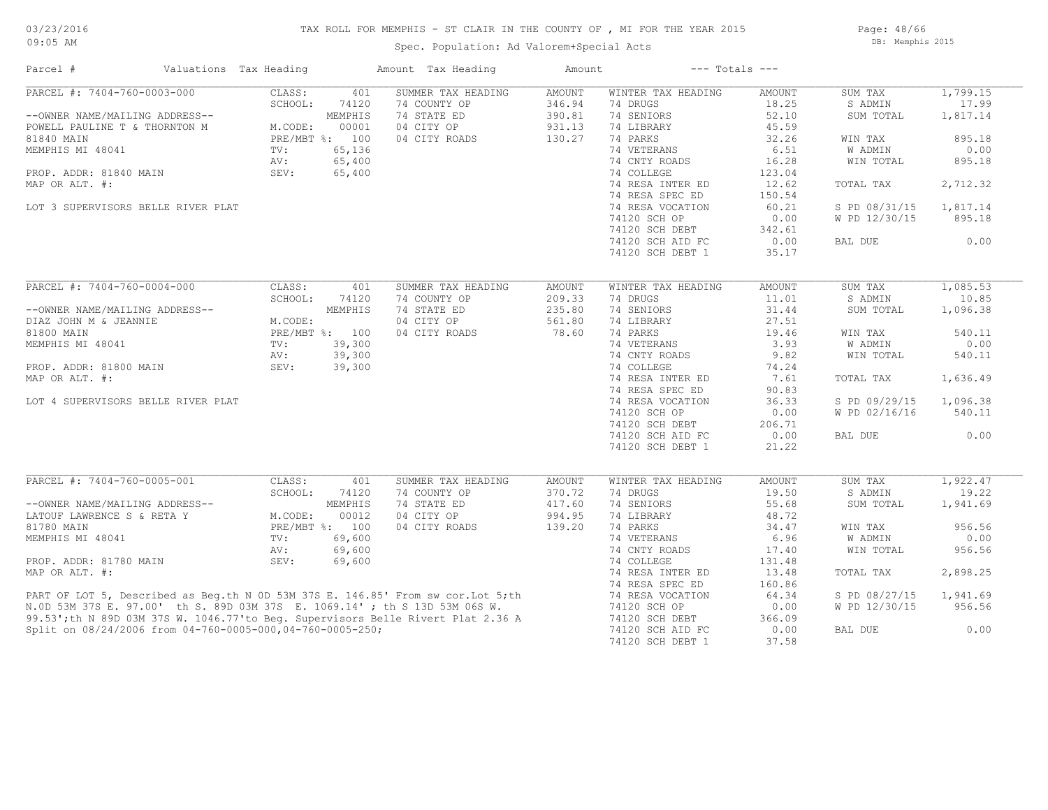# TAX ROLL FOR MEMPHIS - ST CLAIR IN THE COUNTY OF , MI FOR THE YEAR 2015

Spec. Population: Ad Valorem+Special Acts

| Parcel # | Valuations | Tax Heading | Amount | Tax Heading | Amount | --- Totals --- | |
|---|---|---|---|---|---|---|---|
| PARCEL #: 7404-760-0003-000 | CLASS: 401 | SUMMER TAX HEADING | AMOUNT | WINTER TAX HEADING | AMOUNT | SUM TAX | 1,799.15 |
| | SCHOOL: 74120 | 74 COUNTY OP | 346.94 | 74 DRUGS | 18.25 | S ADMIN | 17.99 |
| --OWNER NAME/MAILING ADDRESS-- | MEMPHIS | 74 STATE ED | 390.81 | 74 SENIORS | 52.10 | SUM TOTAL | 1,817.14 |
| POWELL PAULINE T & THORNTON M | M.CODE: 00001 | 04 CITY OP | 931.13 | 74 LIBRARY | 45.59 | | |
| 81840 MAIN | PRE/MBT %: 100 | 04 CITY ROADS | 130.27 | 74 PARKS | 32.26 | WIN TAX | 895.18 |
| MEMPHIS MI 48041 | TV: 65,136 | | | 74 VETERANS | 6.51 | W ADMIN | 0.00 |
| | AV: 65,400 | | | 74 CNTY ROADS | 16.28 | WIN TOTAL | 895.18 |
| PROP. ADDR: 81840 MAIN | SEV: 65,400 | | | 74 COLLEGE | 123.04 | | |
| MAP OR ALT. #: | | | | 74 RESA INTER ED | 12.62 | TOTAL TAX | 2,712.32 |
| | | | | 74 RESA SPEC ED | 150.54 | | |
| LOT 3 SUPERVISORS BELLE RIVER PLAT | | | | 74 RESA VOCATION | 60.21 | S PD 08/31/15 | 1,817.14 |
| | | | | 74120 SCH OP | 0.00 | W PD 12/30/15 | 895.18 |
| | | | | 74120 SCH DEBT | 342.61 | | |
| | | | | 74120 SCH AID FC | 0.00 | BAL DUE | 0.00 |
| | | | | 74120 SCH DEBT 1 | 35.17 | | |

| Parcel # | Valuations | Tax Heading | Amount | Tax Heading | Amount | --- Totals --- | |
|---|---|---|---|---|---|---|---|
| PARCEL #: 7404-760-0004-000 | CLASS: 401 | SUMMER TAX HEADING | AMOUNT | WINTER TAX HEADING | AMOUNT | SUM TAX | 1,085.53 |
| | SCHOOL: 74120 | 74 COUNTY OP | 209.33 | 74 DRUGS | 11.01 | S ADMIN | 10.85 |
| --OWNER NAME/MAILING ADDRESS-- | MEMPHIS | 74 STATE ED | 235.80 | 74 SENIORS | 31.44 | SUM TOTAL | 1,096.38 |
| DIAZ JOHN M & JEANNIE | M.CODE: | 04 CITY OP | 561.80 | 74 LIBRARY | 27.51 | | |
| 81800 MAIN | PRE/MBT %: 100 | 04 CITY ROADS | 78.60 | 74 PARKS | 19.46 | WIN TAX | 540.11 |
| MEMPHIS MI 48041 | TV: 39,300 | | | 74 VETERANS | 3.93 | W ADMIN | 0.00 |
| | AV: 39,300 | | | 74 CNTY ROADS | 9.82 | WIN TOTAL | 540.11 |
| PROP. ADDR: 81800 MAIN | SEV: 39,300 | | | 74 COLLEGE | 74.24 | | |
| MAP OR ALT. #: | | | | 74 RESA INTER ED | 7.61 | TOTAL TAX | 1,636.49 |
| | | | | 74 RESA SPEC ED | 90.83 | | |
| LOT 4 SUPERVISORS BELLE RIVER PLAT | | | | 74 RESA VOCATION | 36.33 | S PD 09/29/15 | 1,096.38 |
| | | | | 74120 SCH OP | 0.00 | W PD 02/16/16 | 540.11 |
| | | | | 74120 SCH DEBT | 206.71 | | |
| | | | | 74120 SCH AID FC | 0.00 | BAL DUE | 0.00 |
| | | | | 74120 SCH DEBT 1 | 21.22 | | |

| Parcel # | Valuations | Tax Heading | Amount | Tax Heading | Amount | --- Totals --- | |
|---|---|---|---|---|---|---|---|
| PARCEL #: 7404-760-0005-001 | CLASS: 401 | SUMMER TAX HEADING | AMOUNT | WINTER TAX HEADING | AMOUNT | SUM TAX | 1,922.47 |
| | SCHOOL: 74120 | 74 COUNTY OP | 370.72 | 74 DRUGS | 19.50 | S ADMIN | 19.22 |
| --OWNER NAME/MAILING ADDRESS-- | MEMPHIS | 74 STATE ED | 417.60 | 74 SENIORS | 55.68 | SUM TOTAL | 1,941.69 |
| LATOUF LAWRENCE S & RETA Y | M.CODE: 00012 | 04 CITY OP | 994.95 | 74 LIBRARY | 48.72 | | |
| 81780 MAIN | PRE/MBT %: 100 | 04 CITY ROADS | 139.20 | 74 PARKS | 34.47 | WIN TAX | 956.56 |
| MEMPHIS MI 48041 | TV: 69,600 | | | 74 VETERANS | 6.96 | W ADMIN | 0.00 |
| | AV: 69,600 | | | 74 CNTY ROADS | 17.40 | WIN TOTAL | 956.56 |
| PROP. ADDR: 81780 MAIN | SEV: 69,600 | | | 74 COLLEGE | 131.48 | | |
| MAP OR ALT. #: | | | | 74 RESA INTER ED | 13.48 | TOTAL TAX | 2,898.25 |
| | | | | 74 RESA SPEC ED | 160.86 | | |
| PART OF LOT 5, Described as Beg.th N 0D 53M 37S E. 146.85' From sw cor.Lot 5;th N.0D 53M 37S E. 97.00' th S. 89D 03M 37S E. 1069.14' ; th S 13D 53M 06S W. 99.53';th N 89D 03M 37S W. 1046.77'to Beg. Supervisors Belle Rivert Plat 2.36 A Split on 08/24/2006 from 04-760-0005-000,04-760-0005-250; | | | | 74 RESA VOCATION | 64.34 | S PD 08/27/15 | 1,941.69 |
| | | | | 74120 SCH OP | 0.00 | W PD 12/30/15 | 956.56 |
| | | | | 74120 SCH DEBT | 366.09 | | |
| | | | | 74120 SCH AID FC | 0.00 | BAL DUE | 0.00 |
| | | | | 74120 SCH DEBT 1 | 37.58 | | |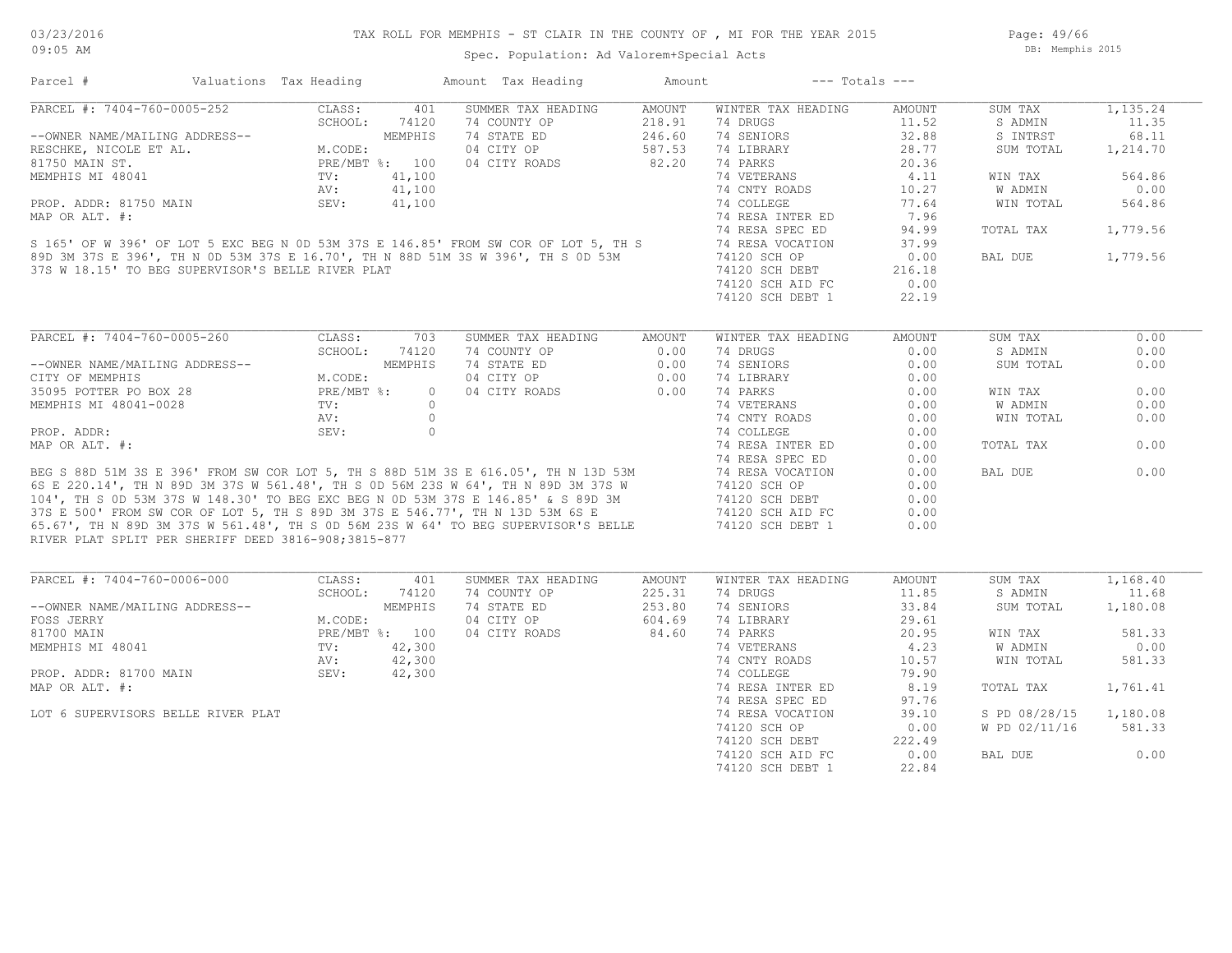TAX ROLL FOR MEMPHIS - ST CLAIR IN THE COUNTY OF , MI FOR THE YEAR 2015

Spec. Population: Ad Valorem+Special Acts

03/23/2016 09:05 AM — DB: Memphis 2015

| Parcel # | Valuations | Tax Heading | Amount | Tax Heading | Amount | --- Totals --- |
|---|---|---|---|---|---|---|

## PARCEL #: 7404-760-0005-252

| | | | | | | | |
|---|---|---|---|---|---|---|---|
| CLASS: | 401 | SUMMER TAX HEADING | AMOUNT | WINTER TAX HEADING | AMOUNT | SUM TAX | 1,135.24 |
| SCHOOL: | 74120 | 74 COUNTY OP | 218.91 | 74 DRUGS | 11.52 | S ADMIN | 11.35 |
| | MEMPHIS | 74 STATE ED | 246.60 | 74 SENIORS | 32.88 | S INTRST | 68.11 |
| M.CODE: | | 04 CITY OP | 587.53 | 74 LIBRARY | 28.77 | SUM TOTAL | 1,214.70 |
| PRE/MBT %: | 100 | 04 CITY ROADS | 82.20 | 74 PARKS | 20.36 | | |
| TV: | 41,100 | | | 74 VETERANS | 4.11 | WIN TAX | 564.86 |
| AV: | 41,100 | | | 74 CNTY ROADS | 10.27 | W ADMIN | 0.00 |
| SEV: | 41,100 | | | 74 COLLEGE | 77.64 | WIN TOTAL | 564.86 |
| | | | | 74 RESA INTER ED | 7.96 | | |
| | | | | 74 RESA SPEC ED | 94.99 | TOTAL TAX | 1,779.56 |
| | | | | 74 RESA VOCATION | 37.99 | | |
| | | | | 74120 SCH OP | 0.00 | BAL DUE | 1,779.56 |
| | | | | 74120 SCH DEBT | 216.18 | | |
| | | | | 74120 SCH AID FC | 0.00 | | |
| | | | | 74120 SCH DEBT 1 | 22.19 | | |

--OWNER NAME/MAILING ADDRESS--
RESCHKE, NICOLE ET AL.
81750 MAIN ST.
MEMPHIS MI 48041

PROP. ADDR: 81750 MAIN
MAP OR ALT. #:

S 165' OF W 396' OF LOT 5 EXC BEG N 0D 53M 37S E 146.85' FROM SW COR OF LOT 5, TH S 89D 3M 37S E 396', TH N 0D 53M 37S E 16.70', TH N 88D 51M 3S W 396', TH S 0D 53M 37S W 18.15' TO BEG SUPERVISOR'S BELLE RIVER PLAT

## PARCEL #: 7404-760-0005-260

| | | | | | | | |
|---|---|---|---|---|---|---|---|
| CLASS: | 703 | SUMMER TAX HEADING | AMOUNT | WINTER TAX HEADING | AMOUNT | SUM TAX | 0.00 |
| SCHOOL: | 74120 | 74 COUNTY OP | 0.00 | 74 DRUGS | 0.00 | S ADMIN | 0.00 |
| | MEMPHIS | 74 STATE ED | 0.00 | 74 SENIORS | 0.00 | SUM TOTAL | 0.00 |
| M.CODE: | | 04 CITY OP | 0.00 | 74 LIBRARY | 0.00 | | |
| PRE/MBT %: | 0 | 04 CITY ROADS | 0.00 | 74 PARKS | 0.00 | WIN TAX | 0.00 |
| TV: | 0 | | | 74 VETERANS | 0.00 | W ADMIN | 0.00 |
| AV: | 0 | | | 74 CNTY ROADS | 0.00 | WIN TOTAL | 0.00 |
| SEV: | 0 | | | 74 COLLEGE | 0.00 | | |
| | | | | 74 RESA INTER ED | 0.00 | TOTAL TAX | 0.00 |
| | | | | 74 RESA SPEC ED | 0.00 | | |
| | | | | 74 RESA VOCATION | 0.00 | BAL DUE | 0.00 |
| | | | | 74120 SCH OP | 0.00 | | |
| | | | | 74120 SCH DEBT | 0.00 | | |
| | | | | 74120 SCH AID FC | 0.00 | | |
| | | | | 74120 SCH DEBT 1 | 0.00 | | |

--OWNER NAME/MAILING ADDRESS--
CITY OF MEMPHIS
35095 POTTER PO BOX 28
MEMPHIS MI 48041-0028

PROP. ADDR:
MAP OR ALT. #:

BEG S 88D 51M 3S E 396' FROM SW COR LOT 5, TH S 88D 51M 3S E 616.05', TH N 13D 53M 6S E 220.14', TH N 89D 3M 37S W 561.48', TH S 0D 56M 23S W 64', TH N 89D 3M 37S W 104', TH S 0D 53M 37S W 148.30' TO BEG EXC BEG N 0D 53M 37S E 146.85' & S 89D 3M 37S E 500' FROM SW COR OF LOT 5, TH S 89D 3M 37S E 546.77', TH N 13D 53M 6S E 65.67', TH N 89D 3M 37S W 561.48', TH S 0D 56M 23S W 64' TO BEG SUPERVISOR'S BELLE RIVER PLAT SPLIT PER SHERIFF DEED 3816-908;3815-877

## PARCEL #: 7404-760-0006-000

| | | | | | | | |
|---|---|---|---|---|---|---|---|
| CLASS: | 401 | SUMMER TAX HEADING | AMOUNT | WINTER TAX HEADING | AMOUNT | SUM TAX | 1,168.40 |
| SCHOOL: | 74120 | 74 COUNTY OP | 225.31 | 74 DRUGS | 11.85 | S ADMIN | 11.68 |
| | MEMPHIS | 74 STATE ED | 253.80 | 74 SENIORS | 33.84 | SUM TOTAL | 1,180.08 |
| M.CODE: | | 04 CITY OP | 604.69 | 74 LIBRARY | 29.61 | | |
| PRE/MBT %: | 100 | 04 CITY ROADS | 84.60 | 74 PARKS | 20.95 | WIN TAX | 581.33 |
| TV: | 42,300 | | | 74 VETERANS | 4.23 | W ADMIN | 0.00 |
| AV: | 42,300 | | | 74 CNTY ROADS | 10.57 | WIN TOTAL | 581.33 |
| SEV: | 42,300 | | | 74 COLLEGE | 79.90 | | |
| | | | | 74 RESA INTER ED | 8.19 | TOTAL TAX | 1,761.41 |
| | | | | 74 RESA SPEC ED | 97.76 | | |
| | | | | 74 RESA VOCATION | 39.10 | S PD 08/28/15 | 1,180.08 |
| | | | | 74120 SCH OP | 0.00 | W PD 02/11/16 | 581.33 |
| | | | | 74120 SCH DEBT | 222.49 | | |
| | | | | 74120 SCH AID FC | 0.00 | BAL DUE | 0.00 |
| | | | | 74120 SCH DEBT 1 | 22.84 | | |

--OWNER NAME/MAILING ADDRESS--
FOSS JERRY
81700 MAIN
MEMPHIS MI 48041

PROP. ADDR: 81700 MAIN
MAP OR ALT. #:

LOT 6 SUPERVISORS BELLE RIVER PLAT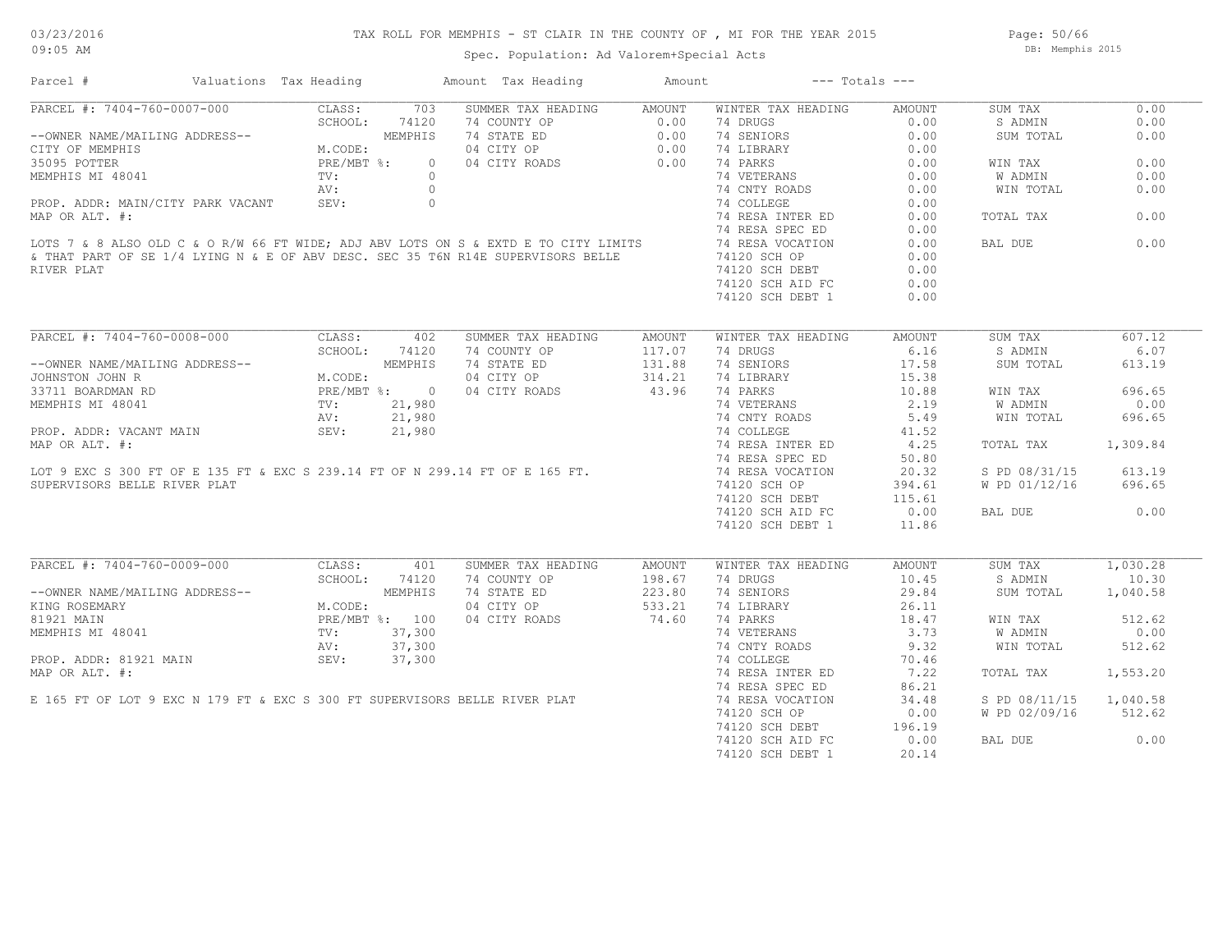# TAX ROLL FOR MEMPHIS - ST CLAIR IN THE COUNTY OF , MI FOR THE YEAR 2015

03/23/2016 09:05 AM

Spec. Population: Ad Valorem+Special Acts

DB: Memphis 2015

| Parcel # | Valuations | Tax Heading | Amount | Tax Heading | Amount | --- Totals --- | |
|---|---|---|---|---|---|---|---|

## PARCEL #: 7404-760-0007-000

| | | SUMMER TAX HEADING | AMOUNT | WINTER TAX HEADING | AMOUNT | | |
|---|---|---|---|---|---|---|---|
| CLASS: | 703 | 74 COUNTY OP | 0.00 | 74 DRUGS | 0.00 | SUM TAX | 0.00 |
| SCHOOL: | 74120 | 74 STATE ED | 0.00 | 74 SENIORS | 0.00 | S ADMIN | 0.00 |
| | MEMPHIS | 04 CITY OP | 0.00 | 74 LIBRARY | 0.00 | SUM TOTAL | 0.00 |
| M.CODE: | | 04 CITY ROADS | 0.00 | 74 PARKS | 0.00 | | |
| PRE/MBT %: | 0 | | | 74 VETERANS | 0.00 | WIN TAX | 0.00 |
| TV: | 0 | | | 74 CNTY ROADS | 0.00 | W ADMIN | 0.00 |
| AV: | 0 | | | 74 COLLEGE | 0.00 | WIN TOTAL | 0.00 |
| SEV: | 0 | | | 74 RESA INTER ED | 0.00 | | |
| | | | | 74 RESA SPEC ED | 0.00 | TOTAL TAX | 0.00 |
| | | | | 74 RESA VOCATION | 0.00 | | |
| | | | | 74120 SCH OP | 0.00 | BAL DUE | 0.00 |
| | | | | 74120 SCH DEBT | 0.00 | | |
| | | | | 74120 SCH AID FC | 0.00 | | |
| | | | | 74120 SCH DEBT 1 | 0.00 | | |

--OWNER NAME/MAILING ADDRESS--
CITY OF MEMPHIS
35095 POTTER
MEMPHIS MI 48041

PROP. ADDR: MAIN/CITY PARK VACANT
MAP OR ALT. #:

LOTS 7 & 8 ALSO OLD C & O R/W 66 FT WIDE; ADJ ABV LOTS ON S & EXTD E TO CITY LIMITS & THAT PART OF SE 1/4 LYING N & E OF ABV DESC. SEC 35 T6N R14E SUPERVISORS BELLE RIVER PLAT

## PARCEL #: 7404-760-0008-000

| | | SUMMER TAX HEADING | AMOUNT | WINTER TAX HEADING | AMOUNT | | |
|---|---|---|---|---|---|---|---|
| CLASS: | 402 | 74 COUNTY OP | 117.07 | 74 DRUGS | 6.16 | SUM TAX | 607.12 |
| SCHOOL: | 74120 | 74 STATE ED | 131.88 | 74 SENIORS | 17.58 | S ADMIN | 6.07 |
| | MEMPHIS | 04 CITY OP | 314.21 | 74 LIBRARY | 15.38 | SUM TOTAL | 613.19 |
| M.CODE: | | 04 CITY ROADS | 43.96 | 74 PARKS | 10.88 | | |
| PRE/MBT %: | 0 | | | 74 VETERANS | 2.19 | WIN TAX | 696.65 |
| TV: | 21,980 | | | 74 CNTY ROADS | 5.49 | W ADMIN | 0.00 |
| AV: | 21,980 | | | 74 COLLEGE | 41.52 | WIN TOTAL | 696.65 |
| SEV: | 21,980 | | | 74 RESA INTER ED | 4.25 | | |
| | | | | 74 RESA SPEC ED | 50.80 | TOTAL TAX | 1,309.84 |
| | | | | 74 RESA VOCATION | 20.32 | | |
| | | | | 74120 SCH OP | 394.61 | S PD 08/31/15 | 613.19 |
| | | | | 74120 SCH DEBT | 115.61 | W PD 01/12/16 | 696.65 |
| | | | | 74120 SCH AID FC | 0.00 | | |
| | | | | 74120 SCH DEBT 1 | 11.86 | BAL DUE | 0.00 |

--OWNER NAME/MAILING ADDRESS--
JOHNSTON JOHN R
33711 BOARDMAN RD
MEMPHIS MI 48041

PROP. ADDR: VACANT MAIN
MAP OR ALT. #:

LOT 9 EXC S 300 FT OF E 135 FT & EXC S 239.14 FT OF N 299.14 FT OF E 165 FT. SUPERVISORS BELLE RIVER PLAT

## PARCEL #: 7404-760-0009-000

| | | SUMMER TAX HEADING | AMOUNT | WINTER TAX HEADING | AMOUNT | | |
|---|---|---|---|---|---|---|---|
| CLASS: | 401 | 74 COUNTY OP | 198.67 | 74 DRUGS | 10.45 | SUM TAX | 1,030.28 |
| SCHOOL: | 74120 | 74 STATE ED | 223.80 | 74 SENIORS | 29.84 | S ADMIN | 10.30 |
| | MEMPHIS | 04 CITY OP | 533.21 | 74 LIBRARY | 26.11 | SUM TOTAL | 1,040.58 |
| M.CODE: | | 04 CITY ROADS | 74.60 | 74 PARKS | 18.47 | | |
| PRE/MBT %: | 100 | | | 74 VETERANS | 3.73 | WIN TAX | 512.62 |
| TV: | 37,300 | | | 74 CNTY ROADS | 9.32 | W ADMIN | 0.00 |
| AV: | 37,300 | | | 74 COLLEGE | 70.46 | WIN TOTAL | 512.62 |
| SEV: | 37,300 | | | 74 RESA INTER ED | 7.22 | | |
| | | | | 74 RESA SPEC ED | 86.21 | TOTAL TAX | 1,553.20 |
| | | | | 74 RESA VOCATION | 34.48 | | |
| | | | | 74120 SCH OP | 0.00 | S PD 08/11/15 | 1,040.58 |
| | | | | 74120 SCH DEBT | 196.19 | W PD 02/09/16 | 512.62 |
| | | | | 74120 SCH AID FC | 0.00 | | |
| | | | | 74120 SCH DEBT 1 | 20.14 | BAL DUE | 0.00 |

--OWNER NAME/MAILING ADDRESS--
KING ROSEMARY
81921 MAIN
MEMPHIS MI 48041

PROP. ADDR: 81921 MAIN
MAP OR ALT. #:

E 165 FT OF LOT 9 EXC N 179 FT & EXC S 300 FT SUPERVISORS BELLE RIVER PLAT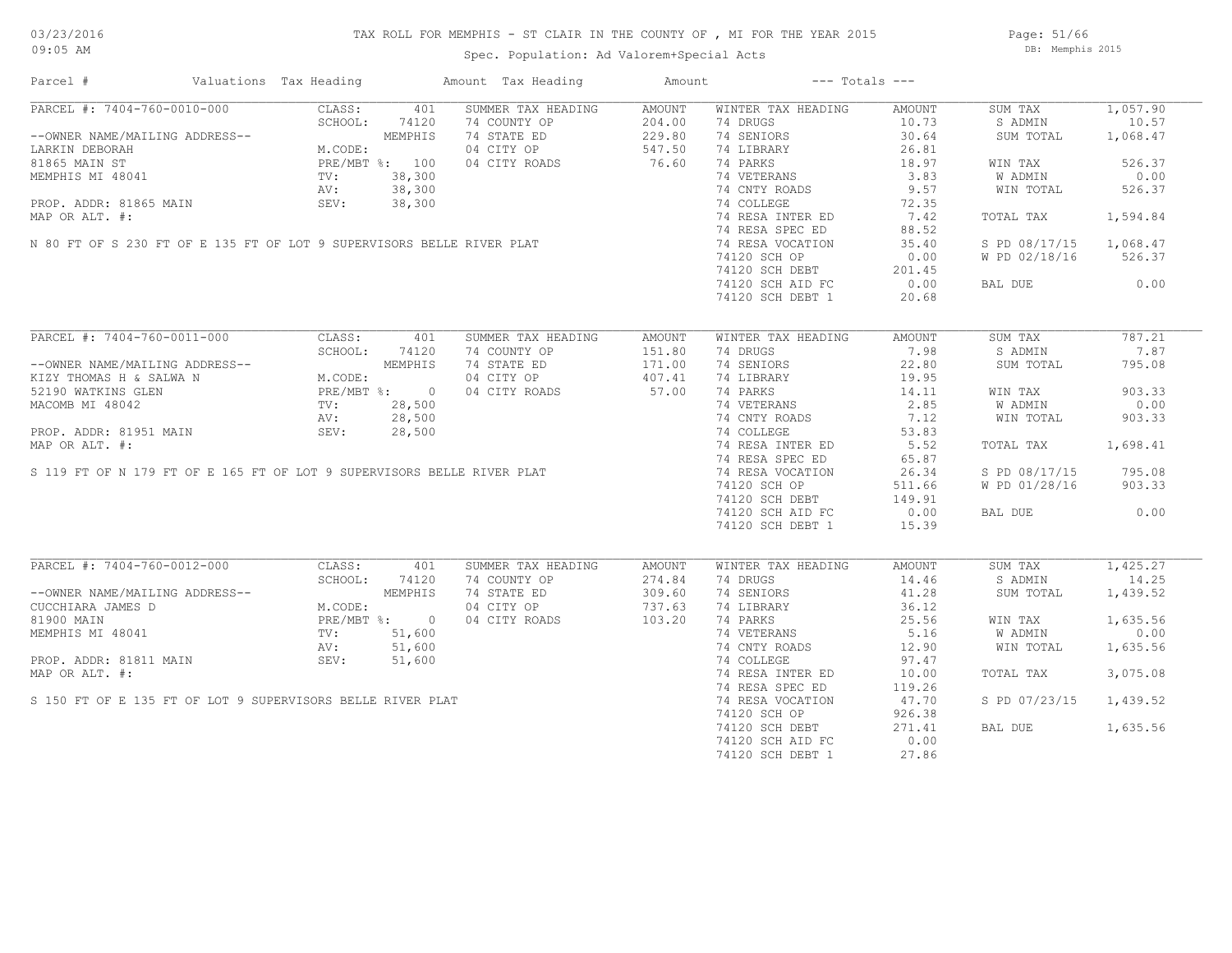# TAX ROLL FOR MEMPHIS - ST CLAIR IN THE COUNTY OF , MI FOR THE YEAR 2015

03/23/2016
09:05 AM

Spec. Population: Ad Valorem+Special Acts

DB: Memphis 2015

| Parcel # | Valuations | Tax Heading | Amount | Tax Heading | Amount | --- Totals --- | |
|---|---|---|---|---|---|---|---|

## PARCEL #: 7404-760-0010-000

| | | | | | | | |
|---|---|---|---|---|---|---|---|
| --OWNER NAME/MAILING ADDRESS-- | CLASS: 401 | SUMMER TAX HEADING | AMOUNT | WINTER TAX HEADING | AMOUNT | SUM TAX | 1,057.90 |
| LARKIN DEBORAH | SCHOOL: 74120 | 74 COUNTY OP | 204.00 | 74 DRUGS | 10.73 | S ADMIN | 10.57 |
| 81865 MAIN ST | MEMPHIS | 74 STATE ED | 229.80 | 74 SENIORS | 30.64 | SUM TOTAL | 1,068.47 |
| MEMPHIS MI 48041 | M.CODE: | 04 CITY OP | 547.50 | 74 LIBRARY | 26.81 | | |
| PROP. ADDR: 81865 MAIN | PRE/MBT %: 100 | 04 CITY ROADS | 76.60 | 74 PARKS | 18.97 | WIN TAX | 526.37 |
| MAP OR ALT. #: | TV: 38,300 | | | 74 VETERANS | 3.83 | W ADMIN | 0.00 |
| | AV: 38,300 | | | 74 CNTY ROADS | 9.57 | WIN TOTAL | 526.37 |
| | SEV: 38,300 | | | 74 COLLEGE | 72.35 | | |
| | | | | 74 RESA INTER ED | 7.42 | TOTAL TAX | 1,594.84 |
| | | | | 74 RESA SPEC ED | 88.52 | | |
| | | | | 74 RESA VOCATION | 35.40 | S PD 08/17/15 | 1,068.47 |
| | | | | 74120 SCH OP | 0.00 | W PD 02/18/16 | 526.37 |
| | | | | 74120 SCH DEBT | 201.45 | | |
| | | | | 74120 SCH AID FC | 0.00 | BAL DUE | 0.00 |
| | | | | 74120 SCH DEBT 1 | 20.68 | | |

N 80 FT OF S 230 FT OF E 135 FT OF LOT 9 SUPERVISORS BELLE RIVER PLAT

## PARCEL #: 7404-760-0011-000

| | | | | | | | |
|---|---|---|---|---|---|---|---|
| --OWNER NAME/MAILING ADDRESS-- | CLASS: 401 | SUMMER TAX HEADING | AMOUNT | WINTER TAX HEADING | AMOUNT | SUM TAX | 787.21 |
| KIZY THOMAS H & SALWA N | SCHOOL: 74120 | 74 COUNTY OP | 151.80 | 74 DRUGS | 7.98 | S ADMIN | 7.87 |
| 52190 WATKINS GLEN | MEMPHIS | 74 STATE ED | 171.00 | 74 SENIORS | 22.80 | SUM TOTAL | 795.08 |
| MACOMB MI 48042 | M.CODE: | 04 CITY OP | 407.41 | 74 LIBRARY | 19.95 | | |
| PROP. ADDR: 81951 MAIN | PRE/MBT %: 0 | 04 CITY ROADS | 57.00 | 74 PARKS | 14.11 | WIN TAX | 903.33 |
| MAP OR ALT. #: | TV: 28,500 | | | 74 VETERANS | 2.85 | W ADMIN | 0.00 |
| | AV: 28,500 | | | 74 CNTY ROADS | 7.12 | WIN TOTAL | 903.33 |
| | SEV: 28,500 | | | 74 COLLEGE | 53.83 | | |
| | | | | 74 RESA INTER ED | 5.52 | TOTAL TAX | 1,698.41 |
| | | | | 74 RESA SPEC ED | 65.87 | | |
| | | | | 74 RESA VOCATION | 26.34 | S PD 08/17/15 | 795.08 |
| | | | | 74120 SCH OP | 511.66 | W PD 01/28/16 | 903.33 |
| | | | | 74120 SCH DEBT | 149.91 | | |
| | | | | 74120 SCH AID FC | 0.00 | BAL DUE | 0.00 |
| | | | | 74120 SCH DEBT 1 | 15.39 | | |

S 119 FT OF N 179 FT OF E 165 FT OF LOT 9 SUPERVISORS BELLE RIVER PLAT

## PARCEL #: 7404-760-0012-000

| | | | | | | | |
|---|---|---|---|---|---|---|---|
| --OWNER NAME/MAILING ADDRESS-- | CLASS: 401 | SUMMER TAX HEADING | AMOUNT | WINTER TAX HEADING | AMOUNT | SUM TAX | 1,425.27 |
| CUCCHIARA JAMES D | SCHOOL: 74120 | 74 COUNTY OP | 274.84 | 74 DRUGS | 14.46 | S ADMIN | 14.25 |
| 81900 MAIN | MEMPHIS | 74 STATE ED | 309.60 | 74 SENIORS | 41.28 | SUM TOTAL | 1,439.52 |
| MEMPHIS MI 48041 | M.CODE: | 04 CITY OP | 737.63 | 74 LIBRARY | 36.12 | | |
| PROP. ADDR: 81811 MAIN | PRE/MBT %: 0 | 04 CITY ROADS | 103.20 | 74 PARKS | 25.56 | WIN TAX | 1,635.56 |
| MAP OR ALT. #: | TV: 51,600 | | | 74 VETERANS | 5.16 | W ADMIN | 0.00 |
| | AV: 51,600 | | | 74 CNTY ROADS | 12.90 | WIN TOTAL | 1,635.56 |
| | SEV: 51,600 | | | 74 COLLEGE | 97.47 | | |
| | | | | 74 RESA INTER ED | 10.00 | TOTAL TAX | 3,075.08 |
| | | | | 74 RESA SPEC ED | 119.26 | | |
| | | | | 74 RESA VOCATION | 47.70 | S PD 07/23/15 | 1,439.52 |
| | | | | 74120 SCH OP | 926.38 | | |
| | | | | 74120 SCH DEBT | 271.41 | BAL DUE | 1,635.56 |
| | | | | 74120 SCH AID FC | 0.00 | | |
| | | | | 74120 SCH DEBT 1 | 27.86 | | |

S 150 FT OF E 135 FT OF LOT 9 SUPERVISORS BELLE RIVER PLAT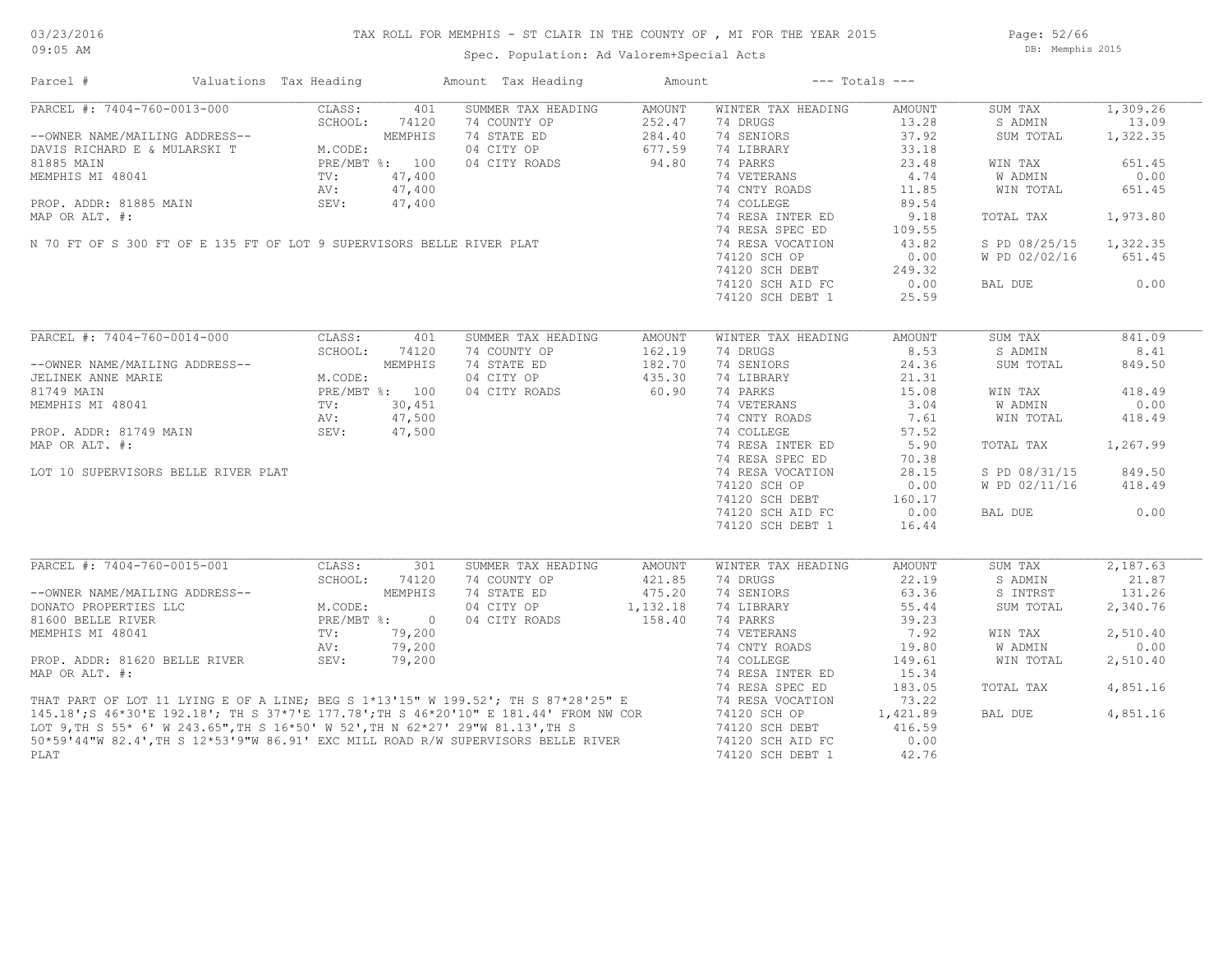# TAX ROLL FOR MEMPHIS - ST CLAIR IN THE COUNTY OF , MI FOR THE YEAR 2015

03/23/2016
09:05 AM

Spec. Population: Ad Valorem+Special Acts

DB: Memphis 2015

| Parcel # | Valuations | Tax Heading | Amount | Tax Heading | Amount | --- Totals --- | | | |
|---|---|---|---|---|---|---|---|---|---|
| PARCEL #: 7404-760-0013-000 | CLASS: 401 | SUMMER TAX HEADING | AMOUNT | WINTER TAX HEADING | AMOUNT | SUM TAX | 1,309.26 | | |
| | SCHOOL: 74120 | 74 COUNTY OP | 252.47 | 74 DRUGS | 13.28 | S ADMIN | 13.09 | | |
| --OWNER NAME/MAILING ADDRESS-- | MEMPHIS | 74 STATE ED | 284.40 | 74 SENIORS | 37.92 | SUM TOTAL | 1,322.35 | | |
| DAVIS RICHARD E & MULARSKI T | M.CODE: | 04 CITY OP | 677.59 | 74 LIBRARY | 33.18 | | | | |
| 81885 MAIN | PRE/MBT %: 100 | 04 CITY ROADS | 94.80 | 74 PARKS | 23.48 | WIN TAX | 651.45 | | |
| MEMPHIS MI 48041 | TV: 47,400 | | | 74 VETERANS | 4.74 | W ADMIN | 0.00 | | |
| | AV: 47,400 | | | 74 CNTY ROADS | 11.85 | WIN TOTAL | 651.45 | | |
| PROP. ADDR: 81885 MAIN | SEV: 47,400 | | | 74 COLLEGE | 89.54 | | | | |
| MAP OR ALT. #: | | | | 74 RESA INTER ED | 9.18 | TOTAL TAX | 1,973.80 | | |
| | | | | 74 RESA SPEC ED | 109.55 | | | | |
| N 70 FT OF S 300 FT OF E 135 FT OF LOT 9 SUPERVISORS BELLE RIVER PLAT | | | | 74 RESA VOCATION | 43.82 | S PD 08/25/15 | 1,322.35 | | |
| | | | | 74120 SCH OP | 0.00 | W PD 02/02/16 | 651.45 | | |
| | | | | 74120 SCH DEBT | 249.32 | | | | |
| | | | | 74120 SCH AID FC | 0.00 | BAL DUE | 0.00 | | |
| | | | | 74120 SCH DEBT 1 | 25.59 | | | | |
| PARCEL #: 7404-760-0014-000 | CLASS: 401 | SUMMER TAX HEADING | AMOUNT | WINTER TAX HEADING | AMOUNT | SUM TAX | 841.09 | | |
| | SCHOOL: 74120 | 74 COUNTY OP | 162.19 | 74 DRUGS | 8.53 | S ADMIN | 8.41 | | |
| --OWNER NAME/MAILING ADDRESS-- | MEMPHIS | 74 STATE ED | 182.70 | 74 SENIORS | 24.36 | SUM TOTAL | 849.50 | | |
| JELINEK ANNE MARIE | M.CODE: | 04 CITY OP | 435.30 | 74 LIBRARY | 21.31 | | | | |
| 81749 MAIN | PRE/MBT %: 100 | 04 CITY ROADS | 60.90 | 74 PARKS | 15.08 | WIN TAX | 418.49 | | |
| MEMPHIS MI 48041 | TV: 30,451 | | | 74 VETERANS | 3.04 | W ADMIN | 0.00 | | |
| | AV: 47,500 | | | 74 CNTY ROADS | 7.61 | WIN TOTAL | 418.49 | | |
| PROP. ADDR: 81749 MAIN | SEV: 47,500 | | | 74 COLLEGE | 57.52 | | | | |
| MAP OR ALT. #: | | | | 74 RESA INTER ED | 5.90 | TOTAL TAX | 1,267.99 | | |
| | | | | 74 RESA SPEC ED | 70.38 | | | | |
| LOT 10 SUPERVISORS BELLE RIVER PLAT | | | | 74 RESA VOCATION | 28.15 | S PD 08/31/15 | 849.50 | | |
| | | | | 74120 SCH OP | 0.00 | W PD 02/11/16 | 418.49 | | |
| | | | | 74120 SCH DEBT | 160.17 | | | | |
| | | | | 74120 SCH AID FC | 0.00 | BAL DUE | 0.00 | | |
| | | | | 74120 SCH DEBT 1 | 16.44 | | | | |
| PARCEL #: 7404-760-0015-001 | CLASS: 301 | SUMMER TAX HEADING | AMOUNT | WINTER TAX HEADING | AMOUNT | SUM TAX | 2,187.63 | | |
| | SCHOOL: 74120 | 74 COUNTY OP | 421.85 | 74 DRUGS | 22.19 | S ADMIN | 21.87 | | |
| --OWNER NAME/MAILING ADDRESS-- | MEMPHIS | 74 STATE ED | 475.20 | 74 SENIORS | 63.36 | S INTRST | 131.26 | | |
| DONATO PROPERTIES LLC | M.CODE: | 04 CITY OP | 1,132.18 | 74 LIBRARY | 55.44 | SUM TOTAL | 2,340.76 | | |
| 81600 BELLE RIVER | PRE/MBT %: 0 | 04 CITY ROADS | 158.40 | 74 PARKS | 39.23 | | | | |
| MEMPHIS MI 48041 | TV: 79,200 | | | 74 VETERANS | 7.92 | WIN TAX | 2,510.40 | | |
| | AV: 79,200 | | | 74 CNTY ROADS | 19.80 | W ADMIN | 0.00 | | |
| PROP. ADDR: 81620 BELLE RIVER | SEV: 79,200 | | | 74 COLLEGE | 149.61 | WIN TOTAL | 2,510.40 | | |
| MAP OR ALT. #: | | | | 74 RESA INTER ED | 15.34 | | | | |
| | | | | 74 RESA SPEC ED | 183.05 | TOTAL TAX | 4,851.16 | | |
| THAT PART OF LOT 11 LYING E OF A LINE; BEG S 1*13'15" W 199.52'; TH S 87*28'25" E | | | | 74 RESA VOCATION | 73.22 | | | | |
| 145.18';S 46*30'E 192.18'; TH S 37*7'E 177.78';TH S 46*20'10" E 181.44' FROM NW COR | | | | 74120 SCH OP | 1,421.89 | BAL DUE | 4,851.16 | | |
| LOT 9,TH S 55* 6' W 243.65",TH S 16*50' W 52',TH N 62*27' 29"W 81.13',TH S | | | | 74120 SCH DEBT | 416.59 | | | | |
| 50*59'44"W 82.4',TH S 12*53'9"W 86.91' EXC MILL ROAD R/W SUPERVISORS BELLE RIVER | | | | 74120 SCH AID FC | 0.00 | | | | |
| PLAT | | | | 74120 SCH DEBT 1 | 42.76 | | | | |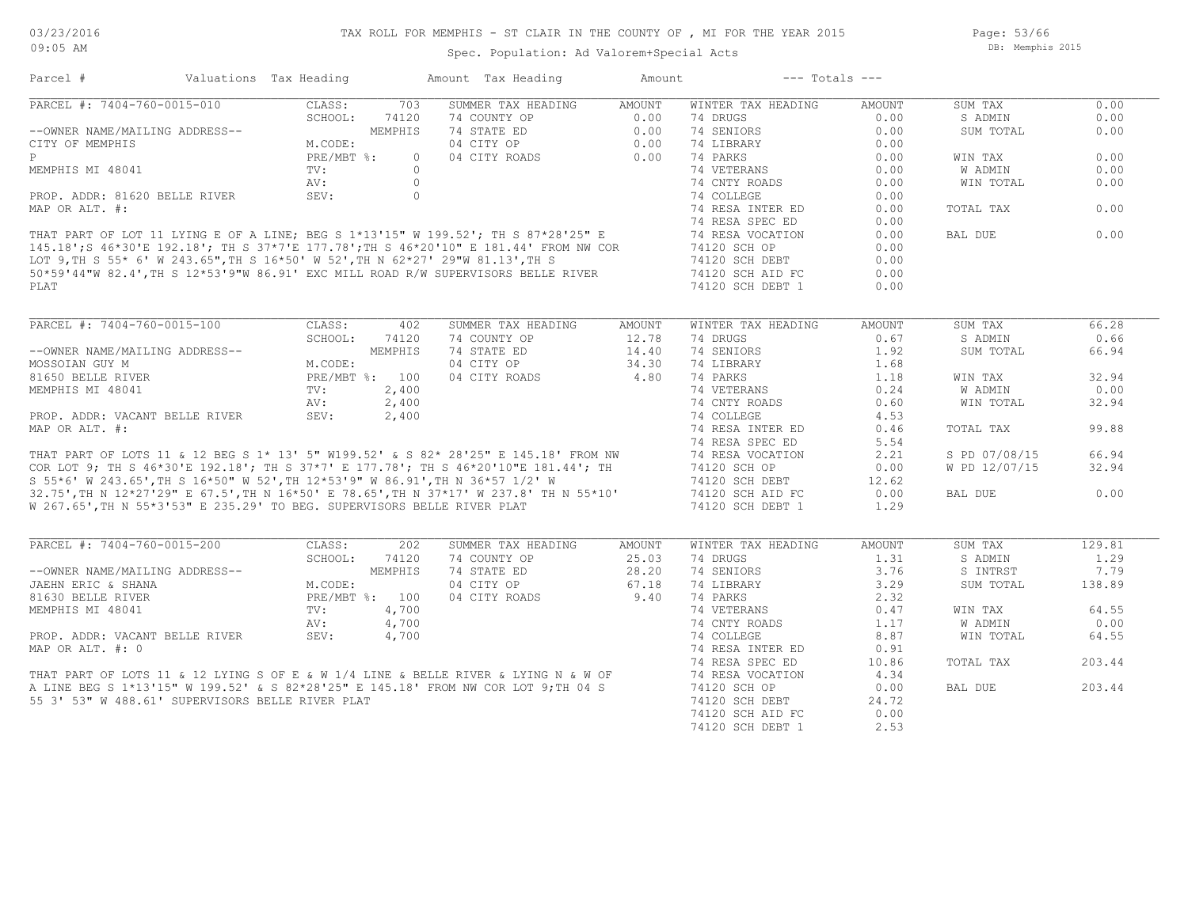# TAX ROLL FOR MEMPHIS - ST CLAIR IN THE COUNTY OF , MI FOR THE YEAR 2015

03/23/2016
09:05 AM

Spec. Population: Ad Valorem+Special Acts

DB: Memphis 2015

| Parcel # | Valuations | Tax Heading | Amount | Tax Heading | Amount | --- Totals --- | |
|---|---|---|---|---|---|---|---|

## PARCEL #: 7404-760-0015-010

--OWNER NAME/MAILING ADDRESS--
CITY OF MEMPHIS
P
MEMPHIS MI 48041

PROP. ADDR: 81620 BELLE RIVER
MAP OR ALT. #:

| Valuation | Value | Summer Tax Heading | Amount | Winter Tax Heading | Amount | Totals | |
|---|---|---|---|---|---|---|---|
| CLASS: | 703 | 74 COUNTY OP | 0.00 | 74 DRUGS | 0.00 | SUM TAX | 0.00 |
| SCHOOL: | 74120 | 74 STATE ED | 0.00 | 74 SENIORS | 0.00 | S ADMIN | 0.00 |
| | MEMPHIS | 04 CITY OP | 0.00 | 74 LIBRARY | 0.00 | SUM TOTAL | 0.00 |
| M.CODE: | | 04 CITY ROADS | 0.00 | 74 PARKS | 0.00 | | |
| PRE/MBT %: | 0 | | | 74 VETERANS | 0.00 | WIN TAX | 0.00 |
| TV: | 0 | | | 74 CNTY ROADS | 0.00 | W ADMIN | 0.00 |
| AV: | 0 | | | 74 COLLEGE | 0.00 | WIN TOTAL | 0.00 |
| SEV: | 0 | | | 74 RESA INTER ED | 0.00 | | |
| | | | | 74 RESA SPEC ED | 0.00 | TOTAL TAX | 0.00 |
| | | | | 74 RESA VOCATION | 0.00 | | |
| | | | | 74120 SCH OP | 0.00 | BAL DUE | 0.00 |
| | | | | 74120 SCH DEBT | 0.00 | | |
| | | | | 74120 SCH AID FC | 0.00 | | |
| | | | | 74120 SCH DEBT 1 | 0.00 | | |

THAT PART OF LOT 11 LYING E OF A LINE; BEG S 1*13'15" W 199.52'; TH S 87*28'25" E 145.18';S 46*30'E 192.18'; TH S 37*7'E 177.78';TH S 46*20'10" E 181.44' FROM NW COR LOT 9,TH S 55* 6' W 243.65',TH S 16*50' W 52',TH N 62*27' 29"W 81.13',TH S 50*59'44"W 82.4',TH S 12*53'9"W 86.91' EXC MILL ROAD R/W SUPERVISORS BELLE RIVER PLAT

## PARCEL #: 7404-760-0015-100

--OWNER NAME/MAILING ADDRESS--
MOSSOIAN GUY M
81650 BELLE RIVER
MEMPHIS MI 48041

PROP. ADDR: VACANT BELLE RIVER
MAP OR ALT. #:

| Valuation | Value | Summer Tax Heading | Amount | Winter Tax Heading | Amount | Totals | |
|---|---|---|---|---|---|---|---|
| CLASS: | 402 | 74 COUNTY OP | 12.78 | 74 DRUGS | 0.67 | SUM TAX | 66.28 |
| SCHOOL: | 74120 | 74 STATE ED | 14.40 | 74 SENIORS | 1.92 | S ADMIN | 0.66 |
| | MEMPHIS | 04 CITY OP | 34.30 | 74 LIBRARY | 1.68 | SUM TOTAL | 66.94 |
| M.CODE: | | 04 CITY ROADS | 4.80 | 74 PARKS | 1.18 | | |
| PRE/MBT %: | 100 | | | 74 VETERANS | 0.24 | WIN TAX | 32.94 |
| TV: | 2,400 | | | 74 CNTY ROADS | 0.60 | W ADMIN | 0.00 |
| AV: | 2,400 | | | 74 COLLEGE | 4.53 | WIN TOTAL | 32.94 |
| SEV: | 2,400 | | | 74 RESA INTER ED | 0.46 | | |
| | | | | 74 RESA SPEC ED | 5.54 | TOTAL TAX | 99.88 |
| | | | | 74 RESA VOCATION | 2.21 | | |
| | | | | 74120 SCH OP | 0.00 | S PD 07/08/15 | 66.94 |
| | | | | 74120 SCH DEBT | 12.62 | W PD 12/07/15 | 32.94 |
| | | | | 74120 SCH AID FC | 0.00 | | |
| | | | | 74120 SCH DEBT 1 | 1.29 | BAL DUE | 0.00 |

THAT PART OF LOTS 11 & 12 BEG S 1* 13' 5" W199.52' & S 82* 28'25" E 145.18' FROM NW COR LOT 9; TH S 46*30'E 192.18'; TH S 37*7' E 177.78'; TH S 46*20'10"E 181.44'; TH S 55*6' W 243.65',TH S 16*50" W 52',TH 12*53'9" W 86.91',TH N 36*57 1/2' W 32.75',TH N 12*27'29" E 67.5',TH N 16*50' E 78.65',TH N 37*17' W 237.8' TH N 55*10' W 267.65',TH N 55*3'53" E 235.29' TO BEG. SUPERVISORS BELLE RIVER PLAT

## PARCEL #: 7404-760-0015-200

--OWNER NAME/MAILING ADDRESS--
JAEHN ERIC & SHANA
81630 BELLE RIVER
MEMPHIS MI 48041

PROP. ADDR: VACANT BELLE RIVER
MAP OR ALT. #: 0

| Valuation | Value | Summer Tax Heading | Amount | Winter Tax Heading | Amount | Totals | |
|---|---|---|---|---|---|---|---|
| CLASS: | 202 | 74 COUNTY OP | 25.03 | 74 DRUGS | 1.31 | SUM TAX | 129.81 |
| SCHOOL: | 74120 | 74 STATE ED | 28.20 | 74 SENIORS | 3.76 | S ADMIN | 1.29 |
| | MEMPHIS | 04 CITY OP | 67.18 | 74 LIBRARY | 3.29 | S INTRST | 7.79 |
| M.CODE: | | 04 CITY ROADS | 9.40 | 74 PARKS | 2.32 | SUM TOTAL | 138.89 |
| PRE/MBT %: | 100 | | | 74 VETERANS | 0.47 | | |
| TV: | 4,700 | | | 74 CNTY ROADS | 1.17 | WIN TAX | 64.55 |
| AV: | 4,700 | | | 74 COLLEGE | 8.87 | W ADMIN | 0.00 |
| SEV: | 4,700 | | | 74 RESA INTER ED | 0.91 | WIN TOTAL | 64.55 |
| | | | | 74 RESA SPEC ED | 10.86 | | |
| | | | | 74 RESA VOCATION | 4.34 | TOTAL TAX | 203.44 |
| | | | | 74120 SCH OP | 0.00 | | |
| | | | | 74120 SCH DEBT | 24.72 | BAL DUE | 203.44 |
| | | | | 74120 SCH AID FC | 0.00 | | |
| | | | | 74120 SCH DEBT 1 | 2.53 | | |

THAT PART OF LOTS 11 & 12 LYING S OF E & W 1/4 LINE & BELLE RIVER & LYING N & W OF A LINE BEG S 1*13'15" W 199.52' & S 82*28'25" E 145.18' FROM NW COR LOT 9;TH 04 S 55 3' 53" W 488.61' SUPERVISORS BELLE RIVER PLAT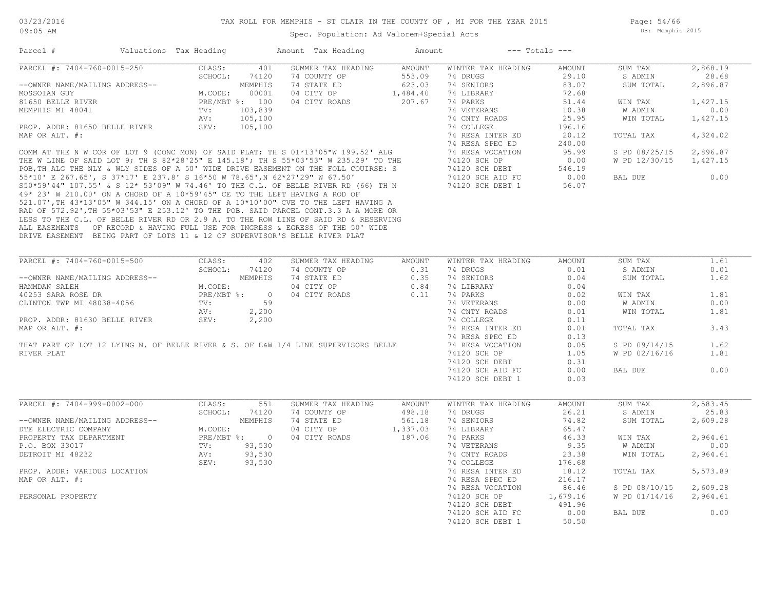# TAX ROLL FOR MEMPHIS - ST CLAIR IN THE COUNTY OF , MI FOR THE YEAR 2015

Spec. Population: Ad Valorem+Special Acts

| Parcel # | Valuations | Tax Heading | Amount | Tax Heading | Amount | --- Totals --- | |
|---|---|---|---|---|---|---|---|

---

**PARCEL #: 7404-760-0015-250**

| | | | | | | | |
|---|---|---|---|---|---|---|---|
| --OWNER NAME/MAILING ADDRESS-- | CLASS: 401 | SUMMER TAX HEADING | AMOUNT | WINTER TAX HEADING | AMOUNT | SUM TAX | 2,868.19 |
| MOSSOIAN GUY | SCHOOL: 74120 | 74 COUNTY OP | 553.09 | 74 DRUGS | 29.10 | S ADMIN | 28.68 |
| 81650 BELLE RIVER | MEMPHIS | 74 STATE ED | 623.03 | 74 SENIORS | 83.07 | SUM TOTAL | 2,896.87 |
| MEMPHIS MI 48041 | M.CODE: 00001 | 04 CITY OP | 1,484.40 | 74 LIBRARY | 72.68 | | |
| | PRE/MBT %: 100 | 04 CITY ROADS | 207.67 | 74 PARKS | 51.44 | WIN TAX | 1,427.15 |
| PROP. ADDR: 81650 BELLE RIVER | TV: 103,839 | | | 74 VETERANS | 10.38 | W ADMIN | 0.00 |
| MAP OR ALT. #: | AV: 105,100 | | | 74 CNTY ROADS | 25.95 | WIN TOTAL | 1,427.15 |
| | SEV: 105,100 | | | 74 COLLEGE | 196.16 | | |
| | | | | 74 RESA INTER ED | 20.12 | TOTAL TAX | 4,324.02 |
| | | | | 74 RESA SPEC ED | 240.00 | | |
| | | | | 74 RESA VOCATION | 95.99 | S PD 08/25/15 | 2,896.87 |
| | | | | 74120 SCH OP | 0.00 | W PD 12/30/15 | 1,427.15 |
| | | | | 74120 SCH DEBT | 546.19 | | |
| | | | | 74120 SCH AID FC | 0.00 | BAL DUE | 0.00 |
| | | | | 74120 SCH DEBT 1 | 56.07 | | |

COMM AT THE N W COR OF LOT 9 (CONC MON) OF SAID PLAT; TH S 01*13'05"W 199.52' ALG THE W LINE OF SAID LOT 9; TH S 82*28'25" E 145.18'; TH S 55*03'53" W 235.29' TO THE POB,TH ALG THE NLY & WLY SIDES OF A 50' WIDE DRIVE EASEMENT ON THE FOLL COUIRSE: S 55*10' E 267.65', S 37*17' E 237.8' S 16*50 W 78.65',N 62*27'29" W 67.50' S50*59'44" 107.55' & S 12* 53'09" W 74.46' TO THE C.L. OF BELLE RIVER RD (66) TH N 49* 23' W 210.00' ON A CHORD OF A 10*59'45" CE TO THE LEFT HAVING A ROD OF 521.07',TH 43*13'05" W 344.15' ON A CHORD OF A 10*10'00" CVE TO THE LEFT HAVING A RAD OF 572.92',TH 55*03'53" E 253.12' TO THE POB. SAID PARCEL CONT.3.3 A A MORE OR LESS TO THE C.L. OF BELLE RIVER RD OR 2.9 A. TO THE ROW LINE OF SAID RD & RESERVING ALL EASEMENTS OF RECORD & HAVING FULL USE FOR INGRESS & EGRESS OF THE 50' WIDE DRIVE EASEMENT BEING PART OF LOTS 11 & 12 OF SUPERVISOR'S BELLE RIVER PLAT

---

**PARCEL #: 7404-760-0015-500**

| | | | | | | | |
|---|---|---|---|---|---|---|---|
| --OWNER NAME/MAILING ADDRESS-- | CLASS: 402 | SUMMER TAX HEADING | AMOUNT | WINTER TAX HEADING | AMOUNT | SUM TAX | 1.61 |
| HAMMDAN SALEH | SCHOOL: 74120 | 74 COUNTY OP | 0.31 | 74 DRUGS | 0.01 | S ADMIN | 0.01 |
| 40253 SARA ROSE DR | MEMPHIS | 74 STATE ED | 0.35 | 74 SENIORS | 0.04 | SUM TOTAL | 1.62 |
| CLINTON TWP MI 48038-4056 | M.CODE: | 04 CITY OP | 0.84 | 74 LIBRARY | 0.04 | | |
| | PRE/MBT %: 0 | 04 CITY ROADS | 0.11 | 74 PARKS | 0.02 | WIN TAX | 1.81 |
| PROP. ADDR: 81630 BELLE RIVER | TV: 59 | | | 74 VETERANS | 0.00 | W ADMIN | 0.00 |
| MAP OR ALT. #: | AV: 2,200 | | | 74 CNTY ROADS | 0.01 | WIN TOTAL | 1.81 |
| | SEV: 2,200 | | | 74 COLLEGE | 0.11 | | |
| | | | | 74 RESA INTER ED | 0.01 | TOTAL TAX | 3.43 |
| | | | | 74 RESA SPEC ED | 0.13 | | |
| | | | | 74 RESA VOCATION | 0.05 | S PD 09/14/15 | 1.62 |
| | | | | 74120 SCH OP | 1.05 | W PD 02/16/16 | 1.81 |
| | | | | 74120 SCH DEBT | 0.31 | | |
| | | | | 74120 SCH AID FC | 0.00 | BAL DUE | 0.00 |
| | | | | 74120 SCH DEBT 1 | 0.03 | | |

THAT PART OF LOT 12 LYING N. OF BELLE RIVER & S. OF E&W 1/4 LINE SUPERVISORS BELLE RIVER PLAT

---

**PARCEL #: 7404-999-0002-000**

| | | | | | | | |
|---|---|---|---|---|---|---|---|
| --OWNER NAME/MAILING ADDRESS-- | CLASS: 551 | SUMMER TAX HEADING | AMOUNT | WINTER TAX HEADING | AMOUNT | SUM TAX | 2,583.45 |
| DTE ELECTRIC COMPANY | SCHOOL: 74120 | 74 COUNTY OP | 498.18 | 74 DRUGS | 26.21 | S ADMIN | 25.83 |
| PROPERTY TAX DEPARTMENT | MEMPHIS | 74 STATE ED | 561.18 | 74 SENIORS | 74.82 | SUM TOTAL | 2,609.28 |
| P.O. BOX 33017 | M.CODE: | 04 CITY OP | 1,337.03 | 74 LIBRARY | 65.47 | | |
| DETROIT MI 48232 | PRE/MBT %: 0 | 04 CITY ROADS | 187.06 | 74 PARKS | 46.33 | WIN TAX | 2,964.61 |
| PROP. ADDR: VARIOUS LOCATION | TV: 93,530 | | | 74 VETERANS | 9.35 | W ADMIN | 0.00 |
| MAP OR ALT. #: | AV: 93,530 | | | 74 CNTY ROADS | 23.38 | WIN TOTAL | 2,964.61 |
| | SEV: 93,530 | | | 74 COLLEGE | 176.68 | | |
| | | | | 74 RESA INTER ED | 18.12 | TOTAL TAX | 5,573.89 |
| | | | | 74 RESA SPEC ED | 216.17 | | |
| | | | | 74 RESA VOCATION | 86.46 | S PD 08/10/15 | 2,609.28 |
| | | | | 74120 SCH OP | 1,679.16 | W PD 01/14/16 | 2,964.61 |
| | | | | 74120 SCH DEBT | 491.96 | | |
| | | | | 74120 SCH AID FC | 0.00 | BAL DUE | 0.00 |
| | | | | 74120 SCH DEBT 1 | 50.50 | | |

PERSONAL PROPERTY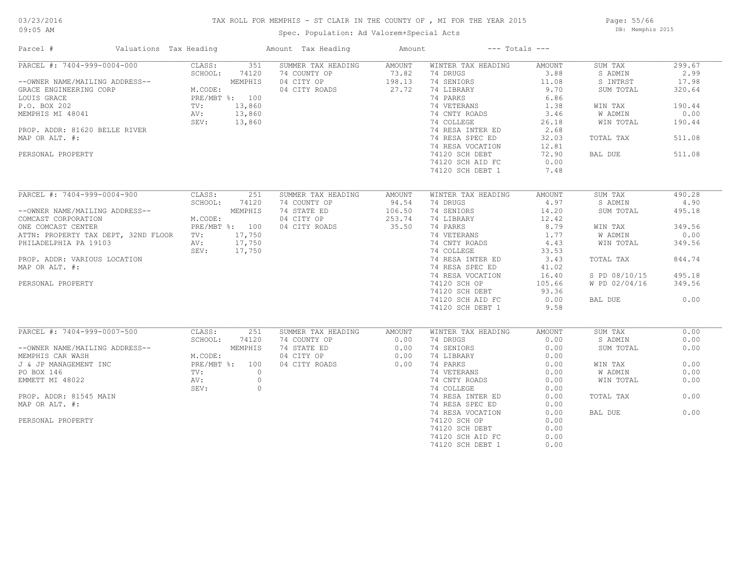# TAX ROLL FOR MEMPHIS - ST CLAIR IN THE COUNTY OF , MI FOR THE YEAR 2015

Spec. Population: Ad Valorem+Special Acts

| Parcel # | Valuations | Tax Heading Amount | Tax Heading Amount | --- Totals --- |
|---|---|---|---|---|

## PARCEL #: 7404-999-0004-000

| Parcel Info | Valuations | Summer Tax Heading | Amount | Winter Tax Heading | Amount | Totals | |
|---|---|---|---|---|---|---|---|
| --OWNER NAME/MAILING ADDRESS-- | CLASS: 351 | SUMMER TAX HEADING | AMOUNT | WINTER TAX HEADING | AMOUNT | SUM TAX | 299.67 |
| GRACE ENGINEERING CORP | SCHOOL: MEMPHIS 74120 | 74 COUNTY OP | 73.82 | 74 DRUGS | 3.88 | S ADMIN | 2.99 |
| LOUIS GRACE | M.CODE: | 04 CITY OP | 198.13 | 74 SENIORS | 11.08 | S INTRST | 17.98 |
| P.O. BOX 202 | PRE/MBT %: 100 | 04 CITY ROADS | 27.72 | 74 LIBRARY | 9.70 | SUM TOTAL | 320.64 |
| MEMPHIS MI 48041 | TV: 13,860 | | | 74 PARKS | 6.86 | | |
| PROP. ADDR: 81620 BELLE RIVER | AV: 13,860 | | | 74 VETERANS | 1.38 | WIN TAX | 190.44 |
| MAP OR ALT. #: | SEV: 13,860 | | | 74 CNTY ROADS | 3.46 | W ADMIN | 0.00 |
| PERSONAL PROPERTY | | | | 74 COLLEGE | 26.18 | WIN TOTAL | 190.44 |
| | | | | 74 RESA INTER ED | 2.68 | | |
| | | | | 74 RESA SPEC ED | 32.03 | TOTAL TAX | 511.08 |
| | | | | 74 RESA VOCATION | 12.81 | | |
| | | | | 74120 SCH DEBT | 72.90 | BAL DUE | 511.08 |
| | | | | 74120 SCH AID FC | 0.00 | | |
| | | | | 74120 SCH DEBT 1 | 7.48 | | |

## PARCEL #: 7404-999-0004-900

| Parcel Info | Valuations | Summer Tax Heading | Amount | Winter Tax Heading | Amount | Totals | |
|---|---|---|---|---|---|---|---|
| --OWNER NAME/MAILING ADDRESS-- | CLASS: 251 | SUMMER TAX HEADING | AMOUNT | WINTER TAX HEADING | AMOUNT | SUM TAX | 490.28 |
| COMCAST CORPORATION | SCHOOL: MEMPHIS 74120 | 74 COUNTY OP | 94.54 | 74 DRUGS | 4.97 | S ADMIN | 4.90 |
| ONE COMCAST CENTER | M.CODE: | 74 STATE ED | 106.50 | 74 SENIORS | 14.20 | SUM TOTAL | 495.18 |
| ATTN: PROPERTY TAX DEPT, 32ND FLOOR | PRE/MBT %: 100 | 04 CITY OP | 253.74 | 74 LIBRARY | 12.42 | | |
| PHILADELPHIA PA 19103 | TV: 17,750 | 04 CITY ROADS | 35.50 | 74 PARKS | 8.79 | WIN TAX | 349.56 |
| PROP. ADDR: VARIOUS LOCATION | AV: 17,750 | | | 74 VETERANS | 1.77 | W ADMIN | 0.00 |
| MAP OR ALT. #: | SEV: 17,750 | | | 74 CNTY ROADS | 4.43 | WIN TOTAL | 349.56 |
| PERSONAL PROPERTY | | | | 74 COLLEGE | 33.53 | | |
| | | | | 74 RESA INTER ED | 3.43 | TOTAL TAX | 844.74 |
| | | | | 74 RESA SPEC ED | 41.02 | | |
| | | | | 74 RESA VOCATION | 16.40 | S PD 08/10/15 | 495.18 |
| | | | | 74120 SCH OP | 105.66 | W PD 02/04/16 | 349.56 |
| | | | | 74120 SCH DEBT | 93.36 | | |
| | | | | 74120 SCH AID FC | 0.00 | BAL DUE | 0.00 |
| | | | | 74120 SCH DEBT 1 | 9.58 | | |

## PARCEL #: 7404-999-0007-500

| Parcel Info | Valuations | Summer Tax Heading | Amount | Winter Tax Heading | Amount | Totals | |
|---|---|---|---|---|---|---|---|
| --OWNER NAME/MAILING ADDRESS-- | CLASS: 251 | SUMMER TAX HEADING | AMOUNT | WINTER TAX HEADING | AMOUNT | SUM TAX | 0.00 |
| MEMPHIS CAR WASH | SCHOOL: MEMPHIS 74120 | 74 COUNTY OP | 0.00 | 74 DRUGS | 0.00 | S ADMIN | 0.00 |
| J & JP MANAGEMENT INC | M.CODE: | 74 STATE ED | 0.00 | 74 SENIORS | 0.00 | SUM TOTAL | 0.00 |
| PO BOX 146 | PRE/MBT %: 100 | 04 CITY OP | 0.00 | 74 LIBRARY | 0.00 | | |
| EMMETT MI 48022 | TV: 0 | 04 CITY ROADS | 0.00 | 74 PARKS | 0.00 | WIN TAX | 0.00 |
| PROP. ADDR: 81545 MAIN | AV: 0 | | | 74 VETERANS | 0.00 | W ADMIN | 0.00 |
| MAP OR ALT. #: | SEV: 0 | | | 74 CNTY ROADS | 0.00 | WIN TOTAL | 0.00 |
| PERSONAL PROPERTY | | | | 74 COLLEGE | 0.00 | | |
| | | | | 74 RESA INTER ED | 0.00 | TOTAL TAX | 0.00 |
| | | | | 74 RESA SPEC ED | 0.00 | | |
| | | | | 74 RESA VOCATION | 0.00 | BAL DUE | 0.00 |
| | | | | 74120 SCH OP | 0.00 | | |
| | | | | 74120 SCH DEBT | 0.00 | | |
| | | | | 74120 SCH AID FC | 0.00 | | |
| | | | | 74120 SCH DEBT 1 | 0.00 | | |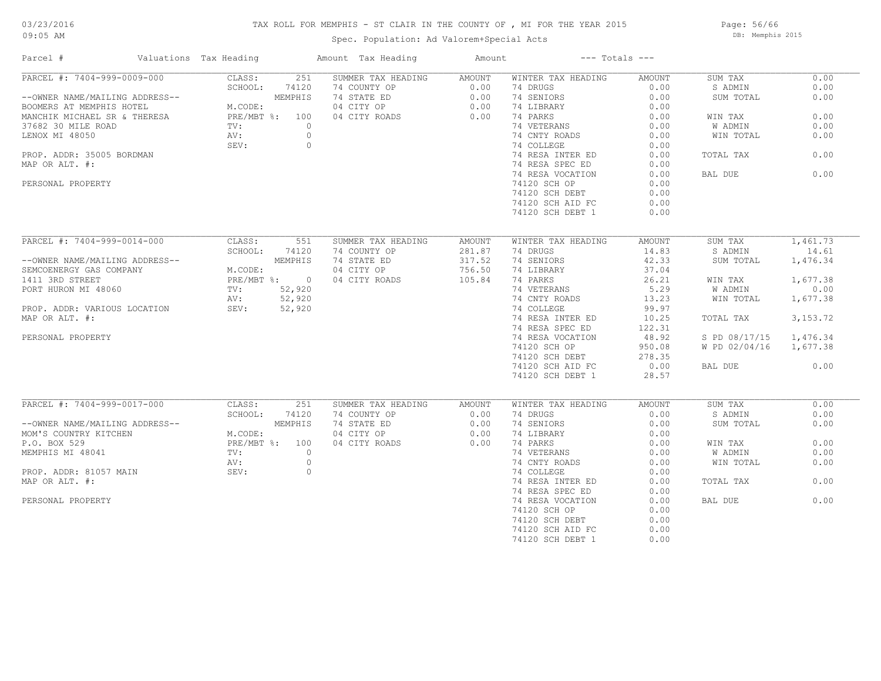# TAX ROLL FOR MEMPHIS - ST CLAIR IN THE COUNTY OF , MI FOR THE YEAR 2015

03/23/2016
09:05 AM

Spec. Population: Ad Valorem+Special Acts

DB: Memphis 2015

| Parcel # | Valuations | Tax Heading | Amount | Tax Heading | Amount | --- Totals --- | |
|---|---|---|---|---|---|---|---|
| PARCEL #: 7404-999-0009-000 | CLASS: 251 | SUMMER TAX HEADING | AMOUNT | WINTER TAX HEADING | AMOUNT | SUM TAX | 0.00 |
| | SCHOOL: 74120 | 74 COUNTY OP | 0.00 | 74 DRUGS | 0.00 | S ADMIN | 0.00 |
| --OWNER NAME/MAILING ADDRESS-- | MEMPHIS | 74 STATE ED | 0.00 | 74 SENIORS | 0.00 | SUM TOTAL | 0.00 |
| BOOMERS AT MEMPHIS HOTEL | M.CODE: | 04 CITY OP | 0.00 | 74 LIBRARY | 0.00 | | |
| MANCHIK MICHAEL SR & THERESA | PRE/MBT %: 100 | 04 CITY ROADS | 0.00 | 74 PARKS | 0.00 | WIN TAX | 0.00 |
| 37682 30 MILE ROAD | TV: 0 | | | 74 VETERANS | 0.00 | W ADMIN | 0.00 |
| LENOX MI 48050 | AV: 0 | | | 74 CNTY ROADS | 0.00 | WIN TOTAL | 0.00 |
| | SEV: 0 | | | 74 COLLEGE | 0.00 | | |
| PROP. ADDR: 35005 BORDMAN | | | | 74 RESA INTER ED | 0.00 | TOTAL TAX | 0.00 |
| MAP OR ALT. #: | | | | 74 RESA SPEC ED | 0.00 | | |
| | | | | 74 RESA VOCATION | 0.00 | BAL DUE | 0.00 |
| PERSONAL PROPERTY | | | | 74120 SCH OP | 0.00 | | |
| | | | | 74120 SCH DEBT | 0.00 | | |
| | | | | 74120 SCH AID FC | 0.00 | | |
| | | | | 74120 SCH DEBT 1 | 0.00 | | |
| PARCEL #: 7404-999-0014-000 | CLASS: 551 | SUMMER TAX HEADING | AMOUNT | WINTER TAX HEADING | AMOUNT | SUM TAX | 1,461.73 |
| | SCHOOL: 74120 | 74 COUNTY OP | 281.87 | 74 DRUGS | 14.83 | S ADMIN | 14.61 |
| --OWNER NAME/MAILING ADDRESS-- | MEMPHIS | 74 STATE ED | 317.52 | 74 SENIORS | 42.33 | SUM TOTAL | 1,476.34 |
| SEMCOENERGY GAS COMPANY | M.CODE: | 04 CITY OP | 756.50 | 74 LIBRARY | 37.04 | | |
| 1411 3RD STREET | PRE/MBT %: 0 | 04 CITY ROADS | 105.84 | 74 PARKS | 26.21 | WIN TAX | 1,677.38 |
| PORT HURON MI 48060 | TV: 52,920 | | | 74 VETERANS | 5.29 | W ADMIN | 0.00 |
| | AV: 52,920 | | | 74 CNTY ROADS | 13.23 | WIN TOTAL | 1,677.38 |
| PROP. ADDR: VARIOUS LOCATION | SEV: 52,920 | | | 74 COLLEGE | 99.97 | | |
| MAP OR ALT. #: | | | | 74 RESA INTER ED | 10.25 | TOTAL TAX | 3,153.72 |
| | | | | 74 RESA SPEC ED | 122.31 | | |
| PERSONAL PROPERTY | | | | 74 RESA VOCATION | 48.92 | S PD 08/17/15 | 1,476.34 |
| | | | | 74120 SCH OP | 950.08 | W PD 02/04/16 | 1,677.38 |
| | | | | 74120 SCH DEBT | 278.35 | | |
| | | | | 74120 SCH AID FC | 0.00 | BAL DUE | 0.00 |
| | | | | 74120 SCH DEBT 1 | 28.57 | | |
| PARCEL #: 7404-999-0017-000 | CLASS: 251 | SUMMER TAX HEADING | AMOUNT | WINTER TAX HEADING | AMOUNT | SUM TAX | 0.00 |
| | SCHOOL: 74120 | 74 COUNTY OP | 0.00 | 74 DRUGS | 0.00 | S ADMIN | 0.00 |
| --OWNER NAME/MAILING ADDRESS-- | MEMPHIS | 74 STATE ED | 0.00 | 74 SENIORS | 0.00 | SUM TOTAL | 0.00 |
| MOM'S COUNTRY KITCHEN | M.CODE: | 04 CITY OP | 0.00 | 74 LIBRARY | 0.00 | | |
| P.O. BOX 529 | PRE/MBT %: 100 | 04 CITY ROADS | 0.00 | 74 PARKS | 0.00 | WIN TAX | 0.00 |
| MEMPHIS MI 48041 | TV: 0 | | | 74 VETERANS | 0.00 | W ADMIN | 0.00 |
| | AV: 0 | | | 74 CNTY ROADS | 0.00 | WIN TOTAL | 0.00 |
| PROP. ADDR: 81057 MAIN | SEV: 0 | | | 74 COLLEGE | 0.00 | | |
| MAP OR ALT. #: | | | | 74 RESA INTER ED | 0.00 | TOTAL TAX | 0.00 |
| | | | | 74 RESA SPEC ED | 0.00 | | |
| PERSONAL PROPERTY | | | | 74 RESA VOCATION | 0.00 | BAL DUE | 0.00 |
| | | | | 74120 SCH OP | 0.00 | | |
| | | | | 74120 SCH DEBT | 0.00 | | |
| | | | | 74120 SCH AID FC | 0.00 | | |
| | | | | 74120 SCH DEBT 1 | 0.00 | | |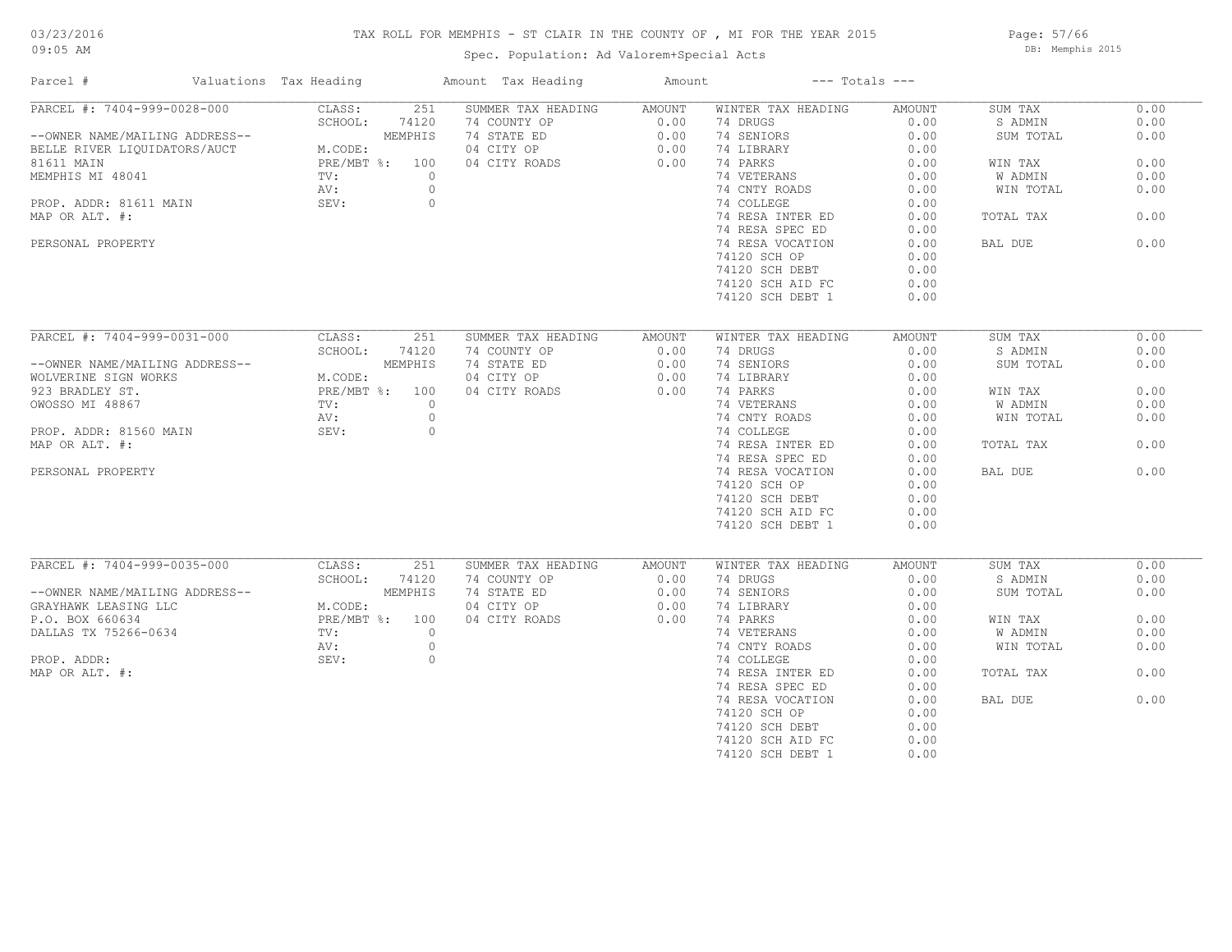TAX ROLL FOR MEMPHIS - ST CLAIR IN THE COUNTY OF , MI FOR THE YEAR 2015

Spec. Population: Ad Valorem+Special Acts

03/23/2016
09:05 AM

DB: Memphis 2015

| Parcel # | Valuations Tax Heading | | Amount Tax Heading | Amount | --- Totals --- | | | |
|---|---|---|---|---|---|---|---|---|
| PARCEL #: 7404-999-0028-000 | CLASS: | 251 | SUMMER TAX HEADING | AMOUNT | WINTER TAX HEADING | AMOUNT | SUM TAX | 0.00 |
| | SCHOOL: | 74120 | 74 COUNTY OP | 0.00 | 74 DRUGS | 0.00 | S ADMIN | 0.00 |
| --OWNER NAME/MAILING ADDRESS-- | | MEMPHIS | 74 STATE ED | 0.00 | 74 SENIORS | 0.00 | SUM TOTAL | 0.00 |
| BELLE RIVER LIQUIDATORS/AUCT | M.CODE: | | 04 CITY OP | 0.00 | 74 LIBRARY | 0.00 | | |
| 81611 MAIN | PRE/MBT %: | 100 | 04 CITY ROADS | 0.00 | 74 PARKS | 0.00 | WIN TAX | 0.00 |
| MEMPHIS MI 48041 | TV: | 0 | | | 74 VETERANS | 0.00 | W ADMIN | 0.00 |
| | AV: | 0 | | | 74 CNTY ROADS | 0.00 | WIN TOTAL | 0.00 |
| PROP. ADDR: 81611 MAIN | SEV: | 0 | | | 74 COLLEGE | 0.00 | | |
| MAP OR ALT. #: | | | | | 74 RESA INTER ED | 0.00 | TOTAL TAX | 0.00 |
| | | | | | 74 RESA SPEC ED | 0.00 | | |
| PERSONAL PROPERTY | | | | | 74 RESA VOCATION | 0.00 | BAL DUE | 0.00 |
| | | | | | 74120 SCH OP | 0.00 | | |
| | | | | | 74120 SCH DEBT | 0.00 | | |
| | | | | | 74120 SCH AID FC | 0.00 | | |
| | | | | | 74120 SCH DEBT 1 | 0.00 | | |
| PARCEL #: 7404-999-0031-000 | CLASS: | 251 | SUMMER TAX HEADING | AMOUNT | WINTER TAX HEADING | AMOUNT | SUM TAX | 0.00 |
| | SCHOOL: | 74120 | 74 COUNTY OP | 0.00 | 74 DRUGS | 0.00 | S ADMIN | 0.00 |
| --OWNER NAME/MAILING ADDRESS-- | | MEMPHIS | 74 STATE ED | 0.00 | 74 SENIORS | 0.00 | SUM TOTAL | 0.00 |
| WOLVERINE SIGN WORKS | M.CODE: | | 04 CITY OP | 0.00 | 74 LIBRARY | 0.00 | | |
| 923 BRADLEY ST. | PRE/MBT %: | 100 | 04 CITY ROADS | 0.00 | 74 PARKS | 0.00 | WIN TAX | 0.00 |
| OWOSSO MI 48867 | TV: | 0 | | | 74 VETERANS | 0.00 | W ADMIN | 0.00 |
| | AV: | 0 | | | 74 CNTY ROADS | 0.00 | WIN TOTAL | 0.00 |
| PROP. ADDR: 81560 MAIN | SEV: | 0 | | | 74 COLLEGE | 0.00 | | |
| MAP OR ALT. #: | | | | | 74 RESA INTER ED | 0.00 | TOTAL TAX | 0.00 |
| | | | | | 74 RESA SPEC ED | 0.00 | | |
| PERSONAL PROPERTY | | | | | 74 RESA VOCATION | 0.00 | BAL DUE | 0.00 |
| | | | | | 74120 SCH OP | 0.00 | | |
| | | | | | 74120 SCH DEBT | 0.00 | | |
| | | | | | 74120 SCH AID FC | 0.00 | | |
| | | | | | 74120 SCH DEBT 1 | 0.00 | | |
| PARCEL #: 7404-999-0035-000 | CLASS: | 251 | SUMMER TAX HEADING | AMOUNT | WINTER TAX HEADING | AMOUNT | SUM TAX | 0.00 |
| | SCHOOL: | 74120 | 74 COUNTY OP | 0.00 | 74 DRUGS | 0.00 | S ADMIN | 0.00 |
| --OWNER NAME/MAILING ADDRESS-- | | MEMPHIS | 74 STATE ED | 0.00 | 74 SENIORS | 0.00 | SUM TOTAL | 0.00 |
| GRAYHAWK LEASING LLC | M.CODE: | | 04 CITY OP | 0.00 | 74 LIBRARY | 0.00 | | |
| P.O. BOX 660634 | PRE/MBT %: | 100 | 04 CITY ROADS | 0.00 | 74 PARKS | 0.00 | WIN TAX | 0.00 |
| DALLAS TX 75266-0634 | TV: | 0 | | | 74 VETERANS | 0.00 | W ADMIN | 0.00 |
| | AV: | 0 | | | 74 CNTY ROADS | 0.00 | WIN TOTAL | 0.00 |
| PROP. ADDR: | SEV: | 0 | | | 74 COLLEGE | 0.00 | | |
| MAP OR ALT. #: | | | | | 74 RESA INTER ED | 0.00 | TOTAL TAX | 0.00 |
| | | | | | 74 RESA SPEC ED | 0.00 | | |
| | | | | | 74 RESA VOCATION | 0.00 | BAL DUE | 0.00 |
| | | | | | 74120 SCH OP | 0.00 | | |
| | | | | | 74120 SCH DEBT | 0.00 | | |
| | | | | | 74120 SCH AID FC | 0.00 | | |
| | | | | | 74120 SCH DEBT 1 | 0.00 | | |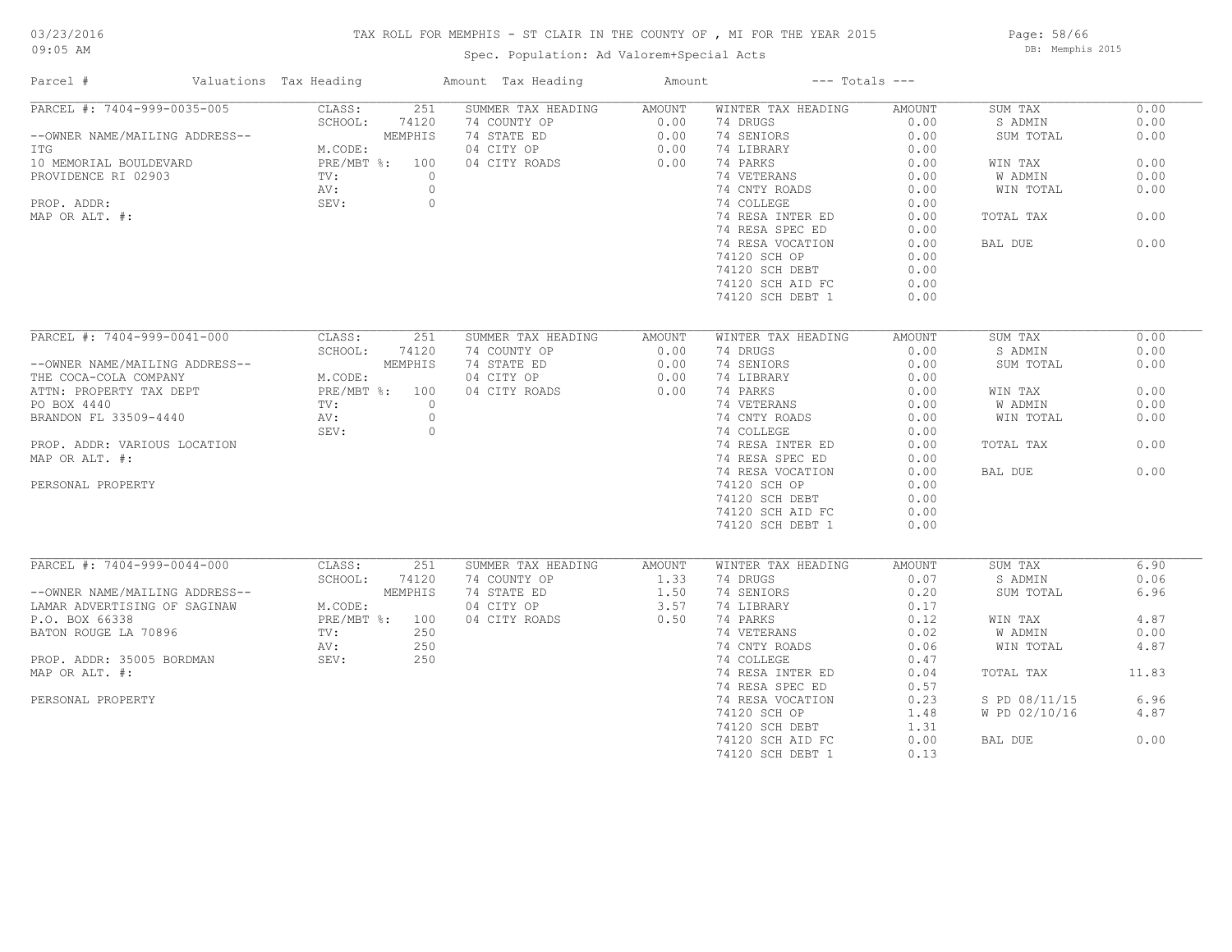03/23/2016
09:05 AM

# TAX ROLL FOR MEMPHIS - ST CLAIR IN THE COUNTY OF , MI FOR THE YEAR 2015

Spec. Population: Ad Valorem+Special Acts

DB: Memphis 2015

| Parcel # | Valuations | Tax Heading | Amount | Tax Heading | Amount | --- Totals --- | | | |
|---|---|---|---|---|---|---|---|---|---|

## PARCEL #: 7404-999-0035-005

| Parcel Info | Valuations | | Summer Tax Heading | Amount | Winter Tax Heading | Amount | Totals | |
|---|---|---|---|---|---|---|---|---|
| PARCEL #: 7404-999-0035-005 | CLASS: | 251 | SUMMER TAX HEADING | AMOUNT | WINTER TAX HEADING | AMOUNT | SUM TAX | 0.00 |
| | SCHOOL: | 74120 | 74 COUNTY OP | 0.00 | 74 DRUGS | 0.00 | S ADMIN | 0.00 |
| --OWNER NAME/MAILING ADDRESS-- | | MEMPHIS | 74 STATE ED | 0.00 | 74 SENIORS | 0.00 | SUM TOTAL | 0.00 |
| ITG | M.CODE: | | 04 CITY OP | 0.00 | 74 LIBRARY | 0.00 | | |
| 10 MEMORIAL BOULDEVARD | PRE/MBT %: | 100 | 04 CITY ROADS | 0.00 | 74 PARKS | 0.00 | WIN TAX | 0.00 |
| PROVIDENCE RI 02903 | TV: | 0 | | | 74 VETERANS | 0.00 | W ADMIN | 0.00 |
| | AV: | 0 | | | 74 CNTY ROADS | 0.00 | WIN TOTAL | 0.00 |
| PROP. ADDR: | SEV: | 0 | | | 74 COLLEGE | 0.00 | | |
| MAP OR ALT. #: | | | | | 74 RESA INTER ED | 0.00 | TOTAL TAX | 0.00 |
| | | | | | 74 RESA SPEC ED | 0.00 | | |
| | | | | | 74 RESA VOCATION | 0.00 | BAL DUE | 0.00 |
| | | | | | 74120 SCH OP | 0.00 | | |
| | | | | | 74120 SCH DEBT | 0.00 | | |
| | | | | | 74120 SCH AID FC | 0.00 | | |
| | | | | | 74120 SCH DEBT 1 | 0.00 | | |

## PARCEL #: 7404-999-0041-000

| Parcel Info | Valuations | | Summer Tax Heading | Amount | Winter Tax Heading | Amount | Totals | |
|---|---|---|---|---|---|---|---|---|
| PARCEL #: 7404-999-0041-000 | CLASS: | 251 | SUMMER TAX HEADING | AMOUNT | WINTER TAX HEADING | AMOUNT | SUM TAX | 0.00 |
| | SCHOOL: | 74120 | 74 COUNTY OP | 0.00 | 74 DRUGS | 0.00 | S ADMIN | 0.00 |
| --OWNER NAME/MAILING ADDRESS-- | | MEMPHIS | 74 STATE ED | 0.00 | 74 SENIORS | 0.00 | SUM TOTAL | 0.00 |
| THE COCA-COLA COMPANY | M.CODE: | | 04 CITY OP | 0.00 | 74 LIBRARY | 0.00 | | |
| ATTN: PROPERTY TAX DEPT | PRE/MBT %: | 100 | 04 CITY ROADS | 0.00 | 74 PARKS | 0.00 | WIN TAX | 0.00 |
| PO BOX 4440 | TV: | 0 | | | 74 VETERANS | 0.00 | W ADMIN | 0.00 |
| BRANDON FL 33509-4440 | AV: | 0 | | | 74 CNTY ROADS | 0.00 | WIN TOTAL | 0.00 |
| | SEV: | 0 | | | 74 COLLEGE | 0.00 | | |
| PROP. ADDR: VARIOUS LOCATION | | | | | 74 RESA INTER ED | 0.00 | TOTAL TAX | 0.00 |
| MAP OR ALT. #: | | | | | 74 RESA SPEC ED | 0.00 | | |
| | | | | | 74 RESA VOCATION | 0.00 | BAL DUE | 0.00 |
| PERSONAL PROPERTY | | | | | 74120 SCH OP | 0.00 | | |
| | | | | | 74120 SCH DEBT | 0.00 | | |
| | | | | | 74120 SCH AID FC | 0.00 | | |
| | | | | | 74120 SCH DEBT 1 | 0.00 | | |

## PARCEL #: 7404-999-0044-000

| Parcel Info | Valuations | | Summer Tax Heading | Amount | Winter Tax Heading | Amount | Totals | |
|---|---|---|---|---|---|---|---|---|
| PARCEL #: 7404-999-0044-000 | CLASS: | 251 | SUMMER TAX HEADING | AMOUNT | WINTER TAX HEADING | AMOUNT | SUM TAX | 6.90 |
| | SCHOOL: | 74120 | 74 COUNTY OP | 1.33 | 74 DRUGS | 0.07 | S ADMIN | 0.06 |
| --OWNER NAME/MAILING ADDRESS-- | | MEMPHIS | 74 STATE ED | 1.50 | 74 SENIORS | 0.20 | SUM TOTAL | 6.96 |
| LAMAR ADVERTISING OF SAGINAW | M.CODE: | | 04 CITY OP | 3.57 | 74 LIBRARY | 0.17 | | |
| P.O. BOX 66338 | PRE/MBT %: | 100 | 04 CITY ROADS | 0.50 | 74 PARKS | 0.12 | WIN TAX | 4.87 |
| BATON ROUGE LA 70896 | TV: | 250 | | | 74 VETERANS | 0.02 | W ADMIN | 0.00 |
| | AV: | 250 | | | 74 CNTY ROADS | 0.06 | WIN TOTAL | 4.87 |
| PROP. ADDR: 35005 BORDMAN | SEV: | 250 | | | 74 COLLEGE | 0.47 | | |
| MAP OR ALT. #: | | | | | 74 RESA INTER ED | 0.04 | TOTAL TAX | 11.83 |
| | | | | | 74 RESA SPEC ED | 0.57 | | |
| PERSONAL PROPERTY | | | | | 74 RESA VOCATION | 0.23 | S PD 08/11/15 | 6.96 |
| | | | | | 74120 SCH OP | 1.48 | W PD 02/10/16 | 4.87 |
| | | | | | 74120 SCH DEBT | 1.31 | | |
| | | | | | 74120 SCH AID FC | 0.00 | BAL DUE | 0.00 |
| | | | | | 74120 SCH DEBT 1 | 0.13 | | |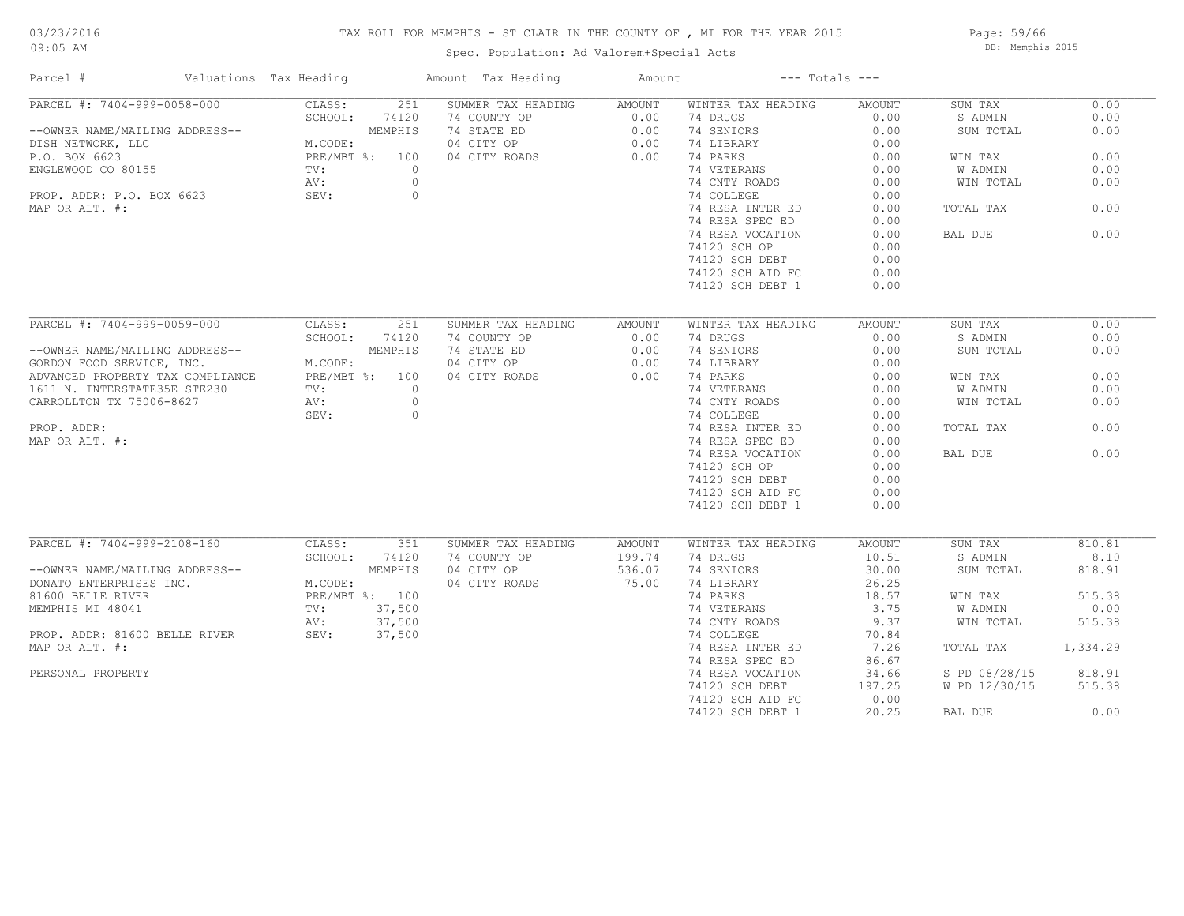TAX ROLL FOR MEMPHIS - ST CLAIR IN THE COUNTY OF , MI FOR THE YEAR 2015

Spec. Population: Ad Valorem+Special Acts

03/23/2016
09:05 AM

DB: Memphis 2015

| Parcel # | Valuations | Tax Heading | Amount | Tax Heading | Amount | --- Totals --- | | | |
|---|---|---|---|---|---|---|---|---|---|
| PARCEL #: 7404-999-0058-000 | CLASS: | 251 | SUMMER TAX HEADING | AMOUNT | WINTER TAX HEADING | AMOUNT | SUM TAX | 0.00 |
| | SCHOOL: | 74120 | 74 COUNTY OP | 0.00 | 74 DRUGS | 0.00 | S ADMIN | 0.00 |
| --OWNER NAME/MAILING ADDRESS-- | | MEMPHIS | 74 STATE ED | 0.00 | 74 SENIORS | 0.00 | SUM TOTAL | 0.00 |
| DISH NETWORK, LLC | M.CODE: | | 04 CITY OP | 0.00 | 74 LIBRARY | 0.00 | | |
| P.O. BOX 6623 | PRE/MBT %: | 100 | 04 CITY ROADS | 0.00 | 74 PARKS | 0.00 | WIN TAX | 0.00 |
| ENGLEWOOD CO 80155 | TV: | 0 | | | 74 VETERANS | 0.00 | W ADMIN | 0.00 |
| | AV: | 0 | | | 74 CNTY ROADS | 0.00 | WIN TOTAL | 0.00 |
| PROP. ADDR: P.O. BOX 6623 | SEV: | 0 | | | 74 COLLEGE | 0.00 | | |
| MAP OR ALT. #: | | | | | 74 RESA INTER ED | 0.00 | TOTAL TAX | 0.00 |
| | | | | | 74 RESA SPEC ED | 0.00 | | |
| | | | | | 74 RESA VOCATION | 0.00 | BAL DUE | 0.00 |
| | | | | | 74120 SCH OP | 0.00 | | |
| | | | | | 74120 SCH DEBT | 0.00 | | |
| | | | | | 74120 SCH AID FC | 0.00 | | |
| | | | | | 74120 SCH DEBT 1 | 0.00 | | |
| PARCEL #: 7404-999-0059-000 | CLASS: | 251 | SUMMER TAX HEADING | AMOUNT | WINTER TAX HEADING | AMOUNT | SUM TAX | 0.00 |
| | SCHOOL: | 74120 | 74 COUNTY OP | 0.00 | 74 DRUGS | 0.00 | S ADMIN | 0.00 |
| --OWNER NAME/MAILING ADDRESS-- | | MEMPHIS | 74 STATE ED | 0.00 | 74 SENIORS | 0.00 | SUM TOTAL | 0.00 |
| GORDON FOOD SERVICE, INC. | M.CODE: | | 04 CITY OP | 0.00 | 74 LIBRARY | 0.00 | | |
| ADVANCED PROPERTY TAX COMPLIANCE | PRE/MBT %: | 100 | 04 CITY ROADS | 0.00 | 74 PARKS | 0.00 | WIN TAX | 0.00 |
| 1611 N. INTERSTATE35E STE230 | TV: | 0 | | | 74 VETERANS | 0.00 | W ADMIN | 0.00 |
| CARROLLTON TX 75006-8627 | AV: | 0 | | | 74 CNTY ROADS | 0.00 | WIN TOTAL | 0.00 |
| | SEV: | 0 | | | 74 COLLEGE | 0.00 | | |
| PROP. ADDR: | | | | | 74 RESA INTER ED | 0.00 | TOTAL TAX | 0.00 |
| MAP OR ALT. #: | | | | | 74 RESA SPEC ED | 0.00 | | |
| | | | | | 74 RESA VOCATION | 0.00 | BAL DUE | 0.00 |
| | | | | | 74120 SCH OP | 0.00 | | |
| | | | | | 74120 SCH DEBT | 0.00 | | |
| | | | | | 74120 SCH AID FC | 0.00 | | |
| | | | | | 74120 SCH DEBT 1 | 0.00 | | |
| PARCEL #: 7404-999-2108-160 | CLASS: | 351 | SUMMER TAX HEADING | AMOUNT | WINTER TAX HEADING | AMOUNT | SUM TAX | 810.81 |
| | SCHOOL: | 74120 | 74 COUNTY OP | 199.74 | 74 DRUGS | 10.51 | S ADMIN | 8.10 |
| --OWNER NAME/MAILING ADDRESS-- | | MEMPHIS | 04 CITY OP | 536.07 | 74 SENIORS | 30.00 | SUM TOTAL | 818.91 |
| DONATO ENTERPRISES INC. | M.CODE: | | 04 CITY ROADS | 75.00 | 74 LIBRARY | 26.25 | | |
| 81600 BELLE RIVER | PRE/MBT %: | 100 | | | 74 PARKS | 18.57 | WIN TAX | 515.38 |
| MEMPHIS MI 48041 | TV: | 37,500 | | | 74 VETERANS | 3.75 | W ADMIN | 0.00 |
| | AV: | 37,500 | | | 74 CNTY ROADS | 9.37 | WIN TOTAL | 515.38 |
| PROP. ADDR: 81600 BELLE RIVER | SEV: | 37,500 | | | 74 COLLEGE | 70.84 | | |
| MAP OR ALT. #: | | | | | 74 RESA INTER ED | 7.26 | TOTAL TAX | 1,334.29 |
| | | | | | 74 RESA SPEC ED | 86.67 | | |
| PERSONAL PROPERTY | | | | | 74 RESA VOCATION | 34.66 | S PD 08/28/15 | 818.91 |
| | | | | | 74120 SCH DEBT | 197.25 | W PD 12/30/15 | 515.38 |
| | | | | | 74120 SCH AID FC | 0.00 | | |
| | | | | | 74120 SCH DEBT 1 | 20.25 | BAL DUE | 0.00 |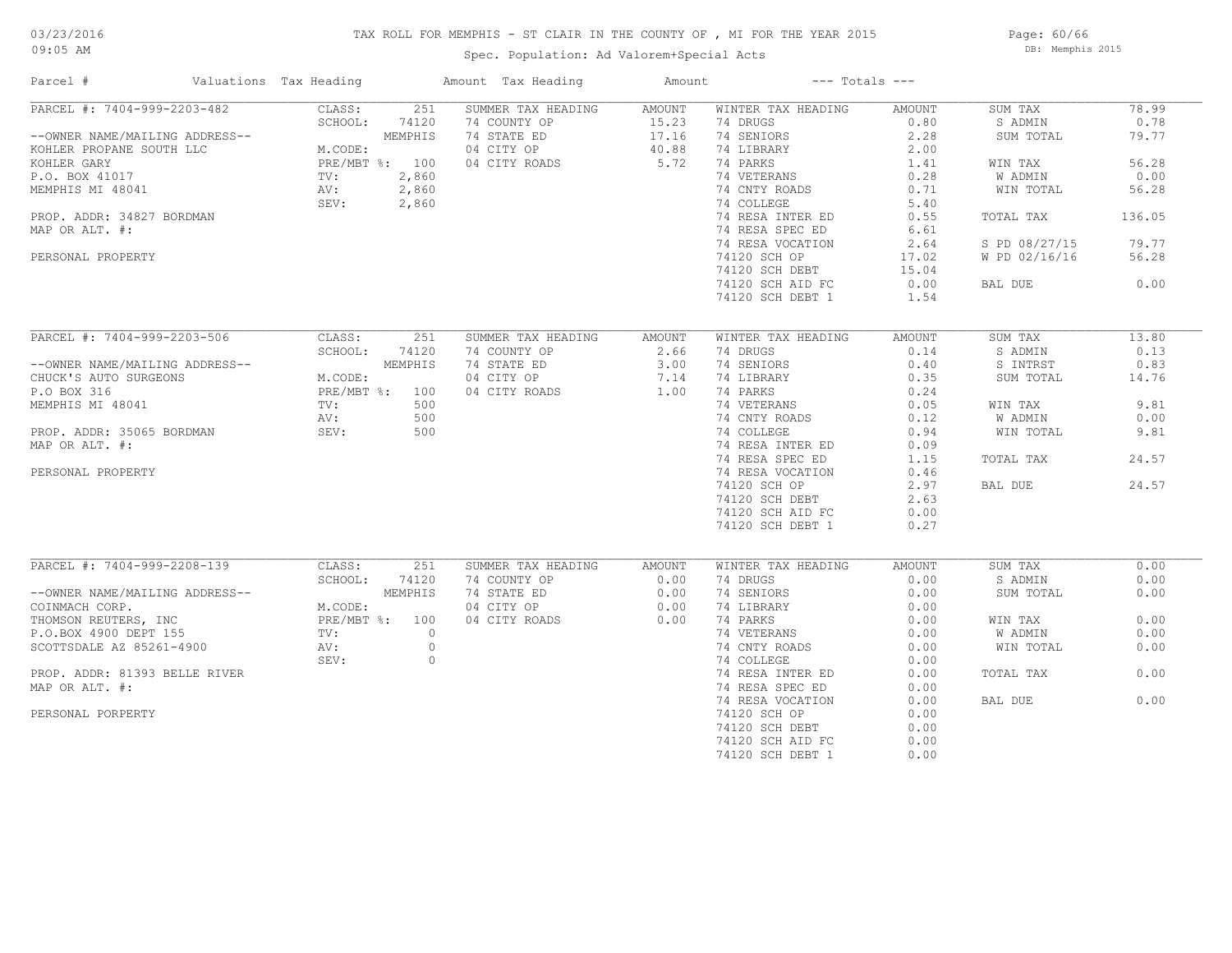TAX ROLL FOR MEMPHIS - ST CLAIR IN THE COUNTY OF , MI FOR THE YEAR 2015

Spec. Population: Ad Valorem+Special Acts

| Parcel # | Valuations | Tax Heading | Amount | Tax Heading | Amount | --- Totals --- | |
|---|---|---|---|---|---|---|---|
| PARCEL #: 7404-999-2203-482 | CLASS: 251 | SUMMER TAX HEADING | AMOUNT | WINTER TAX HEADING | AMOUNT | SUM TAX | 78.99 |
| | SCHOOL: 74120 | 74 COUNTY OP | 15.23 | 74 DRUGS | 0.80 | S ADMIN | 0.78 |
| --OWNER NAME/MAILING ADDRESS-- | MEMPHIS | 74 STATE ED | 17.16 | 74 SENIORS | 2.28 | SUM TOTAL | 79.77 |
| KOHLER PROPANE SOUTH LLC | M.CODE: | 04 CITY OP | 40.88 | 74 LIBRARY | 2.00 | | |
| KOHLER GARY | PRE/MBT %: 100 | 04 CITY ROADS | 5.72 | 74 PARKS | 1.41 | WIN TAX | 56.28 |
| P.O. BOX 41017 | TV: 2,860 | | | 74 VETERANS | 0.28 | W ADMIN | 0.00 |
| MEMPHIS MI 48041 | AV: 2,860 | | | 74 CNTY ROADS | 0.71 | WIN TOTAL | 56.28 |
| | SEV: 2,860 | | | 74 COLLEGE | 5.40 | | |
| PROP. ADDR: 34827 BORDMAN | | | | 74 RESA INTER ED | 0.55 | TOTAL TAX | 136.05 |
| MAP OR ALT. #: | | | | 74 RESA SPEC ED | 6.61 | | |
| | | | | 74 RESA VOCATION | 2.64 | S PD 08/27/15 | 79.77 |
| PERSONAL PROPERTY | | | | 74120 SCH OP | 17.02 | W PD 02/16/16 | 56.28 |
| | | | | 74120 SCH DEBT | 15.04 | | |
| | | | | 74120 SCH AID FC | 0.00 | BAL DUE | 0.00 |
| | | | | 74120 SCH DEBT 1 | 1.54 | | |
| PARCEL #: 7404-999-2203-506 | CLASS: 251 | SUMMER TAX HEADING | AMOUNT | WINTER TAX HEADING | AMOUNT | SUM TAX | 13.80 |
| | SCHOOL: 74120 | 74 COUNTY OP | 2.66 | 74 DRUGS | 0.14 | S ADMIN | 0.13 |
| --OWNER NAME/MAILING ADDRESS-- | MEMPHIS | 74 STATE ED | 3.00 | 74 SENIORS | 0.40 | S INTRST | 0.83 |
| CHUCK'S AUTO SURGEONS | M.CODE: | 04 CITY OP | 7.14 | 74 LIBRARY | 0.35 | SUM TOTAL | 14.76 |
| P.O BOX 316 | PRE/MBT %: 100 | 04 CITY ROADS | 1.00 | 74 PARKS | 0.24 | | |
| MEMPHIS MI 48041 | TV: 500 | | | 74 VETERANS | 0.05 | WIN TAX | 9.81 |
| | AV: 500 | | | 74 CNTY ROADS | 0.12 | W ADMIN | 0.00 |
| PROP. ADDR: 35065 BORDMAN | SEV: 500 | | | 74 COLLEGE | 0.94 | WIN TOTAL | 9.81 |
| MAP OR ALT. #: | | | | 74 RESA INTER ED | 0.09 | | |
| | | | | 74 RESA SPEC ED | 1.15 | TOTAL TAX | 24.57 |
| PERSONAL PROPERTY | | | | 74 RESA VOCATION | 0.46 | | |
| | | | | 74120 SCH OP | 2.97 | BAL DUE | 24.57 |
| | | | | 74120 SCH DEBT | 2.63 | | |
| | | | | 74120 SCH AID FC | 0.00 | | |
| | | | | 74120 SCH DEBT 1 | 0.27 | | |
| PARCEL #: 7404-999-2208-139 | CLASS: 251 | SUMMER TAX HEADING | AMOUNT | WINTER TAX HEADING | AMOUNT | SUM TAX | 0.00 |
| | SCHOOL: 74120 | 74 COUNTY OP | 0.00 | 74 DRUGS | 0.00 | S ADMIN | 0.00 |
| --OWNER NAME/MAILING ADDRESS-- | MEMPHIS | 74 STATE ED | 0.00 | 74 SENIORS | 0.00 | SUM TOTAL | 0.00 |
| COINMACH CORP. | M.CODE: | 04 CITY OP | 0.00 | 74 LIBRARY | 0.00 | | |
| THOMSON REUTERS, INC | PRE/MBT %: 100 | 04 CITY ROADS | 0.00 | 74 PARKS | 0.00 | WIN TAX | 0.00 |
| P.O.BOX 4900 DEPT 155 | TV: 0 | | | 74 VETERANS | 0.00 | W ADMIN | 0.00 |
| SCOTTSDALE AZ 85261-4900 | AV: 0 | | | 74 CNTY ROADS | 0.00 | WIN TOTAL | 0.00 |
| | SEV: 0 | | | 74 COLLEGE | 0.00 | | |
| PROP. ADDR: 81393 BELLE RIVER | | | | 74 RESA INTER ED | 0.00 | TOTAL TAX | 0.00 |
| MAP OR ALT. #: | | | | 74 RESA SPEC ED | 0.00 | | |
| | | | | 74 RESA VOCATION | 0.00 | BAL DUE | 0.00 |
| PERSONAL PORPERTY | | | | 74120 SCH OP | 0.00 | | |
| | | | | 74120 SCH DEBT | 0.00 | | |
| | | | | 74120 SCH AID FC | 0.00 | | |
| | | | | 74120 SCH DEBT 1 | 0.00 | | |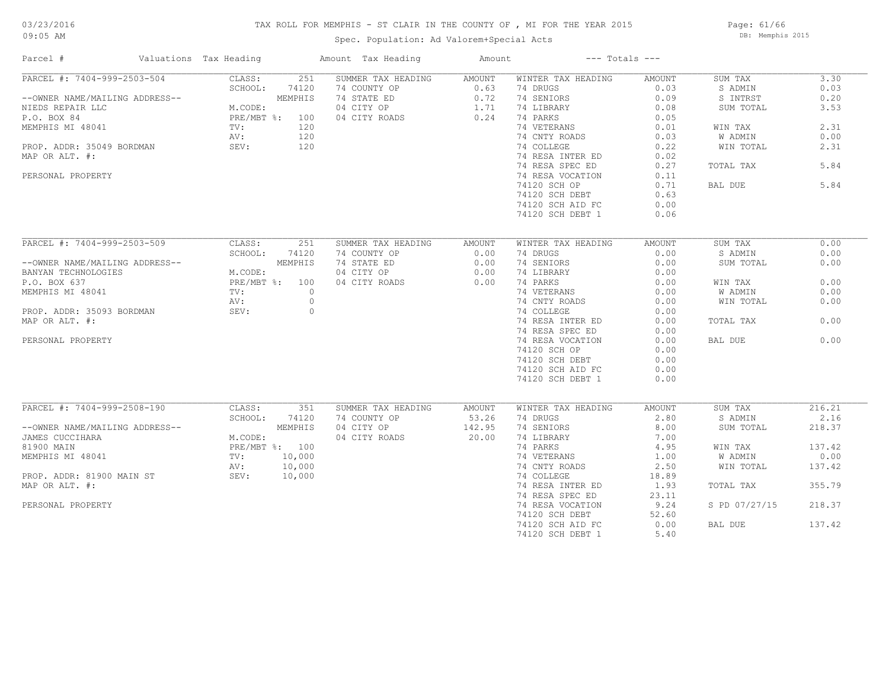# TAX ROLL FOR MEMPHIS - ST CLAIR IN THE COUNTY OF , MI FOR THE YEAR 2015

Spec. Population: Ad Valorem+Special Acts

DB: Memphis 2015

03/23/2016
09:05 AM

| Parcel # | Valuations | Tax Heading | Amount | Tax Heading | Amount | --- Totals --- | |
|---|---|---|---|---|---|---|---|
| PARCEL #: 7404-999-2503-504 | CLASS: 251 | SUMMER TAX HEADING | AMOUNT | WINTER TAX HEADING | AMOUNT | SUM TAX | 3.30 |
| | SCHOOL: 74120 | 74 COUNTY OP | 0.63 | 74 DRUGS | 0.03 | S ADMIN | 0.03 |
| --OWNER NAME/MAILING ADDRESS-- | MEMPHIS | 74 STATE ED | 0.72 | 74 SENIORS | 0.09 | S INTRST | 0.20 |
| NIEDS REPAIR LLC | M.CODE: | 04 CITY OP | 1.71 | 74 LIBRARY | 0.08 | SUM TOTAL | 3.53 |
| P.O. BOX 84 | PRE/MBT %: 100 | 04 CITY ROADS | 0.24 | 74 PARKS | 0.05 | | |
| MEMPHIS MI 48041 | TV: 120 | | | 74 VETERANS | 0.01 | WIN TAX | 2.31 |
| | AV: 120 | | | 74 CNTY ROADS | 0.03 | W ADMIN | 0.00 |
| PROP. ADDR: 35049 BORDMAN | SEV: 120 | | | 74 COLLEGE | 0.22 | WIN TOTAL | 2.31 |
| MAP OR ALT. #: | | | | 74 RESA INTER ED | 0.02 | | |
| | | | | 74 RESA SPEC ED | 0.27 | TOTAL TAX | 5.84 |
| PERSONAL PROPERTY | | | | 74 RESA VOCATION | 0.11 | | |
| | | | | 74120 SCH OP | 0.71 | BAL DUE | 5.84 |
| | | | | 74120 SCH DEBT | 0.63 | | |
| | | | | 74120 SCH AID FC | 0.00 | | |
| | | | | 74120 SCH DEBT 1 | 0.06 | | |

| Parcel # | Valuations | Tax Heading | Amount | Tax Heading | Amount | --- Totals --- | |
|---|---|---|---|---|---|---|---|
| PARCEL #: 7404-999-2503-509 | CLASS: 251 | SUMMER TAX HEADING | AMOUNT | WINTER TAX HEADING | AMOUNT | SUM TAX | 0.00 |
| | SCHOOL: 74120 | 74 COUNTY OP | 0.00 | 74 DRUGS | 0.00 | S ADMIN | 0.00 |
| --OWNER NAME/MAILING ADDRESS-- | MEMPHIS | 74 STATE ED | 0.00 | 74 SENIORS | 0.00 | SUM TOTAL | 0.00 |
| BANYAN TECHNOLOGIES | M.CODE: | 04 CITY OP | 0.00 | 74 LIBRARY | 0.00 | | |
| P.O. BOX 637 | PRE/MBT %: 100 | 04 CITY ROADS | 0.00 | 74 PARKS | 0.00 | WIN TAX | 0.00 |
| MEMPHIS MI 48041 | TV: 0 | | | 74 VETERANS | 0.00 | W ADMIN | 0.00 |
| | AV: 0 | | | 74 CNTY ROADS | 0.00 | WIN TOTAL | 0.00 |
| PROP. ADDR: 35093 BORDMAN | SEV: 0 | | | 74 COLLEGE | 0.00 | | |
| MAP OR ALT. #: | | | | 74 RESA INTER ED | 0.00 | TOTAL TAX | 0.00 |
| | | | | 74 RESA SPEC ED | 0.00 | | |
| PERSONAL PROPERTY | | | | 74 RESA VOCATION | 0.00 | BAL DUE | 0.00 |
| | | | | 74120 SCH OP | 0.00 | | |
| | | | | 74120 SCH DEBT | 0.00 | | |
| | | | | 74120 SCH AID FC | 0.00 | | |
| | | | | 74120 SCH DEBT 1 | 0.00 | | |

| Parcel # | Valuations | Tax Heading | Amount | Tax Heading | Amount | --- Totals --- | |
|---|---|---|---|---|---|---|---|
| PARCEL #: 7404-999-2508-190 | CLASS: 351 | SUMMER TAX HEADING | AMOUNT | WINTER TAX HEADING | AMOUNT | SUM TAX | 216.21 |
| | SCHOOL: 74120 | 74 COUNTY OP | 53.26 | 74 DRUGS | 2.80 | S ADMIN | 2.16 |
| --OWNER NAME/MAILING ADDRESS-- | MEMPHIS | 04 CITY OP | 142.95 | 74 SENIORS | 8.00 | SUM TOTAL | 218.37 |
| JAMES CUCCIHARA | M.CODE: | 04 CITY ROADS | 20.00 | 74 LIBRARY | 7.00 | | |
| 81900 MAIN | PRE/MBT %: 100 | | | 74 PARKS | 4.95 | WIN TAX | 137.42 |
| MEMPHIS MI 48041 | TV: 10,000 | | | 74 VETERANS | 1.00 | W ADMIN | 0.00 |
| | AV: 10,000 | | | 74 CNTY ROADS | 2.50 | WIN TOTAL | 137.42 |
| PROP. ADDR: 81900 MAIN ST | SEV: 10,000 | | | 74 COLLEGE | 18.89 | | |
| MAP OR ALT. #: | | | | 74 RESA INTER ED | 1.93 | TOTAL TAX | 355.79 |
| | | | | 74 RESA SPEC ED | 23.11 | | |
| PERSONAL PROPERTY | | | | 74 RESA VOCATION | 9.24 | S PD 07/27/15 | 218.37 |
| | | | | 74120 SCH DEBT | 52.60 | | |
| | | | | 74120 SCH AID FC | 0.00 | BAL DUE | 137.42 |
| | | | | 74120 SCH DEBT 1 | 5.40 | | |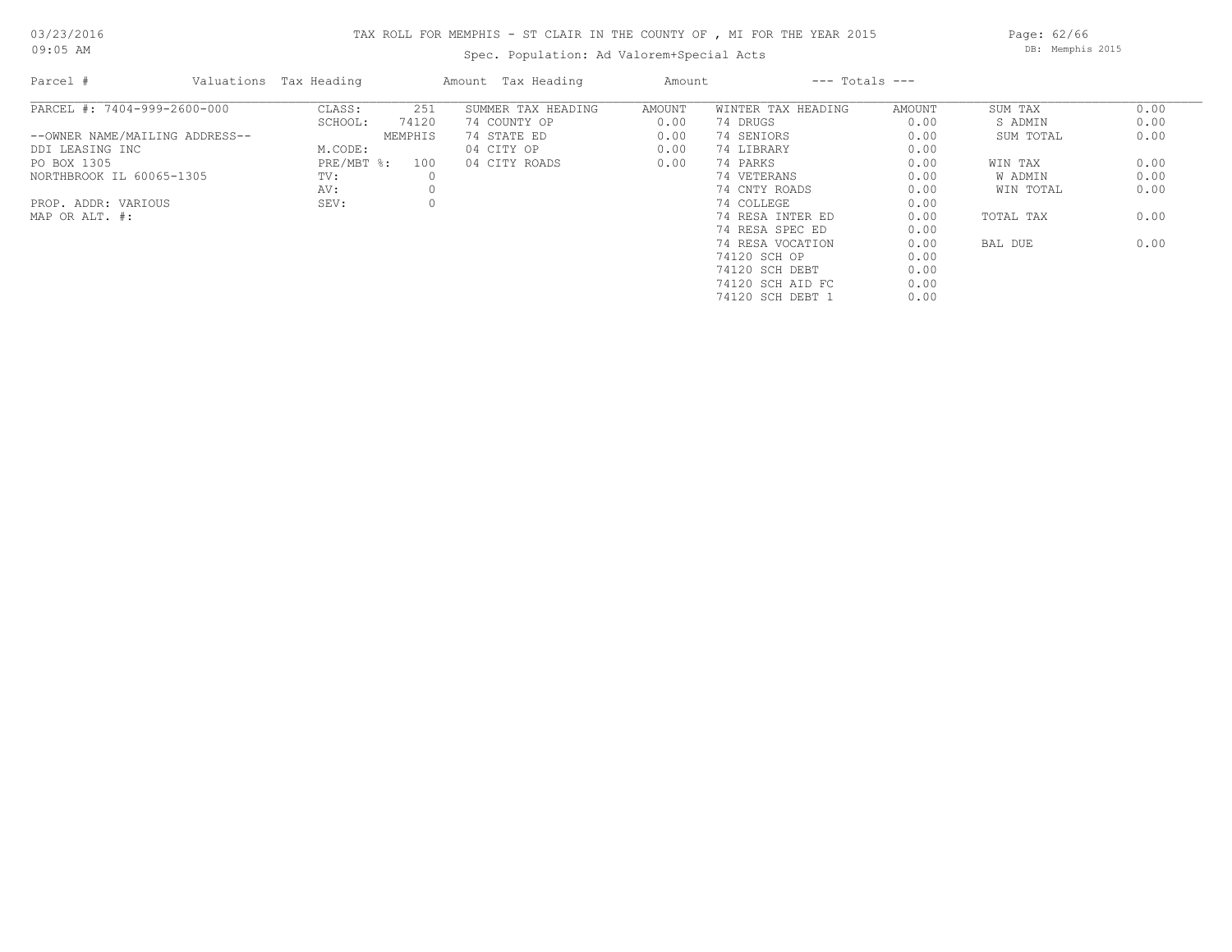TAX ROLL FOR MEMPHIS - ST CLAIR IN THE COUNTY OF , MI FOR THE YEAR 2015

Spec. Population: Ad Valorem+Special Acts

DB: Memphis 2015

| Parcel # | Valuations Tax Heading | | Amount Tax Heading | Amount | --- Totals --- | | | |
|---|---|---|---|---|---|---|---|---|
| PARCEL #: 7404-999-2600-000 | CLASS: | 251 | SUMMER TAX HEADING | AMOUNT | WINTER TAX HEADING | AMOUNT | SUM TAX | 0.00 |
| | SCHOOL: | 74120 | 74 COUNTY OP | 0.00 | 74 DRUGS | 0.00 | S ADMIN | 0.00 |
| --OWNER NAME/MAILING ADDRESS-- | | MEMPHIS | 74 STATE ED | 0.00 | 74 SENIORS | 0.00 | SUM TOTAL | 0.00 |
| DDI LEASING INC | M.CODE: | | 04 CITY OP | 0.00 | 74 LIBRARY | 0.00 | | |
| PO BOX 1305 | PRE/MBT %: | 100 | 04 CITY ROADS | 0.00 | 74 PARKS | 0.00 | WIN TAX | 0.00 |
| NORTHBROOK IL 60065-1305 | TV: | 0 | | | 74 VETERANS | 0.00 | W ADMIN | 0.00 |
| | AV: | 0 | | | 74 CNTY ROADS | 0.00 | WIN TOTAL | 0.00 |
| PROP. ADDR: VARIOUS | SEV: | 0 | | | 74 COLLEGE | 0.00 | | |
| MAP OR ALT. #: | | | | | 74 RESA INTER ED | 0.00 | TOTAL TAX | 0.00 |
| | | | | | 74 RESA SPEC ED | 0.00 | | |
| | | | | | 74 RESA VOCATION | 0.00 | BAL DUE | 0.00 |
| | | | | | 74120 SCH OP | 0.00 | | |
| | | | | | 74120 SCH DEBT | 0.00 | | |
| | | | | | 74120 SCH AID FC | 0.00 | | |
| | | | | | 74120 SCH DEBT 1 | 0.00 | | |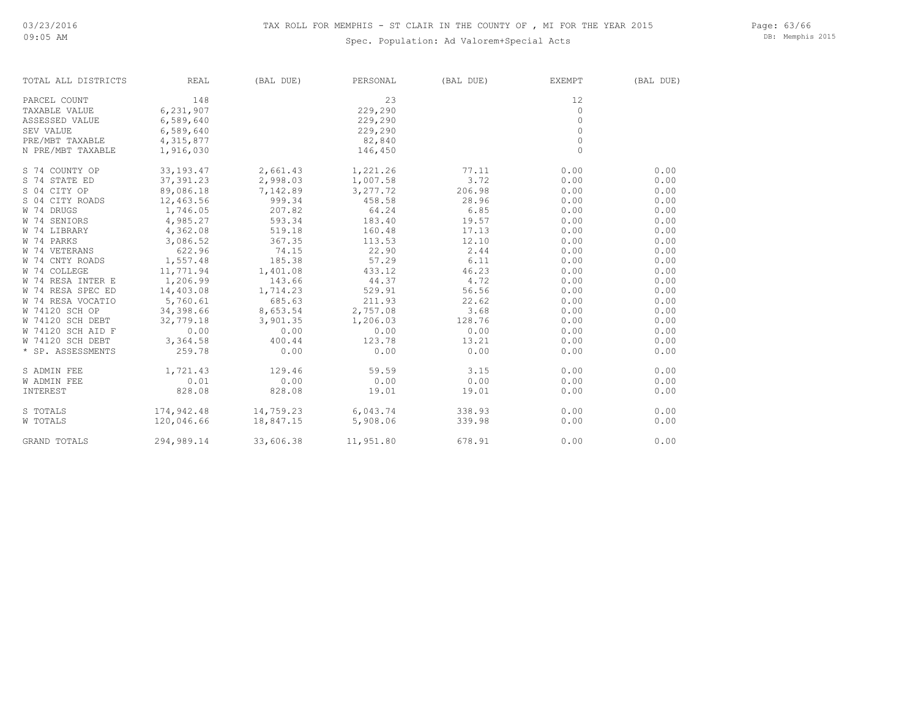# TAX ROLL FOR MEMPHIS - ST CLAIR IN THE COUNTY OF , MI FOR THE YEAR 2015

Spec. Population: Ad Valorem+Special Acts

| TOTAL ALL DISTRICTS | REAL | (BAL DUE) | PERSONAL | (BAL DUE) | EXEMPT | (BAL DUE) |
|---|---|---|---|---|---|---|
| PARCEL COUNT | 148 | | 23 | | 12 | |
| TAXABLE VALUE | 6,231,907 | | 229,290 | | 0 | |
| ASSESSED VALUE | 6,589,640 | | 229,290 | | 0 | |
| SEV VALUE | 6,589,640 | | 229,290 | | 0 | |
| PRE/MBT TAXABLE | 4,315,877 | | 82,840 | | 0 | |
| N PRE/MBT TAXABLE | 1,916,030 | | 146,450 | | 0 | |
| S 74 COUNTY OP | 33,193.47 | 2,661.43 | 1,221.26 | 77.11 | 0.00 | 0.00 |
| S 74 STATE ED | 37,391.23 | 2,998.03 | 1,007.58 | 3.72 | 0.00 | 0.00 |
| S 04 CITY OP | 89,086.18 | 7,142.89 | 3,277.72 | 206.98 | 0.00 | 0.00 |
| S 04 CITY ROADS | 12,463.56 | 999.34 | 458.58 | 28.96 | 0.00 | 0.00 |
| W 74 DRUGS | 1,746.05 | 207.82 | 64.24 | 6.85 | 0.00 | 0.00 |
| W 74 SENIORS | 4,985.27 | 593.34 | 183.40 | 19.57 | 0.00 | 0.00 |
| W 74 LIBRARY | 4,362.08 | 519.18 | 160.48 | 17.13 | 0.00 | 0.00 |
| W 74 PARKS | 3,086.52 | 367.35 | 113.53 | 12.10 | 0.00 | 0.00 |
| W 74 VETERANS | 622.96 | 74.15 | 22.90 | 2.44 | 0.00 | 0.00 |
| W 74 CNTY ROADS | 1,557.48 | 185.38 | 57.29 | 6.11 | 0.00 | 0.00 |
| W 74 COLLEGE | 11,771.94 | 1,401.08 | 433.12 | 46.23 | 0.00 | 0.00 |
| W 74 RESA INTER E | 1,206.99 | 143.66 | 44.37 | 4.72 | 0.00 | 0.00 |
| W 74 RESA SPEC ED | 14,403.08 | 1,714.23 | 529.91 | 56.56 | 0.00 | 0.00 |
| W 74 RESA VOCATIO | 5,760.61 | 685.63 | 211.93 | 22.62 | 0.00 | 0.00 |
| W 74120 SCH OP | 34,398.66 | 8,653.54 | 2,757.08 | 3.68 | 0.00 | 0.00 |
| W 74120 SCH DEBT | 32,779.18 | 3,901.35 | 1,206.03 | 128.76 | 0.00 | 0.00 |
| W 74120 SCH AID F | 0.00 | 0.00 | 0.00 | 0.00 | 0.00 | 0.00 |
| W 74120 SCH DEBT | 3,364.58 | 400.44 | 123.78 | 13.21 | 0.00 | 0.00 |
| * SP. ASSESSMENTS | 259.78 | 0.00 | 0.00 | 0.00 | 0.00 | 0.00 |
| S ADMIN FEE | 1,721.43 | 129.46 | 59.59 | 3.15 | 0.00 | 0.00 |
| W ADMIN FEE | 0.01 | 0.00 | 0.00 | 0.00 | 0.00 | 0.00 |
| INTEREST | 828.08 | 828.08 | 19.01 | 19.01 | 0.00 | 0.00 |
| S TOTALS | 174,942.48 | 14,759.23 | 6,043.74 | 338.93 | 0.00 | 0.00 |
| W TOTALS | 120,046.66 | 18,847.15 | 5,908.06 | 339.98 | 0.00 | 0.00 |
| GRAND TOTALS | 294,989.14 | 33,606.38 | 11,951.80 | 678.91 | 0.00 | 0.00 |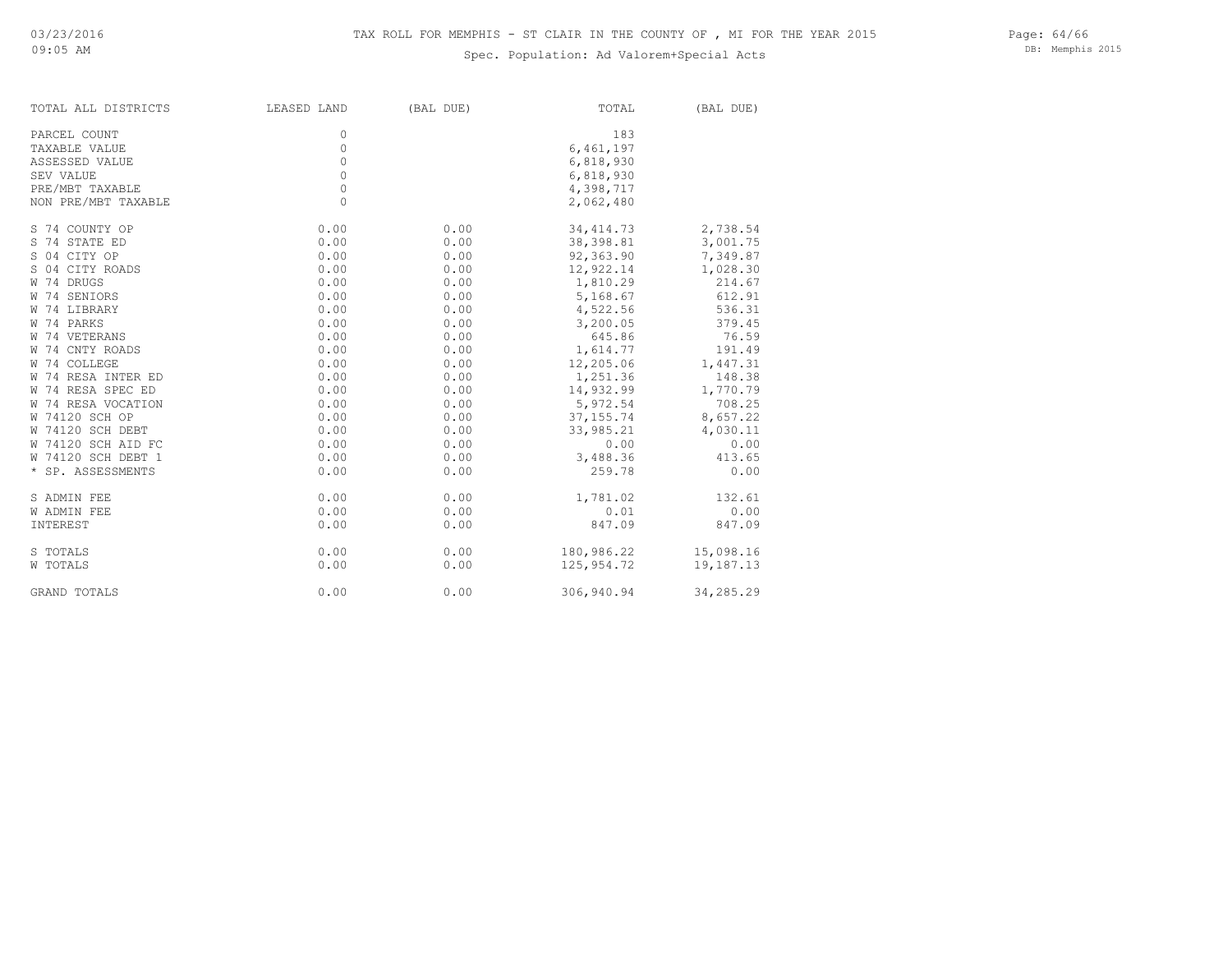# TAX ROLL FOR MEMPHIS - ST CLAIR IN THE COUNTY OF , MI FOR THE YEAR 2015

Spec. Population: Ad Valorem+Special Acts

| TOTAL ALL DISTRICTS | LEASED LAND | (BAL DUE) | TOTAL | (BAL DUE) |
|---|---|---|---|---|
| PARCEL COUNT | 0 | | 183 | |
| TAXABLE VALUE | 0 | | 6,461,197 | |
| ASSESSED VALUE | 0 | | 6,818,930 | |
| SEV VALUE | 0 | | 6,818,930 | |
| PRE/MBT TAXABLE | 0 | | 4,398,717 | |
| NON PRE/MBT TAXABLE | 0 | | 2,062,480 | |
| S 74 COUNTY OP | 0.00 | 0.00 | 34,414.73 | 2,738.54 |
| S 74 STATE ED | 0.00 | 0.00 | 38,398.81 | 3,001.75 |
| S 04 CITY OP | 0.00 | 0.00 | 92,363.90 | 7,349.87 |
| S 04 CITY ROADS | 0.00 | 0.00 | 12,922.14 | 1,028.30 |
| W 74 DRUGS | 0.00 | 0.00 | 1,810.29 | 214.67 |
| W 74 SENIORS | 0.00 | 0.00 | 5,168.67 | 612.91 |
| W 74 LIBRARY | 0.00 | 0.00 | 4,522.56 | 536.31 |
| W 74 PARKS | 0.00 | 0.00 | 3,200.05 | 379.45 |
| W 74 VETERANS | 0.00 | 0.00 | 645.86 | 76.59 |
| W 74 CNTY ROADS | 0.00 | 0.00 | 1,614.77 | 191.49 |
| W 74 COLLEGE | 0.00 | 0.00 | 12,205.06 | 1,447.31 |
| W 74 RESA INTER ED | 0.00 | 0.00 | 1,251.36 | 148.38 |
| W 74 RESA SPEC ED | 0.00 | 0.00 | 14,932.99 | 1,770.79 |
| W 74 RESA VOCATION | 0.00 | 0.00 | 5,972.54 | 708.25 |
| W 74120 SCH OP | 0.00 | 0.00 | 37,155.74 | 8,657.22 |
| W 74120 SCH DEBT | 0.00 | 0.00 | 33,985.21 | 4,030.11 |
| W 74120 SCH AID FC | 0.00 | 0.00 | 0.00 | 0.00 |
| W 74120 SCH DEBT 1 | 0.00 | 0.00 | 3,488.36 | 413.65 |
| * SP. ASSESSMENTS | 0.00 | 0.00 | 259.78 | 0.00 |
| S ADMIN FEE | 0.00 | 0.00 | 1,781.02 | 132.61 |
| W ADMIN FEE | 0.00 | 0.00 | 0.01 | 0.00 |
| INTEREST | 0.00 | 0.00 | 847.09 | 847.09 |
| S TOTALS | 0.00 | 0.00 | 180,986.22 | 15,098.16 |
| W TOTALS | 0.00 | 0.00 | 125,954.72 | 19,187.13 |
| GRAND TOTALS | 0.00 | 0.00 | 306,940.94 | 34,285.29 |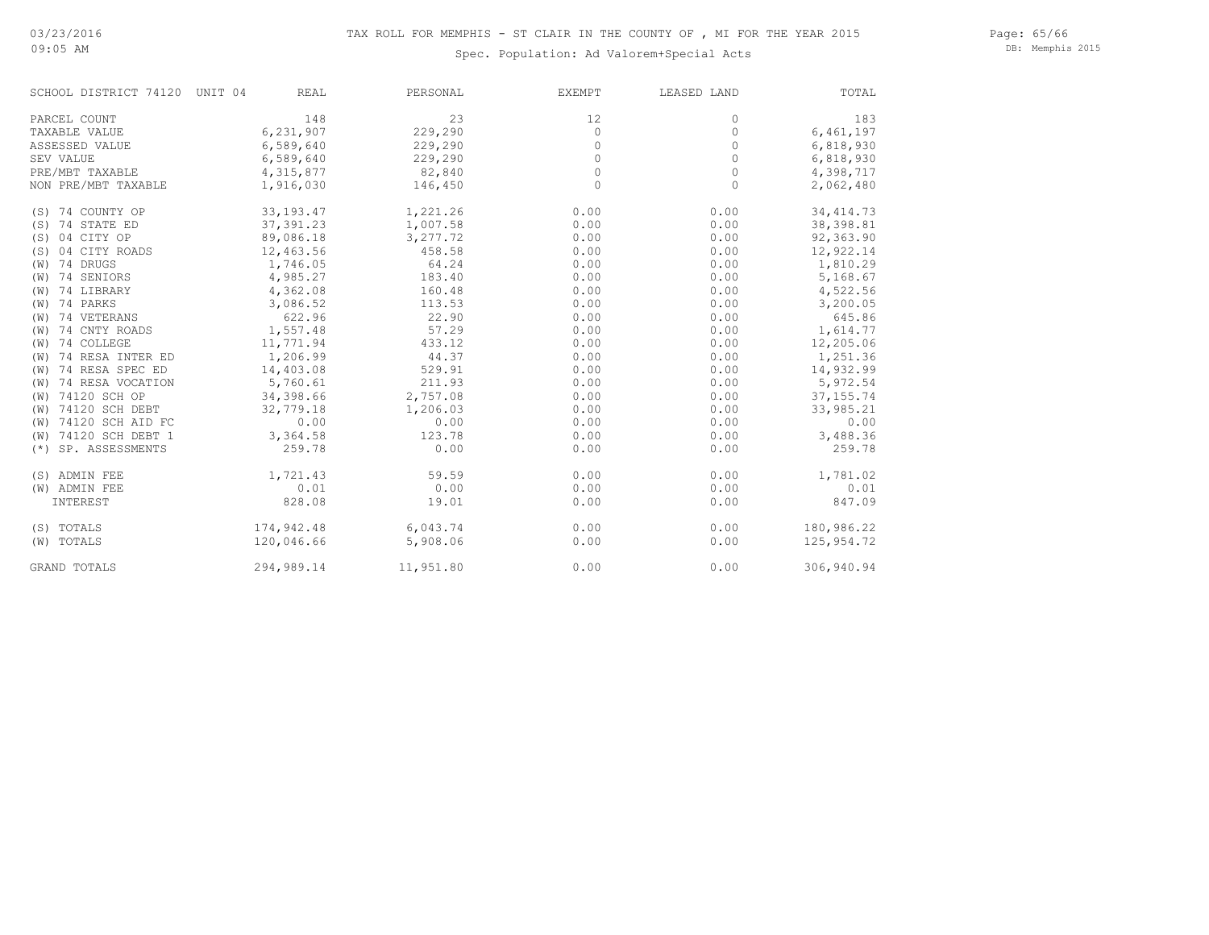# TAX ROLL FOR MEMPHIS - ST CLAIR IN THE COUNTY OF , MI FOR THE YEAR 2015

Spec. Population: Ad Valorem+Special Acts

| SCHOOL DISTRICT 74120 UNIT 04 | REAL | PERSONAL | EXEMPT | LEASED LAND | TOTAL |
|---|---|---|---|---|---|
| PARCEL COUNT | 148 | 23 | 12 | 0 | 183 |
| TAXABLE VALUE | 6,231,907 | 229,290 | 0 | 0 | 6,461,197 |
| ASSESSED VALUE | 6,589,640 | 229,290 | 0 | 0 | 6,818,930 |
| SEV VALUE | 6,589,640 | 229,290 | 0 | 0 | 6,818,930 |
| PRE/MBT TAXABLE | 4,315,877 | 82,840 | 0 | 0 | 4,398,717 |
| NON PRE/MBT TAXABLE | 1,916,030 | 146,450 | 0 | 0 | 2,062,480 |
| (S) 74 COUNTY OP | 33,193.47 | 1,221.26 | 0.00 | 0.00 | 34,414.73 |
| (S) 74 STATE ED | 37,391.23 | 1,007.58 | 0.00 | 0.00 | 38,398.81 |
| (S) 04 CITY OP | 89,086.18 | 3,277.72 | 0.00 | 0.00 | 92,363.90 |
| (S) 04 CITY ROADS | 12,463.56 | 458.58 | 0.00 | 0.00 | 12,922.14 |
| (W) 74 DRUGS | 1,746.05 | 64.24 | 0.00 | 0.00 | 1,810.29 |
| (W) 74 SENIORS | 4,985.27 | 183.40 | 0.00 | 0.00 | 5,168.67 |
| (W) 74 LIBRARY | 4,362.08 | 160.48 | 0.00 | 0.00 | 4,522.56 |
| (W) 74 PARKS | 3,086.52 | 113.53 | 0.00 | 0.00 | 3,200.05 |
| (W) 74 VETERANS | 622.96 | 22.90 | 0.00 | 0.00 | 645.86 |
| (W) 74 CNTY ROADS | 1,557.48 | 57.29 | 0.00 | 0.00 | 1,614.77 |
| (W) 74 COLLEGE | 11,771.94 | 433.12 | 0.00 | 0.00 | 12,205.06 |
| (W) 74 RESA INTER ED | 1,206.99 | 44.37 | 0.00 | 0.00 | 1,251.36 |
| (W) 74 RESA SPEC ED | 14,403.08 | 529.91 | 0.00 | 0.00 | 14,932.99 |
| (W) 74 RESA VOCATION | 5,760.61 | 211.93 | 0.00 | 0.00 | 5,972.54 |
| (W) 74120 SCH OP | 34,398.66 | 2,757.08 | 0.00 | 0.00 | 37,155.74 |
| (W) 74120 SCH DEBT | 32,779.18 | 1,206.03 | 0.00 | 0.00 | 33,985.21 |
| (W) 74120 SCH AID FC | 0.00 | 0.00 | 0.00 | 0.00 | 0.00 |
| (W) 74120 SCH DEBT 1 | 3,364.58 | 123.78 | 0.00 | 0.00 | 3,488.36 |
| (*) SP. ASSESSMENTS | 259.78 | 0.00 | 0.00 | 0.00 | 259.78 |
| (S) ADMIN FEE | 1,721.43 | 59.59 | 0.00 | 0.00 | 1,781.02 |
| (W) ADMIN FEE | 0.01 | 0.00 | 0.00 | 0.00 | 0.01 |
| INTEREST | 828.08 | 19.01 | 0.00 | 0.00 | 847.09 |
| (S) TOTALS | 174,942.48 | 6,043.74 | 0.00 | 0.00 | 180,986.22 |
| (W) TOTALS | 120,046.66 | 5,908.06 | 0.00 | 0.00 | 125,954.72 |
| GRAND TOTALS | 294,989.14 | 11,951.80 | 0.00 | 0.00 | 306,940.94 |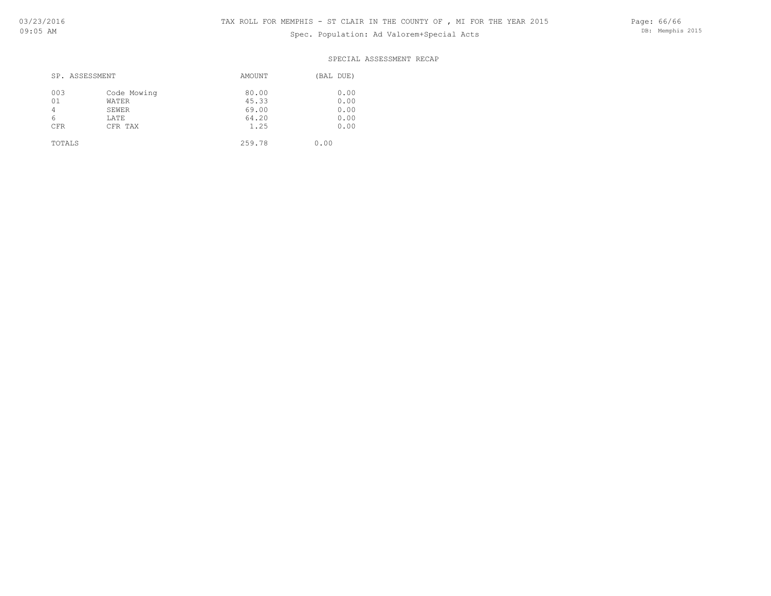## SPECIAL ASSESSMENT RECAP

| SP. ASSESSMENT | | AMOUNT | (BAL DUE) |
|---|---|---|---|
| 003 | Code Mowing | 80.00 | 0.00 |
| 01 | WATER | 45.33 | 0.00 |
| 4 | SEWER | 69.00 | 0.00 |
| 6 | LATE | 64.20 | 0.00 |
| CFR | CFR TAX | 1.25 | 0.00 |
| TOTALS | | 259.78 | 0.00 |